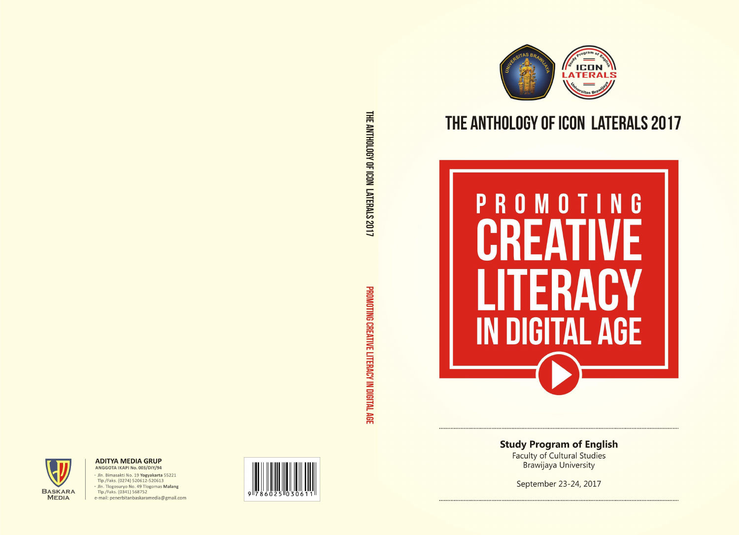# THE ANTHOLOGY OF ICON LATERALS 2017

# PROMOTING CREATIVE LITERACY IN DIGITAL AGE

**Study Program of English**
Faculty of Cultural Studies
Brawijaya University

September 23-24, 2017

THE ANTHOLOGY OF ICON LATERALS 2017
PROMOTING CREATIVE LITERACY IN DIGITAL AGE

**ADITYA MEDIA GRUP**
**ANGGOTA IKAPI No. 003/DIY/94**
- Jln. Bimasakti No. 19 **Yogyakarta** 55221
 Tlp./Faks. (0274) 520612-520613
- Jln. Tlogosuryo No. 49 Tlogomas **Malang**
 Tlp./Faks. (0341) 568752

e-mail: penerbitanbaskaramedia@gmail.com

BASKARA MEDIA

9 786025 030611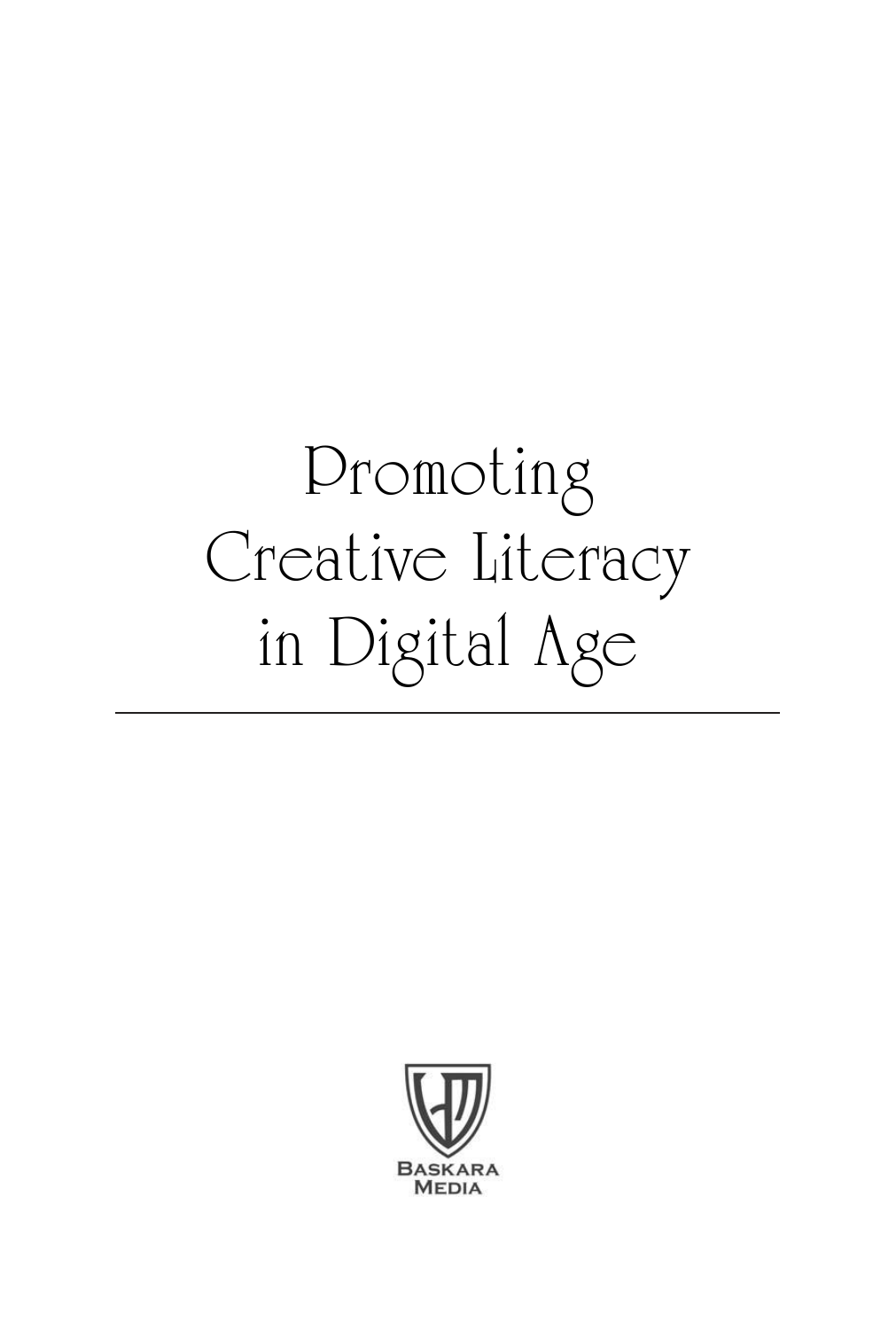# Promoting Creative Literacy in Digital Age

Baskara Media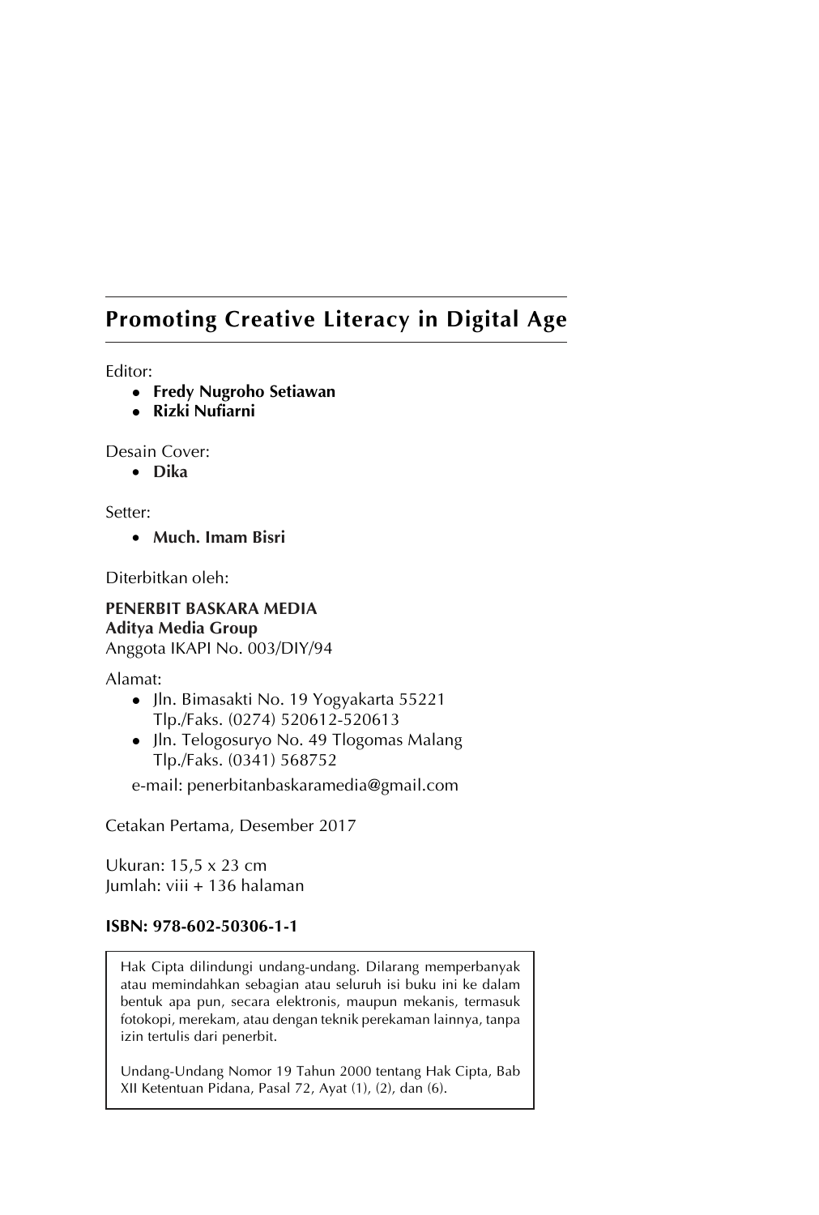## Promoting Creative Literacy in Digital Age

Editor:

- **Fredy Nugroho Setiawan**
- **Rizki Nufiarni**

Desain Cover:

- **Dika**

Setter:

- **Much. Imam Bisri**

Diterbitkan oleh:

**PENERBIT BASKARA MEDIA**
**Aditya Media Group**
Anggota IKAPI No. 003/DIY/94

Alamat:

- Jln. Bimasakti No. 19 Yogyakarta 55221
  Tlp./Faks. (0274) 520612-520613
- Jln. Telogosuryo No. 49 Tlogomas Malang
  Tlp./Faks. (0341) 568752

e-mail: penerbitanbaskaramedia@gmail.com

Cetakan Pertama, Desember 2017

Ukuran: 15,5 x 23 cm
Jumlah: viii + 136 halaman

**ISBN: 978-602-50306-1-1**

Hak Cipta dilindungi undang-undang. Dilarang memperbanyak atau memindahkan sebagian atau seluruh isi buku ini ke dalam bentuk apa pun, secara elektronis, maupun mekanis, termasuk fotokopi, merekam, atau dengan teknik perekaman lainnya, tanpa izin tertulis dari penerbit.

Undang-Undang Nomor 19 Tahun 2000 tentang Hak Cipta, Bab XII Ketentuan Pidana, Pasal 72, Ayat (1), (2), dan (6).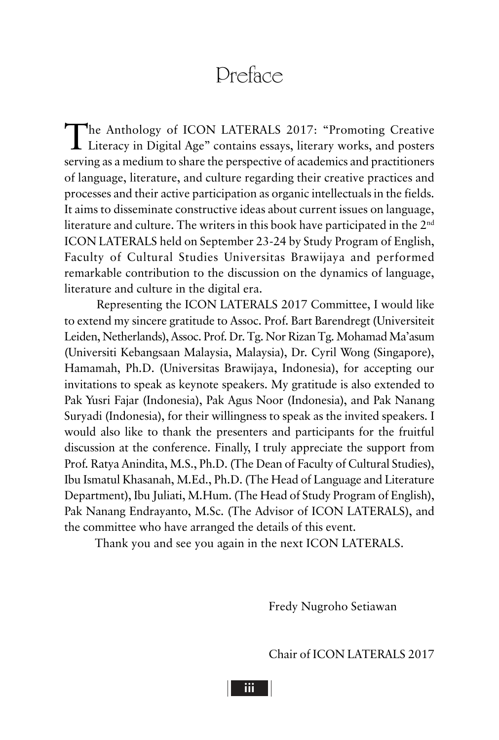# Preface

The Anthology of ICON LATERALS 2017: "Promoting Creative Literacy in Digital Age" contains essays, literary works, and posters serving as a medium to share the perspective of academics and practitioners of language, literature, and culture regarding their creative practices and processes and their active participation as organic intellectuals in the fields. It aims to disseminate constructive ideas about current issues on language, literature and culture. The writers in this book have participated in the 2nd ICON LATERALS held on September 23-24 by Study Program of English, Faculty of Cultural Studies Universitas Brawijaya and performed remarkable contribution to the discussion on the dynamics of language, literature and culture in the digital era.

Representing the ICON LATERALS 2017 Committee, I would like to extend my sincere gratitude to Assoc. Prof. Bart Barendregt (Universiteit Leiden, Netherlands), Assoc. Prof. Dr. Tg. Nor Rizan Tg. Mohamad Ma'asum (Universiti Kebangsaan Malaysia, Malaysia), Dr. Cyril Wong (Singapore), Hamamah, Ph.D. (Universitas Brawijaya, Indonesia), for accepting our invitations to speak as keynote speakers. My gratitude is also extended to Pak Yusri Fajar (Indonesia), Pak Agus Noor (Indonesia), and Pak Nanang Suryadi (Indonesia), for their willingness to speak as the invited speakers. I would also like to thank the presenters and participants for the fruitful discussion at the conference. Finally, I truly appreciate the support from Prof. Ratya Anindita, M.S., Ph.D. (The Dean of Faculty of Cultural Studies), Ibu Ismatul Khasanah, M.Ed., Ph.D. (The Head of Language and Literature Department), Ibu Juliati, M.Hum. (The Head of Study Program of English), Pak Nanang Endrayanto, M.Sc. (The Advisor of ICON LATERALS), and the committee who have arranged the details of this event.

Thank you and see you again in the next ICON LATERALS.

Fredy Nugroho Setiawan

Chair of ICON LATERALS 2017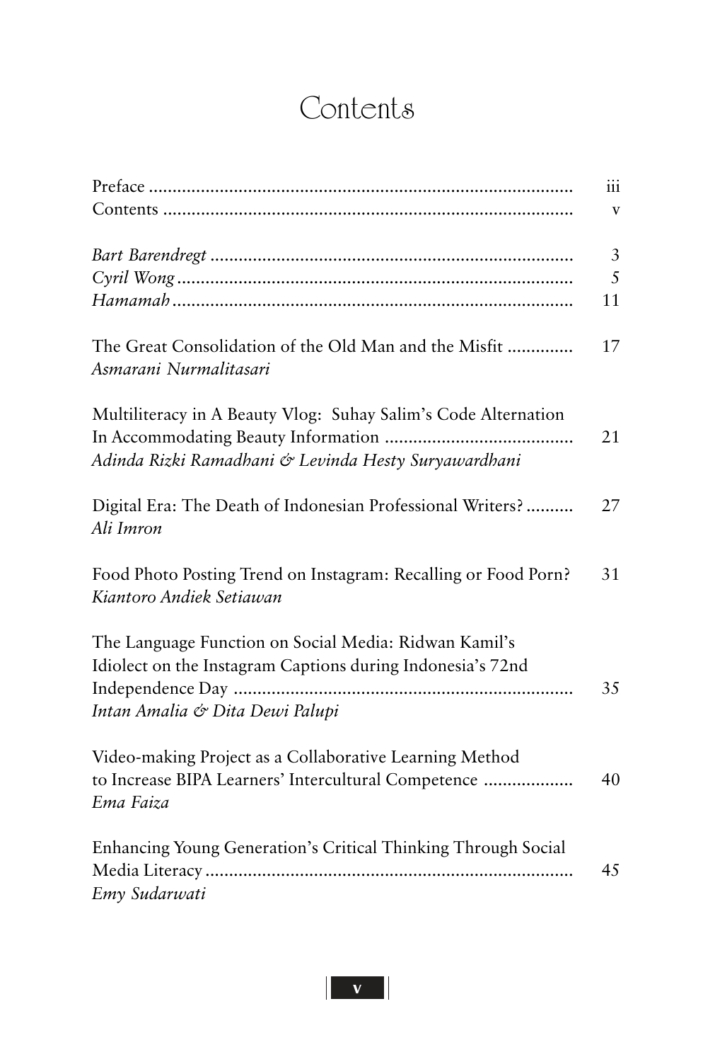# Contents

| | |
|---|---|
| Preface | iii |
| Contents | v |
| | |
| *Bart Barendregt* | 3 |
| *Cyril Wong* | 5 |
| *Hamamah* | 11 |
| | |
| The Great Consolidation of the Old Man and the Misfit<br>*Asmarani Nurmalitasari* | 17 |
| | |
| Multiliteracy in A Beauty Vlog: Suhay Salim's Code Alternation In Accommodating Beauty Information<br>*Adinda Rizki Ramadhani & Levinda Hesty Suryawardhani* | 21 |
| | |
| Digital Era: The Death of Indonesian Professional Writers?<br>*Ali Imron* | 27 |
| | |
| Food Photo Posting Trend on Instagram: Recalling or Food Porn?<br>*Kiantoro Andiek Setiawan* | 31 |
| | |
| The Language Function on Social Media: Ridwan Kamil's Idiolect on the Instagram Captions during Indonesia's 72nd Independence Day<br>*Intan Amalia & Dita Dewi Palupi* | 35 |
| | |
| Video-making Project as a Collaborative Learning Method to Increase BIPA Learners' Intercultural Competence<br>*Ema Faiza* | 40 |
| | |
| Enhancing Young Generation's Critical Thinking Through Social Media Literacy<br>*Emy Sudarwati* | 45 |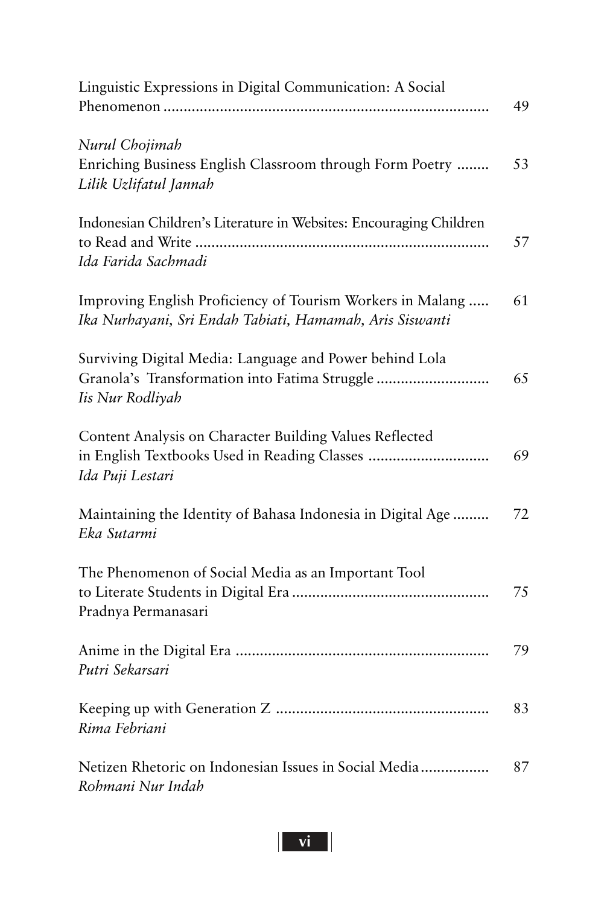Linguistic Expressions in Digital Communication: A Social Phenomenon ................................................................................ 49

*Nurul Chojimah*

Enriching Business English Classroom through Form Poetry ........ 53

*Lilik Uzlifatul Jannah*

Indonesian Children's Literature in Websites: Encouraging Children to Read and Write ........................................................................ 57

*Ida Farida Sachmadi*

Improving English Proficiency of Tourism Workers in Malang ..... 61

*Ika Nurhayani, Sri Endah Tabiati, Hamamah, Aris Siswanti*

Surviving Digital Media: Language and Power behind Lola Granola's Transformation into Fatima Struggle ........................... 65

*Iis Nur Rodliyah*

Content Analysis on Character Building Values Reflected in English Textbooks Used in Reading Classes ............................. 69

*Ida Puji Lestari*

Maintaining the Identity of Bahasa Indonesia in Digital Age ......... 72

*Eka Sutarmi*

The Phenomenon of Social Media as an Important Tool to Literate Students in Digital Era ................................................ 75

Pradnya Permanasari

Anime in the Digital Era .............................................................. 79

*Putri Sekarsari*

Keeping up with Generation Z .................................................... 83

*Rima Febriani*

Netizen Rhetoric on Indonesian Issues in Social Media ................ 87

*Rohmani Nur Indah*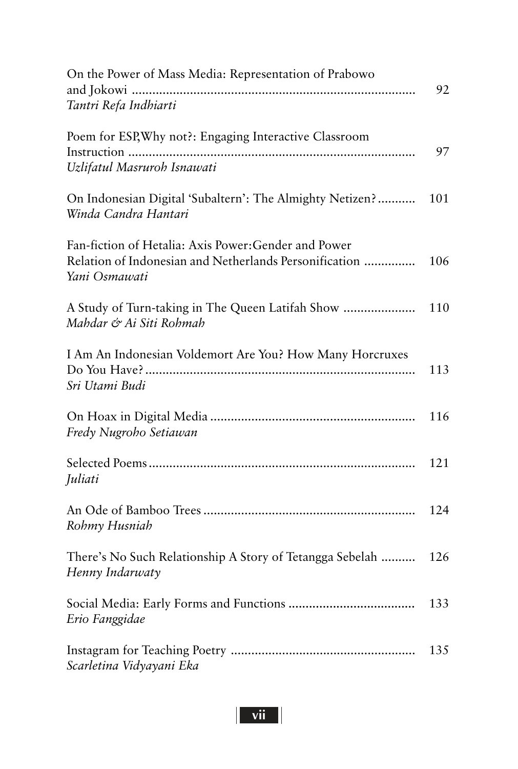On the Power of Mass Media: Representation of Prabowo and Jokowi .................................................................................. 92
*Tantri Refa Indhiarti*

Poem for ESP,Why not?: Engaging Interactive Classroom Instruction .................................................................................. 97
*Uzlifatul Masruroh Isnawati*

On Indonesian Digital 'Subaltern': The Almighty Netizen? ........... 101
*Winda Candra Hantari*

Fan-fiction of Hetalia: Axis Power:Gender and Power Relation of Indonesian and Netherlands Personification ............... 106
*Yani Osmawati*

A Study of Turn-taking in The Queen Latifah Show ..................... 110
*Mahdar & Ai Siti Rohmah*

I Am An Indonesian Voldemort Are You? How Many Horcruxes Do You Have? .............................................................................. 113
*Sri Utami Budi*

On Hoax in Digital Media ........................................................... 116
*Fredy Nugroho Setiawan*

Selected Poems ............................................................................ 121
*Juliati*

An Ode of Bamboo Trees ............................................................. 124
*Rohmy Husniah*

There's No Such Relationship A Story of Tetangga Sebelah .......... 126
*Henny Indarwaty*

Social Media: Early Forms and Functions .................................... 133
*Erio Fanggidae*

Instagram for Teaching Poetry ...................................................... 135
*Scarletina Vidyayani Eka*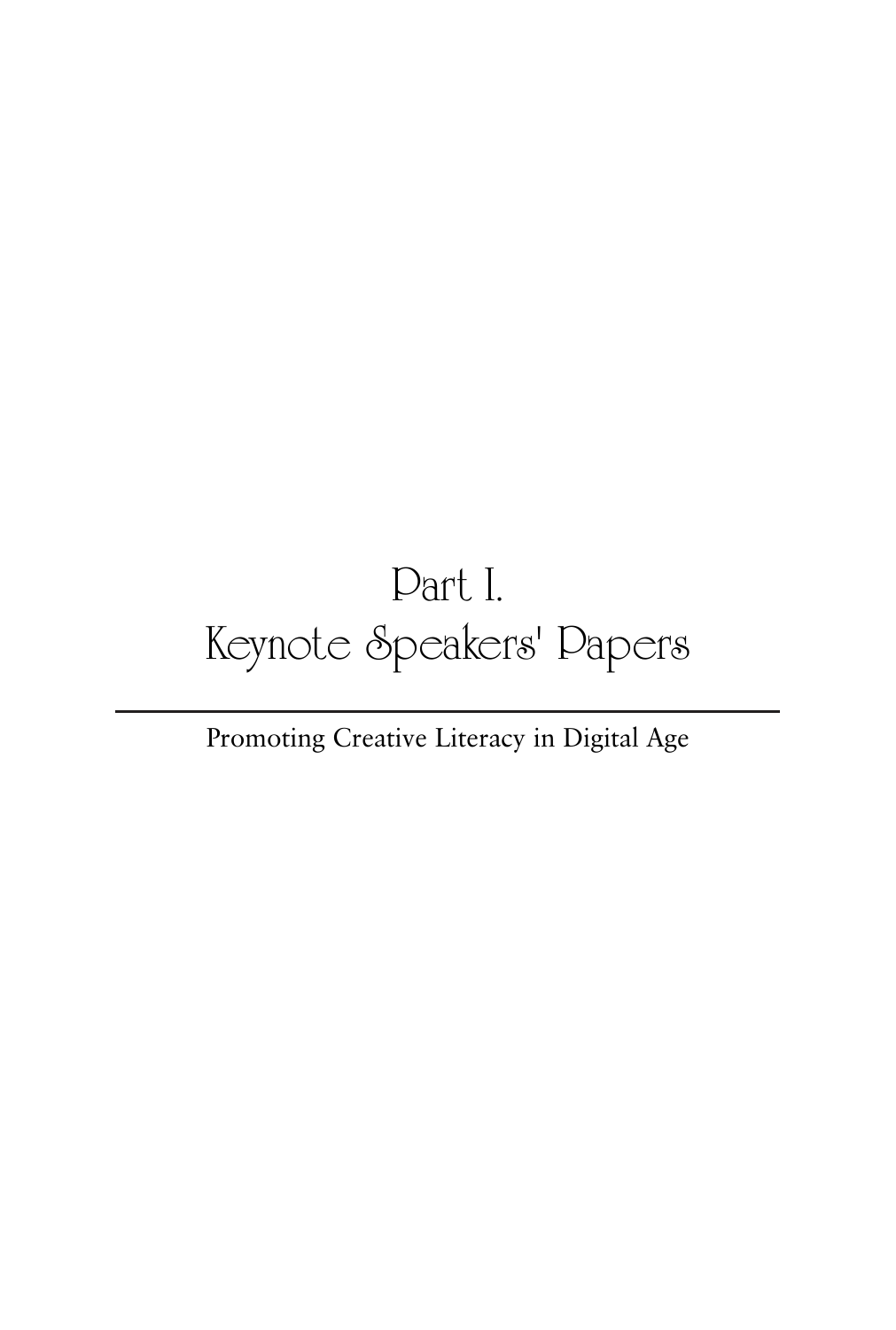# Part I.
# Keynote Speakers' Papers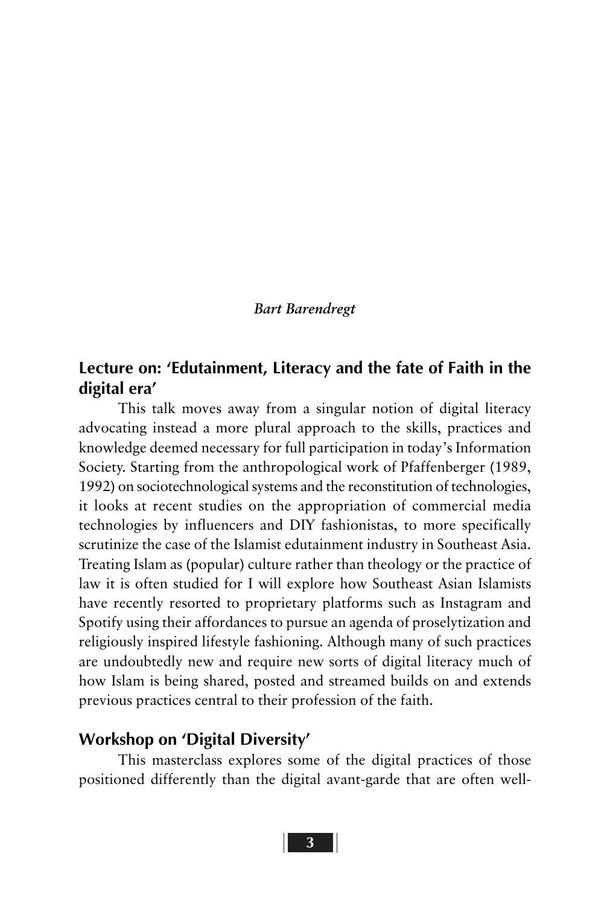*Bart Barendregt*

## Lecture on: 'Edutainment, Literacy and the fate of Faith in the digital era'

This talk moves away from a singular notion of digital literacy advocating instead a more plural approach to the skills, practices and knowledge deemed necessary for full participation in today's Information Society. Starting from the anthropological work of Pfaffenberger (1989, 1992) on sociotechnological systems and the reconstitution of technologies, it looks at recent studies on the appropriation of commercial media technologies by influencers and DIY fashionistas, to more specifically scrutinize the case of the Islamist edutainment industry in Southeast Asia. Treating Islam as (popular) culture rather than theology or the practice of law it is often studied for I will explore how Southeast Asian Islamists have recently resorted to proprietary platforms such as Instagram and Spotify using their affordances to pursue an agenda of proselytization and religiously inspired lifestyle fashioning. Although many of such practices are undoubtedly new and require new sorts of digital literacy much of how Islam is being shared, posted and streamed builds on and extends previous practices central to their profession of the faith.

## Workshop on 'Digital Diversity'

This masterclass explores some of the digital practices of those positioned differently than the digital avant-garde that are often well-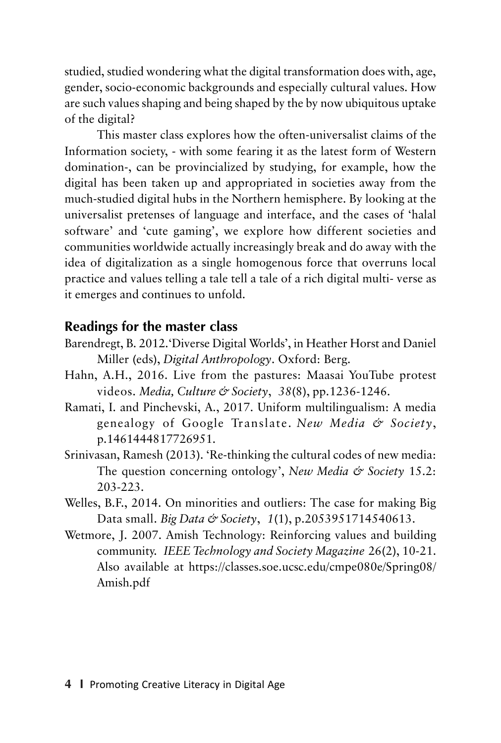studied, studied wondering what the digital transformation does with, age, gender, socio-economic backgrounds and especially cultural values. How are such values shaping and being shaped by the by now ubiquitous uptake of the digital?

This master class explores how the often-universalist claims of the Information society, - with some fearing it as the latest form of Western domination-, can be provincialized by studying, for example, how the digital has been taken up and appropriated in societies away from the much-studied digital hubs in the Northern hemisphere. By looking at the universalist pretenses of language and interface, and the cases of 'halal software' and 'cute gaming', we explore how different societies and communities worldwide actually increasingly break and do away with the idea of digitalization as a single homogenous force that overruns local practice and values telling a tale tell a tale of a rich digital multi- verse as it emerges and continues to unfold.

## Readings for the master class

Barendregt, B. 2012.'Diverse Digital Worlds', in Heather Horst and Daniel Miller (eds), *Digital Anthropology*. Oxford: Berg.

Hahn, A.H., 2016. Live from the pastures: Maasai YouTube protest videos. *Media, Culture & Society*, *38*(8), pp.1236-1246.

Ramati, I. and Pinchevski, A., 2017. Uniform multilingualism: A media genealogy of Google Translate. *New Media & Society*, p.1461444817726951.

Srinivasan, Ramesh (2013). 'Re-thinking the cultural codes of new media: The question concerning ontology', *New Media & Society* 15.2: 203-223.

Welles, B.F., 2014. On minorities and outliers: The case for making Big Data small. *Big Data & Society*, *1*(1), p.2053951714540613.

Wetmore, J. 2007. Amish Technology: Reinforcing values and building community. *IEEE Technology and Society Magazine* 26(2), 10-21. Also available at https://classes.soe.ucsc.edu/cmpe080e/Spring08/Amish.pdf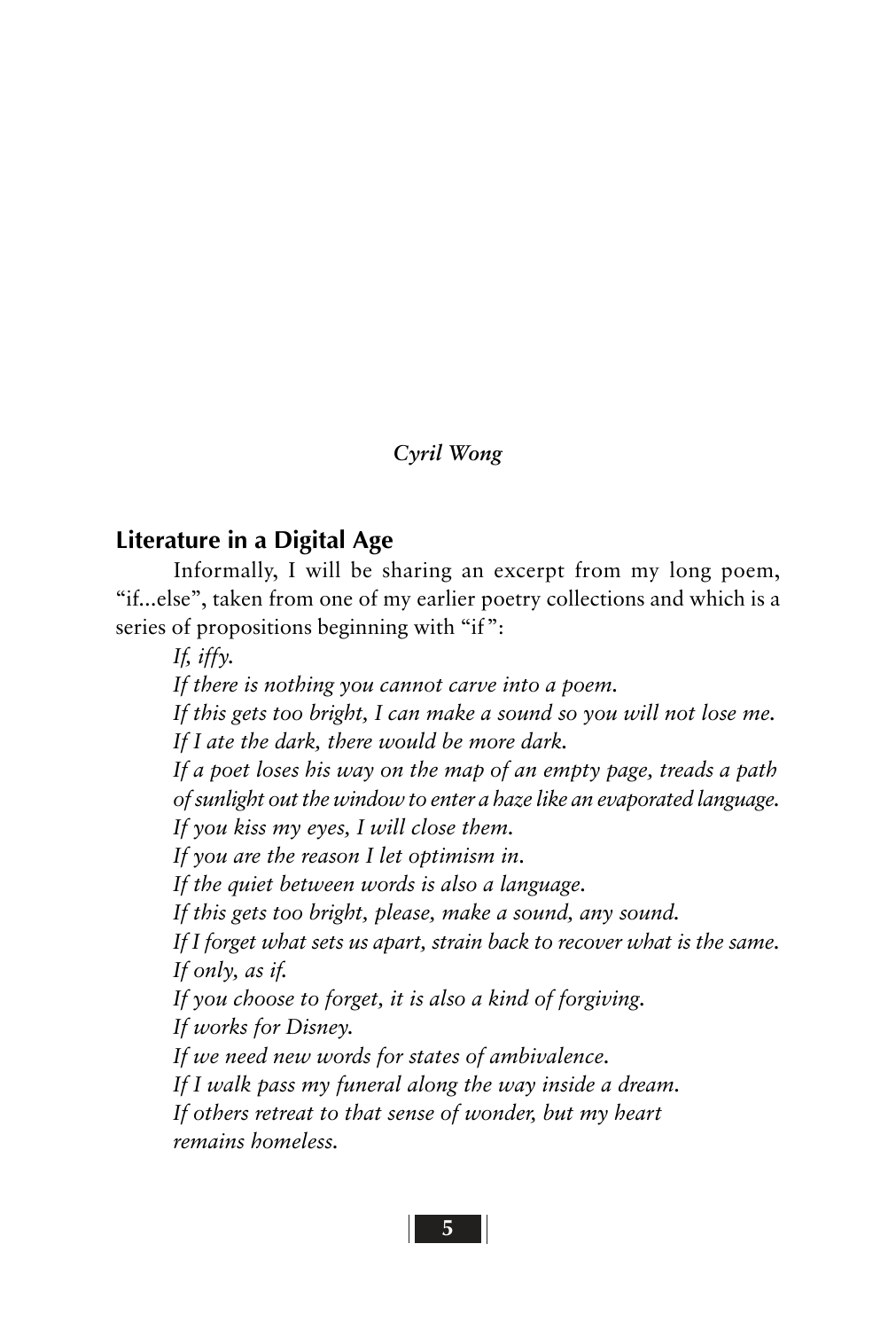*Cyril Wong*

## Literature in a Digital Age

Informally, I will be sharing an excerpt from my long poem, "if...else", taken from one of my earlier poetry collections and which is a series of propositions beginning with "if":

*If, iffy.*
*If there is nothing you cannot carve into a poem.*
*If this gets too bright, I can make a sound so you will not lose me.*
*If I ate the dark, there would be more dark.*
*If a poet loses his way on the map of an empty page, treads a path of sunlight out the window to enter a haze like an evaporated language.*
*If you kiss my eyes, I will close them.*
*If you are the reason I let optimism in.*
*If the quiet between words is also a language.*
*If this gets too bright, please, make a sound, any sound.*
*If I forget what sets us apart, strain back to recover what is the same.*
*If only, as if.*
*If you choose to forget, it is also a kind of forgiving.*
*If works for Disney.*
*If we need new words for states of ambivalence.*
*If I walk pass my funeral along the way inside a dream.*
*If others retreat to that sense of wonder, but my heart remains homeless.*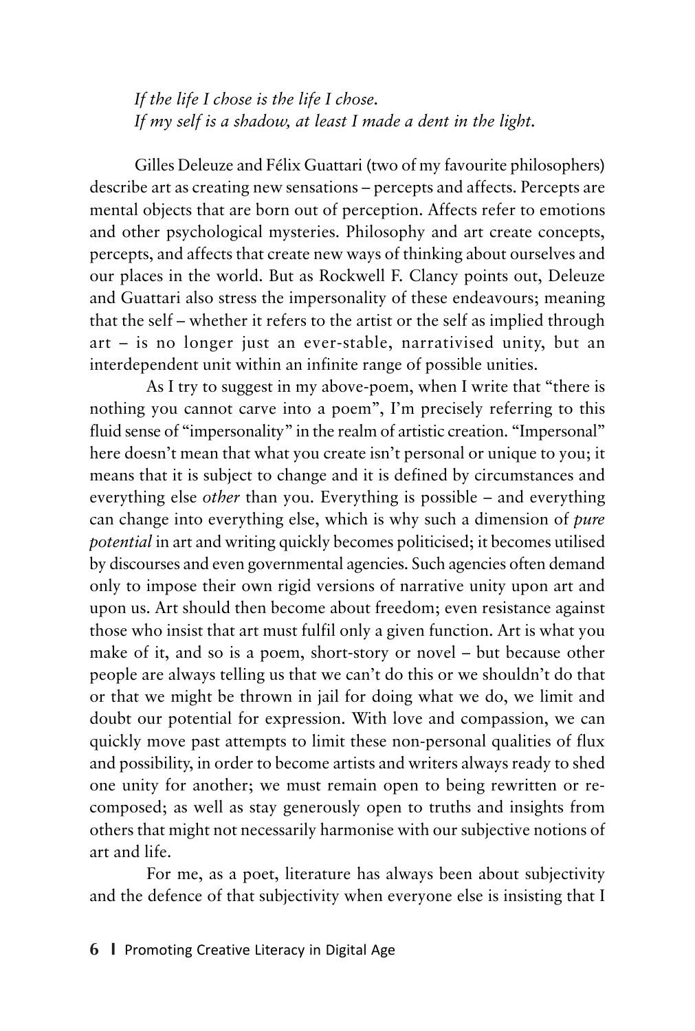*If the life I chose is the life I chose.*
*If my self is a shadow, at least I made a dent in the light.*

Gilles Deleuze and Félix Guattari (two of my favourite philosophers) describe art as creating new sensations – percepts and affects. Percepts are mental objects that are born out of perception. Affects refer to emotions and other psychological mysteries. Philosophy and art create concepts, percepts, and affects that create new ways of thinking about ourselves and our places in the world. But as Rockwell F. Clancy points out, Deleuze and Guattari also stress the impersonality of these endeavours; meaning that the self – whether it refers to the artist or the self as implied through art – is no longer just an ever-stable, narrativised unity, but an interdependent unit within an infinite range of possible unities.

As I try to suggest in my above-poem, when I write that "there is nothing you cannot carve into a poem", I'm precisely referring to this fluid sense of "impersonality" in the realm of artistic creation. "Impersonal" here doesn't mean that what you create isn't personal or unique to you; it means that it is subject to change and it is defined by circumstances and everything else *other* than you. Everything is possible – and everything can change into everything else, which is why such a dimension of *pure potential* in art and writing quickly becomes politicised; it becomes utilised by discourses and even governmental agencies. Such agencies often demand only to impose their own rigid versions of narrative unity upon art and upon us. Art should then become about freedom; even resistance against those who insist that art must fulfil only a given function. Art is what you make of it, and so is a poem, short-story or novel – but because other people are always telling us that we can't do this or we shouldn't do that or that we might be thrown in jail for doing what we do, we limit and doubt our potential for expression. With love and compassion, we can quickly move past attempts to limit these non-personal qualities of flux and possibility, in order to become artists and writers always ready to shed one unity for another; we must remain open to being rewritten or re-composed; as well as stay generously open to truths and insights from others that might not necessarily harmonise with our subjective notions of art and life.

For me, as a poet, literature has always been about subjectivity and the defence of that subjectivity when everyone else is insisting that I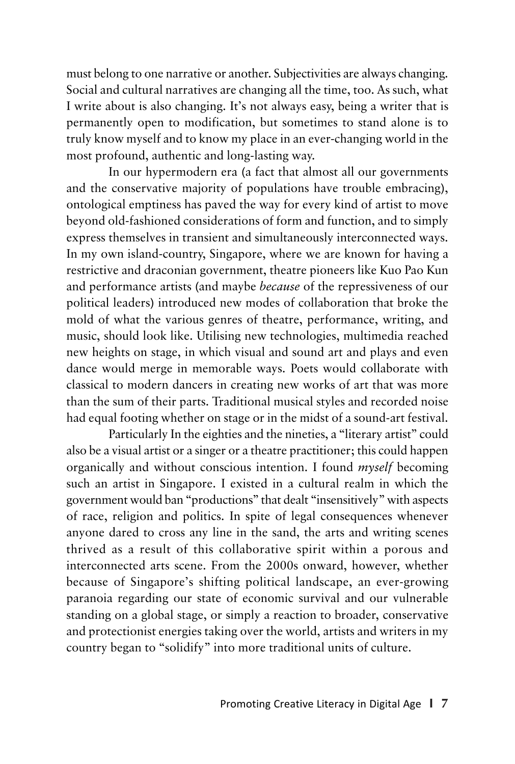must belong to one narrative or another. Subjectivities are always changing. Social and cultural narratives are changing all the time, too. As such, what I write about is also changing. It's not always easy, being a writer that is permanently open to modification, but sometimes to stand alone is to truly know myself and to know my place in an ever-changing world in the most profound, authentic and long-lasting way.

In our hypermodern era (a fact that almost all our governments and the conservative majority of populations have trouble embracing), ontological emptiness has paved the way for every kind of artist to move beyond old-fashioned considerations of form and function, and to simply express themselves in transient and simultaneously interconnected ways. In my own island-country, Singapore, where we are known for having a restrictive and draconian government, theatre pioneers like Kuo Pao Kun and performance artists (and maybe *because* of the repressiveness of our political leaders) introduced new modes of collaboration that broke the mold of what the various genres of theatre, performance, writing, and music, should look like. Utilising new technologies, multimedia reached new heights on stage, in which visual and sound art and plays and even dance would merge in memorable ways. Poets would collaborate with classical to modern dancers in creating new works of art that was more than the sum of their parts. Traditional musical styles and recorded noise had equal footing whether on stage or in the midst of a sound-art festival.

Particularly In the eighties and the nineties, a "literary artist" could also be a visual artist or a singer or a theatre practitioner; this could happen organically and without conscious intention. I found *myself* becoming such an artist in Singapore. I existed in a cultural realm in which the government would ban "productions" that dealt "insensitively" with aspects of race, religion and politics. In spite of legal consequences whenever anyone dared to cross any line in the sand, the arts and writing scenes thrived as a result of this collaborative spirit within a porous and interconnected arts scene. From the 2000s onward, however, whether because of Singapore's shifting political landscape, an ever-growing paranoia regarding our state of economic survival and our vulnerable standing on a global stage, or simply a reaction to broader, conservative and protectionist energies taking over the world, artists and writers in my country began to "solidify" into more traditional units of culture.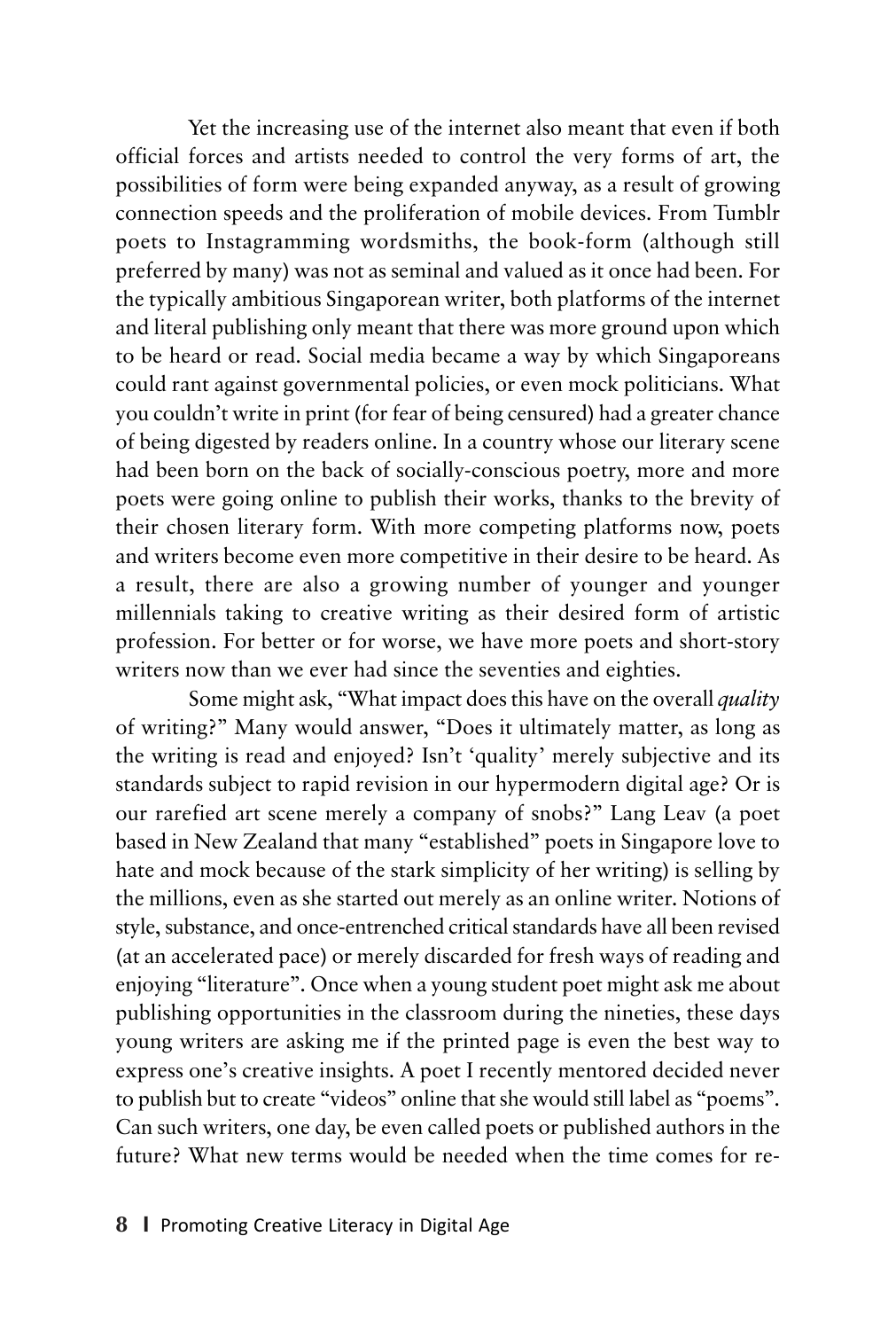Yet the increasing use of the internet also meant that even if both official forces and artists needed to control the very forms of art, the possibilities of form were being expanded anyway, as a result of growing connection speeds and the proliferation of mobile devices. From Tumblr poets to Instagramming wordsmiths, the book-form (although still preferred by many) was not as seminal and valued as it once had been. For the typically ambitious Singaporean writer, both platforms of the internet and literal publishing only meant that there was more ground upon which to be heard or read. Social media became a way by which Singaporeans could rant against governmental policies, or even mock politicians. What you couldn't write in print (for fear of being censured) had a greater chance of being digested by readers online. In a country whose our literary scene had been born on the back of socially-conscious poetry, more and more poets were going online to publish their works, thanks to the brevity of their chosen literary form. With more competing platforms now, poets and writers become even more competitive in their desire to be heard. As a result, there are also a growing number of younger and younger millennials taking to creative writing as their desired form of artistic profession. For better or for worse, we have more poets and short-story writers now than we ever had since the seventies and eighties.

Some might ask, "What impact does this have on the overall *quality* of writing?" Many would answer, "Does it ultimately matter, as long as the writing is read and enjoyed? Isn't 'quality' merely subjective and its standards subject to rapid revision in our hypermodern digital age? Or is our rarefied art scene merely a company of snobs?" Lang Leav (a poet based in New Zealand that many "established" poets in Singapore love to hate and mock because of the stark simplicity of her writing) is selling by the millions, even as she started out merely as an online writer. Notions of style, substance, and once-entrenched critical standards have all been revised (at an accelerated pace) or merely discarded for fresh ways of reading and enjoying "literature". Once when a young student poet might ask me about publishing opportunities in the classroom during the nineties, these days young writers are asking me if the printed page is even the best way to express one's creative insights. A poet I recently mentored decided never to publish but to create "videos" online that she would still label as "poems". Can such writers, one day, be even called poets or published authors in the future? What new terms would be needed when the time comes for re-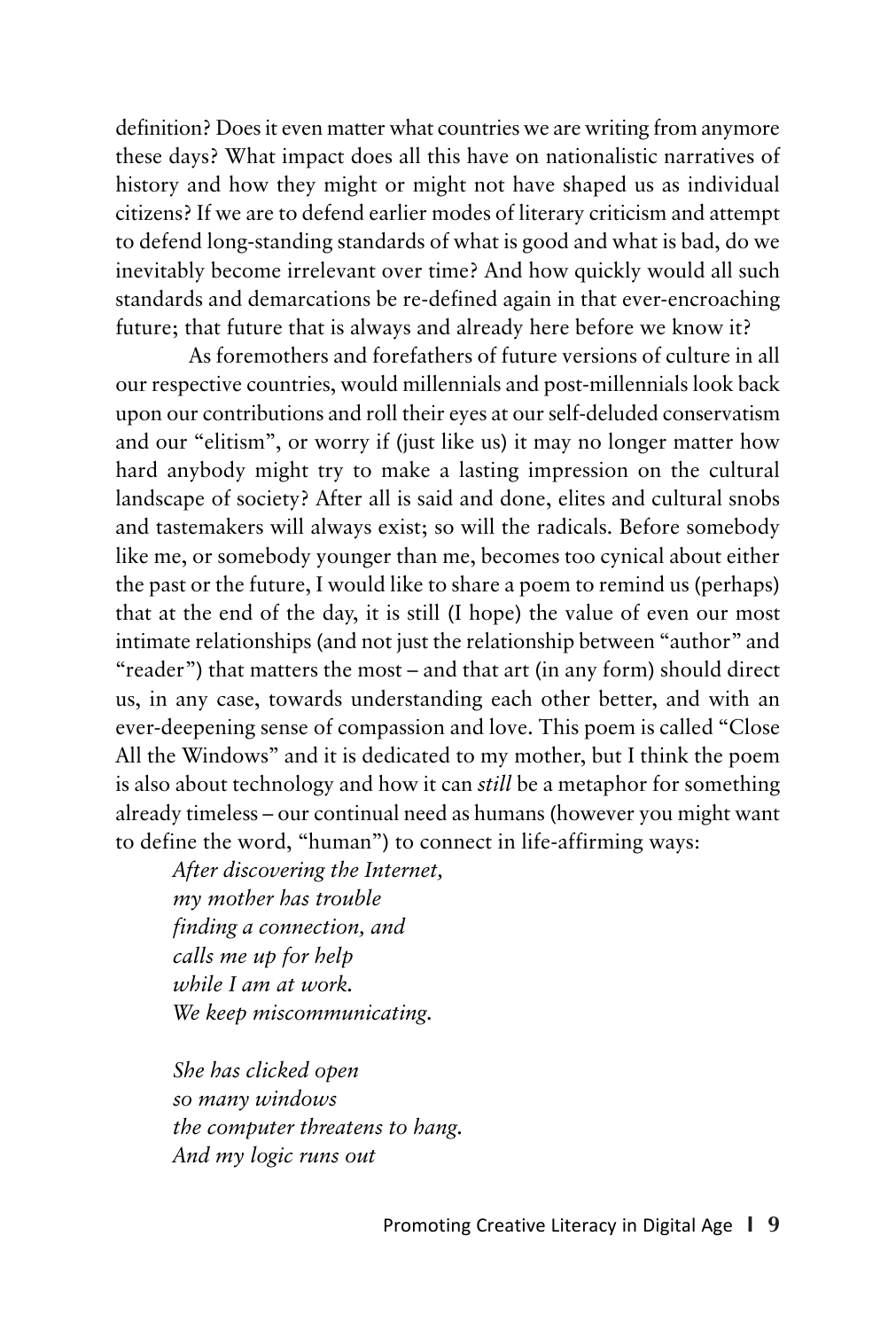definition? Does it even matter what countries we are writing from anymore these days? What impact does all this have on nationalistic narratives of history and how they might or might not have shaped us as individual citizens? If we are to defend earlier modes of literary criticism and attempt to defend long-standing standards of what is good and what is bad, do we inevitably become irrelevant over time? And how quickly would all such standards and demarcations be re-defined again in that ever-encroaching future; that future that is always and already here before we know it?

As foremothers and forefathers of future versions of culture in all our respective countries, would millennials and post-millennials look back upon our contributions and roll their eyes at our self-deluded conservatism and our "elitism", or worry if (just like us) it may no longer matter how hard anybody might try to make a lasting impression on the cultural landscape of society? After all is said and done, elites and cultural snobs and tastemakers will always exist; so will the radicals. Before somebody like me, or somebody younger than me, becomes too cynical about either the past or the future, I would like to share a poem to remind us (perhaps) that at the end of the day, it is still (I hope) the value of even our most intimate relationships (and not just the relationship between "author" and "reader") that matters the most – and that art (in any form) should direct us, in any case, towards understanding each other better, and with an ever-deepening sense of compassion and love. This poem is called "Close All the Windows" and it is dedicated to my mother, but I think the poem is also about technology and how it can *still* be a metaphor for something already timeless – our continual need as humans (however you might want to define the word, "human") to connect in life-affirming ways:

*After discovering the Internet,*
*my mother has trouble*
*finding a connection, and*
*calls me up for help*
*while I am at work.*
*We keep miscommunicating.*

*She has clicked open*
*so many windows*
*the computer threatens to hang.*
*And my logic runs out*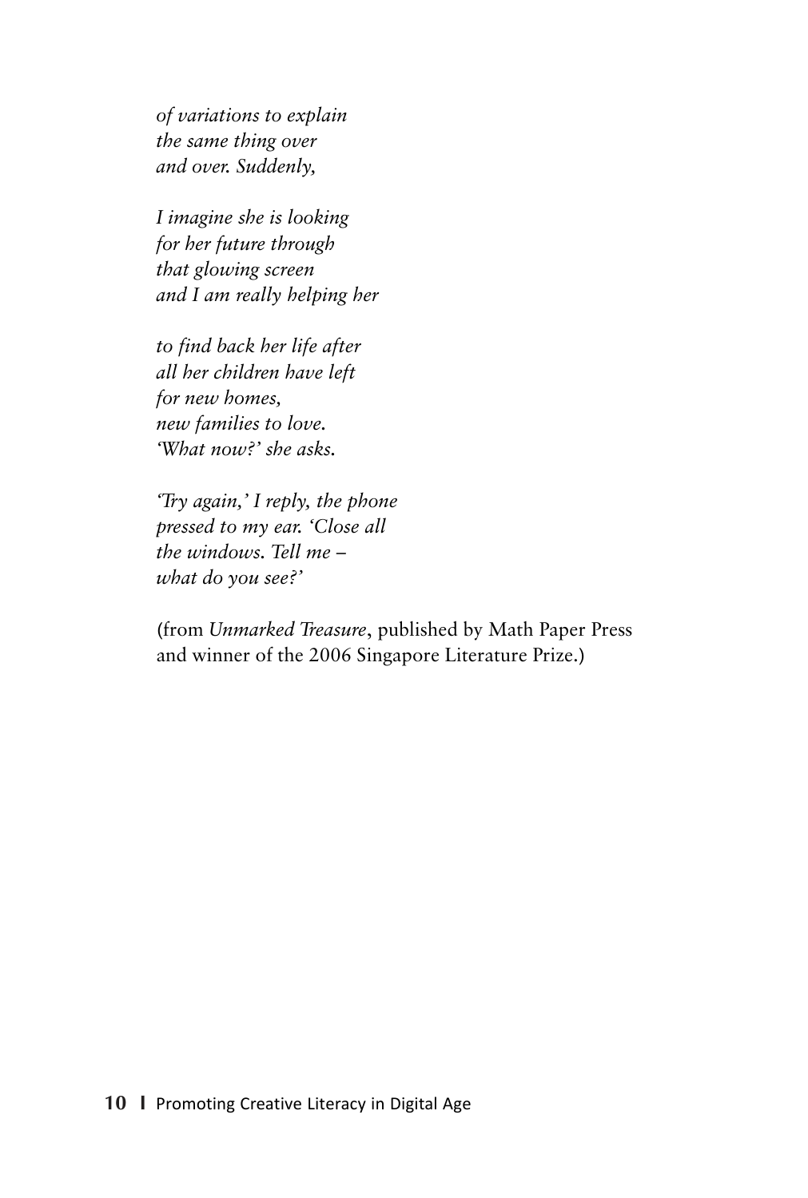*of variations to explain*
*the same thing over*
*and over. Suddenly,*

*I imagine she is looking*
*for her future through*
*that glowing screen*
*and I am really helping her*

*to find back her life after*
*all her children have left*
*for new homes,*
*new families to love.*
*'What now?' she asks.*

*'Try again,' I reply, the phone*
*pressed to my ear. 'Close all*
*the windows. Tell me –*
*what do you see?'*

(from *Unmarked Treasure*, published by Math Paper Press and winner of the 2006 Singapore Literature Prize.)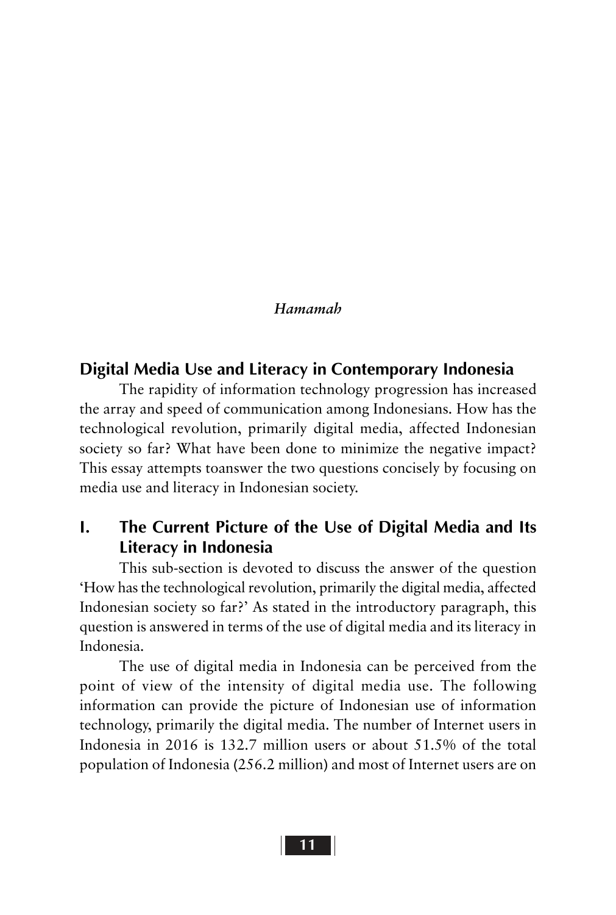*Hamamah*

## Digital Media Use and Literacy in Contemporary Indonesia

The rapidity of information technology progression has increased the array and speed of communication among Indonesians. How has the technological revolution, primarily digital media, affected Indonesian society so far? What have been done to minimize the negative impact? This essay attempts toanswer the two questions concisely by focusing on media use and literacy in Indonesian society.

### I. The Current Picture of the Use of Digital Media and Its Literacy in Indonesia

This sub-section is devoted to discuss the answer of the question 'How has the technological revolution, primarily the digital media, affected Indonesian society so far?' As stated in the introductory paragraph, this question is answered in terms of the use of digital media and its literacy in Indonesia.

The use of digital media in Indonesia can be perceived from the point of view of the intensity of digital media use. The following information can provide the picture of Indonesian use of information technology, primarily the digital media. The number of Internet users in Indonesia in 2016 is 132.7 million users or about 51.5% of the total population of Indonesia (256.2 million) and most of Internet users are on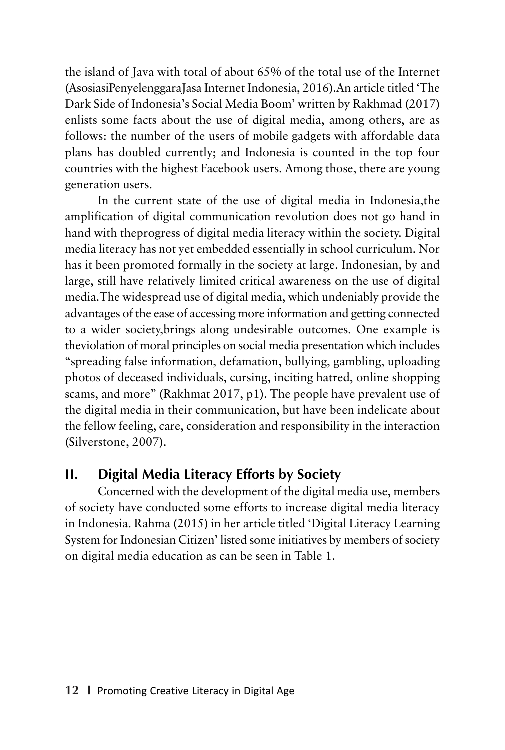the island of Java with total of about 65% of the total use of the Internet (AsosiasiPenyelenggaraJasa Internet Indonesia, 2016).An article titled 'The Dark Side of Indonesia's Social Media Boom' written by Rakhmad (2017) enlists some facts about the use of digital media, among others, are as follows: the number of the users of mobile gadgets with affordable data plans has doubled currently; and Indonesia is counted in the top four countries with the highest Facebook users. Among those, there are young generation users.

In the current state of the use of digital media in Indonesia,the amplification of digital communication revolution does not go hand in hand with theprogress of digital media literacy within the society. Digital media literacy has not yet embedded essentially in school curriculum. Nor has it been promoted formally in the society at large. Indonesian, by and large, still have relatively limited critical awareness on the use of digital media.The widespread use of digital media, which undeniably provide the advantages of the ease of accessing more information and getting connected to a wider society,brings along undesirable outcomes. One example is theviolation of moral principles on social media presentation which includes "spreading false information, defamation, bullying, gambling, uploading photos of deceased individuals, cursing, inciting hatred, online shopping scams, and more" (Rakhmat 2017, p1). The people have prevalent use of the digital media in their communication, but have been indelicate about the fellow feeling, care, consideration and responsibility in the interaction (Silverstone, 2007).

## II. Digital Media Literacy Efforts by Society

Concerned with the development of the digital media use, members of society have conducted some efforts to increase digital media literacy in Indonesia. Rahma (2015) in her article titled 'Digital Literacy Learning System for Indonesian Citizen' listed some initiatives by members of society on digital media education as can be seen in Table 1.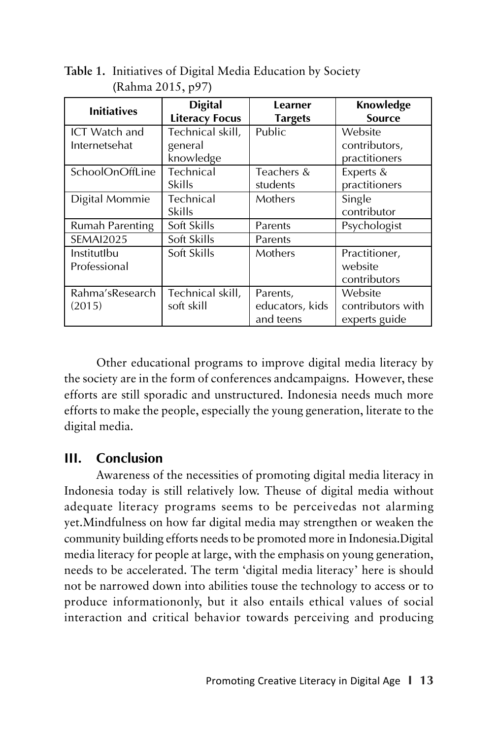**Table 1.** Initiatives of Digital Media Education by Society (Rahma 2015, p97)

| Initiatives | Digital Literacy Focus | Learner Targets | Knowledge Source |
|---|---|---|---|
| ICT Watch and Internetsehat | Technical skill, general knowledge | Public | Website contributors, practitioners |
| SchoolOnOffLine | Technical Skills | Teachers & students | Experts & practitioners |
| Digital Mommie | Technical Skills | Mothers | Single contributor |
| Rumah Parenting | Soft Skills | Parents | Psychologist |
| SEMAI2025 | Soft Skills | Parents | |
| InstitutIbu Professional | Soft Skills | Mothers | Practitioner, website contributors |
| Rahma'sResearch (2015) | Technical skill, soft skill | Parents, educators, kids and teens | Website contributors with experts guide |

Other educational programs to improve digital media literacy by the society are in the form of conferences andcampaigns. However, these efforts are still sporadic and unstructured. Indonesia needs much more efforts to make the people, especially the young generation, literate to the digital media.

## III. Conclusion

Awareness of the necessities of promoting digital media literacy in Indonesia today is still relatively low. Theuse of digital media without adequate literacy programs seems to be perceivedas not alarming yet.Mindfulness on how far digital media may strengthen or weaken the community building efforts needs to be promoted more in Indonesia.Digital media literacy for people at large, with the emphasis on young generation, needs to be accelerated. The term 'digital media literacy' here is should not be narrowed down into abilities touse the technology to access or to produce informationonly, but it also entails ethical values of social interaction and critical behavior towards perceiving and producing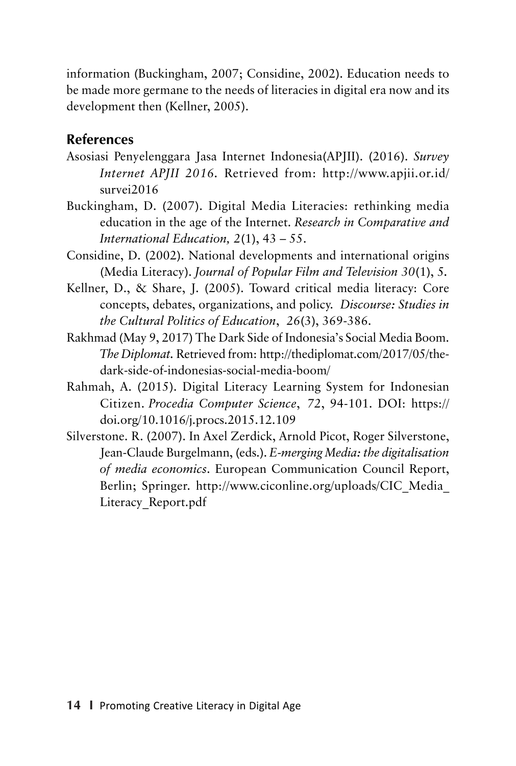information (Buckingham, 2007; Considine, 2002). Education needs to be made more germane to the needs of literacies in digital era now and its development then (Kellner, 2005).

## References

Asosiasi Penyelenggara Jasa Internet Indonesia(APJII). (2016). *Survey Internet APJII 2016*. Retrieved from: http://www.apjii.or.id/survei2016

Buckingham, D. (2007). Digital Media Literacies: rethinking media education in the age of the Internet. *Research in Comparative and International Education, 2*(1), 43 – 55.

Considine, D. (2002). National developments and international origins (Media Literacy). *Journal of Popular Film and Television 30*(1), 5.

Kellner, D., & Share, J. (2005). Toward critical media literacy: Core concepts, debates, organizations, and policy. *Discourse: Studies in the Cultural Politics of Education*, *26*(3), 369-386.

Rakhmad (May 9, 2017) The Dark Side of Indonesia's Social Media Boom. *The Diplomat.* Retrieved from: http://thediplomat.com/2017/05/the-dark-side-of-indonesias-social-media-boom/

Rahmah, A. (2015). Digital Literacy Learning System for Indonesian Citizen. *Procedia Computer Science*, *72*, 94-101. DOI: https://doi.org/10.1016/j.procs.2015.12.109

Silverstone. R. (2007). In Axel Zerdick, Arnold Picot, Roger Silverstone, Jean-Claude Burgelmann, (eds.). *E-merging Media: the digitalisation of media economics*. European Communication Council Report, Berlin; Springer. http://www.ciconline.org/uploads/CIC_Media_Literacy_Report.pdf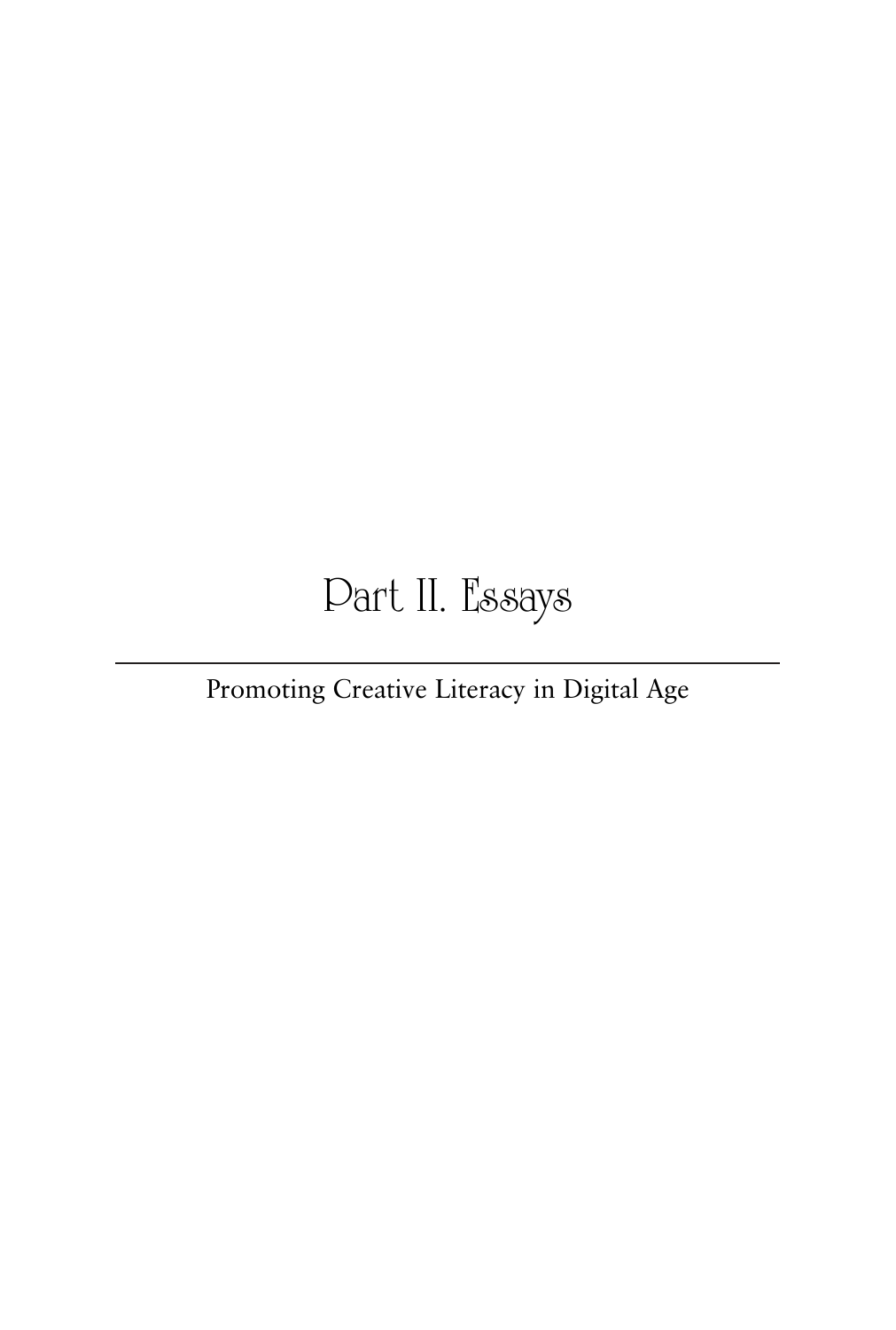# Part II. Essays

---

Promoting Creative Literacy in Digital Age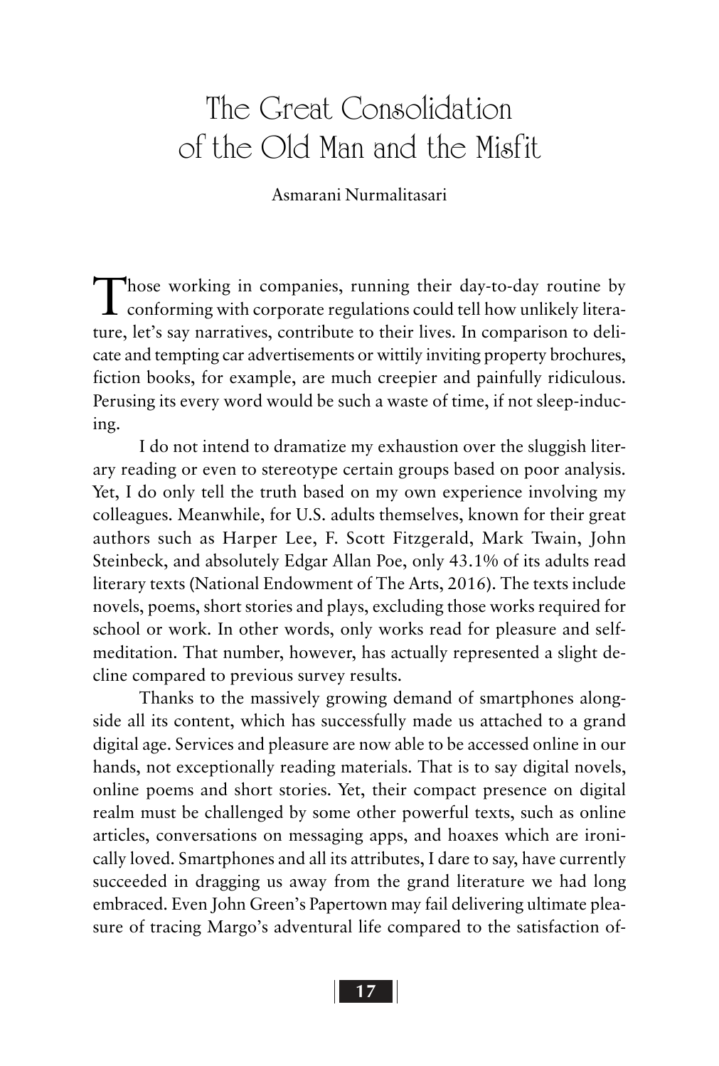# The Great Consolidation of the Old Man and the Misfit

Asmarani Nurmalitasari

Those working in companies, running their day-to-day routine by conforming with corporate regulations could tell how unlikely literature, let's say narratives, contribute to their lives. In comparison to delicate and tempting car advertisements or wittily inviting property brochures, fiction books, for example, are much creepier and painfully ridiculous. Perusing its every word would be such a waste of time, if not sleep-inducing.

I do not intend to dramatize my exhaustion over the sluggish literary reading or even to stereotype certain groups based on poor analysis. Yet, I do only tell the truth based on my own experience involving my colleagues. Meanwhile, for U.S. adults themselves, known for their great authors such as Harper Lee, F. Scott Fitzgerald, Mark Twain, John Steinbeck, and absolutely Edgar Allan Poe, only 43.1% of its adults read literary texts (National Endowment of The Arts, 2016). The texts include novels, poems, short stories and plays, excluding those works required for school or work. In other words, only works read for pleasure and self-meditation. That number, however, has actually represented a slight decline compared to previous survey results.

Thanks to the massively growing demand of smartphones alongside all its content, which has successfully made us attached to a grand digital age. Services and pleasure are now able to be accessed online in our hands, not exceptionally reading materials. That is to say digital novels, online poems and short stories. Yet, their compact presence on digital realm must be challenged by some other powerful texts, such as online articles, conversations on messaging apps, and hoaxes which are ironically loved. Smartphones and all its attributes, I dare to say, have currently succeeded in dragging us away from the grand literature we had long embraced. Even John Green's Papertown may fail delivering ultimate pleasure of tracing Margo's adventural life compared to the satisfaction of-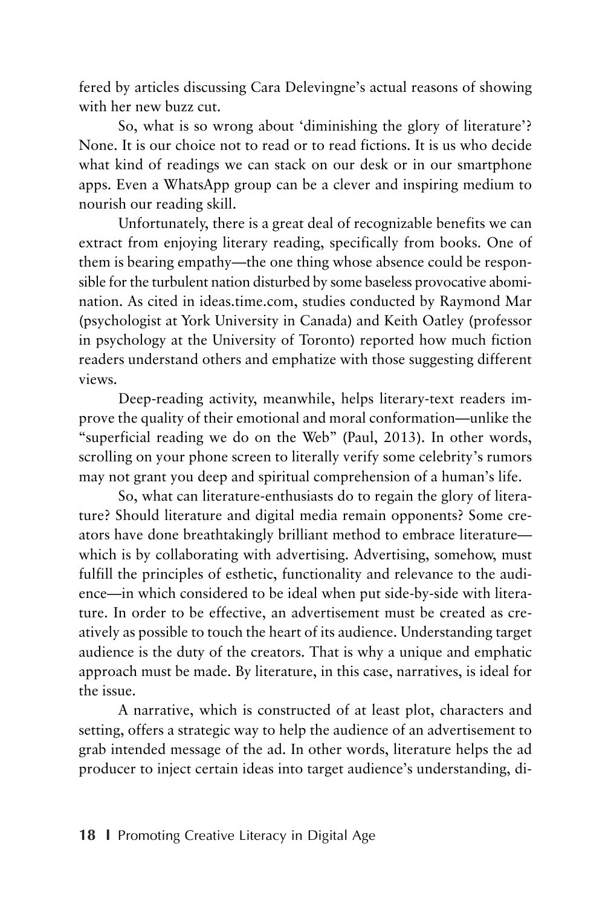fered by articles discussing Cara Delevingne's actual reasons of showing with her new buzz cut.

So, what is so wrong about 'diminishing the glory of literature'? None. It is our choice not to read or to read fictions. It is us who decide what kind of readings we can stack on our desk or in our smartphone apps. Even a WhatsApp group can be a clever and inspiring medium to nourish our reading skill.

Unfortunately, there is a great deal of recognizable benefits we can extract from enjoying literary reading, specifically from books. One of them is bearing empathy—the one thing whose absence could be responsible for the turbulent nation disturbed by some baseless provocative abomination. As cited in ideas.time.com, studies conducted by Raymond Mar (psychologist at York University in Canada) and Keith Oatley (professor in psychology at the University of Toronto) reported how much fiction readers understand others and emphatize with those suggesting different views.

Deep-reading activity, meanwhile, helps literary-text readers improve the quality of their emotional and moral conformation—unlike the "superficial reading we do on the Web" (Paul, 2013). In other words, scrolling on your phone screen to literally verify some celebrity's rumors may not grant you deep and spiritual comprehension of a human's life.

So, what can literature-enthusiasts do to regain the glory of literature? Should literature and digital media remain opponents? Some creators have done breathtakingly brilliant method to embrace literature—which is by collaborating with advertising. Advertising, somehow, must fulfill the principles of esthetic, functionality and relevance to the audience—in which considered to be ideal when put side-by-side with literature. In order to be effective, an advertisement must be created as creatively as possible to touch the heart of its audience. Understanding target audience is the duty of the creators. That is why a unique and emphatic approach must be made. By literature, in this case, narratives, is ideal for the issue.

A narrative, which is constructed of at least plot, characters and setting, offers a strategic way to help the audience of an advertisement to grab intended message of the ad. In other words, literature helps the ad producer to inject certain ideas into target audience's understanding, di-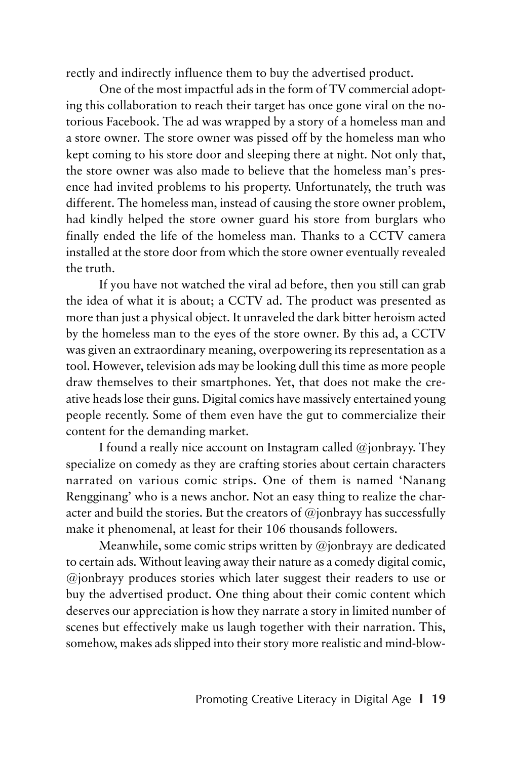rectly and indirectly influence them to buy the advertised product.

One of the most impactful ads in the form of TV commercial adopting this collaboration to reach their target has once gone viral on the notorious Facebook. The ad was wrapped by a story of a homeless man and a store owner. The store owner was pissed off by the homeless man who kept coming to his store door and sleeping there at night. Not only that, the store owner was also made to believe that the homeless man's presence had invited problems to his property. Unfortunately, the truth was different. The homeless man, instead of causing the store owner problem, had kindly helped the store owner guard his store from burglars who finally ended the life of the homeless man. Thanks to a CCTV camera installed at the store door from which the store owner eventually revealed the truth.

If you have not watched the viral ad before, then you still can grab the idea of what it is about; a CCTV ad. The product was presented as more than just a physical object. It unraveled the dark bitter heroism acted by the homeless man to the eyes of the store owner. By this ad, a CCTV was given an extraordinary meaning, overpowering its representation as a tool. However, television ads may be looking dull this time as more people draw themselves to their smartphones. Yet, that does not make the creative heads lose their guns. Digital comics have massively entertained young people recently. Some of them even have the gut to commercialize their content for the demanding market.

I found a really nice account on Instagram called @jonbrayy. They specialize on comedy as they are crafting stories about certain characters narrated on various comic strips. One of them is named 'Nanang Rengginang' who is a news anchor. Not an easy thing to realize the character and build the stories. But the creators of @jonbrayy has successfully make it phenomenal, at least for their 106 thousands followers.

Meanwhile, some comic strips written by @jonbrayy are dedicated to certain ads. Without leaving away their nature as a comedy digital comic, @jonbrayy produces stories which later suggest their readers to use or buy the advertised product. One thing about their comic content which deserves our appreciation is how they narrate a story in limited number of scenes but effectively make us laugh together with their narration. This, somehow, makes ads slipped into their story more realistic and mind-blow-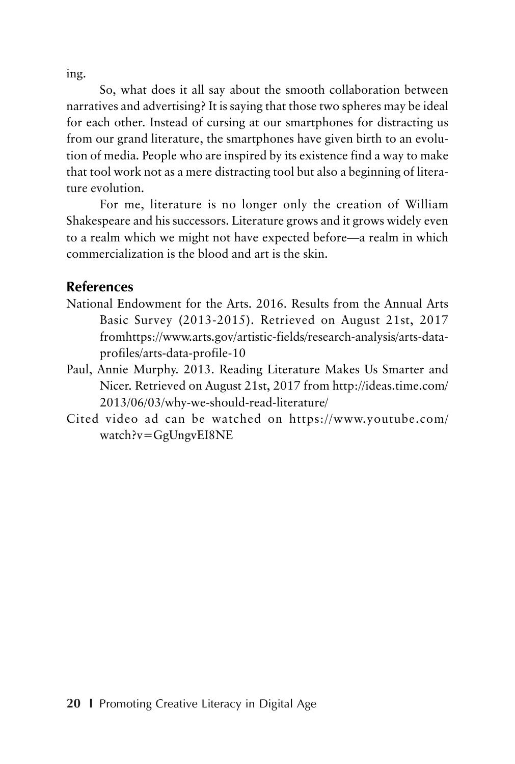ing.

So, what does it all say about the smooth collaboration between narratives and advertising? It is saying that those two spheres may be ideal for each other. Instead of cursing at our smartphones for distracting us from our grand literature, the smartphones have given birth to an evolution of media. People who are inspired by its existence find a way to make that tool work not as a mere distracting tool but also a beginning of literature evolution.

For me, literature is no longer only the creation of William Shakespeare and his successors. Literature grows and it grows widely even to a realm which we might not have expected before—a realm in which commercialization is the blood and art is the skin.

## References

National Endowment for the Arts. 2016. Results from the Annual Arts Basic Survey (2013-2015). Retrieved on August 21st, 2017 fromhttps://www.arts.gov/artistic-fields/research-analysis/arts-data-profiles/arts-data-profile-10

Paul, Annie Murphy. 2013. Reading Literature Makes Us Smarter and Nicer. Retrieved on August 21st, 2017 from http://ideas.time.com/2013/06/03/why-we-should-read-literature/

Cited video ad can be watched on https://www.youtube.com/watch?v=GgUngvEI8NE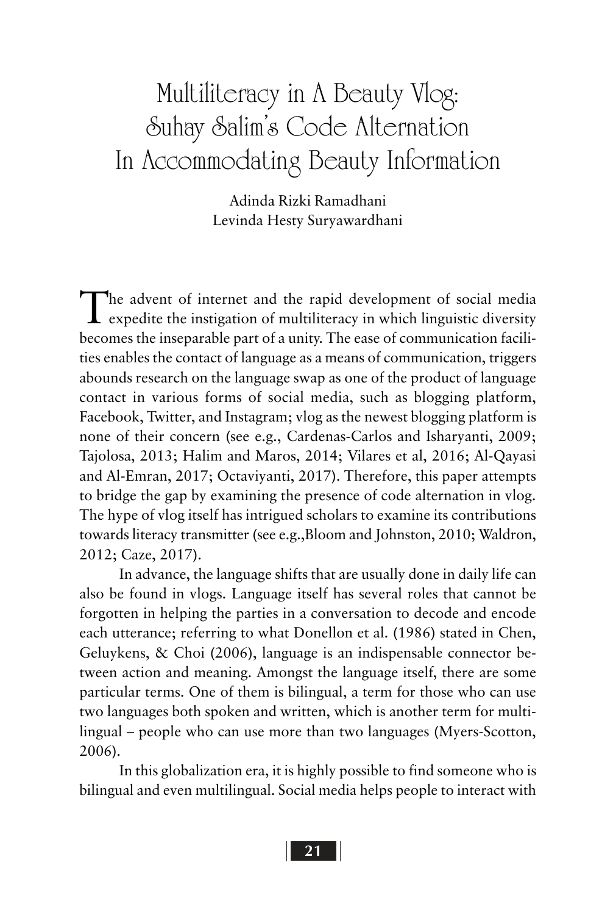# Multiliteracy in A Beauty Vlog: Suhay Salim's Code Alternation In Accommodating Beauty Information

Adinda Rizki Ramadhani
Levinda Hesty Suryawardhani

The advent of internet and the rapid development of social media expedite the instigation of multiliteracy in which linguistic diversity becomes the inseparable part of a unity. The ease of communication facilities enables the contact of language as a means of communication, triggers abounds research on the language swap as one of the product of language contact in various forms of social media, such as blogging platform, Facebook, Twitter, and Instagram; vlog as the newest blogging platform is none of their concern (see e.g., Cardenas-Carlos and Isharyanti, 2009; Tajolosa, 2013; Halim and Maros, 2014; Vilares et al, 2016; Al-Qayasi and Al-Emran, 2017; Octaviyanti, 2017). Therefore, this paper attempts to bridge the gap by examining the presence of code alternation in vlog. The hype of vlog itself has intrigued scholars to examine its contributions towards literacy transmitter (see e.g.,Bloom and Johnston, 2010; Waldron, 2012; Caze, 2017).

In advance, the language shifts that are usually done in daily life can also be found in vlogs. Language itself has several roles that cannot be forgotten in helping the parties in a conversation to decode and encode each utterance; referring to what Donellon et al. (1986) stated in Chen, Geluykens, & Choi (2006), language is an indispensable connector between action and meaning. Amongst the language itself, there are some particular terms. One of them is bilingual, a term for those who can use two languages both spoken and written, which is another term for multilingual – people who can use more than two languages (Myers-Scotton, 2006).

In this globalization era, it is highly possible to find someone who is bilingual and even multilingual. Social media helps people to interact with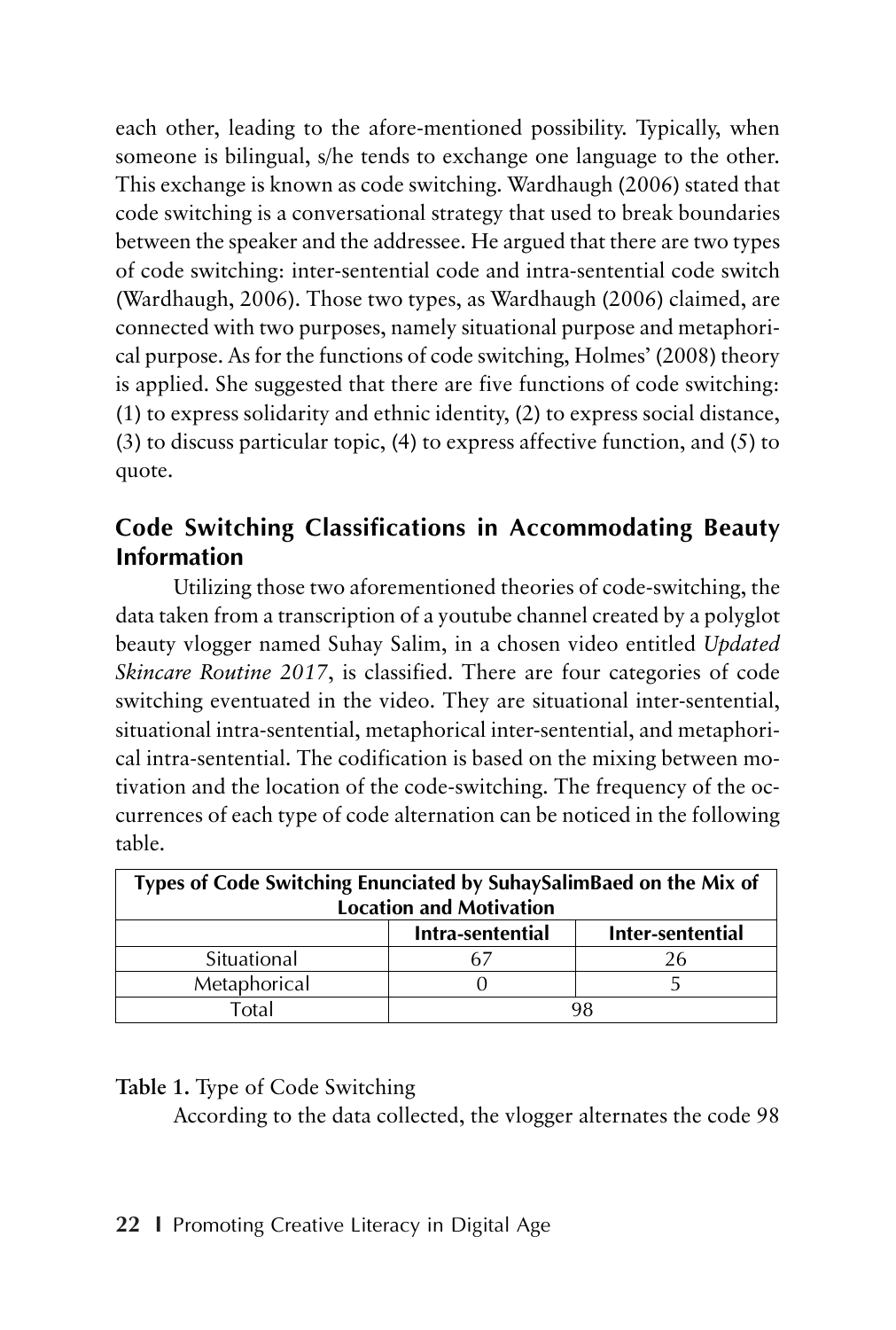each other, leading to the afore-mentioned possibility. Typically, when someone is bilingual, s/he tends to exchange one language to the other. This exchange is known as code switching. Wardhaugh (2006) stated that code switching is a conversational strategy that used to break boundaries between the speaker and the addressee. He argued that there are two types of code switching: inter-sentential code and intra-sentential code switch (Wardhaugh, 2006). Those two types, as Wardhaugh (2006) claimed, are connected with two purposes, namely situational purpose and metaphorical purpose. As for the functions of code switching, Holmes' (2008) theory is applied. She suggested that there are five functions of code switching: (1) to express solidarity and ethnic identity, (2) to express social distance, (3) to discuss particular topic, (4) to express affective function, and (5) to quote.

## Code Switching Classifications in Accommodating Beauty Information

Utilizing those two aforementioned theories of code-switching, the data taken from a transcription of a youtube channel created by a polyglot beauty vlogger named Suhay Salim, in a chosen video entitled *Updated Skincare Routine 2017*, is classified. There are four categories of code switching eventuated in the video. They are situational inter-sentential, situational intra-sentential, metaphorical inter-sentential, and metaphorical intra-sentential. The codification is based on the mixing between motivation and the location of the code-switching. The frequency of the occurrences of each type of code alternation can be noticed in the following table.

| Types of Code Switching Enunciated by SuhaySalimBaed on the Mix of Location and Motivation | | |
|---|---|---|
| | **Intra-sentential** | **Inter-sentential** |
| Situational | 67 | 26 |
| Metaphorical | 0 | 5 |
| Total | 98 | |

**Table 1.** Type of Code Switching

According to the data collected, the vlogger alternates the code 98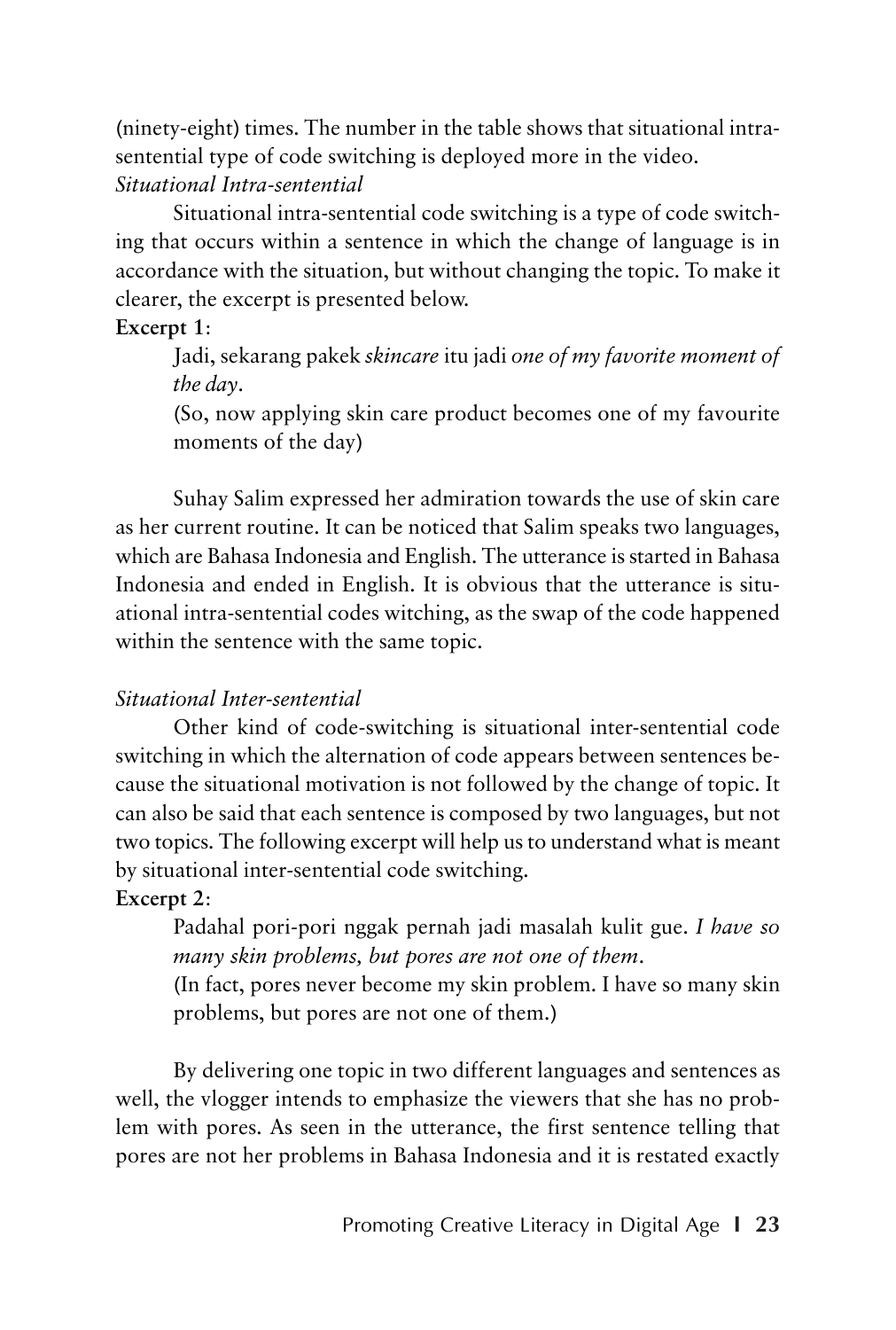(ninety-eight) times. The number in the table shows that situational intra-sentential type of code switching is deployed more in the video.

*Situational Intra-sentential*

Situational intra-sentential code switching is a type of code switching that occurs within a sentence in which the change of language is in accordance with the situation, but without changing the topic. To make it clearer, the excerpt is presented below.

**Excerpt 1**:

> Jadi, sekarang pakek *skincare* itu jadi *one of my favorite moment of the day*.
>
> (So, now applying skin care product becomes one of my favourite moments of the day)

Suhay Salim expressed her admiration towards the use of skin care as her current routine. It can be noticed that Salim speaks two languages, which are Bahasa Indonesia and English. The utterance is started in Bahasa Indonesia and ended in English. It is obvious that the utterance is situational intra-sentential codes witching, as the swap of the code happened within the sentence with the same topic.

*Situational Inter-sentential*

Other kind of code-switching is situational inter-sentential code switching in which the alternation of code appears between sentences because the situational motivation is not followed by the change of topic. It can also be said that each sentence is composed by two languages, but not two topics. The following excerpt will help us to understand what is meant by situational inter-sentential code switching.

**Excerpt 2**:

> Padahal pori-pori nggak pernah jadi masalah kulit gue. *I have so many skin problems, but pores are not one of them*.
>
> (In fact, pores never become my skin problem. I have so many skin problems, but pores are not one of them.)

By delivering one topic in two different languages and sentences as well, the vlogger intends to emphasize the viewers that she has no problem with pores. As seen in the utterance, the first sentence telling that pores are not her problems in Bahasa Indonesia and it is restated exactly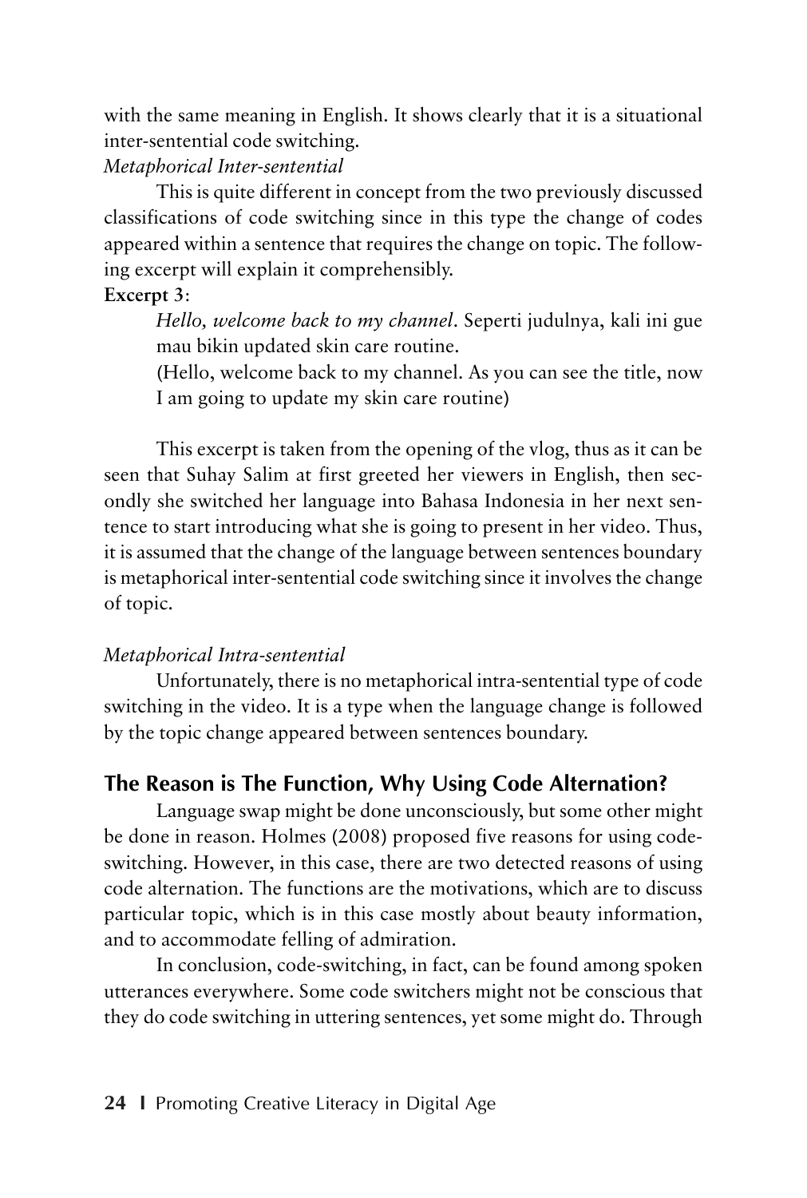with the same meaning in English. It shows clearly that it is a situational inter-sentential code switching.

*Metaphorical Inter-sentential*

This is quite different in concept from the two previously discussed classifications of code switching since in this type the change of codes appeared within a sentence that requires the change on topic. The following excerpt will explain it comprehensibly.

**Excerpt 3**:

> *Hello, welcome back to my channel*. Seperti judulnya, kali ini gue mau bikin updated skin care routine.
>
> (Hello, welcome back to my channel. As you can see the title, now I am going to update my skin care routine)

This excerpt is taken from the opening of the vlog, thus as it can be seen that Suhay Salim at first greeted her viewers in English, then secondly she switched her language into Bahasa Indonesia in her next sentence to start introducing what she is going to present in her video. Thus, it is assumed that the change of the language between sentences boundary is metaphorical inter-sentential code switching since it involves the change of topic.

*Metaphorical Intra-sentential*

Unfortunately, there is no metaphorical intra-sentential type of code switching in the video. It is a type when the language change is followed by the topic change appeared between sentences boundary.

## The Reason is The Function, Why Using Code Alternation?

Language swap might be done unconsciously, but some other might be done in reason. Holmes (2008) proposed five reasons for using code-switching. However, in this case, there are two detected reasons of using code alternation. The functions are the motivations, which are to discuss particular topic, which is in this case mostly about beauty information, and to accommodate felling of admiration.

In conclusion, code-switching, in fact, can be found among spoken utterances everywhere. Some code switchers might not be conscious that they do code switching in uttering sentences, yet some might do. Through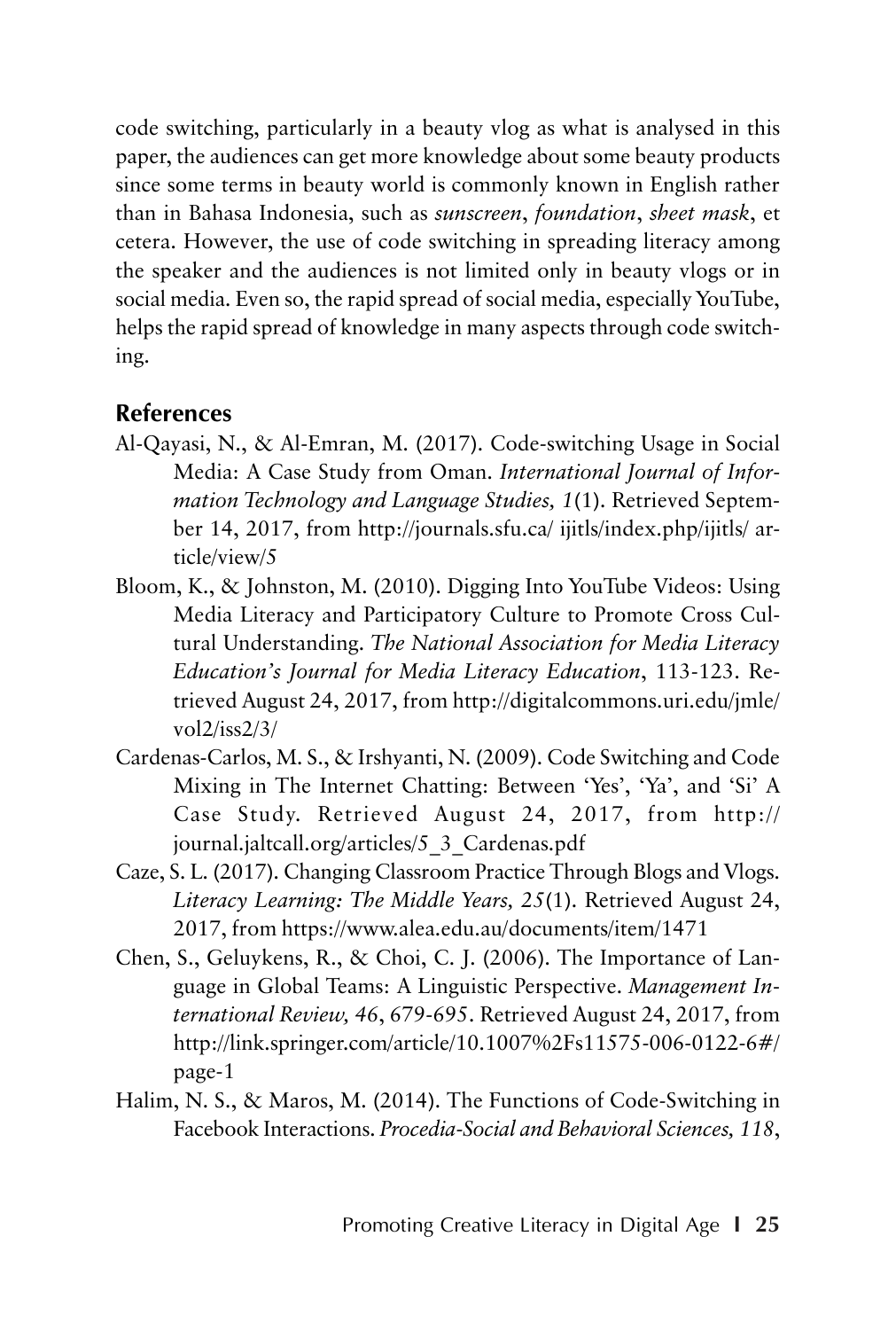code switching, particularly in a beauty vlog as what is analysed in this paper, the audiences can get more knowledge about some beauty products since some terms in beauty world is commonly known in English rather than in Bahasa Indonesia, such as *sunscreen*, *foundation*, *sheet mask*, et cetera. However, the use of code switching in spreading literacy among the speaker and the audiences is not limited only in beauty vlogs or in social media. Even so, the rapid spread of social media, especially YouTube, helps the rapid spread of knowledge in many aspects through code switching.

## References

Al-Qayasi, N., & Al-Emran, M. (2017). Code-switching Usage in Social Media: A Case Study from Oman. *International Journal of Information Technology and Language Studies, 1*(1). Retrieved September 14, 2017, from http://journals.sfu.ca/ ijitls/index.php/ijitls/ article/view/5

Bloom, K., & Johnston, M. (2010). Digging Into YouTube Videos: Using Media Literacy and Participatory Culture to Promote Cross Cultural Understanding. *The National Association for Media Literacy Education's Journal for Media Literacy Education*, 113-123. Retrieved August 24, 2017, from http://digitalcommons.uri.edu/jmle/ vol2/iss2/3/

Cardenas-Carlos, M. S., & Irshyanti, N. (2009). Code Switching and Code Mixing in The Internet Chatting: Between 'Yes', 'Ya', and 'Si' A Case Study. Retrieved August 24, 2017, from http:// journal.jaltcall.org/articles/5_3_Cardenas.pdf

Caze, S. L. (2017). Changing Classroom Practice Through Blogs and Vlogs. *Literacy Learning: The Middle Years, 25*(1). Retrieved August 24, 2017, from https://www.alea.edu.au/documents/item/1471

Chen, S., Geluykens, R., & Choi, C. J. (2006). The Importance of Language in Global Teams: A Linguistic Perspective. *Management International Review, 46*, 679-695. Retrieved August 24, 2017, from http://link.springer.com/article/10.1007%2Fs11575-006-0122-6#/ page-1

Halim, N. S., & Maros, M. (2014). The Functions of Code-Switching in Facebook Interactions. *Procedia-Social and Behavioral Sciences, 118*,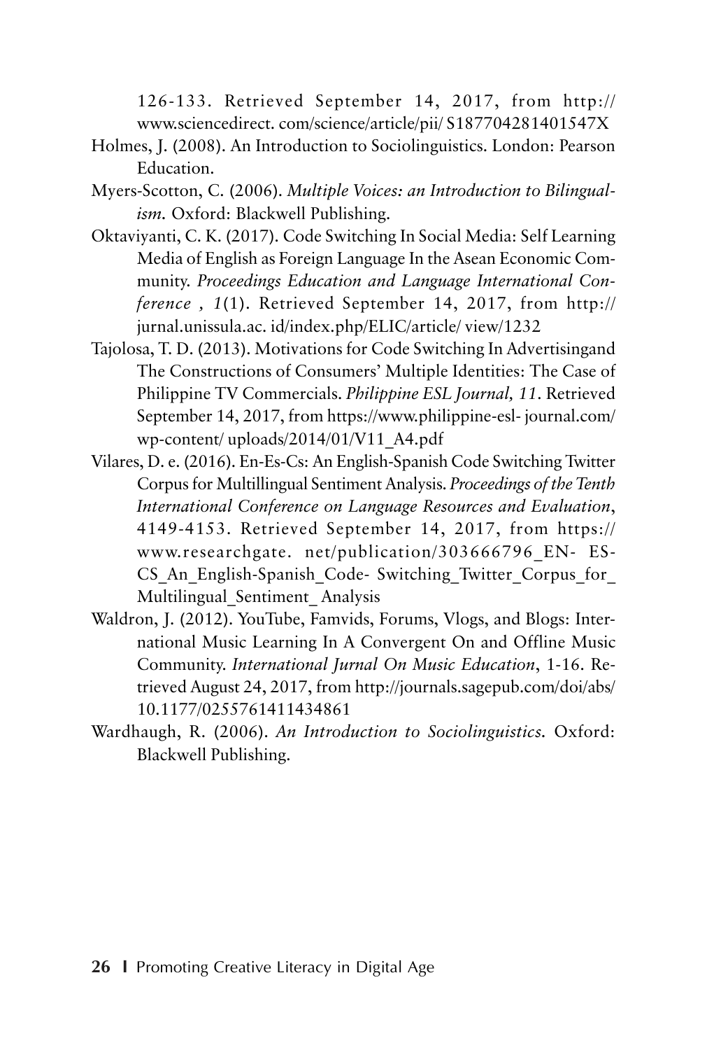126-133. Retrieved September 14, 2017, from http:// www.sciencedirect. com/science/article/pii/ S187704281401547X

Holmes, J. (2008). An Introduction to Sociolinguistics. London: Pearson Education.

Myers-Scotton, C. (2006). *Multiple Voices: an Introduction to Bilingualism.* Oxford: Blackwell Publishing.

Oktaviyanti, C. K. (2017). Code Switching In Social Media: Self Learning Media of English as Foreign Language In the Asean Economic Community. *Proceedings Education and Language International Conference , 1*(1). Retrieved September 14, 2017, from http:// jurnal.unissula.ac. id/index.php/ELIC/article/ view/1232

Tajolosa, T. D. (2013). Motivations for Code Switching In Advertisingand The Constructions of Consumers' Multiple Identities: The Case of Philippine TV Commercials. *Philippine ESL Journal, 11*. Retrieved September 14, 2017, from https://www.philippine-esl- journal.com/ wp-content/ uploads/2014/01/V11_A4.pdf

Vilares, D. e. (2016). En-Es-Cs: An English-Spanish Code Switching Twitter Corpus for Multillingual Sentiment Analysis. *Proceedings of the Tenth International Conference on Language Resources and Evaluation*, 4149-4153. Retrieved September 14, 2017, from https:// www.researchgate. net/publication/303666796_EN- ES-CS_An_English-Spanish_Code- Switching_Twitter_Corpus_for_ Multilingual_Sentiment_ Analysis

Waldron, J. (2012). YouTube, Famvids, Forums, Vlogs, and Blogs: International Music Learning In A Convergent On and Offline Music Community. *International Jurnal On Music Education*, 1-16. Retrieved August 24, 2017, from http://journals.sagepub.com/doi/abs/ 10.1177/0255761411434861

Wardhaugh, R. (2006). *An Introduction to Sociolinguistics.* Oxford: Blackwell Publishing.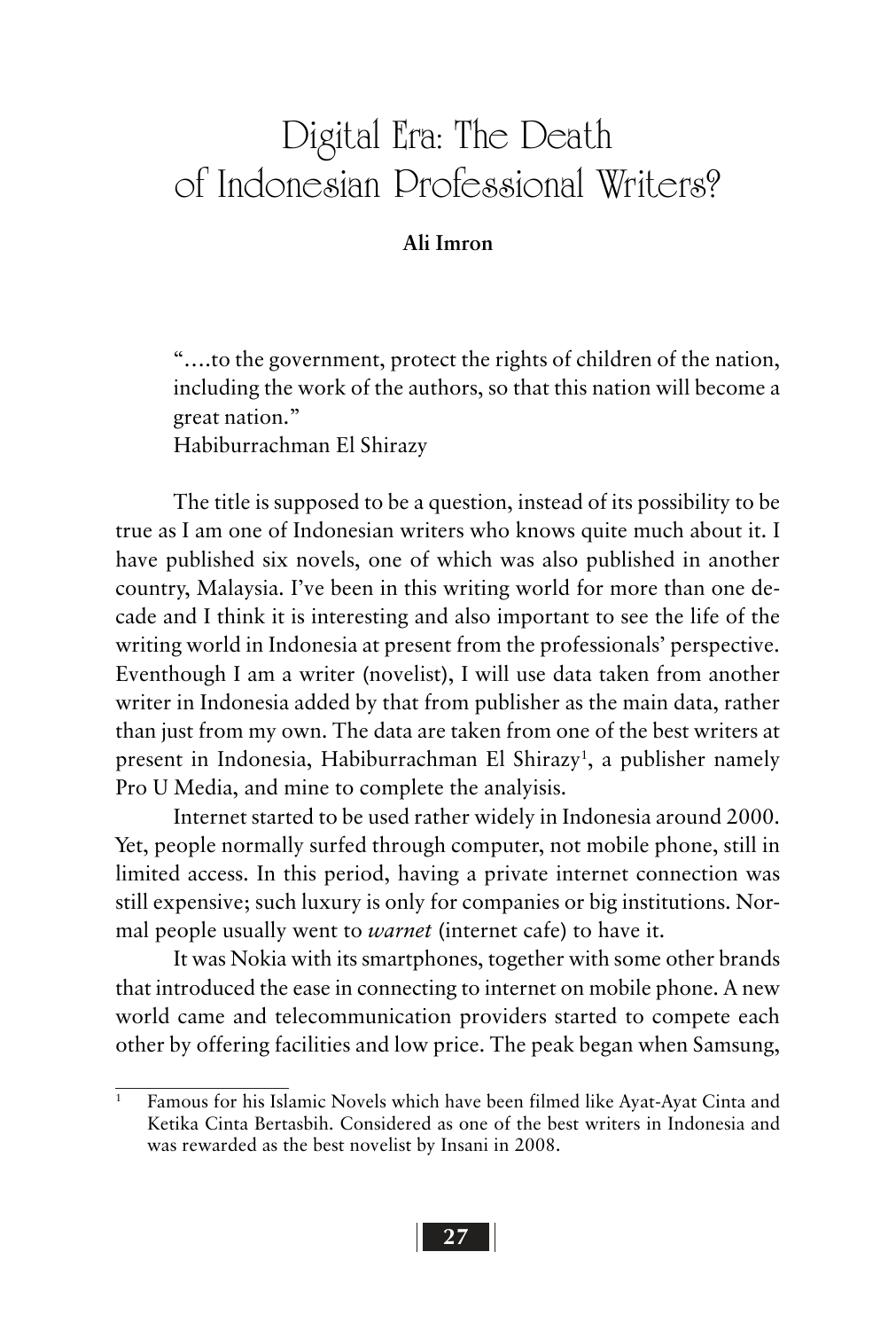# Digital Era: The Death of Indonesian Professional Writers?

**Ali Imron**

> "….to the government, protect the rights of children of the nation, including the work of the authors, so that this nation will become a great nation."
> Habiburrachman El Shirazy

The title is supposed to be a question, instead of its possibility to be true as I am one of Indonesian writers who knows quite much about it. I have published six novels, one of which was also published in another country, Malaysia. I've been in this writing world for more than one decade and I think it is interesting and also important to see the life of the writing world in Indonesia at present from the professionals' perspective. Eventhough I am a writer (novelist), I will use data taken from another writer in Indonesia added by that from publisher as the main data, rather than just from my own. The data are taken from one of the best writers at present in Indonesia, Habiburrachman El Shirazy[1], a publisher namely Pro U Media, and mine to complete the analyisis.

Internet started to be used rather widely in Indonesia around 2000. Yet, people normally surfed through computer, not mobile phone, still in limited access. In this period, having a private internet connection was still expensive; such luxury is only for companies or big institutions. Normal people usually went to *warnet* (internet cafe) to have it.

It was Nokia with its smartphones, together with some other brands that introduced the ease in connecting to internet on mobile phone. A new world came and telecommunication providers started to compete each other by offering facilities and low price. The peak began when Samsung,

[1] Famous for his Islamic Novels which have been filmed like Ayat-Ayat Cinta and Ketika Cinta Bertasbih. Considered as one of the best writers in Indonesia and was rewarded as the best novelist by Insani in 2008.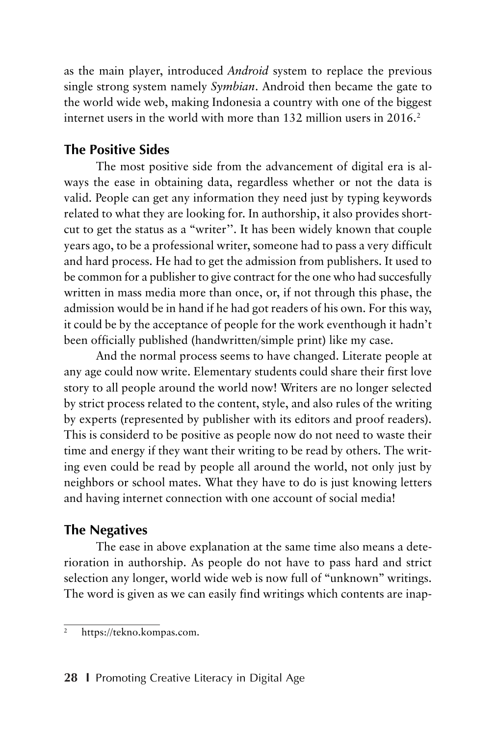as the main player, introduced *Android* system to replace the previous single strong system namely *Symbian*. Android then became the gate to the world wide web, making Indonesia a country with one of the biggest internet users in the world with more than 132 million users in 2016.[2]

## The Positive Sides

The most positive side from the advancement of digital era is always the ease in obtaining data, regardless whether or not the data is valid. People can get any information they need just by typing keywords related to what they are looking for. In authorship, it also provides short-cut to get the status as a "writer". It has been widely known that couple years ago, to be a professional writer, someone had to pass a very difficult and hard process. He had to get the admission from publishers. It used to be common for a publisher to give contract for the one who had succesfully written in mass media more than once, or, if not through this phase, the admission would be in hand if he had got readers of his own. For this way, it could be by the acceptance of people for the work eventhough it hadn't been officially published (handwritten/simple print) like my case.

And the normal process seems to have changed. Literate people at any age could now write. Elementary students could share their first love story to all people around the world now! Writers are no longer selected by strict process related to the content, style, and also rules of the writing by experts (represented by publisher with its editors and proof readers). This is considerd to be positive as people now do not need to waste their time and energy if they want their writing to be read by others. The writing even could be read by people all around the world, not only just by neighbors or school mates. What they have to do is just knowing letters and having internet connection with one account of social media!

## The Negatives

The ease in above explanation at the same time also means a deterioration in authorship. As people do not have to pass hard and strict selection any longer, world wide web is now full of "unknown" writings. The word is given as we can easily find writings which contents are inap-

---

[2] https://tekno.kompas.com.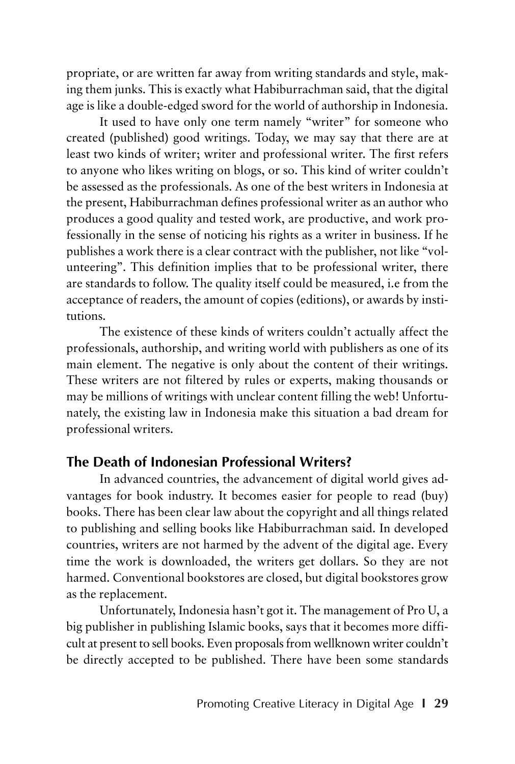propriate, or are written far away from writing standards and style, making them junks. This is exactly what Habiburrachman said, that the digital age is like a double-edged sword for the world of authorship in Indonesia.

It used to have only one term namely "writer" for someone who created (published) good writings. Today, we may say that there are at least two kinds of writer; writer and professional writer. The first refers to anyone who likes writing on blogs, or so. This kind of writer couldn't be assessed as the professionals. As one of the best writers in Indonesia at the present, Habiburrachman defines professional writer as an author who produces a good quality and tested work, are productive, and work professionally in the sense of noticing his rights as a writer in business. If he publishes a work there is a clear contract with the publisher, not like "volunteering". This definition implies that to be professional writer, there are standards to follow. The quality itself could be measured, i.e from the acceptance of readers, the amount of copies (editions), or awards by institutions.

The existence of these kinds of writers couldn't actually affect the professionals, authorship, and writing world with publishers as one of its main element. The negative is only about the content of their writings. These writers are not filtered by rules or experts, making thousands or may be millions of writings with unclear content filling the web! Unfortunately, the existing law in Indonesia make this situation a bad dream for professional writers.

## The Death of Indonesian Professional Writers?

In advanced countries, the advancement of digital world gives advantages for book industry. It becomes easier for people to read (buy) books. There has been clear law about the copyright and all things related to publishing and selling books like Habiburrachman said. In developed countries, writers are not harmed by the advent of the digital age. Every time the work is downloaded, the writers get dollars. So they are not harmed. Conventional bookstores are closed, but digital bookstores grow as the replacement.

Unfortunately, Indonesia hasn't got it. The management of Pro U, a big publisher in publishing Islamic books, says that it becomes more difficult at present to sell books. Even proposals from wellknown writer couldn't be directly accepted to be published. There have been some standards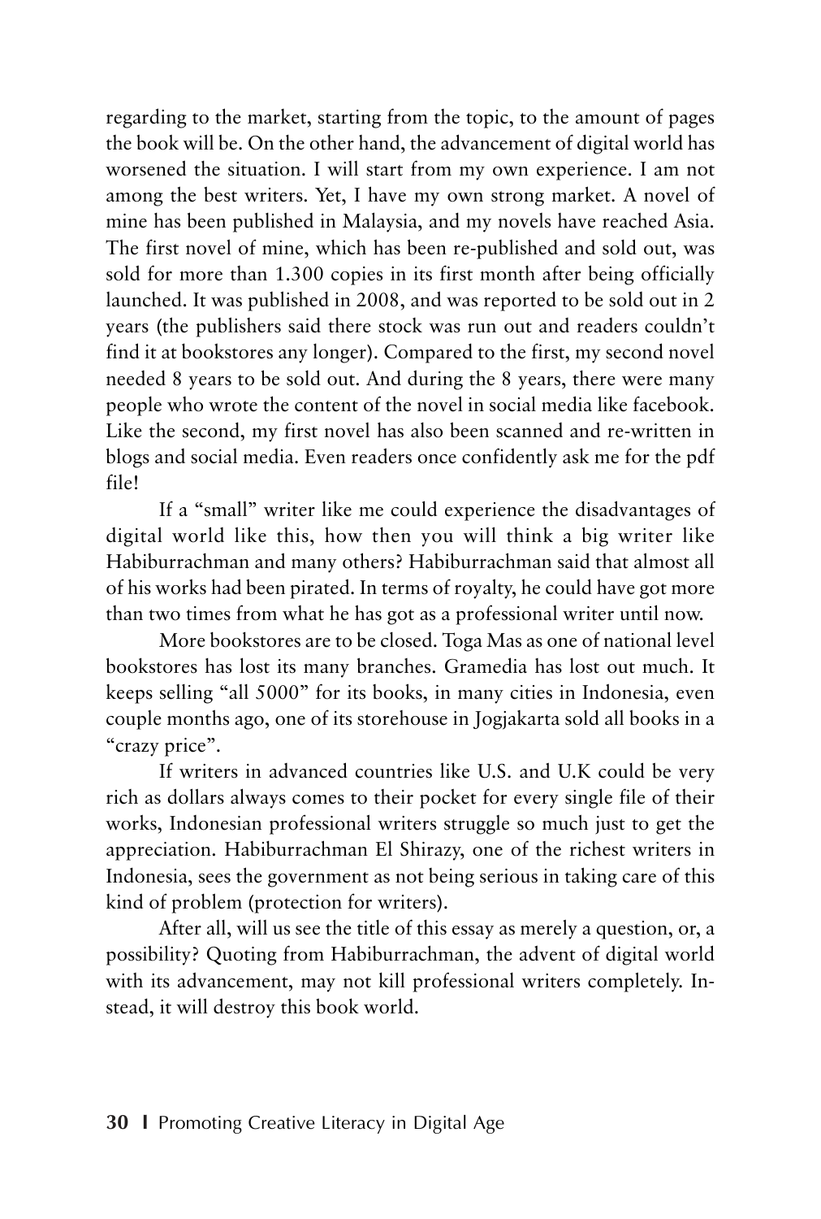regarding to the market, starting from the topic, to the amount of pages the book will be. On the other hand, the advancement of digital world has worsened the situation. I will start from my own experience. I am not among the best writers. Yet, I have my own strong market. A novel of mine has been published in Malaysia, and my novels have reached Asia. The first novel of mine, which has been re-published and sold out, was sold for more than 1.300 copies in its first month after being officially launched. It was published in 2008, and was reported to be sold out in 2 years (the publishers said there stock was run out and readers couldn't find it at bookstores any longer). Compared to the first, my second novel needed 8 years to be sold out. And during the 8 years, there were many people who wrote the content of the novel in social media like facebook. Like the second, my first novel has also been scanned and re-written in blogs and social media. Even readers once confidently ask me for the pdf file!

If a "small" writer like me could experience the disadvantages of digital world like this, how then you will think a big writer like Habiburrachman and many others? Habiburrachman said that almost all of his works had been pirated. In terms of royalty, he could have got more than two times from what he has got as a professional writer until now.

More bookstores are to be closed. Toga Mas as one of national level bookstores has lost its many branches. Gramedia has lost out much. It keeps selling "all 5000" for its books, in many cities in Indonesia, even couple months ago, one of its storehouse in Jogjakarta sold all books in a "crazy price".

If writers in advanced countries like U.S. and U.K could be very rich as dollars always comes to their pocket for every single file of their works, Indonesian professional writers struggle so much just to get the appreciation. Habiburrachman El Shirazy, one of the richest writers in Indonesia, sees the government as not being serious in taking care of this kind of problem (protection for writers).

After all, will us see the title of this essay as merely a question, or, a possibility? Quoting from Habiburrachman, the advent of digital world with its advancement, may not kill professional writers completely. Instead, it will destroy this book world.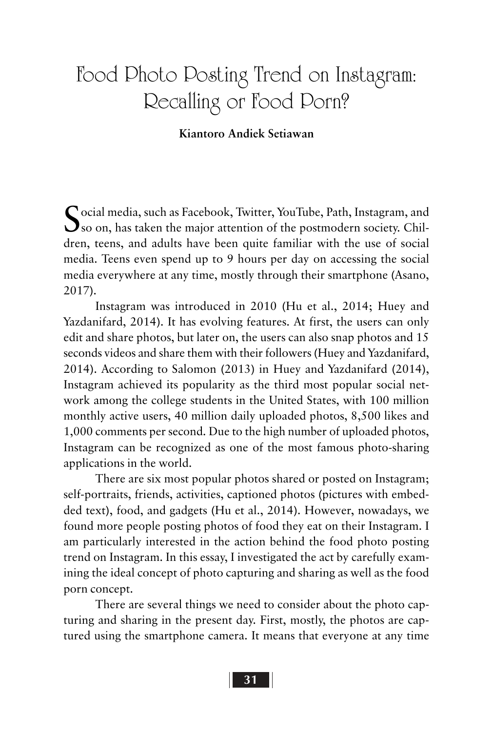# Food Photo Posting Trend on Instagram: Recalling or Food Porn?

**Kiantoro Andiek Setiawan**

Social media, such as Facebook, Twitter, YouTube, Path, Instagram, and so on, has taken the major attention of the postmodern society. Children, teens, and adults have been quite familiar with the use of social media. Teens even spend up to 9 hours per day on accessing the social media everywhere at any time, mostly through their smartphone (Asano, 2017).

Instagram was introduced in 2010 (Hu et al., 2014; Huey and Yazdanifard, 2014). It has evolving features. At first, the users can only edit and share photos, but later on, the users can also snap photos and 15 seconds videos and share them with their followers (Huey and Yazdanifard, 2014). According to Salomon (2013) in Huey and Yazdanifard (2014), Instagram achieved its popularity as the third most popular social network among the college students in the United States, with 100 million monthly active users, 40 million daily uploaded photos, 8,500 likes and 1,000 comments per second. Due to the high number of uploaded photos, Instagram can be recognized as one of the most famous photo-sharing applications in the world.

There are six most popular photos shared or posted on Instagram; self-portraits, friends, activities, captioned photos (pictures with embedded text), food, and gadgets (Hu et al., 2014). However, nowadays, we found more people posting photos of food they eat on their Instagram. I am particularly interested in the action behind the food photo posting trend on Instagram. In this essay, I investigated the act by carefully examining the ideal concept of photo capturing and sharing as well as the food porn concept.

There are several things we need to consider about the photo capturing and sharing in the present day. First, mostly, the photos are captured using the smartphone camera. It means that everyone at any time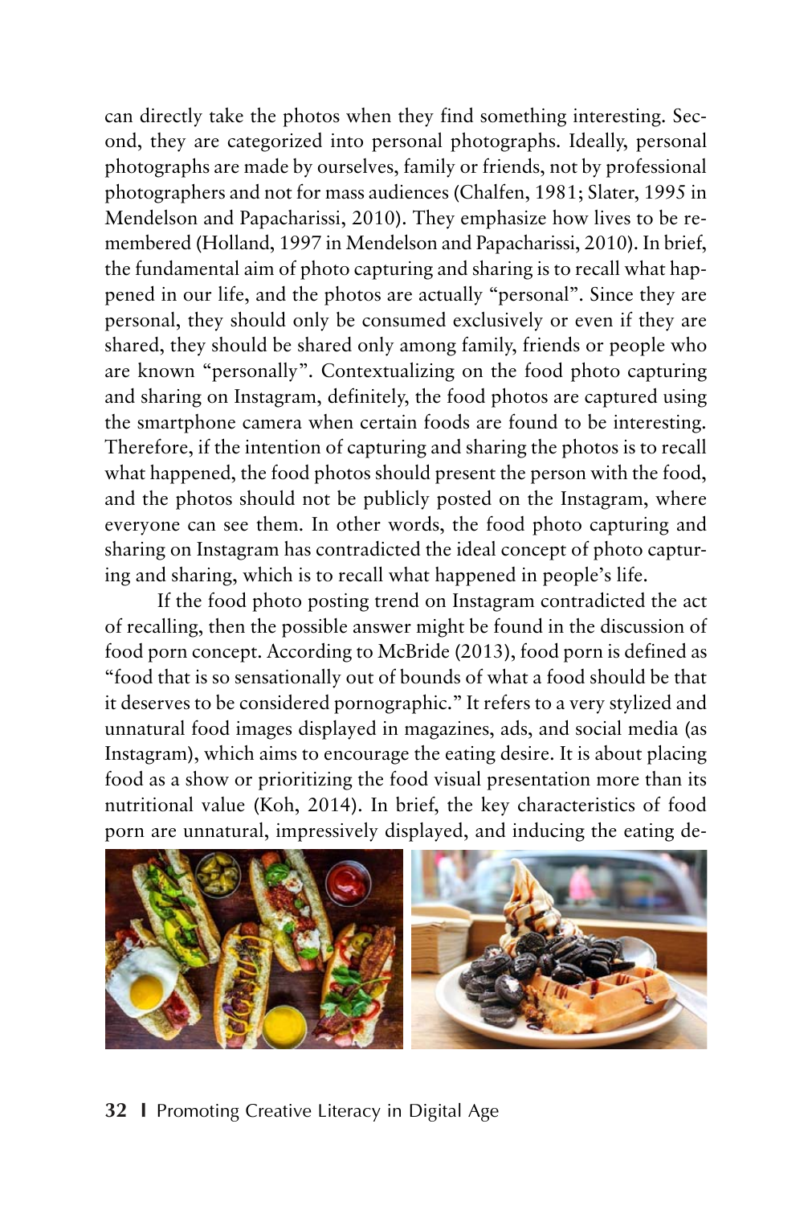can directly take the photos when they find something interesting. Second, they are categorized into personal photographs. Ideally, personal photographs are made by ourselves, family or friends, not by professional photographers and not for mass audiences (Chalfen, 1981; Slater, 1995 in Mendelson and Papacharissi, 2010). They emphasize how lives to be remembered (Holland, 1997 in Mendelson and Papacharissi, 2010). In brief, the fundamental aim of photo capturing and sharing is to recall what happened in our life, and the photos are actually "personal". Since they are personal, they should only be consumed exclusively or even if they are shared, they should be shared only among family, friends or people who are known "personally". Contextualizing on the food photo capturing and sharing on Instagram, definitely, the food photos are captured using the smartphone camera when certain foods are found to be interesting. Therefore, if the intention of capturing and sharing the photos is to recall what happened, the food photos should present the person with the food, and the photos should not be publicly posted on the Instagram, where everyone can see them. In other words, the food photo capturing and sharing on Instagram has contradicted the ideal concept of photo capturing and sharing, which is to recall what happened in people's life.

If the food photo posting trend on Instagram contradicted the act of recalling, then the possible answer might be found in the discussion of food porn concept. According to McBride (2013), food porn is defined as "food that is so sensationally out of bounds of what a food should be that it deserves to be considered pornographic." It refers to a very stylized and unnatural food images displayed in magazines, ads, and social media (as Instagram), which aims to encourage the eating desire. It is about placing food as a show or prioritizing the food visual presentation more than its nutritional value (Koh, 2014). In brief, the key characteristics of food porn are unnatural, impressively displayed, and inducing the eating de-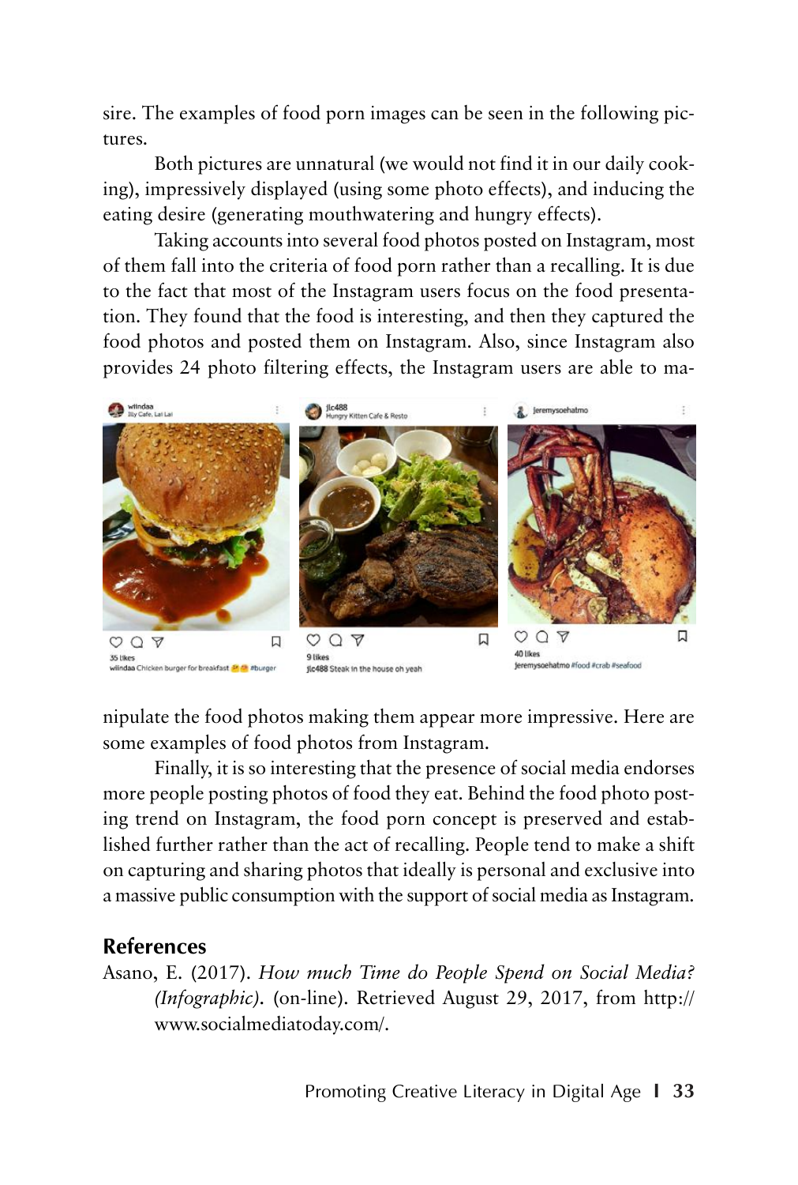sire. The examples of food porn images can be seen in the following pictures.

Both pictures are unnatural (we would not find it in our daily cooking), impressively displayed (using some photo effects), and inducing the eating desire (generating mouthwatering and hungry effects).

Taking accounts into several food photos posted on Instagram, most of them fall into the criteria of food porn rather than a recalling. It is due to the fact that most of the Instagram users focus on the food presentation. They found that the food is interesting, and then they captured the food photos and posted them on Instagram. Also, since Instagram also provides 24 photo filtering effects, the Instagram users are able to manipulate the food photos making them appear more impressive. Here are some examples of food photos from Instagram.

Finally, it is so interesting that the presence of social media endorses more people posting photos of food they eat. Behind the food photo posting trend on Instagram, the food porn concept is preserved and established further rather than the act of recalling. People tend to make a shift on capturing and sharing photos that ideally is personal and exclusive into a massive public consumption with the support of social media as Instagram.

## References

Asano, E. (2017). *How much Time do People Spend on Social Media? (Infographic)*. (on-line). Retrieved August 29, 2017, from http://www.socialmediatoday.com/.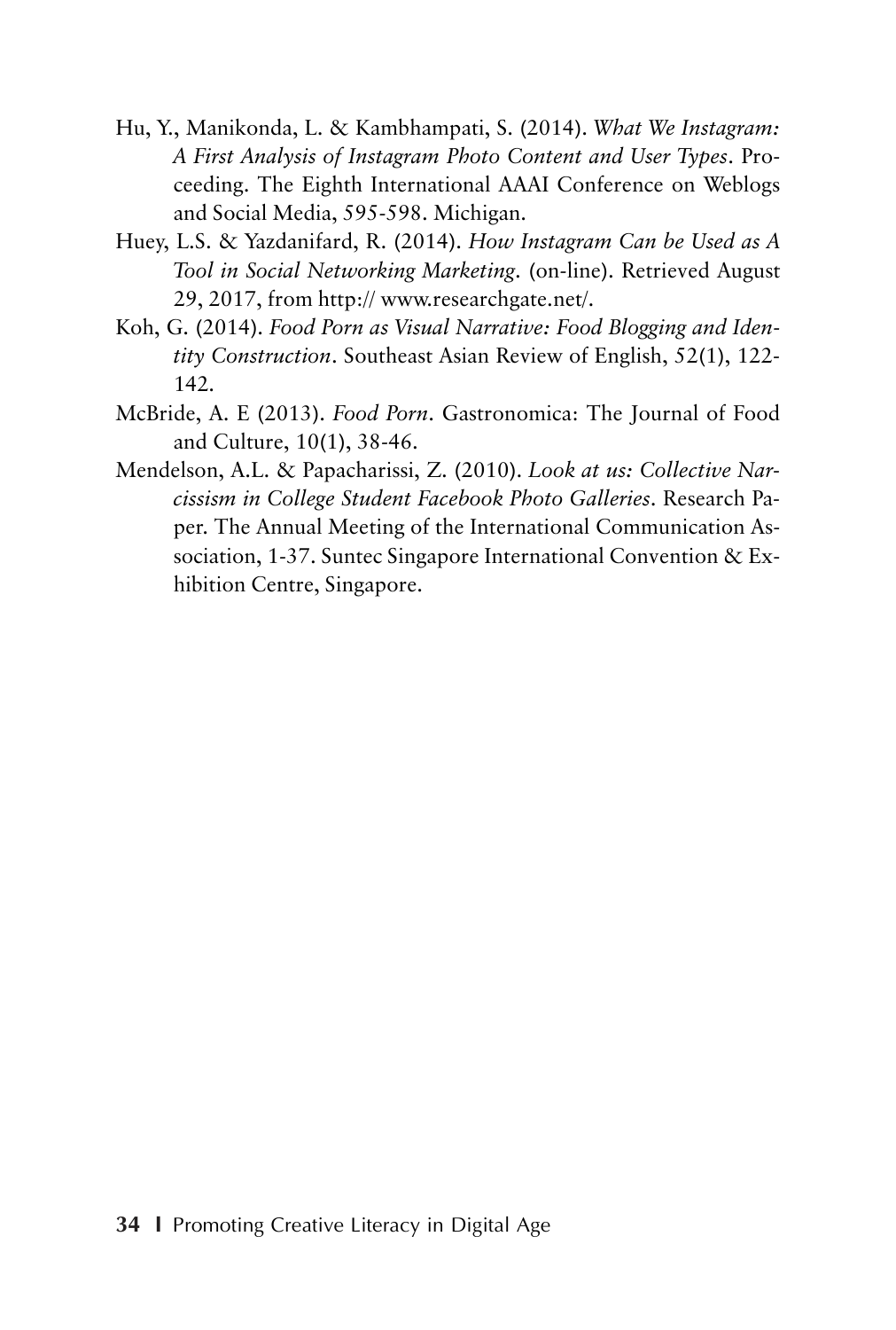Hu, Y., Manikonda, L. & Kambhampati, S. (2014). *What We Instagram: A First Analysis of Instagram Photo Content and User Types*. Proceeding. The Eighth International AAAI Conference on Weblogs and Social Media, 595-598. Michigan.

Huey, L.S. & Yazdanifard, R. (2014). *How Instagram Can be Used as A Tool in Social Networking Marketing*. (on-line). Retrieved August 29, 2017, from http:// www.researchgate.net/.

Koh, G. (2014). *Food Porn as Visual Narrative: Food Blogging and Identity Construction*. Southeast Asian Review of English, 52(1), 122-142.

McBride, A. E (2013). *Food Porn*. Gastronomica: The Journal of Food and Culture, 10(1), 38-46.

Mendelson, A.L. & Papacharissi, Z. (2010). *Look at us: Collective Narcissism in College Student Facebook Photo Galleries*. Research Paper. The Annual Meeting of the International Communication Association, 1-37. Suntec Singapore International Convention & Exhibition Centre, Singapore.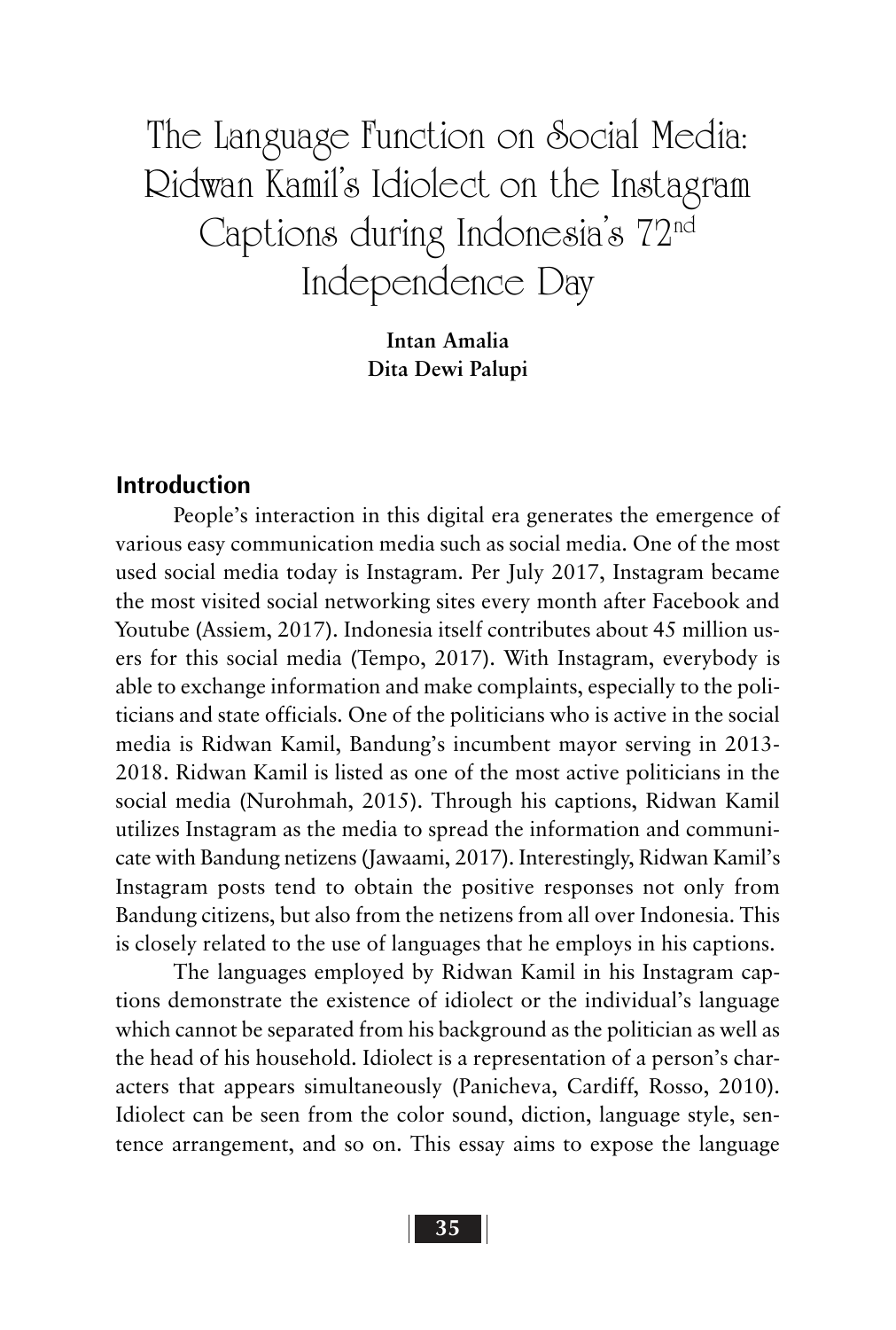# The Language Function on Social Media: Ridwan Kamil's Idiolect on the Instagram Captions during Indonesia's 72nd Independence Day

**Intan Amalia**
**Dita Dewi Palupi**

## Introduction

People's interaction in this digital era generates the emergence of various easy communication media such as social media. One of the most used social media today is Instagram. Per July 2017, Instagram became the most visited social networking sites every month after Facebook and Youtube (Assiem, 2017). Indonesia itself contributes about 45 million users for this social media (Tempo, 2017). With Instagram, everybody is able to exchange information and make complaints, especially to the politicians and state officials. One of the politicians who is active in the social media is Ridwan Kamil, Bandung's incumbent mayor serving in 2013-2018. Ridwan Kamil is listed as one of the most active politicians in the social media (Nurohmah, 2015). Through his captions, Ridwan Kamil utilizes Instagram as the media to spread the information and communicate with Bandung netizens (Jawaami, 2017). Interestingly, Ridwan Kamil's Instagram posts tend to obtain the positive responses not only from Bandung citizens, but also from the netizens from all over Indonesia. This is closely related to the use of languages that he employs in his captions.

The languages employed by Ridwan Kamil in his Instagram captions demonstrate the existence of idiolect or the individual's language which cannot be separated from his background as the politician as well as the head of his household. Idiolect is a representation of a person's characters that appears simultaneously (Panicheva, Cardiff, Rosso, 2010). Idiolect can be seen from the color sound, diction, language style, sentence arrangement, and so on. This essay aims to expose the language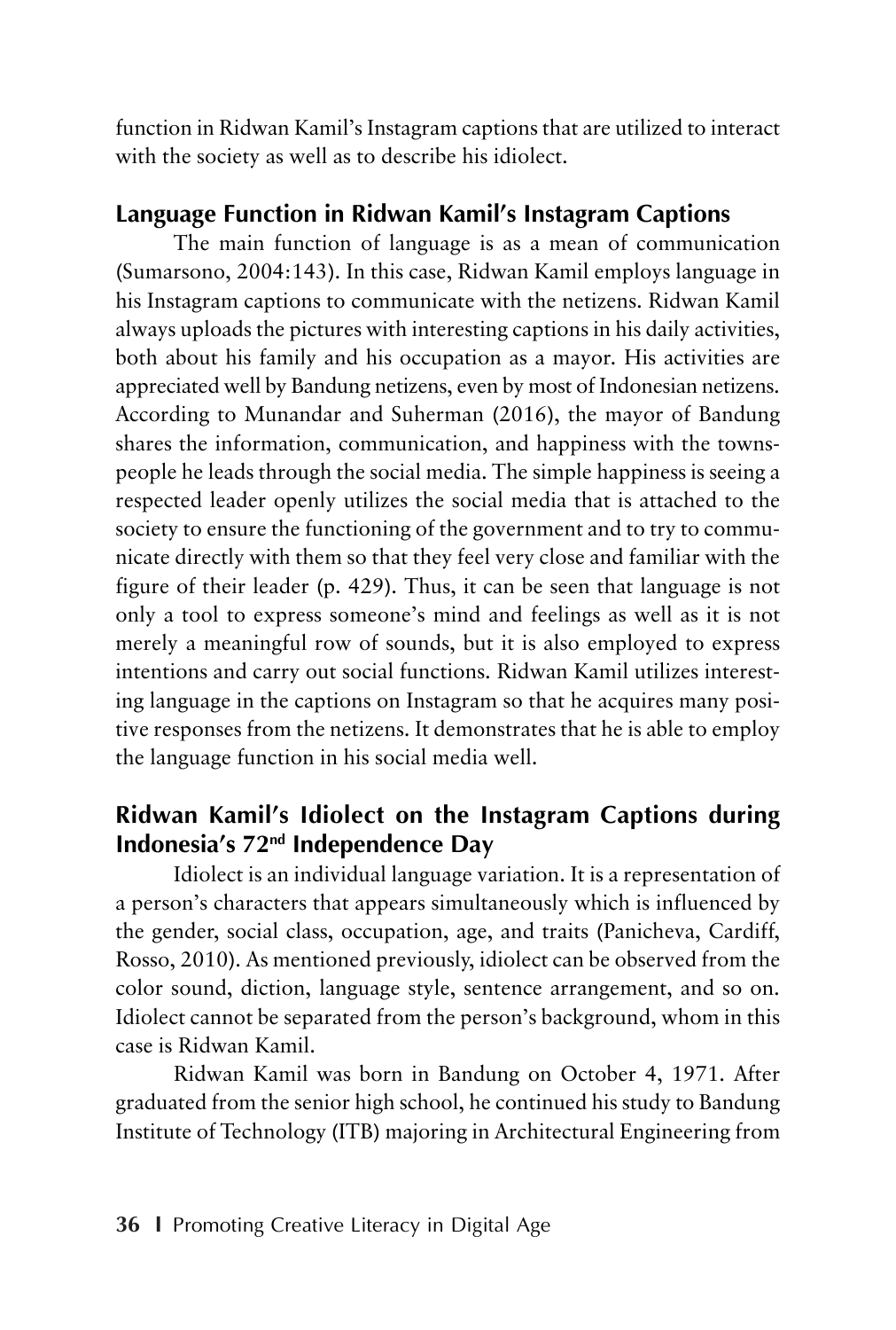function in Ridwan Kamil's Instagram captions that are utilized to interact with the society as well as to describe his idiolect.

## Language Function in Ridwan Kamil's Instagram Captions

The main function of language is as a mean of communication (Sumarsono, 2004:143). In this case, Ridwan Kamil employs language in his Instagram captions to communicate with the netizens. Ridwan Kamil always uploads the pictures with interesting captions in his daily activities, both about his family and his occupation as a mayor. His activities are appreciated well by Bandung netizens, even by most of Indonesian netizens. According to Munandar and Suherman (2016), the mayor of Bandung shares the information, communication, and happiness with the townspeople he leads through the social media. The simple happiness is seeing a respected leader openly utilizes the social media that is attached to the society to ensure the functioning of the government and to try to communicate directly with them so that they feel very close and familiar with the figure of their leader (p. 429). Thus, it can be seen that language is not only a tool to express someone's mind and feelings as well as it is not merely a meaningful row of sounds, but it is also employed to express intentions and carry out social functions. Ridwan Kamil utilizes interesting language in the captions on Instagram so that he acquires many positive responses from the netizens. It demonstrates that he is able to employ the language function in his social media well.

## Ridwan Kamil's Idiolect on the Instagram Captions during Indonesia's 72nd Independence Day

Idiolect is an individual language variation. It is a representation of a person's characters that appears simultaneously which is influenced by the gender, social class, occupation, age, and traits (Panicheva, Cardiff, Rosso, 2010). As mentioned previously, idiolect can be observed from the color sound, diction, language style, sentence arrangement, and so on. Idiolect cannot be separated from the person's background, whom in this case is Ridwan Kamil.

Ridwan Kamil was born in Bandung on October 4, 1971. After graduated from the senior high school, he continued his study to Bandung Institute of Technology (ITB) majoring in Architectural Engineering from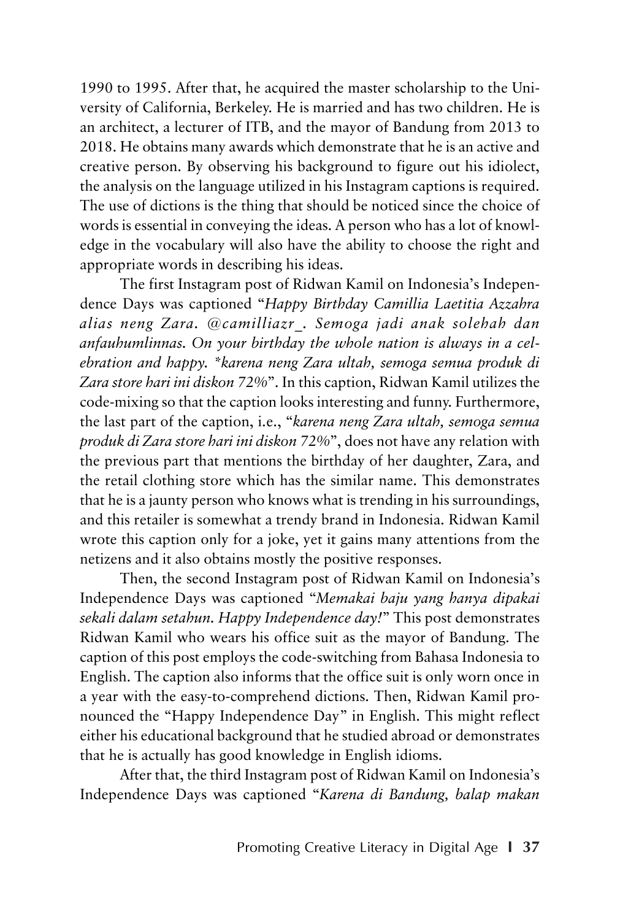1990 to 1995. After that, he acquired the master scholarship to the University of California, Berkeley. He is married and has two children. He is an architect, a lecturer of ITB, and the mayor of Bandung from 2013 to 2018. He obtains many awards which demonstrate that he is an active and creative person. By observing his background to figure out his idiolect, the analysis on the language utilized in his Instagram captions is required. The use of dictions is the thing that should be noticed since the choice of words is essential in conveying the ideas. A person who has a lot of knowledge in the vocabulary will also have the ability to choose the right and appropriate words in describing his ideas.

The first Instagram post of Ridwan Kamil on Indonesia's Independence Days was captioned "*Happy Birthday Camillia Laetitia Azzahra alias neng Zara. @camilliazr_. Semoga jadi anak solehah dan anfauhumlinnas. On your birthday the whole nation is always in a celebration and happy. *karena neng Zara ultah, semoga semua produk di Zara store hari ini diskon* 72%". In this caption, Ridwan Kamil utilizes the code-mixing so that the caption looks interesting and funny. Furthermore, the last part of the caption, i.e., "*karena neng Zara ultah, semoga semua produk di Zara store hari ini diskon* 72%", does not have any relation with the previous part that mentions the birthday of her daughter, Zara, and the retail clothing store which has the similar name. This demonstrates that he is a jaunty person who knows what is trending in his surroundings, and this retailer is somewhat a trendy brand in Indonesia. Ridwan Kamil wrote this caption only for a joke, yet it gains many attentions from the netizens and it also obtains mostly the positive responses.

Then, the second Instagram post of Ridwan Kamil on Indonesia's Independence Days was captioned "*Memakai baju yang hanya dipakai sekali dalam setahun. Happy Independence day!*" This post demonstrates Ridwan Kamil who wears his office suit as the mayor of Bandung. The caption of this post employs the code-switching from Bahasa Indonesia to English. The caption also informs that the office suit is only worn once in a year with the easy-to-comprehend dictions. Then, Ridwan Kamil pronounced the "Happy Independence Day" in English. This might reflect either his educational background that he studied abroad or demonstrates that he is actually has good knowledge in English idioms.

After that, the third Instagram post of Ridwan Kamil on Indonesia's Independence Days was captioned "*Karena di Bandung, balap makan*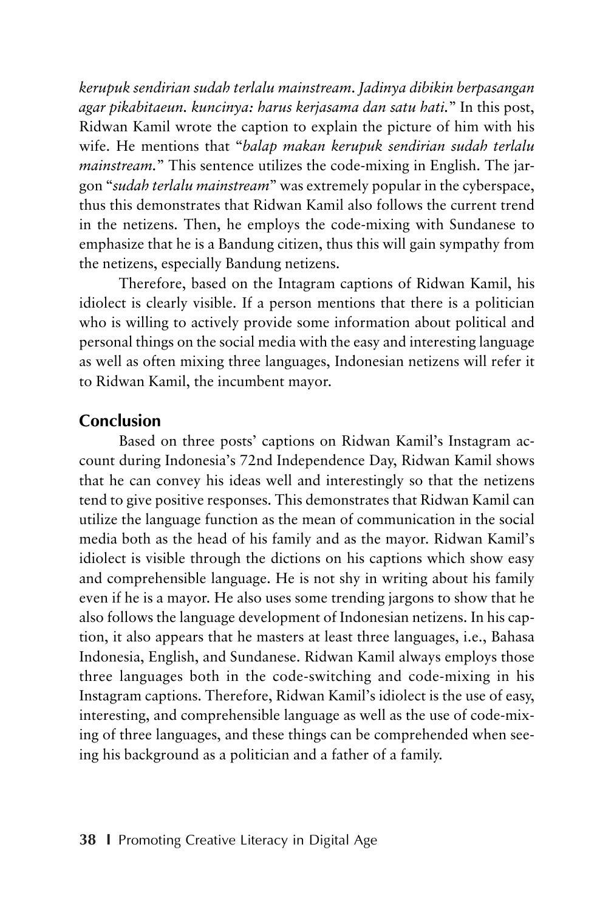*kerupuk sendirian sudah terlalu mainstream. Jadinya dibikin berpasangan agar pikabitaeun. kuncinya: harus kerjasama dan satu hati.*" In this post, Ridwan Kamil wrote the caption to explain the picture of him with his wife. He mentions that "*balap makan kerupuk sendirian sudah terlalu mainstream.*" This sentence utilizes the code-mixing in English. The jargon "*sudah terlalu mainstream*" was extremely popular in the cyberspace, thus this demonstrates that Ridwan Kamil also follows the current trend in the netizens. Then, he employs the code-mixing with Sundanese to emphasize that he is a Bandung citizen, thus this will gain sympathy from the netizens, especially Bandung netizens.

Therefore, based on the Intagram captions of Ridwan Kamil, his idiolect is clearly visible. If a person mentions that there is a politician who is willing to actively provide some information about political and personal things on the social media with the easy and interesting language as well as often mixing three languages, Indonesian netizens will refer it to Ridwan Kamil, the incumbent mayor.

## Conclusion

Based on three posts' captions on Ridwan Kamil's Instagram account during Indonesia's 72nd Independence Day, Ridwan Kamil shows that he can convey his ideas well and interestingly so that the netizens tend to give positive responses. This demonstrates that Ridwan Kamil can utilize the language function as the mean of communication in the social media both as the head of his family and as the mayor. Ridwan Kamil's idiolect is visible through the dictions on his captions which show easy and comprehensible language. He is not shy in writing about his family even if he is a mayor. He also uses some trending jargons to show that he also follows the language development of Indonesian netizens. In his caption, it also appears that he masters at least three languages, i.e., Bahasa Indonesia, English, and Sundanese. Ridwan Kamil always employs those three languages both in the code-switching and code-mixing in his Instagram captions. Therefore, Ridwan Kamil's idiolect is the use of easy, interesting, and comprehensible language as well as the use of code-mixing of three languages, and these things can be comprehended when seeing his background as a politician and a father of a family.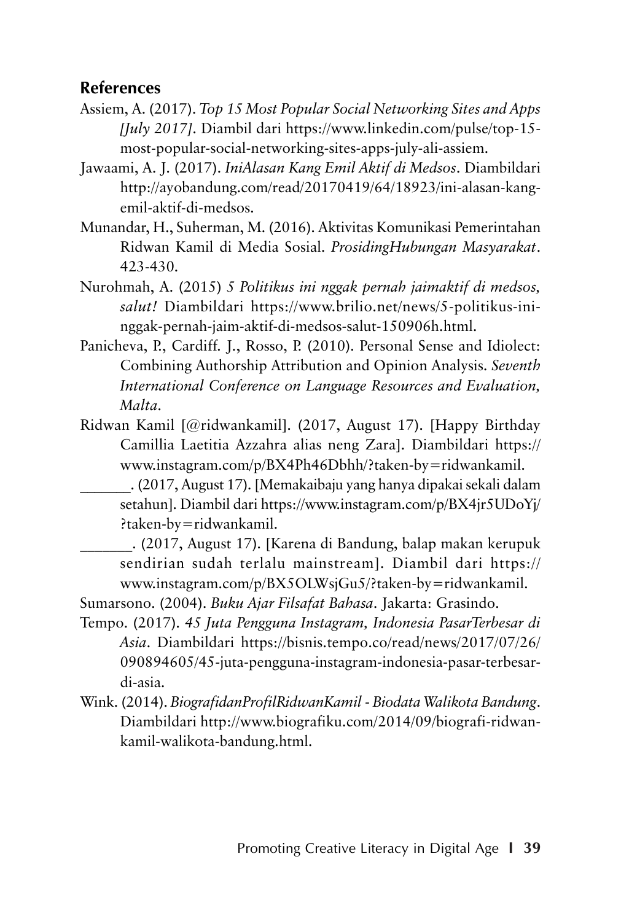## References

Assiem, A. (2017). *Top 15 Most Popular Social Networking Sites and Apps [July 2017]*. Diambil dari https://www.linkedin.com/pulse/top-15-most-popular-social-networking-sites-apps-july-ali-assiem.

Jawaami, A. J. (2017). *IniAlasan Kang Emil Aktif di Medsos*. Diambildari http://ayobandung.com/read/20170419/64/18923/ini-alasan-kang-emil-aktif-di-medsos.

Munandar, H., Suherman, M. (2016). Aktivitas Komunikasi Pemerintahan Ridwan Kamil di Media Sosial. *ProsidingHubungan Masyarakat*. 423-430.

Nurohmah, A. (2015) *5 Politikus ini nggak pernah jaimaktif di medsos, salut!* Diambildari https://www.brilio.net/news/5-politikus-ini-nggak-pernah-jaim-aktif-di-medsos-salut-150906h.html.

Panicheva, P., Cardiff. J., Rosso, P. (2010). Personal Sense and Idiolect: Combining Authorship Attribution and Opinion Analysis. *Seventh International Conference on Language Resources and Evaluation, Malta*.

Ridwan Kamil [@ridwankamil]. (2017, August 17). [Happy Birthday Camillia Laetitia Azzahra alias neng Zara]. Diambildari https://www.instagram.com/p/BX4Ph46Dbhh/?taken-by=ridwankamil.

_______. (2017, August 17). [Memakaibaju yang hanya dipakai sekali dalam setahun]. Diambil dari https://www.instagram.com/p/BX4jr5UDoYj/?taken-by=ridwankamil.

_______. (2017, August 17). [Karena di Bandung, balap makan kerupuk sendirian sudah terlalu mainstream]. Diambil dari https://www.instagram.com/p/BX5OLWsjGu5/?taken-by=ridwankamil.

Sumarsono. (2004). *Buku Ajar Filsafat Bahasa*. Jakarta: Grasindo.

Tempo. (2017). *45 Juta Pengguna Instagram, Indonesia PasarTerbesar di Asia*. Diambildari https://bisnis.tempo.co/read/news/2017/07/26/090894605/45-juta-pengguna-instagram-indonesia-pasar-terbesar-di-asia.

Wink. (2014). *BiografidanProfilRidwanKamil - Biodata Walikota Bandung*. Diambildari http://www.biografiku.com/2014/09/biografi-ridwan-kamil-walikota-bandung.html.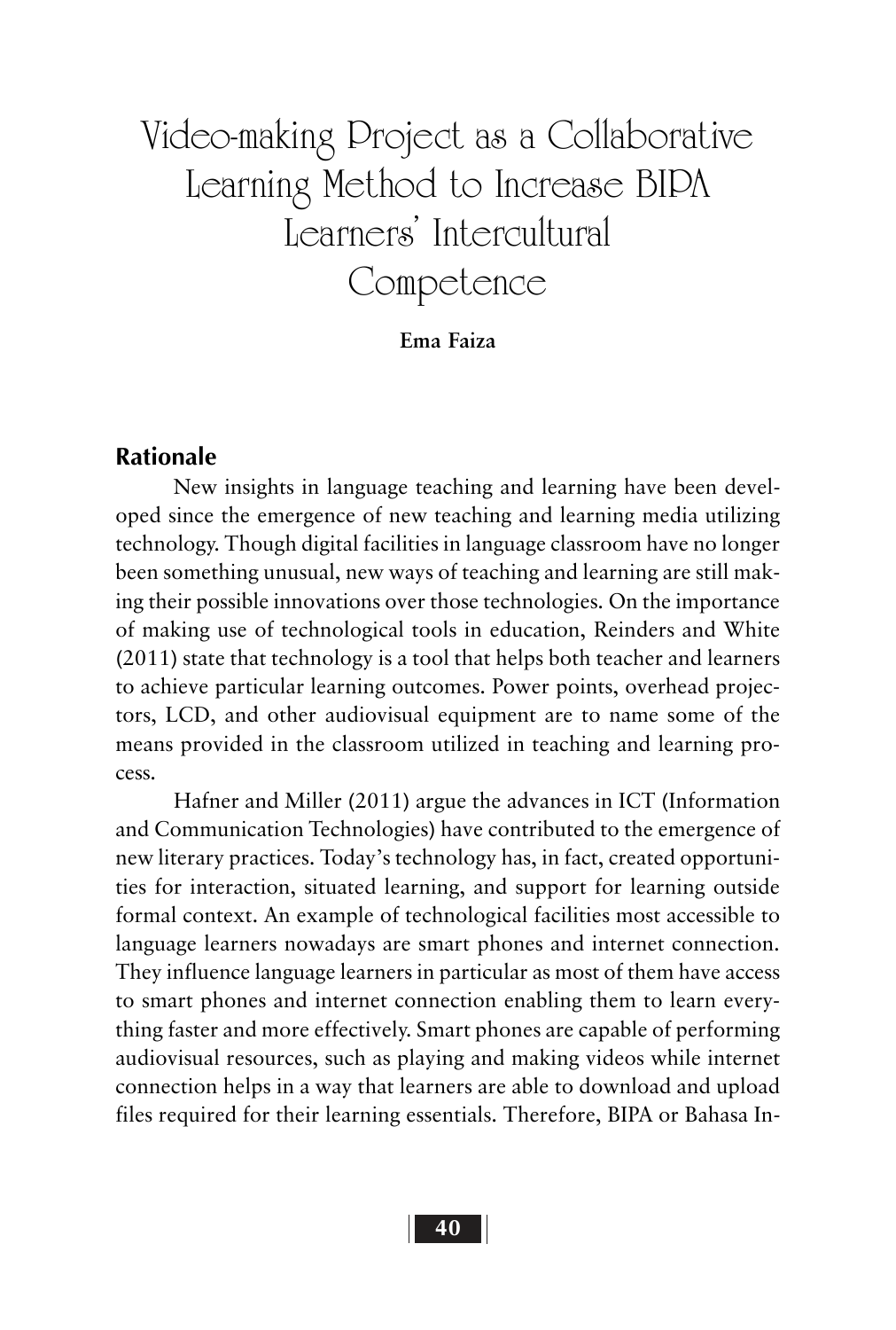# Video-making Project as a Collaborative Learning Method to Increase BIPA Learners' Intercultural Competence

**Ema Faiza**

## Rationale

New insights in language teaching and learning have been developed since the emergence of new teaching and learning media utilizing technology. Though digital facilities in language classroom have no longer been something unusual, new ways of teaching and learning are still making their possible innovations over those technologies. On the importance of making use of technological tools in education, Reinders and White (2011) state that technology is a tool that helps both teacher and learners to achieve particular learning outcomes. Power points, overhead projectors, LCD, and other audiovisual equipment are to name some of the means provided in the classroom utilized in teaching and learning process.

Hafner and Miller (2011) argue the advances in ICT (Information and Communication Technologies) have contributed to the emergence of new literary practices. Today's technology has, in fact, created opportunities for interaction, situated learning, and support for learning outside formal context. An example of technological facilities most accessible to language learners nowadays are smart phones and internet connection. They influence language learners in particular as most of them have access to smart phones and internet connection enabling them to learn everything faster and more effectively. Smart phones are capable of performing audiovisual resources, such as playing and making videos while internet connection helps in a way that learners are able to download and upload files required for their learning essentials. Therefore, BIPA or Bahasa In-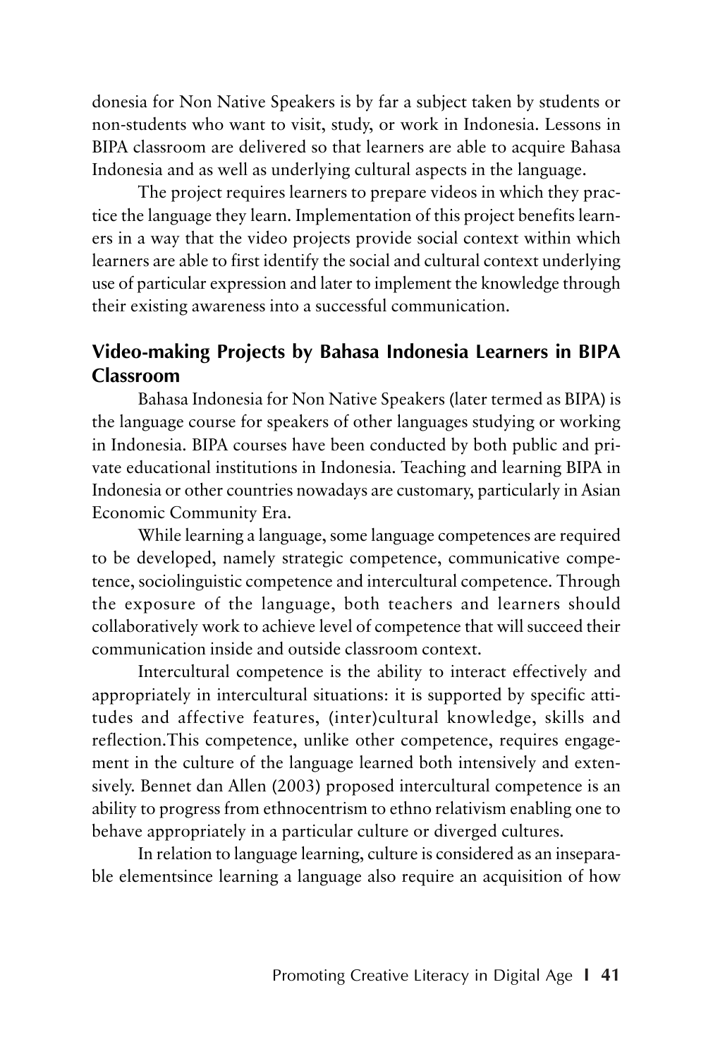donesia for Non Native Speakers is by far a subject taken by students or non-students who want to visit, study, or work in Indonesia. Lessons in BIPA classroom are delivered so that learners are able to acquire Bahasa Indonesia and as well as underlying cultural aspects in the language.

The project requires learners to prepare videos in which they practice the language they learn. Implementation of this project benefits learners in a way that the video projects provide social context within which learners are able to first identify the social and cultural context underlying use of particular expression and later to implement the knowledge through their existing awareness into a successful communication.

## Video-making Projects by Bahasa Indonesia Learners in BIPA Classroom

Bahasa Indonesia for Non Native Speakers (later termed as BIPA) is the language course for speakers of other languages studying or working in Indonesia. BIPA courses have been conducted by both public and private educational institutions in Indonesia. Teaching and learning BIPA in Indonesia or other countries nowadays are customary, particularly in Asian Economic Community Era.

While learning a language, some language competences are required to be developed, namely strategic competence, communicative competence, sociolinguistic competence and intercultural competence. Through the exposure of the language, both teachers and learners should collaboratively work to achieve level of competence that will succeed their communication inside and outside classroom context.

Intercultural competence is the ability to interact effectively and appropriately in intercultural situations: it is supported by specific attitudes and affective features, (inter)cultural knowledge, skills and reflection.This competence, unlike other competence, requires engagement in the culture of the language learned both intensively and extensively. Bennet dan Allen (2003) proposed intercultural competence is an ability to progress from ethnocentrism to ethno relativism enabling one to behave appropriately in a particular culture or diverged cultures.

In relation to language learning, culture is considered as an inseparable elementsince learning a language also require an acquisition of how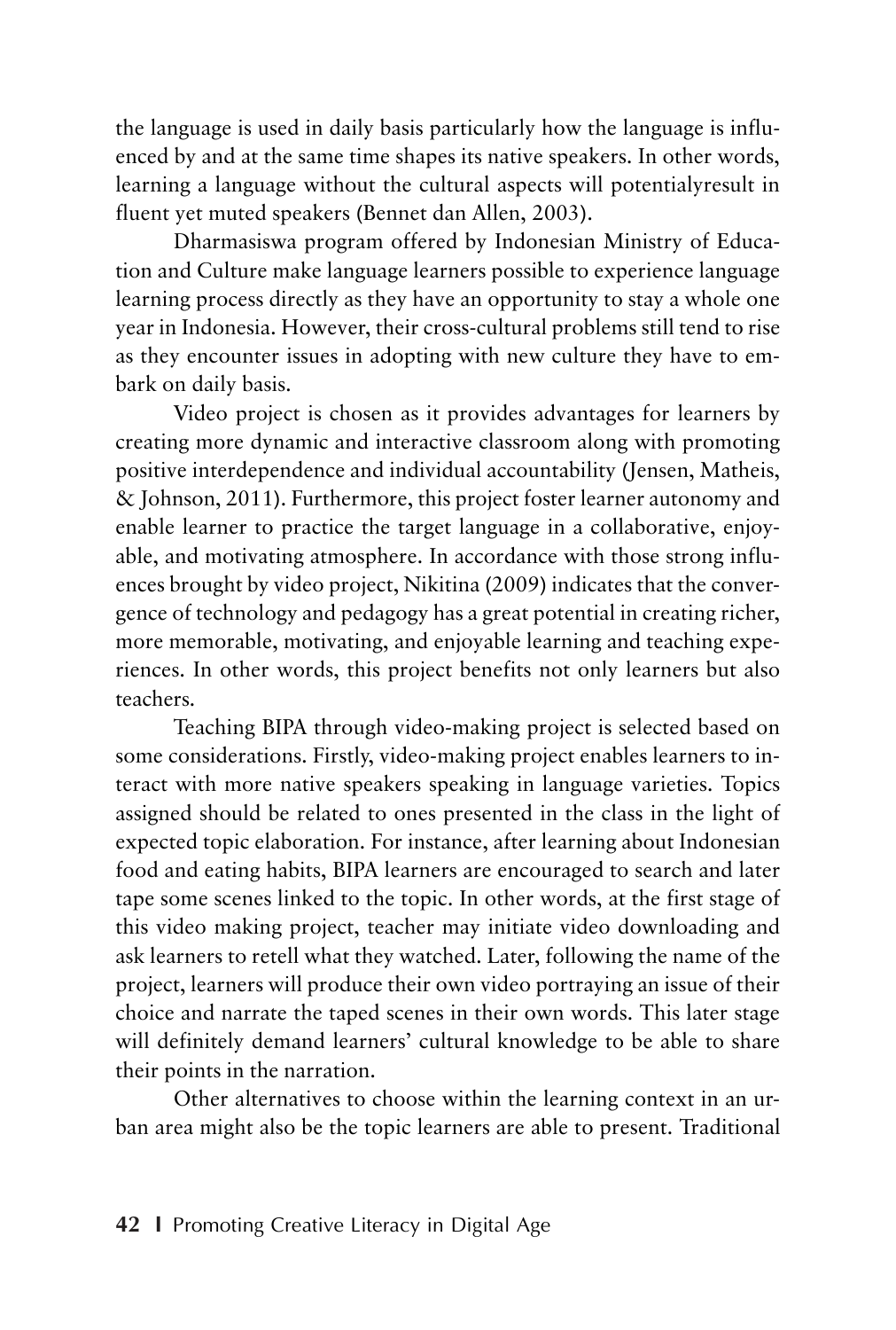the language is used in daily basis particularly how the language is influenced by and at the same time shapes its native speakers. In other words, learning a language without the cultural aspects will potentialyresult in fluent yet muted speakers (Bennet dan Allen, 2003).

Dharmasiswa program offered by Indonesian Ministry of Education and Culture make language learners possible to experience language learning process directly as they have an opportunity to stay a whole one year in Indonesia. However, their cross-cultural problems still tend to rise as they encounter issues in adopting with new culture they have to embark on daily basis.

Video project is chosen as it provides advantages for learners by creating more dynamic and interactive classroom along with promoting positive interdependence and individual accountability (Jensen, Matheis, & Johnson, 2011). Furthermore, this project foster learner autonomy and enable learner to practice the target language in a collaborative, enjoyable, and motivating atmosphere. In accordance with those strong influences brought by video project, Nikitina (2009) indicates that the convergence of technology and pedagogy has a great potential in creating richer, more memorable, motivating, and enjoyable learning and teaching experiences. In other words, this project benefits not only learners but also teachers.

Teaching BIPA through video-making project is selected based on some considerations. Firstly, video-making project enables learners to interact with more native speakers speaking in language varieties. Topics assigned should be related to ones presented in the class in the light of expected topic elaboration. For instance, after learning about Indonesian food and eating habits, BIPA learners are encouraged to search and later tape some scenes linked to the topic. In other words, at the first stage of this video making project, teacher may initiate video downloading and ask learners to retell what they watched. Later, following the name of the project, learners will produce their own video portraying an issue of their choice and narrate the taped scenes in their own words. This later stage will definitely demand learners' cultural knowledge to be able to share their points in the narration.

Other alternatives to choose within the learning context in an urban area might also be the topic learners are able to present. Traditional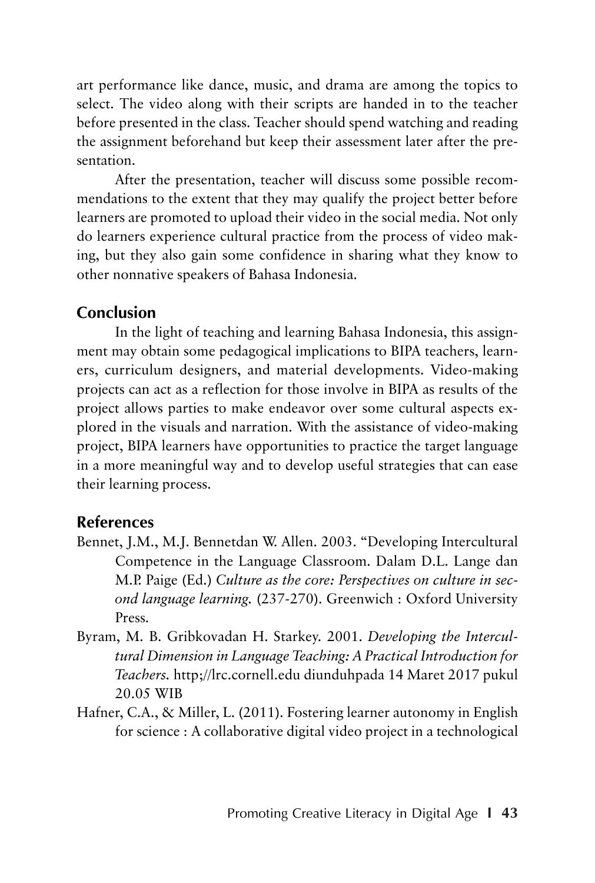art performance like dance, music, and drama are among the topics to select. The video along with their scripts are handed in to the teacher before presented in the class. Teacher should spend watching and reading the assignment beforehand but keep their assessment later after the presentation.

After the presentation, teacher will discuss some possible recommendations to the extent that they may qualify the project better before learners are promoted to upload their video in the social media. Not only do learners experience cultural practice from the process of video making, but they also gain some confidence in sharing what they know to other nonnative speakers of Bahasa Indonesia.

## Conclusion

In the light of teaching and learning Bahasa Indonesia, this assignment may obtain some pedagogical implications to BIPA teachers, learners, curriculum designers, and material developments. Video-making projects can act as a reflection for those involve in BIPA as results of the project allows parties to make endeavor over some cultural aspects explored in the visuals and narration. With the assistance of video-making project, BIPA learners have opportunities to practice the target language in a more meaningful way and to develop useful strategies that can ease their learning process.

## References

Bennet, J.M., M.J. Bennetdan W. Allen. 2003. "Developing Intercultural Competence in the Language Classroom. Dalam D.L. Lange dan M.P. Paige (Ed.) *Culture as the core: Perspectives on culture in second language learning.* (237-270). Greenwich : Oxford University Press.

Byram, M. B. Gribkovadan H. Starkey. 2001. *Developing the Intercultural Dimension in Language Teaching: A Practical Introduction for Teachers.* http;//lrc.cornell.edu diunduhpada 14 Maret 2017 pukul 20.05 WIB

Hafner, C.A., & Miller, L. (2011). Fostering learner autonomy in English for science : A collaborative digital video project in a technological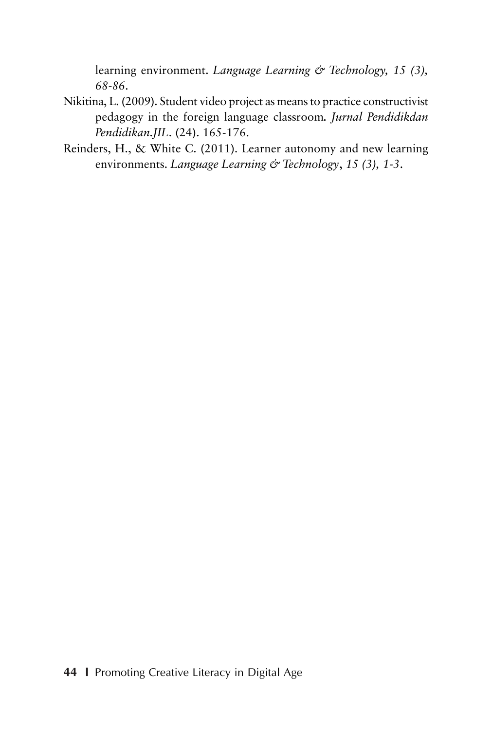learning environment. *Language Learning & Technology, 15 (3), 68-86*.

Nikitina, L. (2009). Student video project as means to practice constructivist pedagogy in the foreign language classroom. *Jurnal Pendidikdan Pendidikan.JIL*. (24). 165-176.

Reinders, H., & White C. (2011). Learner autonomy and new learning environments. *Language Learning & Technology*, *15 (3), 1-3*.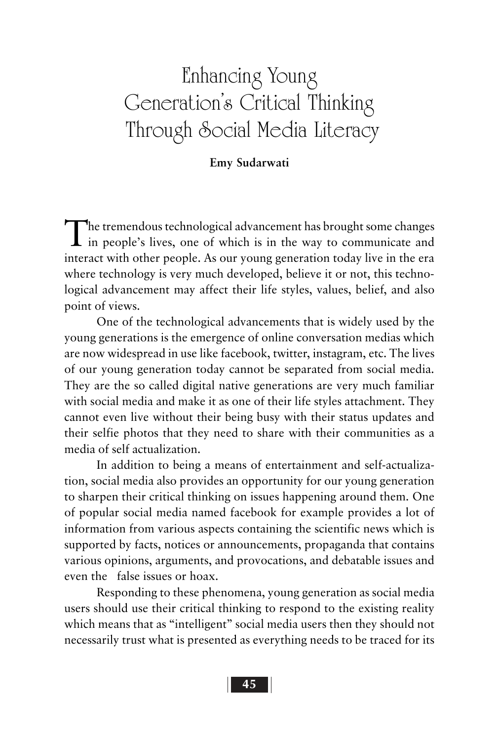# Enhancing Young Generation's Critical Thinking Through Social Media Literacy

**Emy Sudarwati**

The tremendous technological advancement has brought some changes in people's lives, one of which is in the way to communicate and interact with other people. As our young generation today live in the era where technology is very much developed, believe it or not, this technological advancement may affect their life styles, values, belief, and also point of views.

One of the technological advancements that is widely used by the young generations is the emergence of online conversation medias which are now widespread in use like facebook, twitter, instagram, etc. The lives of our young generation today cannot be separated from social media. They are the so called digital native generations are very much familiar with social media and make it as one of their life styles attachment. They cannot even live without their being busy with their status updates and their selfie photos that they need to share with their communities as a media of self actualization.

In addition to being a means of entertainment and self-actualization, social media also provides an opportunity for our young generation to sharpen their critical thinking on issues happening around them. One of popular social media named facebook for example provides a lot of information from various aspects containing the scientific news which is supported by facts, notices or announcements, propaganda that contains various opinions, arguments, and provocations, and debatable issues and even the false issues or hoax.

Responding to these phenomena, young generation as social media users should use their critical thinking to respond to the existing reality which means that as "intelligent" social media users then they should not necessarily trust what is presented as everything needs to be traced for its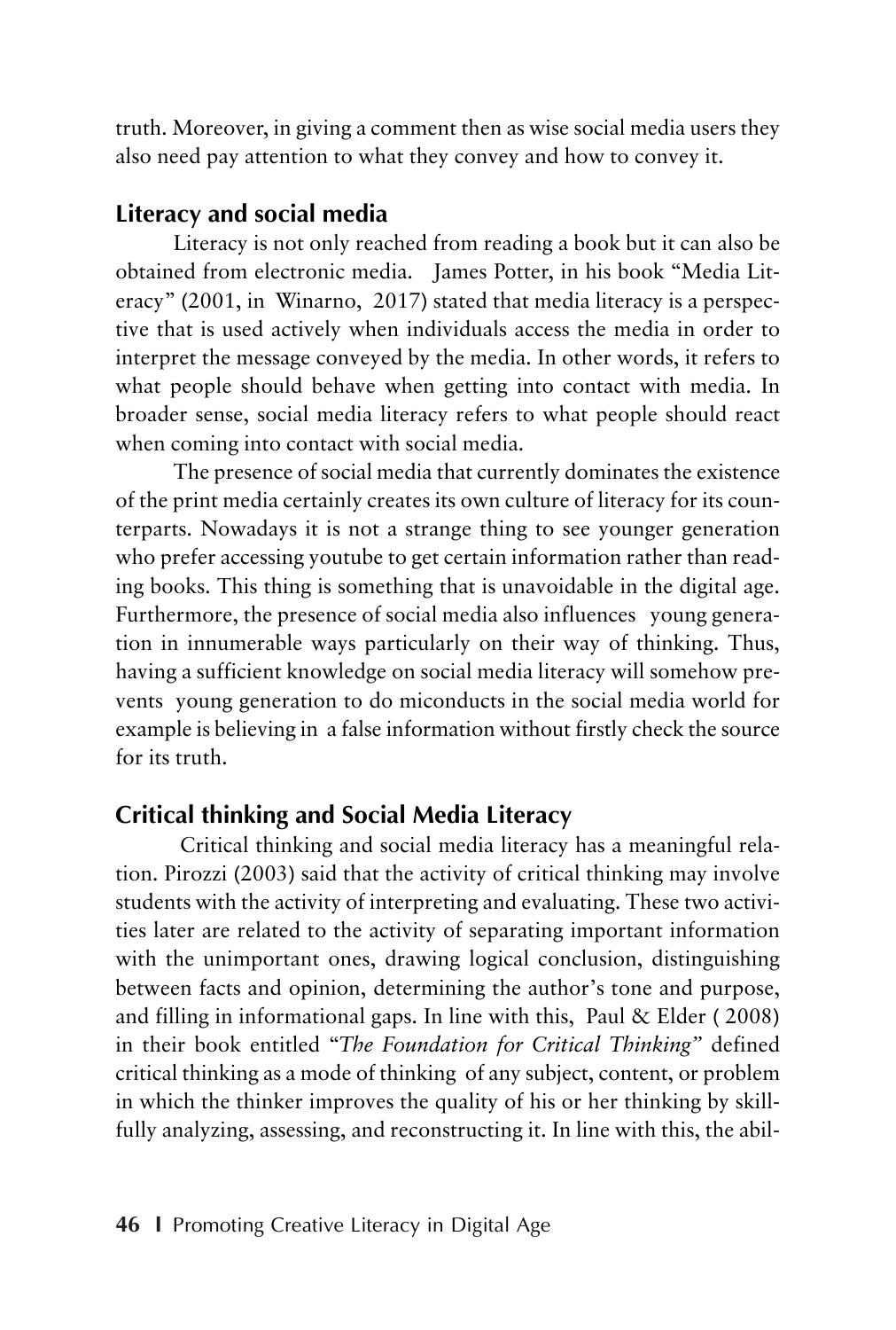truth. Moreover, in giving a comment then as wise social media users they also need pay attention to what they convey and how to convey it.

## Literacy and social media

Literacy is not only reached from reading a book but it can also be obtained from electronic media. James Potter, in his book "Media Literacy" (2001, in Winarno, 2017) stated that media literacy is a perspective that is used actively when individuals access the media in order to interpret the message conveyed by the media. In other words, it refers to what people should behave when getting into contact with media. In broader sense, social media literacy refers to what people should react when coming into contact with social media.

The presence of social media that currently dominates the existence of the print media certainly creates its own culture of literacy for its counterparts. Nowadays it is not a strange thing to see younger generation who prefer accessing youtube to get certain information rather than reading books. This thing is something that is unavoidable in the digital age. Furthermore, the presence of social media also influences young generation in innumerable ways particularly on their way of thinking. Thus, having a sufficient knowledge on social media literacy will somehow prevents young generation to do miconducts in the social media world for example is believing in a false information without firstly check the source for its truth.

## Critical thinking and Social Media Literacy

Critical thinking and social media literacy has a meaningful relation. Pirozzi (2003) said that the activity of critical thinking may involve students with the activity of interpreting and evaluating. These two activities later are related to the activity of separating important information with the unimportant ones, drawing logical conclusion, distinguishing between facts and opinion, determining the author's tone and purpose, and filling in informational gaps. In line with this, Paul & Elder ( 2008) in their book entitled "*The Foundation for Critical Thinking*" defined critical thinking as a mode of thinking of any subject, content, or problem in which the thinker improves the quality of his or her thinking by skillfully analyzing, assessing, and reconstructing it. In line with this, the abil-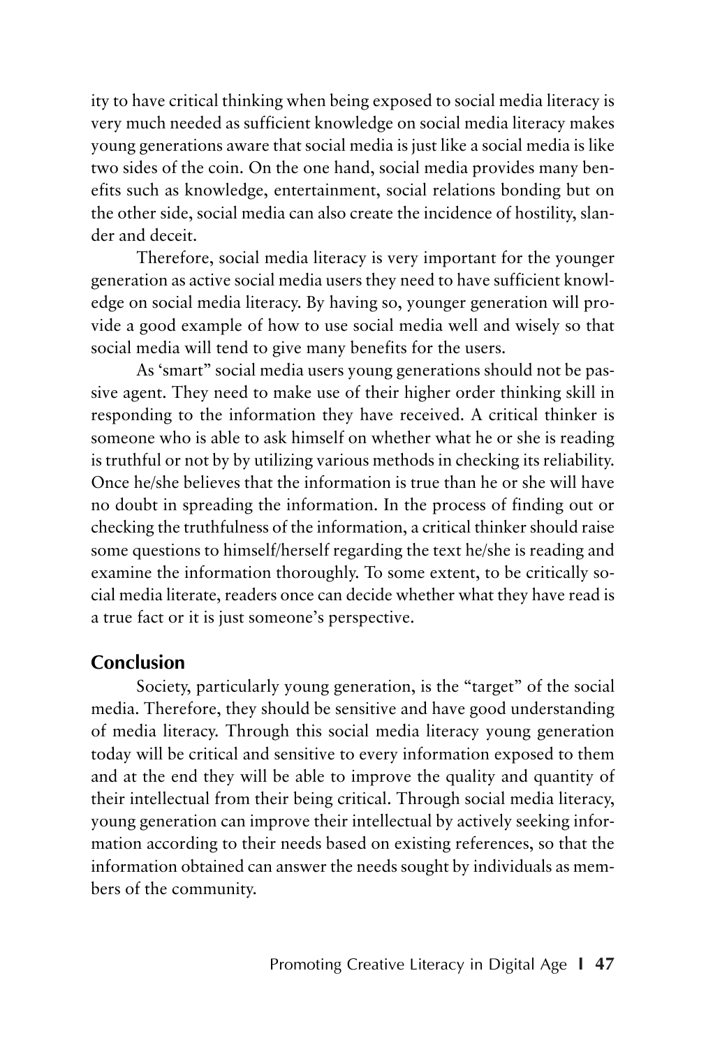ity to have critical thinking when being exposed to social media literacy is very much needed as sufficient knowledge on social media literacy makes young generations aware that social media is just like a social media is like two sides of the coin. On the one hand, social media provides many benefits such as knowledge, entertainment, social relations bonding but on the other side, social media can also create the incidence of hostility, slander and deceit.

Therefore, social media literacy is very important for the younger generation as active social media users they need to have sufficient knowledge on social media literacy. By having so, younger generation will provide a good example of how to use social media well and wisely so that social media will tend to give many benefits for the users.

As 'smart" social media users young generations should not be passive agent. They need to make use of their higher order thinking skill in responding to the information they have received. A critical thinker is someone who is able to ask himself on whether what he or she is reading is truthful or not by by utilizing various methods in checking its reliability. Once he/she believes that the information is true than he or she will have no doubt in spreading the information. In the process of finding out or checking the truthfulness of the information, a critical thinker should raise some questions to himself/herself regarding the text he/she is reading and examine the information thoroughly. To some extent, to be critically social media literate, readers once can decide whether what they have read is a true fact or it is just someone's perspective.

## Conclusion

Society, particularly young generation, is the "target" of the social media. Therefore, they should be sensitive and have good understanding of media literacy. Through this social media literacy young generation today will be critical and sensitive to every information exposed to them and at the end they will be able to improve the quality and quantity of their intellectual from their being critical. Through social media literacy, young generation can improve their intellectual by actively seeking information according to their needs based on existing references, so that the information obtained can answer the needs sought by individuals as members of the community.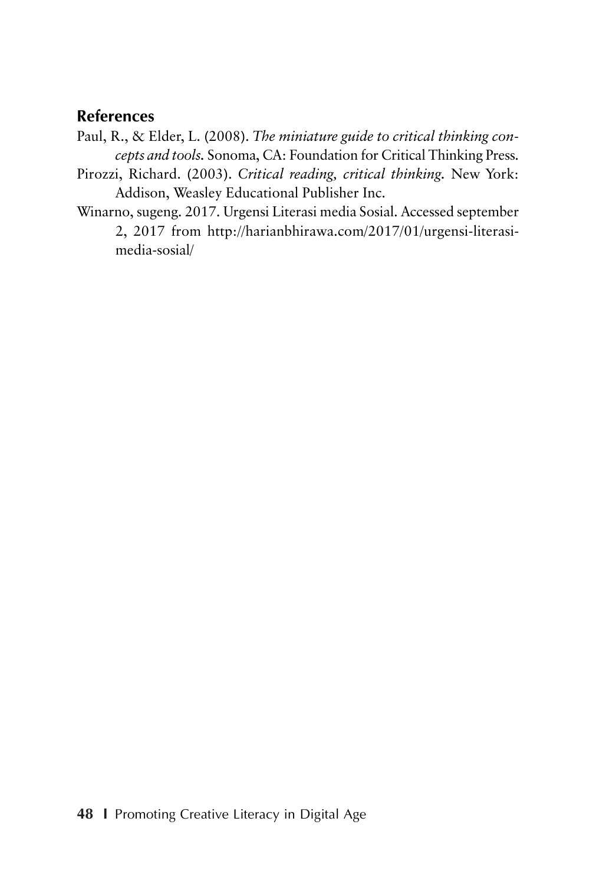## References

Paul, R., & Elder, L. (2008). *The miniature guide to critical thinking concepts and tools.* Sonoma, CA: Foundation for Critical Thinking Press.

Pirozzi, Richard. (2003). *Critical reading, critical thinking.* New York: Addison, Weasley Educational Publisher Inc.

Winarno, sugeng. 2017. Urgensi Literasi media Sosial. Accessed september 2, 2017 from http://harianbhirawa.com/2017/01/urgensi-literasi-media-sosial/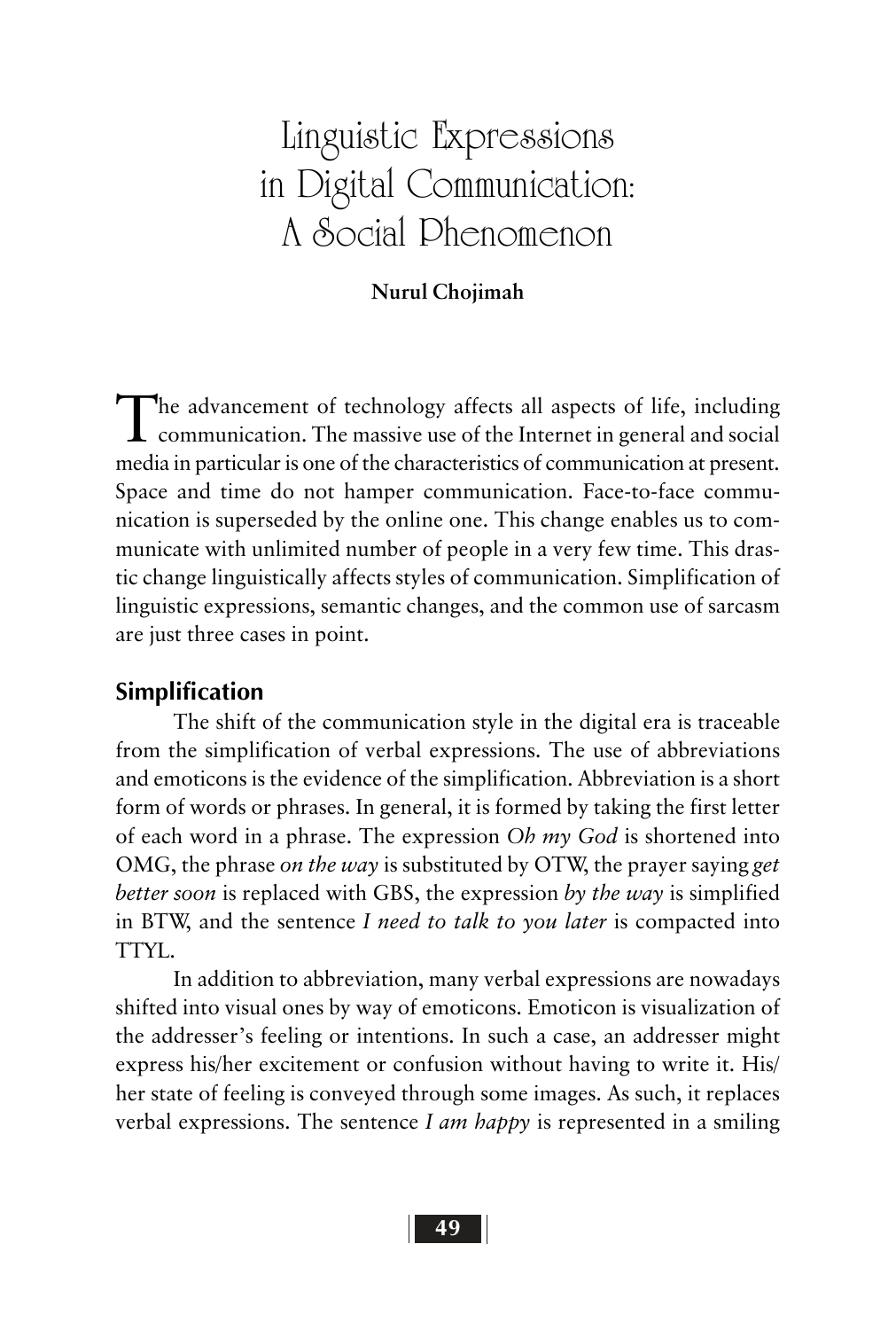# Linguistic Expressions in Digital Communication: A Social Phenomenon

**Nurul Chojimah**

The advancement of technology affects all aspects of life, including communication. The massive use of the Internet in general and social media in particular is one of the characteristics of communication at present. Space and time do not hamper communication. Face-to-face communication is superseded by the online one. This change enables us to communicate with unlimited number of people in a very few time. This drastic change linguistically affects styles of communication. Simplification of linguistic expressions, semantic changes, and the common use of sarcasm are just three cases in point.

## Simplification

The shift of the communication style in the digital era is traceable from the simplification of verbal expressions. The use of abbreviations and emoticons is the evidence of the simplification. Abbreviation is a short form of words or phrases. In general, it is formed by taking the first letter of each word in a phrase. The expression *Oh my God* is shortened into OMG, the phrase *on the way* is substituted by OTW, the prayer saying *get better soon* is replaced with GBS, the expression *by the way* is simplified in BTW, and the sentence *I need to talk to you later* is compacted into TTYL.

In addition to abbreviation, many verbal expressions are nowadays shifted into visual ones by way of emoticons. Emoticon is visualization of the addresser's feeling or intentions. In such a case, an addresser might express his/her excitement or confusion without having to write it. His/her state of feeling is conveyed through some images. As such, it replaces verbal expressions. The sentence *I am happy* is represented in a smiling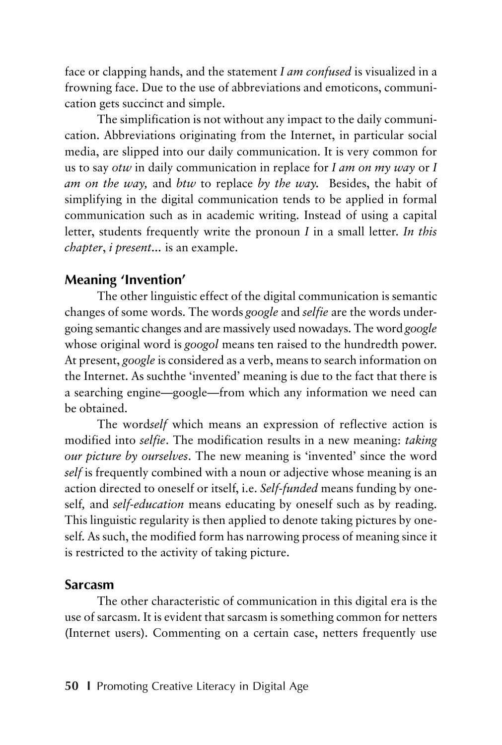face or clapping hands, and the statement *I am confused* is visualized in a frowning face. Due to the use of abbreviations and emoticons, communication gets succinct and simple.

The simplification is not without any impact to the daily communication. Abbreviations originating from the Internet, in particular social media, are slipped into our daily communication. It is very common for us to say *otw* in daily communication in replace for *I am on my way* or *I am on the way,* and *btw* to replace *by the way.* Besides, the habit of simplifying in the digital communication tends to be applied in formal communication such as in academic writing. Instead of using a capital letter, students frequently write the pronoun *I* in a small letter. *In this chapter*, *i present...* is an example.

## Meaning 'Invention'

The other linguistic effect of the digital communication is semantic changes of some words. The words *google* and *selfie* are the words undergoing semantic changes and are massively used nowadays. The word *google* whose original word is *googol* means ten raised to the hundredth power. At present, *google* is considered as a verb, means to search information on the Internet. As suchthe 'invented' meaning is due to the fact that there is a searching engine—google—from which any information we need can be obtained.

The word*self* which means an expression of reflective action is modified into *selfie*. The modification results in a new meaning: *taking our picture by ourselves*. The new meaning is 'invented' since the word *self* is frequently combined with a noun or adjective whose meaning is an action directed to oneself or itself, i.e. *Self-funded* means funding by oneself, and *self-education* means educating by oneself such as by reading. This linguistic regularity is then applied to denote taking pictures by oneself. As such, the modified form has narrowing process of meaning since it is restricted to the activity of taking picture.

## Sarcasm

The other characteristic of communication in this digital era is the use of sarcasm. It is evident that sarcasm is something common for netters (Internet users). Commenting on a certain case, netters frequently use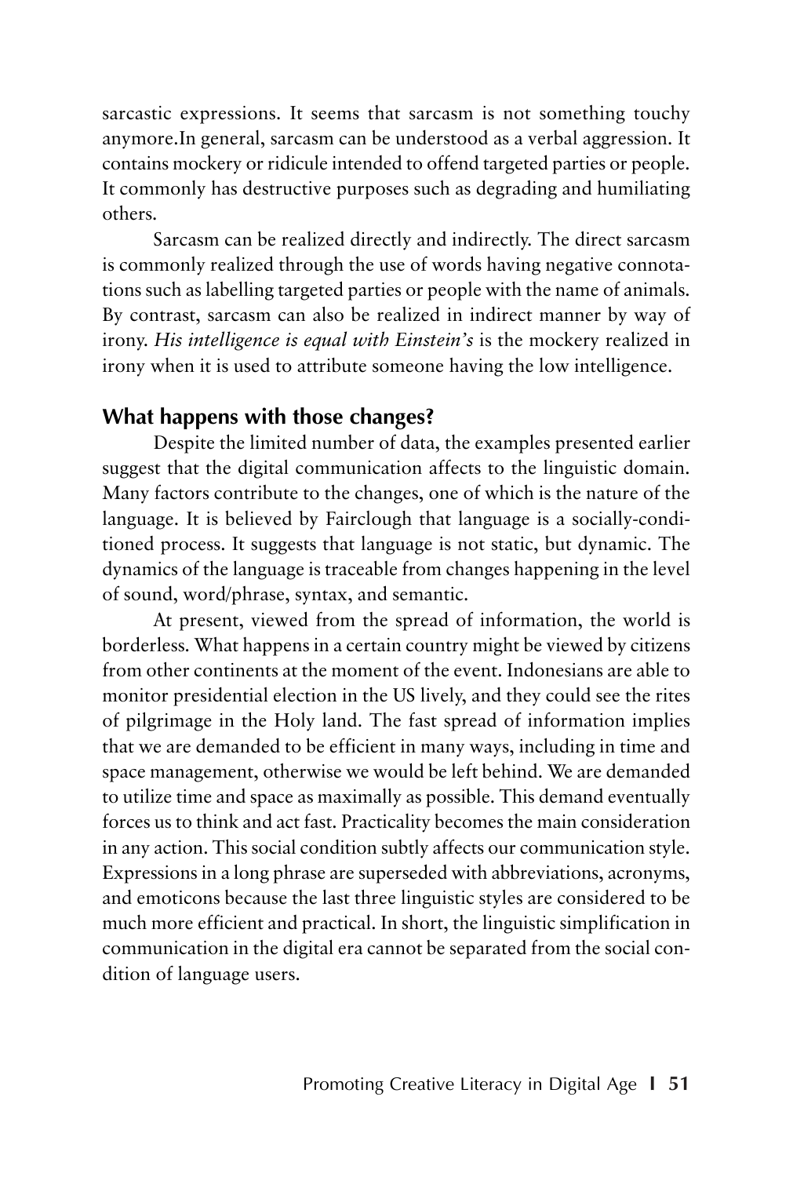sarcastic expressions. It seems that sarcasm is not something touchy anymore.In general, sarcasm can be understood as a verbal aggression. It contains mockery or ridicule intended to offend targeted parties or people. It commonly has destructive purposes such as degrading and humiliating others.

Sarcasm can be realized directly and indirectly. The direct sarcasm is commonly realized through the use of words having negative connotations such as labelling targeted parties or people with the name of animals. By contrast, sarcasm can also be realized in indirect manner by way of irony. *His intelligence is equal with Einstein's* is the mockery realized in irony when it is used to attribute someone having the low intelligence.

## What happens with those changes?

Despite the limited number of data, the examples presented earlier suggest that the digital communication affects to the linguistic domain. Many factors contribute to the changes, one of which is the nature of the language. It is believed by Fairclough that language is a socially-conditioned process. It suggests that language is not static, but dynamic. The dynamics of the language is traceable from changes happening in the level of sound, word/phrase, syntax, and semantic.

At present, viewed from the spread of information, the world is borderless. What happens in a certain country might be viewed by citizens from other continents at the moment of the event. Indonesians are able to monitor presidential election in the US lively, and they could see the rites of pilgrimage in the Holy land. The fast spread of information implies that we are demanded to be efficient in many ways, including in time and space management, otherwise we would be left behind. We are demanded to utilize time and space as maximally as possible. This demand eventually forces us to think and act fast. Practicality becomes the main consideration in any action. This social condition subtly affects our communication style. Expressions in a long phrase are superseded with abbreviations, acronyms, and emoticons because the last three linguistic styles are considered to be much more efficient and practical. In short, the linguistic simplification in communication in the digital era cannot be separated from the social condition of language users.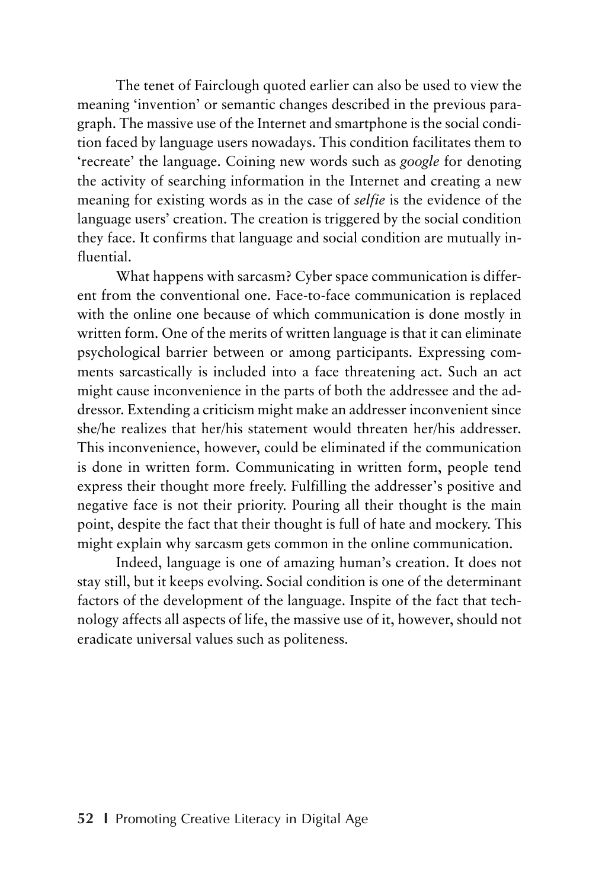The tenet of Fairclough quoted earlier can also be used to view the meaning 'invention' or semantic changes described in the previous paragraph. The massive use of the Internet and smartphone is the social condition faced by language users nowadays. This condition facilitates them to 'recreate' the language. Coining new words such as *google* for denoting the activity of searching information in the Internet and creating a new meaning for existing words as in the case of *selfie* is the evidence of the language users' creation. The creation is triggered by the social condition they face. It confirms that language and social condition are mutually influential.

What happens with sarcasm? Cyber space communication is different from the conventional one. Face-to-face communication is replaced with the online one because of which communication is done mostly in written form. One of the merits of written language is that it can eliminate psychological barrier between or among participants. Expressing comments sarcastically is included into a face threatening act. Such an act might cause inconvenience in the parts of both the addressee and the addressor. Extending a criticism might make an addresser inconvenient since she/he realizes that her/his statement would threaten her/his addresser. This inconvenience, however, could be eliminated if the communication is done in written form. Communicating in written form, people tend express their thought more freely. Fulfilling the addresser's positive and negative face is not their priority. Pouring all their thought is the main point, despite the fact that their thought is full of hate and mockery. This might explain why sarcasm gets common in the online communication.

Indeed, language is one of amazing human's creation. It does not stay still, but it keeps evolving. Social condition is one of the determinant factors of the development of the language. Inspite of the fact that technology affects all aspects of life, the massive use of it, however, should not eradicate universal values such as politeness.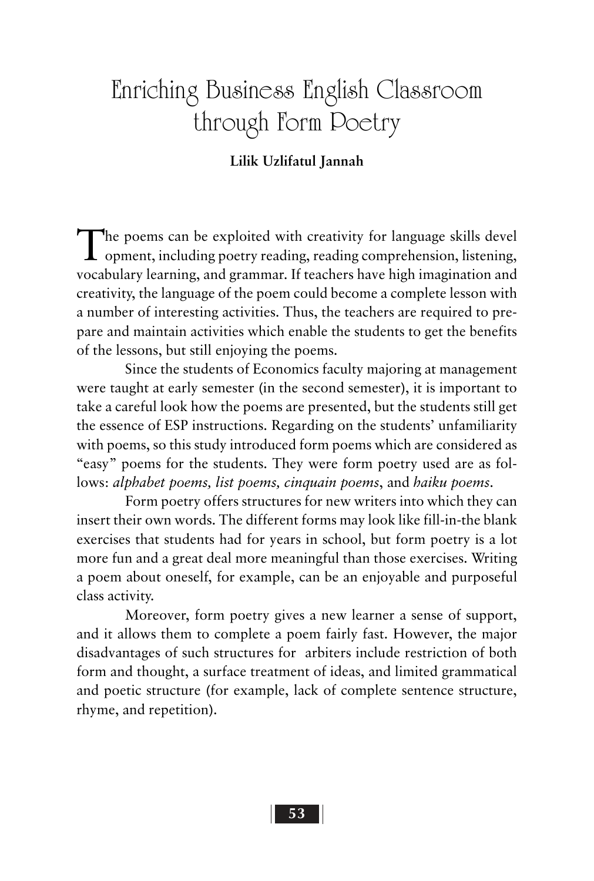// Enriching Business English Classroom through Form Poetry

**Lilik Uzlifatul Jannah**

The poems can be exploited with creativity for language skills devel opment, including poetry reading, reading comprehension, listening, vocabulary learning, and grammar. If teachers have high imagination and creativity, the language of the poem could become a complete lesson with a number of interesting activities. Thus, the teachers are required to prepare and maintain activities which enable the students to get the benefits of the lessons, but still enjoying the poems.

Since the students of Economics faculty majoring at management were taught at early semester (in the second semester), it is important to take a careful look how the poems are presented, but the students still get the essence of ESP instructions. Regarding on the students' unfamiliarity with poems, so this study introduced form poems which are considered as "easy" poems for the students. They were form poetry used are as follows: *alphabet poems, list poems, cinquain poems*, and *haiku poems*.

Form poetry offers structures for new writers into which they can insert their own words. The different forms may look like fill-in-the blank exercises that students had for years in school, but form poetry is a lot more fun and a great deal more meaningful than those exercises. Writing a poem about oneself, for example, can be an enjoyable and purposeful class activity.

Moreover, form poetry gives a new learner a sense of support, and it allows them to complete a poem fairly fast. However, the major disadvantages of such structures for arbiters include restriction of both form and thought, a surface treatment of ideas, and limited grammatical and poetic structure (for example, lack of complete sentence structure, rhyme, and repetition).

# Enriching Business English Classroom through Form Poetry

**Lilik Uzlifatul Jannah**

The poems can be exploited with creativity for language skills devel opment, including poetry reading, reading comprehension, listening, vocabulary learning, and grammar. If teachers have high imagination and creativity, the language of the poem could become a complete lesson with a number of interesting activities. Thus, the teachers are required to prepare and maintain activities which enable the students to get the benefits of the lessons, but still enjoying the poems.

Since the students of Economics faculty majoring at management were taught at early semester (in the second semester), it is important to take a careful look how the poems are presented, but the students still get the essence of ESP instructions. Regarding on the students' unfamiliarity with poems, so this study introduced form poems which are considered as "easy" poems for the students. They were form poetry used are as follows: *alphabet poems, list poems, cinquain poems*, and *haiku poems*.

Form poetry offers structures for new writers into which they can insert their own words. The different forms may look like fill-in-the blank exercises that students had for years in school, but form poetry is a lot more fun and a great deal more meaningful than those exercises. Writing a poem about oneself, for example, can be an enjoyable and purposeful class activity.

Moreover, form poetry gives a new learner a sense of support, and it allows them to complete a poem fairly fast. However, the major disadvantages of such structures for arbiters include restriction of both form and thought, a surface treatment of ideas, and limited grammatical and poetic structure (for example, lack of complete sentence structure, rhyme, and repetition).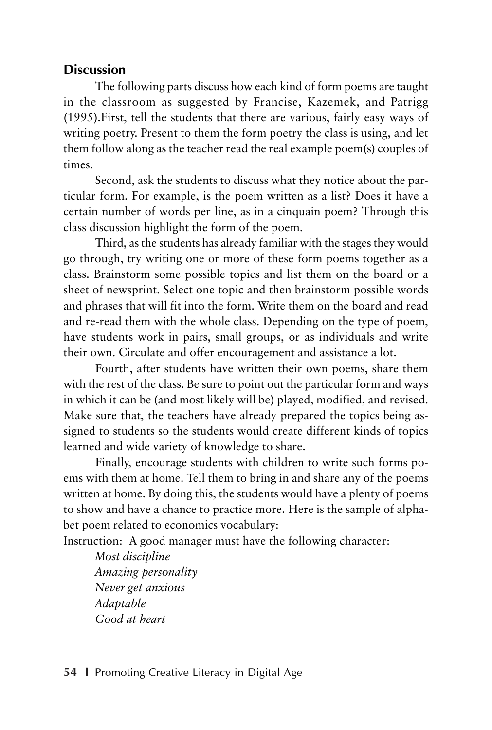## Discussion

The following parts discuss how each kind of form poems are taught in the classroom as suggested by Francise, Kazemek, and Patrigg (1995).First, tell the students that there are various, fairly easy ways of writing poetry. Present to them the form poetry the class is using, and let them follow along as the teacher read the real example poem(s) couples of times.

Second, ask the students to discuss what they notice about the particular form. For example, is the poem written as a list? Does it have a certain number of words per line, as in a cinquain poem? Through this class discussion highlight the form of the poem.

Third, as the students has already familiar with the stages they would go through, try writing one or more of these form poems together as a class. Brainstorm some possible topics and list them on the board or a sheet of newsprint. Select one topic and then brainstorm possible words and phrases that will fit into the form. Write them on the board and read and re-read them with the whole class. Depending on the type of poem, have students work in pairs, small groups, or as individuals and write their own. Circulate and offer encouragement and assistance a lot.

Fourth, after students have written their own poems, share them with the rest of the class. Be sure to point out the particular form and ways in which it can be (and most likely will be) played, modified, and revised. Make sure that, the teachers have already prepared the topics being assigned to students so the students would create different kinds of topics learned and wide variety of knowledge to share.

Finally, encourage students with children to write such forms poems with them at home. Tell them to bring in and share any of the poems written at home. By doing this, the students would have a plenty of poems to show and have a chance to practice more. Here is the sample of alphabet poem related to economics vocabulary:

Instruction: A good manager must have the following character:

*Most discipline*
*Amazing personality*
*Never get anxious*
*Adaptable*
*Good at heart*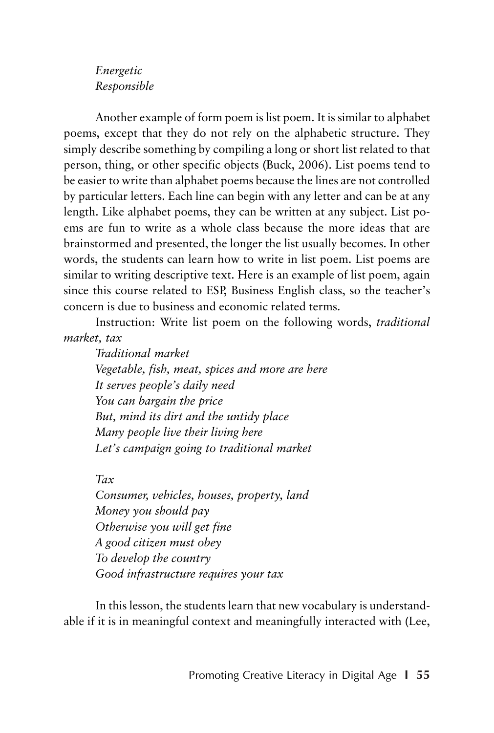*Energetic*
*Responsible*

Another example of form poem is list poem. It is similar to alphabet poems, except that they do not rely on the alphabetic structure. They simply describe something by compiling a long or short list related to that person, thing, or other specific objects (Buck, 2006). List poems tend to be easier to write than alphabet poems because the lines are not controlled by particular letters. Each line can begin with any letter and can be at any length. Like alphabet poems, they can be written at any subject. List poems are fun to write as a whole class because the more ideas that are brainstormed and presented, the longer the list usually becomes. In other words, the students can learn how to write in list poem. List poems are similar to writing descriptive text. Here is an example of list poem, again since this course related to ESP, Business English class, so the teacher's concern is due to business and economic related terms.

Instruction: Write list poem on the following words, *traditional market, tax*

*Traditional market*
*Vegetable, fish, meat, spices and more are here*
*It serves people's daily need*
*You can bargain the price*
*But, mind its dirt and the untidy place*
*Many people live their living here*
*Let's campaign going to traditional market*

*Tax*
*Consumer, vehicles, houses, property, land*
*Money you should pay*
*Otherwise you will get fine*
*A good citizen must obey*
*To develop the country*
*Good infrastructure requires your tax*

In this lesson, the students learn that new vocabulary is understandable if it is in meaningful context and meaningfully interacted with (Lee,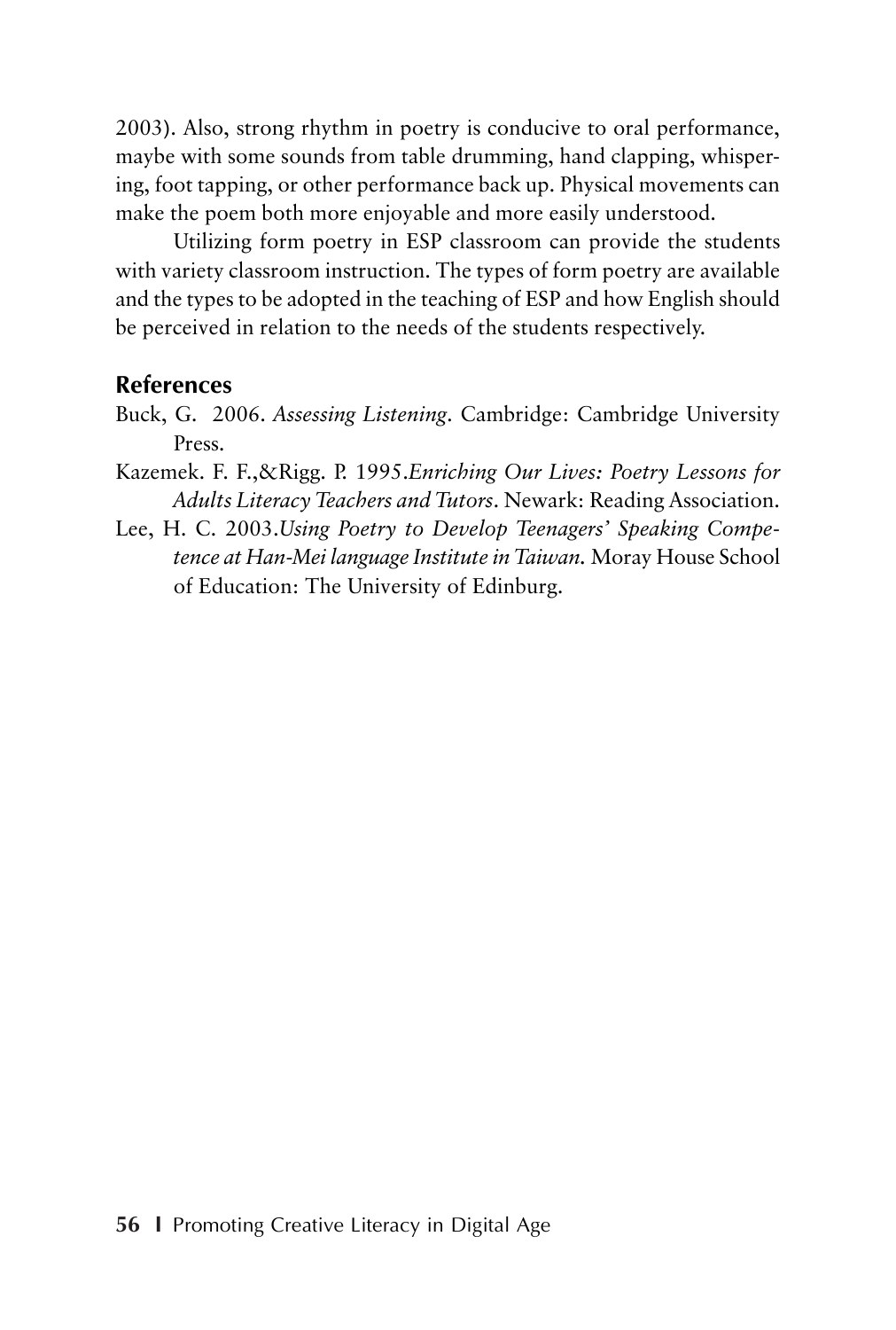2003). Also, strong rhythm in poetry is conducive to oral performance, maybe with some sounds from table drumming, hand clapping, whispering, foot tapping, or other performance back up. Physical movements can make the poem both more enjoyable and more easily understood.

Utilizing form poetry in ESP classroom can provide the students with variety classroom instruction. The types of form poetry are available and the types to be adopted in the teaching of ESP and how English should be perceived in relation to the needs of the students respectively.

## References

Buck, G. 2006. *Assessing Listening*. Cambridge: Cambridge University Press.

Kazemek. F. F.,&Rigg. P. 1995.*Enriching Our Lives: Poetry Lessons for Adults Literacy Teachers and Tutors*. Newark: Reading Association.

Lee, H. C. 2003.*Using Poetry to Develop Teenagers' Speaking Competence at Han-Mei language Institute in Taiwan.* Moray House School of Education: The University of Edinburg.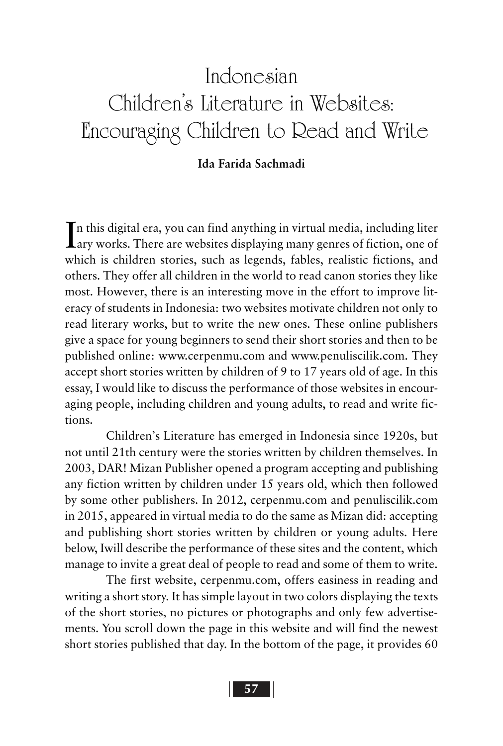# Indonesian Children's Literature in Websites: Encouraging Children to Read and Write

**Ida Farida Sachmadi**

In this digital era, you can find anything in virtual media, including literary works. There are websites displaying many genres of fiction, one of which is children stories, such as legends, fables, realistic fictions, and others. They offer all children in the world to read canon stories they like most. However, there is an interesting move in the effort to improve literacy of students in Indonesia: two websites motivate children not only to read literary works, but to write the new ones. These online publishers give a space for young beginners to send their short stories and then to be published online: www.cerpenmu.com and www.penuliscilik.com. They accept short stories written by children of 9 to 17 years old of age. In this essay, I would like to discuss the performance of those websites in encouraging people, including children and young adults, to read and write fictions.

Children's Literature has emerged in Indonesia since 1920s, but not until 21th century were the stories written by children themselves. In 2003, DAR! Mizan Publisher opened a program accepting and publishing any fiction written by children under 15 years old, which then followed by some other publishers. In 2012, cerpenmu.com and penuliscilik.com in 2015, appeared in virtual media to do the same as Mizan did: accepting and publishing short stories written by children or young adults. Here below, Iwill describe the performance of these sites and the content, which manage to invite a great deal of people to read and some of them to write.

The first website, cerpenmu.com, offers easiness in reading and writing a short story. It has simple layout in two colors displaying the texts of the short stories, no pictures or photographs and only few advertisements. You scroll down the page in this website and will find the newest short stories published that day. In the bottom of the page, it provides 60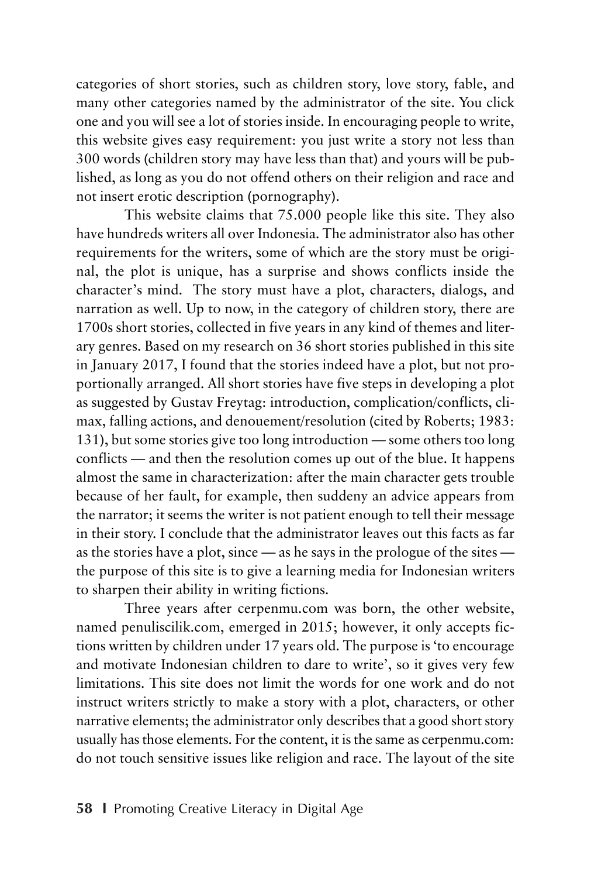categories of short stories, such as children story, love story, fable, and many other categories named by the administrator of the site. You click one and you will see a lot of stories inside. In encouraging people to write, this website gives easy requirement: you just write a story not less than 300 words (children story may have less than that) and yours will be published, as long as you do not offend others on their religion and race and not insert erotic description (pornography).

This website claims that 75.000 people like this site. They also have hundreds writers all over Indonesia. The administrator also has other requirements for the writers, some of which are the story must be original, the plot is unique, has a surprise and shows conflicts inside the character's mind. The story must have a plot, characters, dialogs, and narration as well. Up to now, in the category of children story, there are 1700s short stories, collected in five years in any kind of themes and literary genres. Based on my research on 36 short stories published in this site in January 2017, I found that the stories indeed have a plot, but not proportionally arranged. All short stories have five steps in developing a plot as suggested by Gustav Freytag: introduction, complication/conflicts, climax, falling actions, and denouement/resolution (cited by Roberts; 1983: 131), but some stories give too long introduction — some others too long conflicts — and then the resolution comes up out of the blue. It happens almost the same in characterization: after the main character gets trouble because of her fault, for example, then suddeny an advice appears from the narrator; it seems the writer is not patient enough to tell their message in their story. I conclude that the administrator leaves out this facts as far as the stories have a plot, since — as he says in the prologue of the sites — the purpose of this site is to give a learning media for Indonesian writers to sharpen their ability in writing fictions.

Three years after cerpenmu.com was born, the other website, named penuliscilik.com, emerged in 2015; however, it only accepts fictions written by children under 17 years old. The purpose is 'to encourage and motivate Indonesian children to dare to write', so it gives very few limitations. This site does not limit the words for one work and do not instruct writers strictly to make a story with a plot, characters, or other narrative elements; the administrator only describes that a good short story usually has those elements. For the content, it is the same as cerpenmu.com: do not touch sensitive issues like religion and race. The layout of the site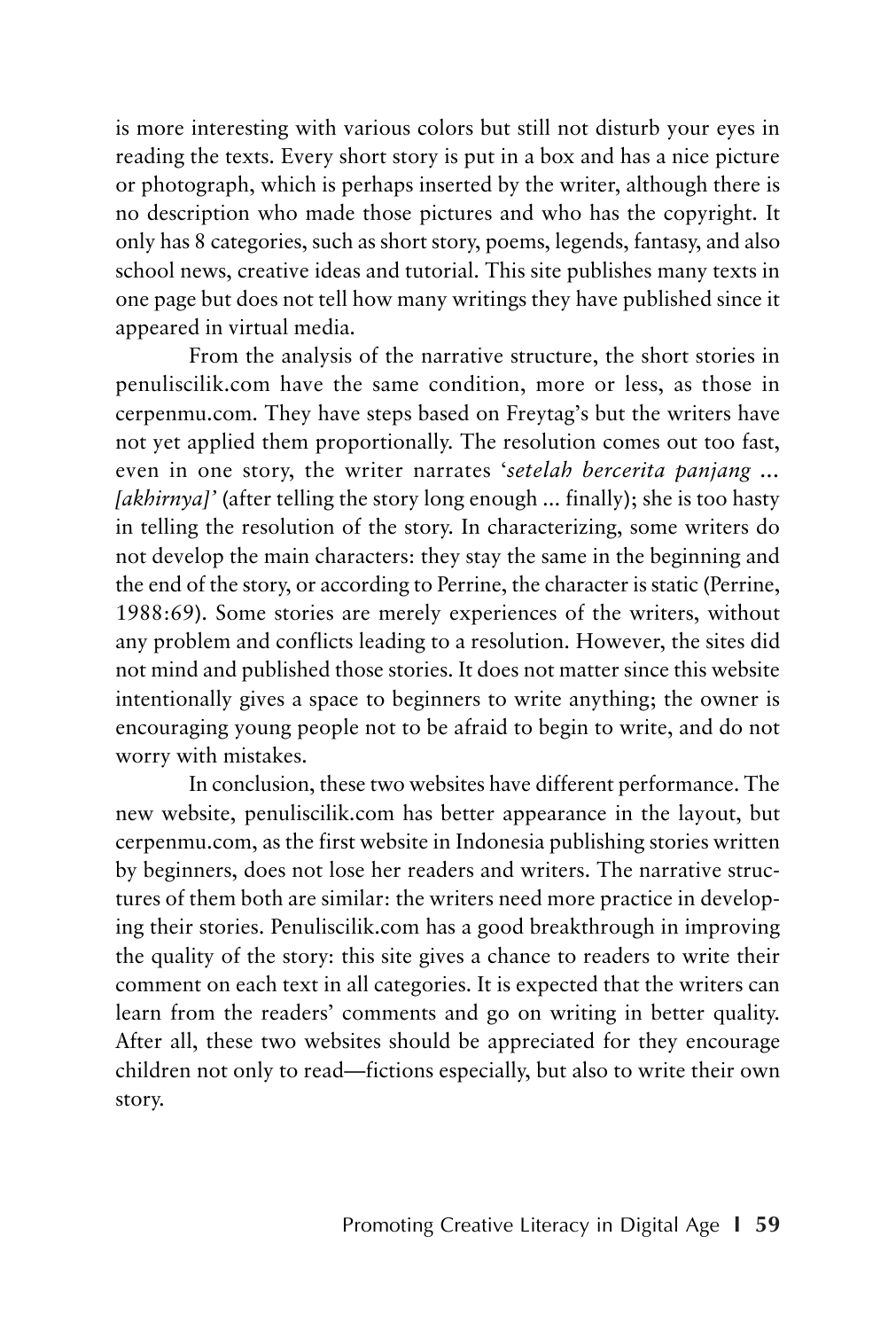is more interesting with various colors but still not disturb your eyes in reading the texts. Every short story is put in a box and has a nice picture or photograph, which is perhaps inserted by the writer, although there is no description who made those pictures and who has the copyright. It only has 8 categories, such as short story, poems, legends, fantasy, and also school news, creative ideas and tutorial. This site publishes many texts in one page but does not tell how many writings they have published since it appeared in virtual media.

From the analysis of the narrative structure, the short stories in penuliscilik.com have the same condition, more or less, as those in cerpenmu.com. They have steps based on Freytag's but the writers have not yet applied them proportionally. The resolution comes out too fast, even in one story, the writer narrates '*setelah bercerita panjang ... [akhirnya]'* (after telling the story long enough ... finally); she is too hasty in telling the resolution of the story. In characterizing, some writers do not develop the main characters: they stay the same in the beginning and the end of the story, or according to Perrine, the character is static (Perrine, 1988:69). Some stories are merely experiences of the writers, without any problem and conflicts leading to a resolution. However, the sites did not mind and published those stories. It does not matter since this website intentionally gives a space to beginners to write anything; the owner is encouraging young people not to be afraid to begin to write, and do not worry with mistakes.

In conclusion, these two websites have different performance. The new website, penuliscilik.com has better appearance in the layout, but cerpenmu.com, as the first website in Indonesia publishing stories written by beginners, does not lose her readers and writers. The narrative structures of them both are similar: the writers need more practice in developing their stories. Penuliscilik.com has a good breakthrough in improving the quality of the story: this site gives a chance to readers to write their comment on each text in all categories. It is expected that the writers can learn from the readers' comments and go on writing in better quality. After all, these two websites should be appreciated for they encourage children not only to read—fictions especially, but also to write their own story.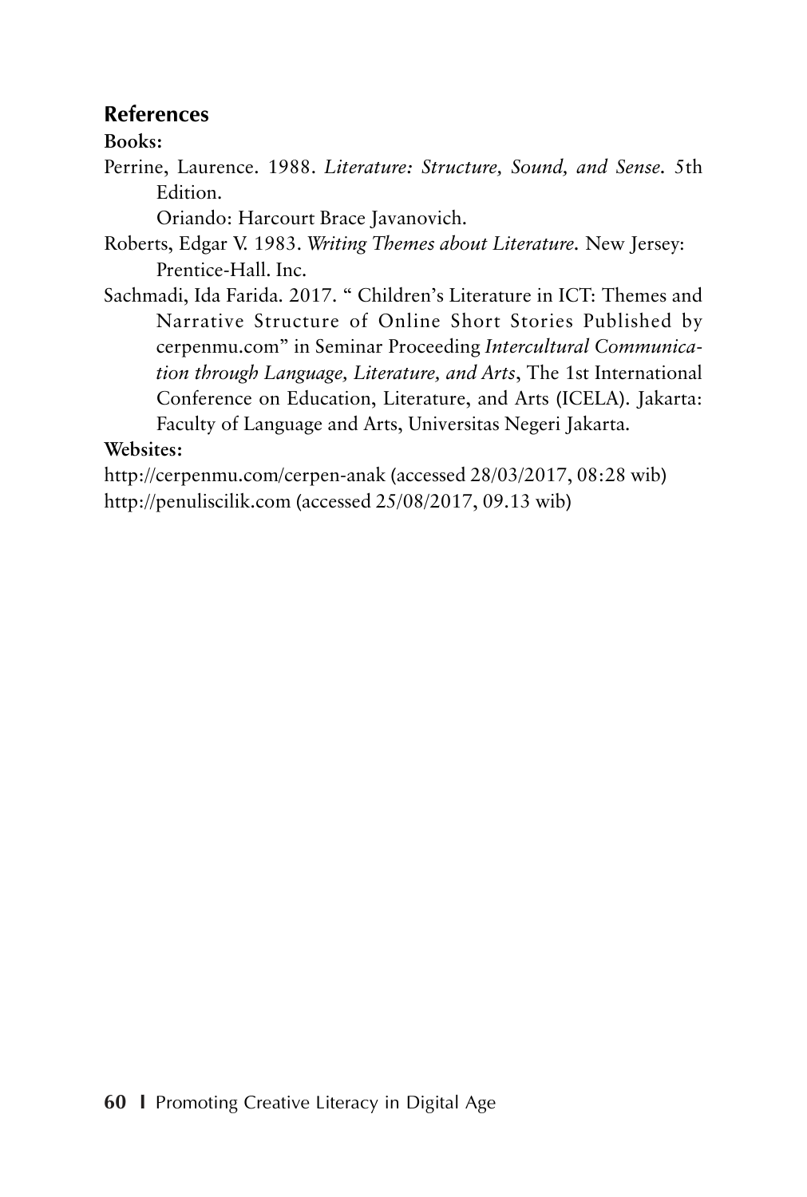## References

**Books:**

Perrine, Laurence. 1988. *Literature: Structure, Sound, and Sense.* 5th Edition.
Oriando: Harcourt Brace Javanovich.

Roberts, Edgar V. 1983. *Writing Themes about Literature.* New Jersey: Prentice-Hall. Inc.

Sachmadi, Ida Farida. 2017. " Children's Literature in ICT: Themes and Narrative Structure of Online Short Stories Published by cerpenmu.com" in Seminar Proceeding *Intercultural Communication through Language, Literature, and Arts*, The 1st International Conference on Education, Literature, and Arts (ICELA). Jakarta: Faculty of Language and Arts, Universitas Negeri Jakarta.

**Websites:**

http://cerpenmu.com/cerpen-anak (accessed 28/03/2017, 08:28 wib)
http://penuliscilik.com (accessed 25/08/2017, 09.13 wib)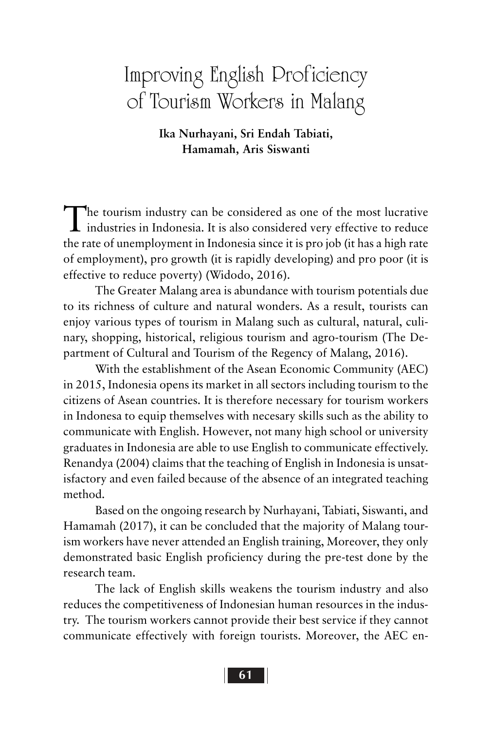# Improving English Proficiency of Tourism Workers in Malang

**Ika Nurhayani, Sri Endah Tabiati, Hamamah, Aris Siswanti**

The tourism industry can be considered as one of the most lucrative industries in Indonesia. It is also considered very effective to reduce the rate of unemployment in Indonesia since it is pro job (it has a high rate of employment), pro growth (it is rapidly developing) and pro poor (it is effective to reduce poverty) (Widodo, 2016).

The Greater Malang area is abundance with tourism potentials due to its richness of culture and natural wonders. As a result, tourists can enjoy various types of tourism in Malang such as cultural, natural, culinary, shopping, historical, religious tourism and agro-tourism (The Department of Cultural and Tourism of the Regency of Malang, 2016).

With the establishment of the Asean Economic Community (AEC) in 2015, Indonesia opens its market in all sectors including tourism to the citizens of Asean countries. It is therefore necessary for tourism workers in Indonesa to equip themselves with necesary skills such as the ability to communicate with English. However, not many high school or university graduates in Indonesia are able to use English to communicate effectively. Renandya (2004) claims that the teaching of English in Indonesia is unsatisfactory and even failed because of the absence of an integrated teaching method.

Based on the ongoing research by Nurhayani, Tabiati, Siswanti, and Hamamah (2017), it can be concluded that the majority of Malang tourism workers have never attended an English training, Moreover, they only demonstrated basic English proficiency during the pre-test done by the research team.

The lack of English skills weakens the tourism industry and also reduces the competitiveness of Indonesian human resources in the industry. The tourism workers cannot provide their best service if they cannot communicate effectively with foreign tourists. Moreover, the AEC en-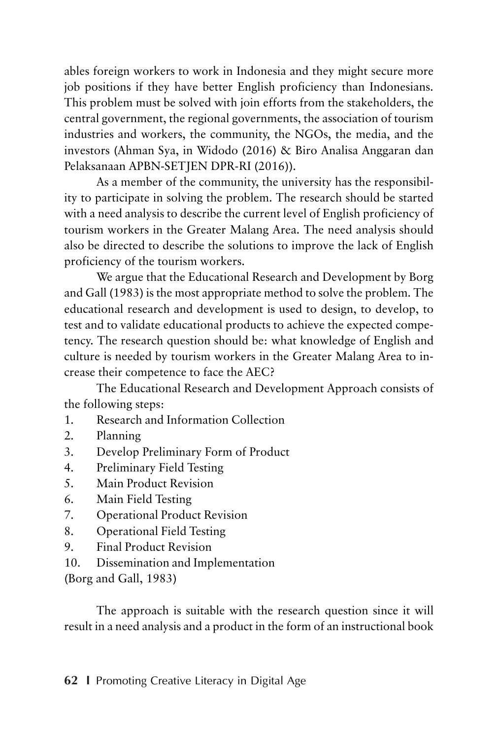ables foreign workers to work in Indonesia and they might secure more job positions if they have better English proficiency than Indonesians. This problem must be solved with join efforts from the stakeholders, the central government, the regional governments, the association of tourism industries and workers, the community, the NGOs, the media, and the investors (Ahman Sya, in Widodo (2016) & Biro Analisa Anggaran dan Pelaksanaan APBN-SETJEN DPR-RI (2016)).

As a member of the community, the university has the responsibility to participate in solving the problem. The research should be started with a need analysis to describe the current level of English proficiency of tourism workers in the Greater Malang Area. The need analysis should also be directed to describe the solutions to improve the lack of English proficiency of the tourism workers.

We argue that the Educational Research and Development by Borg and Gall (1983) is the most appropriate method to solve the problem. The educational research and development is used to design, to develop, to test and to validate educational products to achieve the expected competency. The research question should be: what knowledge of English and culture is needed by tourism workers in the Greater Malang Area to increase their competence to face the AEC?

The Educational Research and Development Approach consists of the following steps:

1. Research and Information Collection
2. Planning
3. Develop Preliminary Form of Product
4. Preliminary Field Testing
5. Main Product Revision
6. Main Field Testing
7. Operational Product Revision
8. Operational Field Testing
9. Final Product Revision
10. Dissemination and Implementation

(Borg and Gall, 1983)

The approach is suitable with the research question since it will result in a need analysis and a product in the form of an instructional book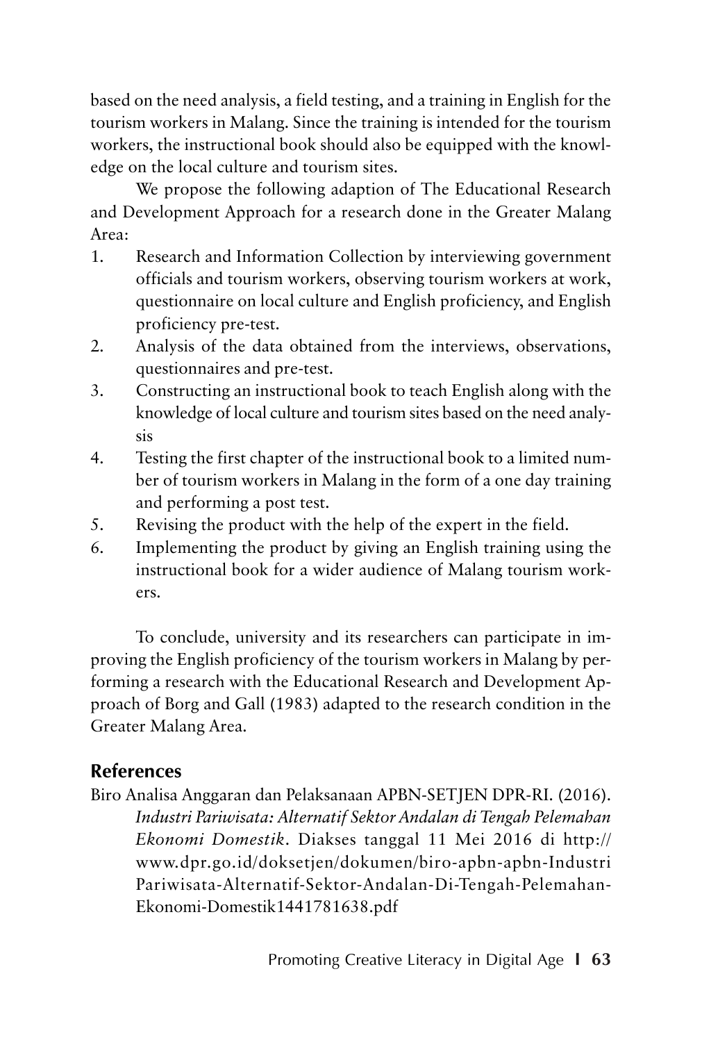based on the need analysis, a field testing, and a training in English for the tourism workers in Malang. Since the training is intended for the tourism workers, the instructional book should also be equipped with the knowledge on the local culture and tourism sites.

We propose the following adaption of The Educational Research and Development Approach for a research done in the Greater Malang Area:

1. Research and Information Collection by interviewing government officials and tourism workers, observing tourism workers at work, questionnaire on local culture and English proficiency, and English proficiency pre-test.
2. Analysis of the data obtained from the interviews, observations, questionnaires and pre-test.
3. Constructing an instructional book to teach English along with the knowledge of local culture and tourism sites based on the need analysis
4. Testing the first chapter of the instructional book to a limited number of tourism workers in Malang in the form of a one day training and performing a post test.
5. Revising the product with the help of the expert in the field.
6. Implementing the product by giving an English training using the instructional book for a wider audience of Malang tourism workers.

To conclude, university and its researchers can participate in improving the English proficiency of the tourism workers in Malang by performing a research with the Educational Research and Development Approach of Borg and Gall (1983) adapted to the research condition in the Greater Malang Area.

## References

Biro Analisa Anggaran dan Pelaksanaan APBN-SETJEN DPR-RI. (2016). *Industri Pariwisata: Alternatif Sektor Andalan di Tengah Pelemahan Ekonomi Domestik*. Diakses tanggal 11 Mei 2016 di http://www.dpr.go.id/doksetjen/dokumen/biro-apbn-apbn-Industri Pariwisata-Alternatif-Sektor-Andalan-Di-Tengah-Pelemahan-Ekonomi-Domestik1441781638.pdf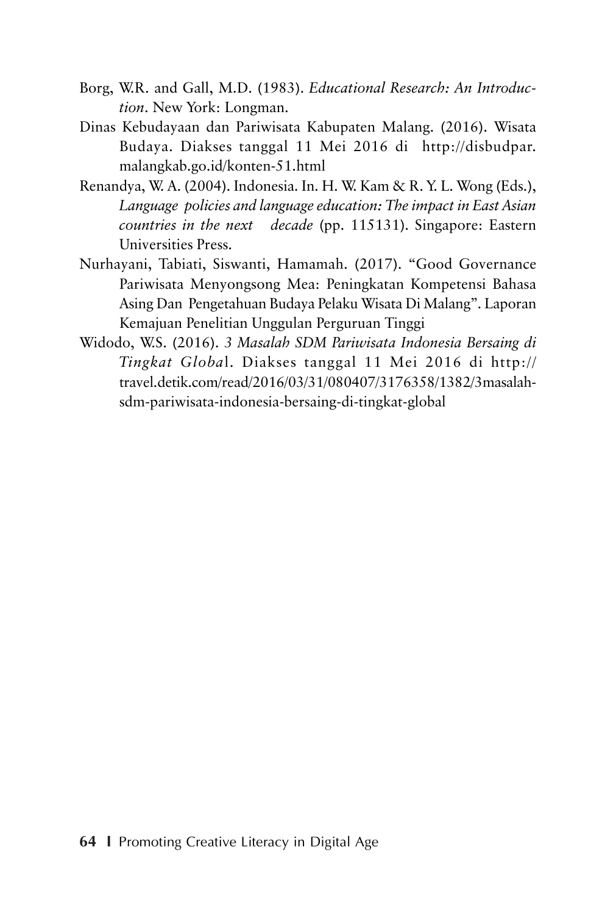Borg, W.R. and Gall, M.D. (1983). *Educational Research: An Introduction*. New York: Longman.

Dinas Kebudayaan dan Pariwisata Kabupaten Malang. (2016). Wisata Budaya. Diakses tanggal 11 Mei 2016 di http://disbudpar.malangkab.go.id/konten-51.html

Renandya, W. A. (2004). Indonesia. In. H. W. Kam & R. Y. L. Wong (Eds.), *Language policies and language education: The impact in East Asian countries in the next decade* (pp. 115131). Singapore: Eastern Universities Press.

Nurhayani, Tabiati, Siswanti, Hamamah. (2017). "Good Governance Pariwisata Menyongsong Mea: Peningkatan Kompetensi Bahasa Asing Dan Pengetahuan Budaya Pelaku Wisata Di Malang". Laporan Kemajuan Penelitian Unggulan Perguruan Tinggi

Widodo, W.S. (2016). *3 Masalah SDM Pariwisata Indonesia Bersaing di Tingkat Globa*l. Diakses tanggal 11 Mei 2016 di http://travel.detik.com/read/2016/03/31/080407/3176358/1382/3masalah-sdm-pariwisata-indonesia-bersaing-di-tingkat-global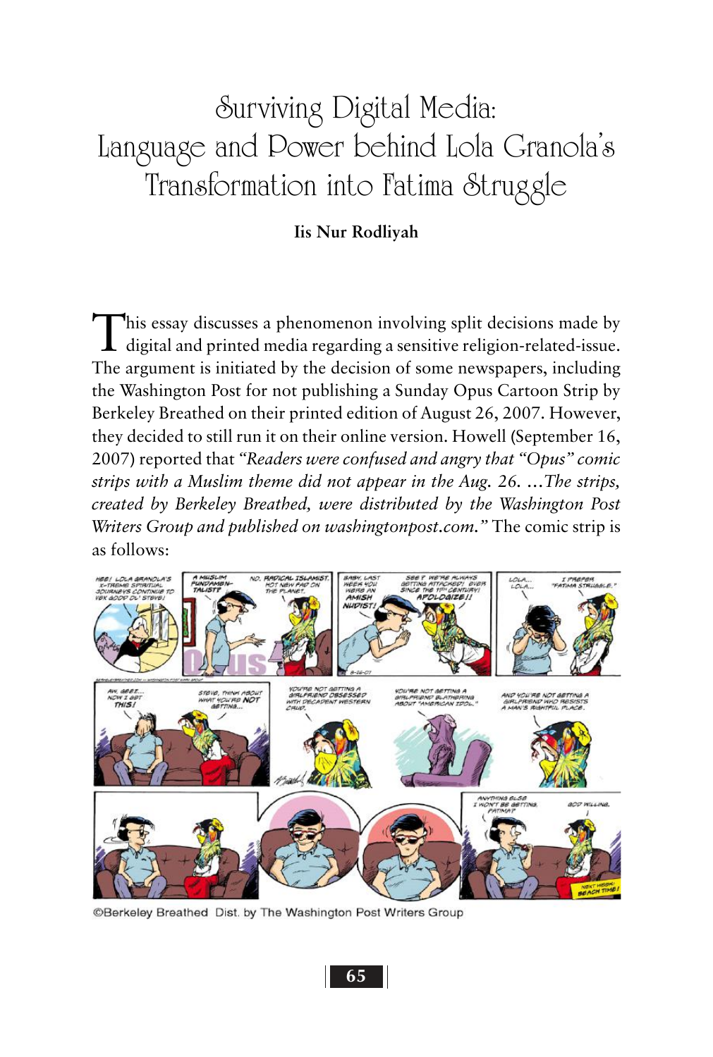# Surviving Digital Media: Language and Power behind Lola Granola's Transformation into Fatima Struggle

**Iis Nur Rodliyah**

This essay discusses a phenomenon involving split decisions made by digital and printed media regarding a sensitive religion-related-issue. The argument is initiated by the decision of some newspapers, including the Washington Post for not publishing a Sunday Opus Cartoon Strip by Berkeley Breathed on their printed edition of August 26, 2007. However, they decided to still run it on their online version. Howell (September 16, 2007) reported that *"Readers were confused and angry that "Opus" comic strips with a Muslim theme did not appear in the Aug. 26. …The strips, created by Berkeley Breathed, were distributed by the Washington Post Writers Group and published on washingtonpost.com."* The comic strip is as follows:

©Berkeley Breathed Dist. by The Washington Post Writers Group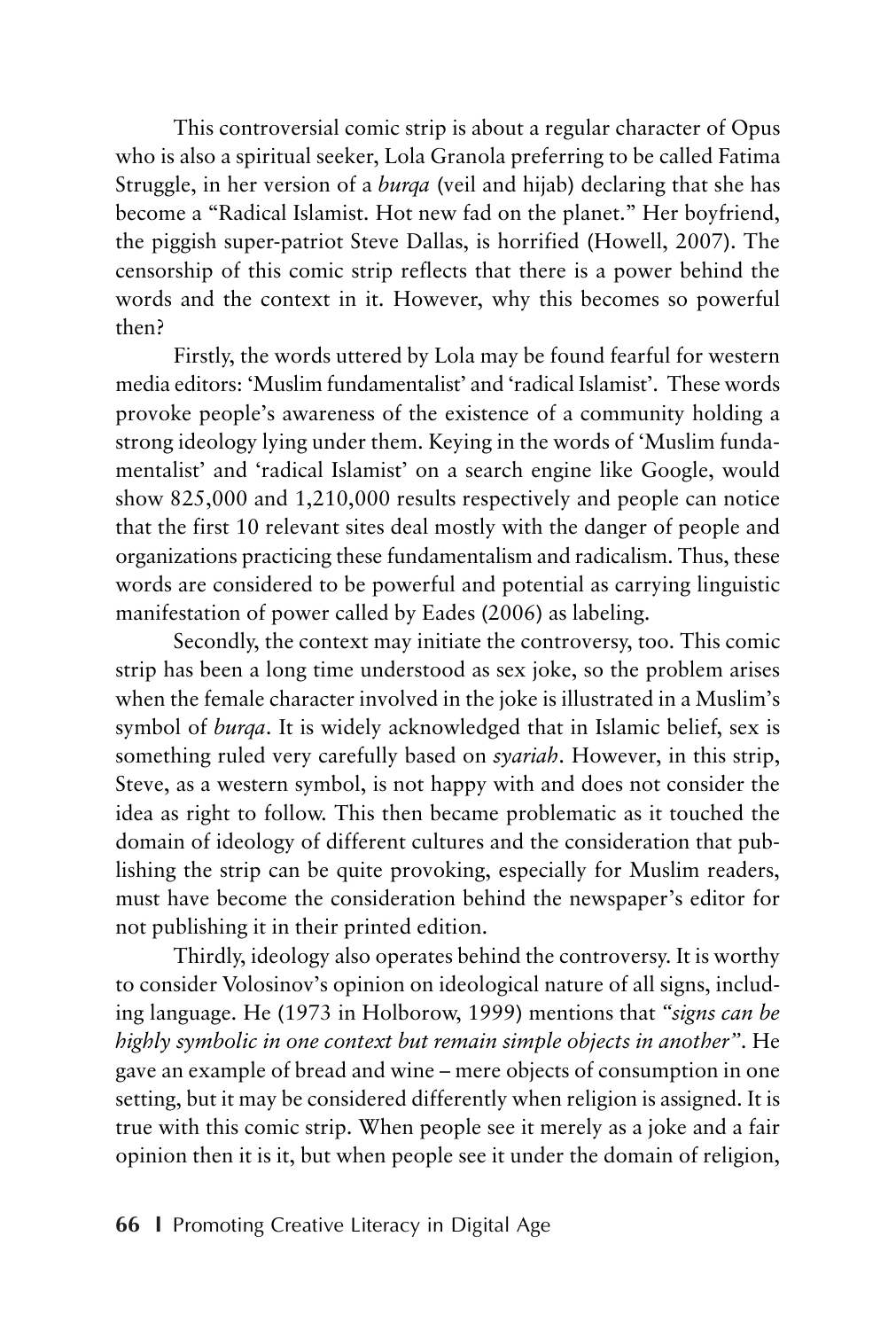This controversial comic strip is about a regular character of Opus who is also a spiritual seeker, Lola Granola preferring to be called Fatima Struggle, in her version of a *burqa* (veil and hijab) declaring that she has become a "Radical Islamist. Hot new fad on the planet." Her boyfriend, the piggish super-patriot Steve Dallas, is horrified (Howell, 2007). The censorship of this comic strip reflects that there is a power behind the words and the context in it. However, why this becomes so powerful then?

Firstly, the words uttered by Lola may be found fearful for western media editors: 'Muslim fundamentalist' and 'radical Islamist'. These words provoke people's awareness of the existence of a community holding a strong ideology lying under them. Keying in the words of 'Muslim fundamentalist' and 'radical Islamist' on a search engine like Google, would show 825,000 and 1,210,000 results respectively and people can notice that the first 10 relevant sites deal mostly with the danger of people and organizations practicing these fundamentalism and radicalism. Thus, these words are considered to be powerful and potential as carrying linguistic manifestation of power called by Eades (2006) as labeling.

Secondly, the context may initiate the controversy, too. This comic strip has been a long time understood as sex joke, so the problem arises when the female character involved in the joke is illustrated in a Muslim's symbol of *burqa*. It is widely acknowledged that in Islamic belief, sex is something ruled very carefully based on *syariah*. However, in this strip, Steve, as a western symbol, is not happy with and does not consider the idea as right to follow. This then became problematic as it touched the domain of ideology of different cultures and the consideration that publishing the strip can be quite provoking, especially for Muslim readers, must have become the consideration behind the newspaper's editor for not publishing it in their printed edition.

Thirdly, ideology also operates behind the controversy. It is worthy to consider Volosinov's opinion on ideological nature of all signs, including language. He (1973 in Holborow, 1999) mentions that *"signs can be highly symbolic in one context but remain simple objects in another"*. He gave an example of bread and wine – mere objects of consumption in one setting, but it may be considered differently when religion is assigned. It is true with this comic strip. When people see it merely as a joke and a fair opinion then it is it, but when people see it under the domain of religion,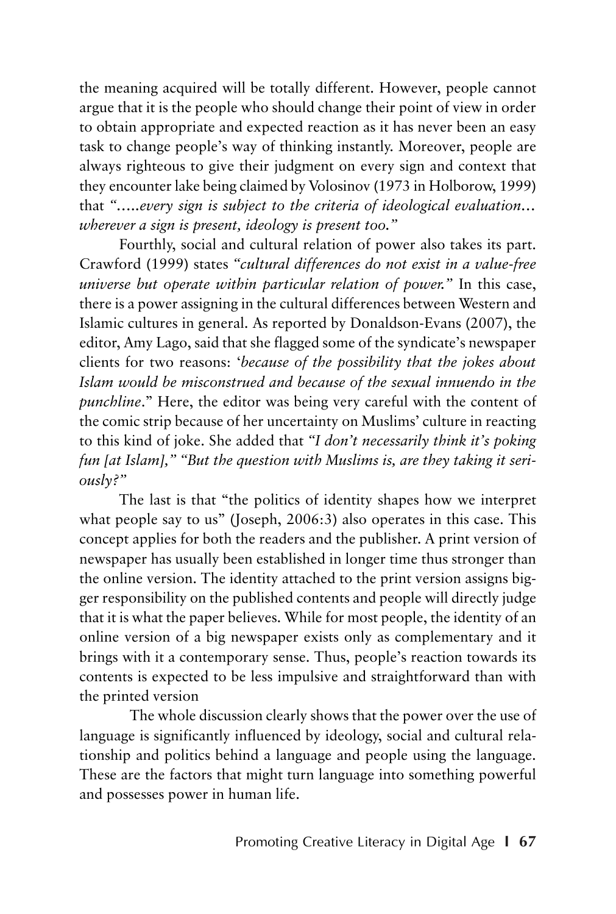the meaning acquired will be totally different. However, people cannot argue that it is the people who should change their point of view in order to obtain appropriate and expected reaction as it has never been an easy task to change people's way of thinking instantly. Moreover, people are always righteous to give their judgment on every sign and context that they encounter lake being claimed by Volosinov (1973 in Holborow, 1999) that *".....every sign is subject to the criteria of ideological evaluation... wherever a sign is present, ideology is present too."*

Fourthly, social and cultural relation of power also takes its part. Crawford (1999) states *"cultural differences do not exist in a value-free universe but operate within particular relation of power."* In this case, there is a power assigning in the cultural differences between Western and Islamic cultures in general. As reported by Donaldson-Evans (2007), the editor, Amy Lago, said that she flagged some of the syndicate's newspaper clients for two reasons: '*because of the possibility that the jokes about Islam would be misconstrued and because of the sexual innuendo in the punchline*." Here, the editor was being very careful with the content of the comic strip because of her uncertainty on Muslims' culture in reacting to this kind of joke. She added that *"I don't necessarily think it's poking fun [at Islam]," "But the question with Muslims is, are they taking it seriously?"*

The last is that "the politics of identity shapes how we interpret what people say to us" (Joseph, 2006:3) also operates in this case. This concept applies for both the readers and the publisher. A print version of newspaper has usually been established in longer time thus stronger than the online version. The identity attached to the print version assigns bigger responsibility on the published contents and people will directly judge that it is what the paper believes. While for most people, the identity of an online version of a big newspaper exists only as complementary and it brings with it a contemporary sense. Thus, people's reaction towards its contents is expected to be less impulsive and straightforward than with the printed version

The whole discussion clearly shows that the power over the use of language is significantly influenced by ideology, social and cultural relationship and politics behind a language and people using the language. These are the factors that might turn language into something powerful and possesses power in human life.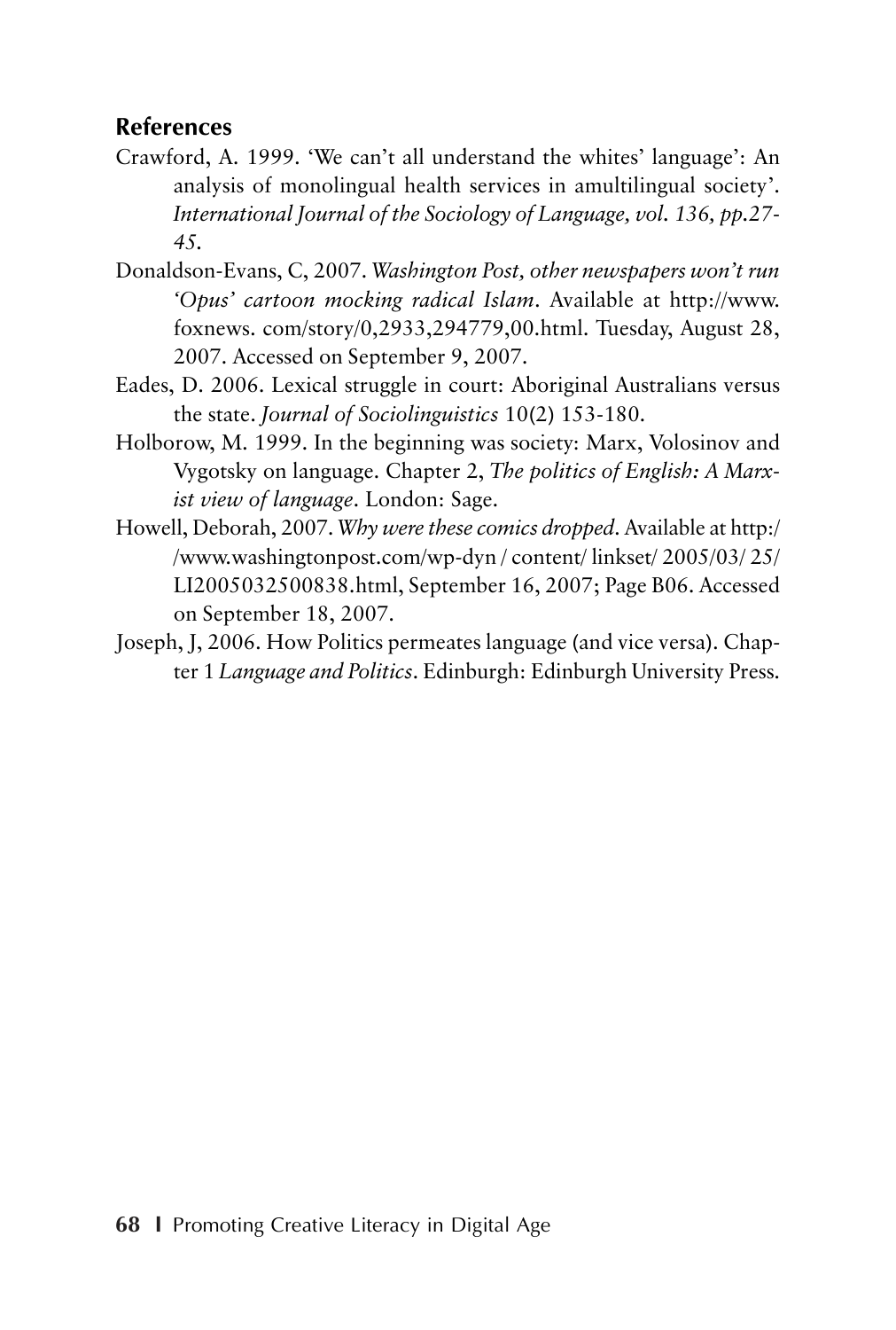## References

Crawford, A. 1999. 'We can't all understand the whites' language': An analysis of monolingual health services in amultilingual society'. *International Journal of the Sociology of Language, vol. 136, pp.27-45.*

Donaldson-Evans, C, 2007. *Washington Post, other newspapers won't run 'Opus' cartoon mocking radical Islam*. Available at http://www.foxnews. com/story/0,2933,294779,00.html. Tuesday, August 28, 2007. Accessed on September 9, 2007.

Eades, D. 2006. Lexical struggle in court: Aboriginal Australians versus the state. *Journal of Sociolinguistics* 10(2) 153-180.

Holborow, M. 1999. In the beginning was society: Marx, Volosinov and Vygotsky on language. Chapter 2, *The politics of English: A Marxist view of language*. London: Sage.

Howell, Deborah, 2007. *Why were these comics dropped*. Available at http://www.washingtonpost.com/wp-dyn / content/ linkset/ 2005/03/ 25/ LI2005032500838.html, September 16, 2007; Page B06. Accessed on September 18, 2007.

Joseph, J, 2006. How Politics permeates language (and vice versa). Chapter 1 *Language and Politics*. Edinburgh: Edinburgh University Press.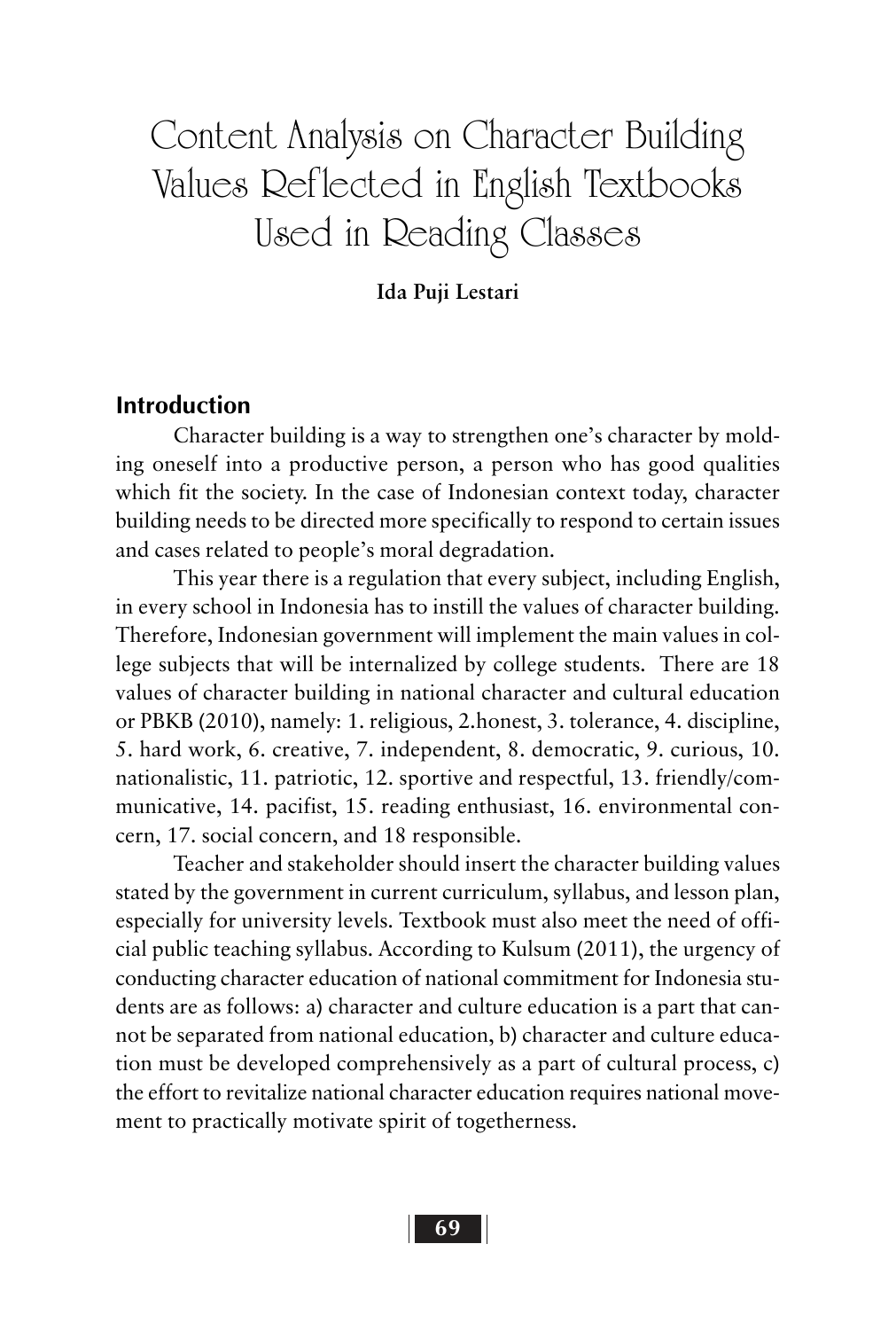# Content Analysis on Character Building Values Reflected in English Textbooks Used in Reading Classes

**Ida Puji Lestari**

## Introduction

Character building is a way to strengthen one's character by molding oneself into a productive person, a person who has good qualities which fit the society. In the case of Indonesian context today, character building needs to be directed more specifically to respond to certain issues and cases related to people's moral degradation.

This year there is a regulation that every subject, including English, in every school in Indonesia has to instill the values of character building. Therefore, Indonesian government will implement the main values in college subjects that will be internalized by college students. There are 18 values of character building in national character and cultural education or PBKB (2010), namely: 1. religious, 2.honest, 3. tolerance, 4. discipline, 5. hard work, 6. creative, 7. independent, 8. democratic, 9. curious, 10. nationalistic, 11. patriotic, 12. sportive and respectful, 13. friendly/communicative, 14. pacifist, 15. reading enthusiast, 16. environmental concern, 17. social concern, and 18 responsible.

Teacher and stakeholder should insert the character building values stated by the government in current curriculum, syllabus, and lesson plan, especially for university levels. Textbook must also meet the need of official public teaching syllabus. According to Kulsum (2011), the urgency of conducting character education of national commitment for Indonesia students are as follows: a) character and culture education is a part that cannot be separated from national education, b) character and culture education must be developed comprehensively as a part of cultural process, c) the effort to revitalize national character education requires national movement to practically motivate spirit of togetherness.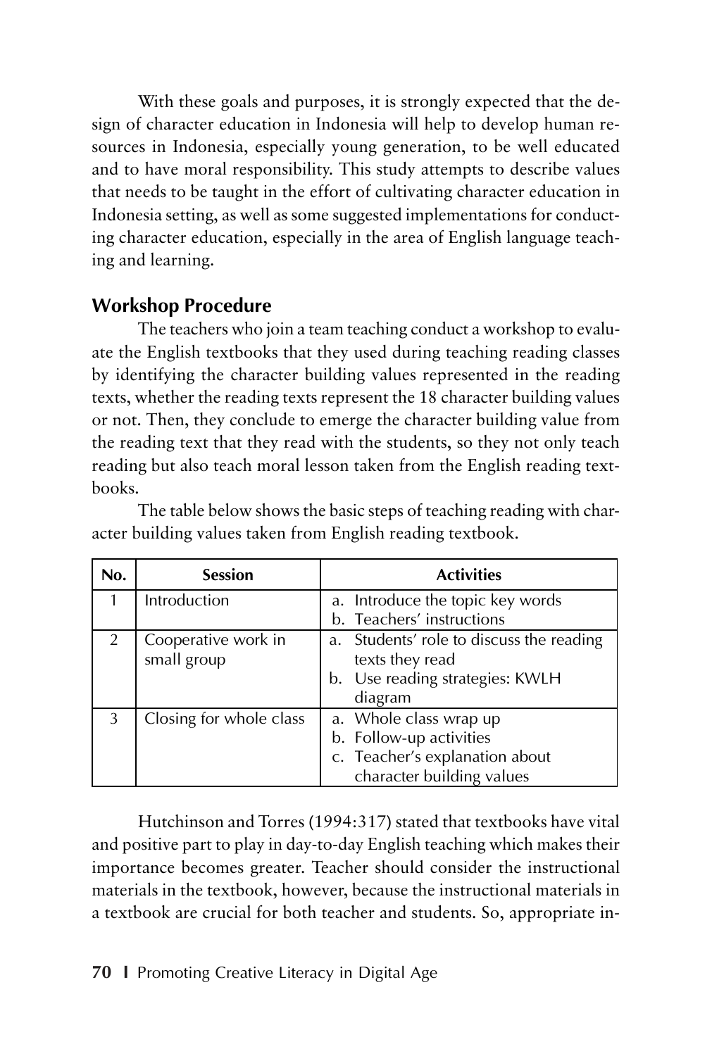With these goals and purposes, it is strongly expected that the design of character education in Indonesia will help to develop human resources in Indonesia, especially young generation, to be well educated and to have moral responsibility. This study attempts to describe values that needs to be taught in the effort of cultivating character education in Indonesia setting, as well as some suggested implementations for conducting character education, especially in the area of English language teaching and learning.

## Workshop Procedure

The teachers who join a team teaching conduct a workshop to evaluate the English textbooks that they used during teaching reading classes by identifying the character building values represented in the reading texts, whether the reading texts represent the 18 character building values or not. Then, they conclude to emerge the character building value from the reading text that they read with the students, so they not only teach reading but also teach moral lesson taken from the English reading textbooks.

The table below shows the basic steps of teaching reading with character building values taken from English reading textbook.

| No. | Session | Activities |
|---|---|---|
| 1 | Introduction | a. Introduce the topic key words<br>b. Teachers' instructions |
| 2 | Cooperative work in small group | a. Students' role to discuss the reading texts they read<br>b. Use reading strategies: KWLH diagram |
| 3 | Closing for whole class | a. Whole class wrap up<br>b. Follow-up activities<br>c. Teacher's explanation about character building values |

Hutchinson and Torres (1994:317) stated that textbooks have vital and positive part to play in day-to-day English teaching which makes their importance becomes greater. Teacher should consider the instructional materials in the textbook, however, because the instructional materials in a textbook are crucial for both teacher and students. So, appropriate in-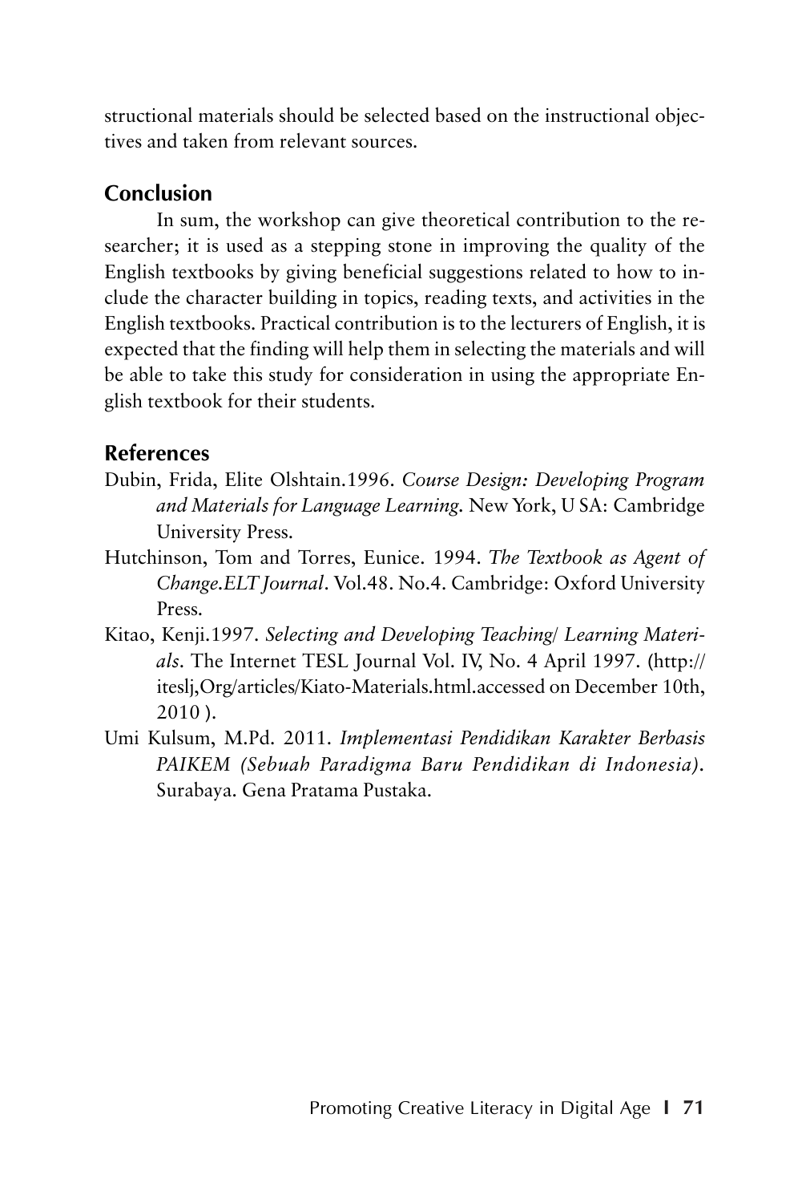structional materials should be selected based on the instructional objectives and taken from relevant sources.

## Conclusion

In sum, the workshop can give theoretical contribution to the researcher; it is used as a stepping stone in improving the quality of the English textbooks by giving beneficial suggestions related to how to include the character building in topics, reading texts, and activities in the English textbooks. Practical contribution is to the lecturers of English, it is expected that the finding will help them in selecting the materials and will be able to take this study for consideration in using the appropriate English textbook for their students.

## References

Dubin, Frida, Elite Olshtain.1996. *Course Design: Developing Program and Materials for Language Learning.* New York, U SA: Cambridge University Press.

Hutchinson, Tom and Torres, Eunice. 1994. *The Textbook as Agent of Change.ELT Journal*. Vol.48. No.4. Cambridge: Oxford University Press.

Kitao, Kenji.1997. *Selecting and Developing Teaching/ Learning Materials*. The Internet TESL Journal Vol. IV, No. 4 April 1997. (http://iteslj,Org/articles/Kiato-Materials.html.accessed on December 10th, 2010 ).

Umi Kulsum, M.Pd. 2011. *Implementasi Pendidikan Karakter Berbasis PAIKEM (Sebuah Paradigma Baru Pendidikan di Indonesia)*. Surabaya. Gena Pratama Pustaka.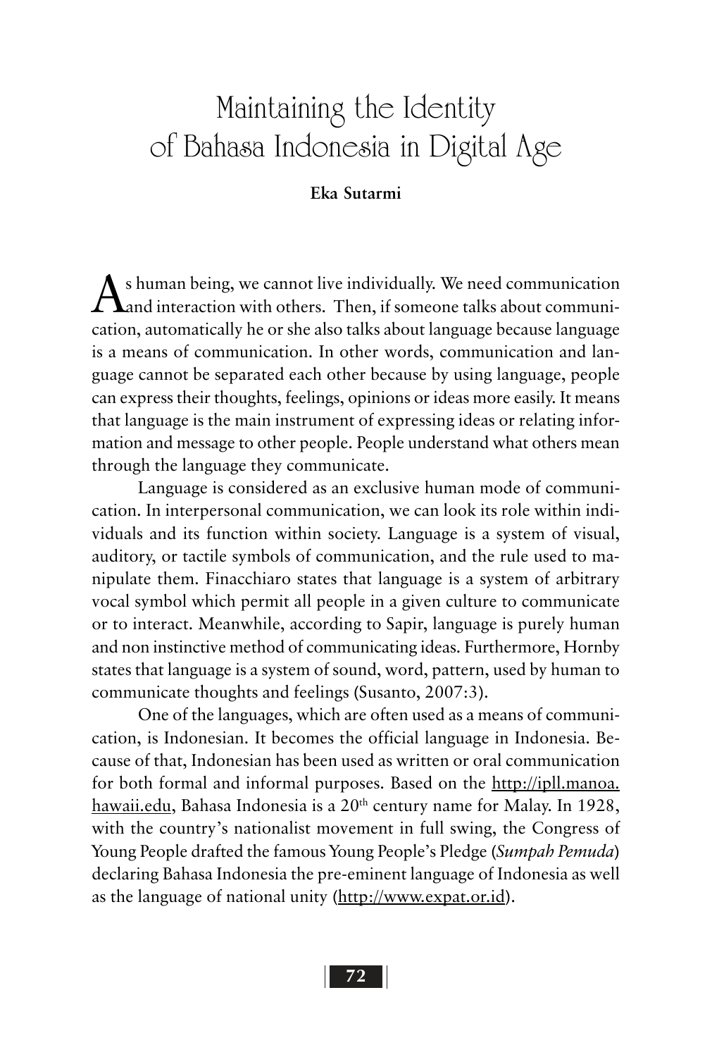# Maintaining the Identity of Bahasa Indonesia in Digital Age

**Eka Sutarmi**

As human being, we cannot live individually. We need communication and interaction with others. Then, if someone talks about communication, automatically he or she also talks about language because language is a means of communication. In other words, communication and language cannot be separated each other because by using language, people can express their thoughts, feelings, opinions or ideas more easily. It means that language is the main instrument of expressing ideas or relating information and message to other people. People understand what others mean through the language they communicate.

Language is considered as an exclusive human mode of communication. In interpersonal communication, we can look its role within individuals and its function within society. Language is a system of visual, auditory, or tactile symbols of communication, and the rule used to manipulate them. Finacchiaro states that language is a system of arbitrary vocal symbol which permit all people in a given culture to communicate or to interact. Meanwhile, according to Sapir, language is purely human and non instinctive method of communicating ideas. Furthermore, Hornby states that language is a system of sound, word, pattern, used by human to communicate thoughts and feelings (Susanto, 2007:3).

One of the languages, which are often used as a means of communication, is Indonesian. It becomes the official language in Indonesia. Because of that, Indonesian has been used as written or oral communication for both formal and informal purposes. Based on the http://ipll.manoa.hawaii.edu, Bahasa Indonesia is a 20th century name for Malay. In 1928, with the country's nationalist movement in full swing, the Congress of Young People drafted the famous Young People's Pledge (*Sumpah Pemuda*) declaring Bahasa Indonesia the pre-eminent language of Indonesia as well as the language of national unity (http://www.expat.or.id).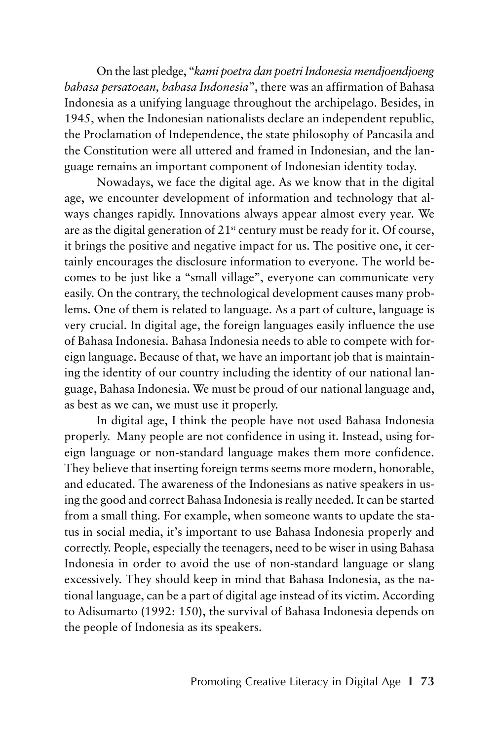On the last pledge, "*kami poetra dan poetri Indonesia mendjoendjoeng bahasa persatoean, bahasa Indonesia*", there was an affirmation of Bahasa Indonesia as a unifying language throughout the archipelago. Besides, in 1945, when the Indonesian nationalists declare an independent republic, the Proclamation of Independence, the state philosophy of Pancasila and the Constitution were all uttered and framed in Indonesian, and the language remains an important component of Indonesian identity today.

Nowadays, we face the digital age. As we know that in the digital age, we encounter development of information and technology that always changes rapidly. Innovations always appear almost every year. We are as the digital generation of 21st century must be ready for it. Of course, it brings the positive and negative impact for us. The positive one, it certainly encourages the disclosure information to everyone. The world becomes to be just like a "small village", everyone can communicate very easily. On the contrary, the technological development causes many problems. One of them is related to language. As a part of culture, language is very crucial. In digital age, the foreign languages easily influence the use of Bahasa Indonesia. Bahasa Indonesia needs to able to compete with foreign language. Because of that, we have an important job that is maintaining the identity of our country including the identity of our national language, Bahasa Indonesia. We must be proud of our national language and, as best as we can, we must use it properly.

In digital age, I think the people have not used Bahasa Indonesia properly. Many people are not confidence in using it. Instead, using foreign language or non-standard language makes them more confidence. They believe that inserting foreign terms seems more modern, honorable, and educated. The awareness of the Indonesians as native speakers in using the good and correct Bahasa Indonesia is really needed. It can be started from a small thing. For example, when someone wants to update the status in social media, it's important to use Bahasa Indonesia properly and correctly. People, especially the teenagers, need to be wiser in using Bahasa Indonesia in order to avoid the use of non-standard language or slang excessively. They should keep in mind that Bahasa Indonesia, as the national language, can be a part of digital age instead of its victim. According to Adisumarto (1992: 150), the survival of Bahasa Indonesia depends on the people of Indonesia as its speakers.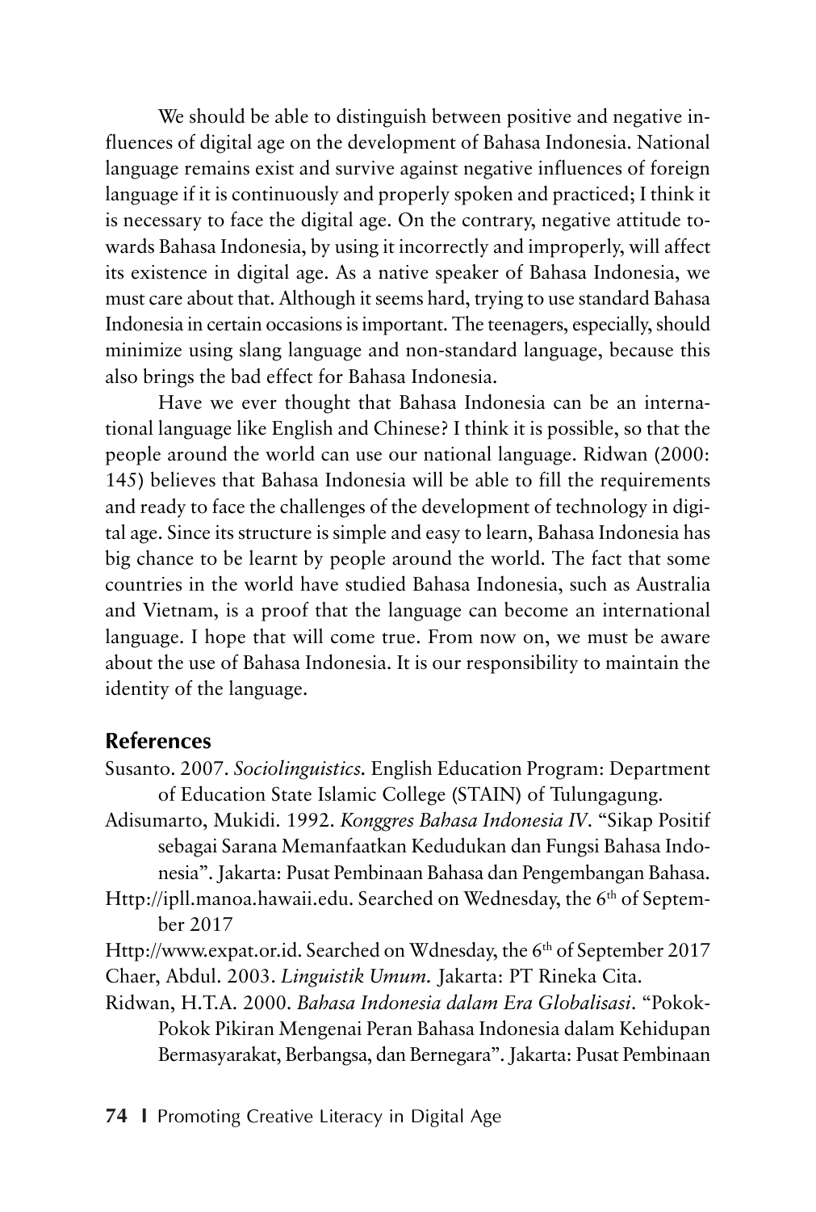We should be able to distinguish between positive and negative influences of digital age on the development of Bahasa Indonesia. National language remains exist and survive against negative influences of foreign language if it is continuously and properly spoken and practiced; I think it is necessary to face the digital age. On the contrary, negative attitude towards Bahasa Indonesia, by using it incorrectly and improperly, will affect its existence in digital age. As a native speaker of Bahasa Indonesia, we must care about that. Although it seems hard, trying to use standard Bahasa Indonesia in certain occasions is important. The teenagers, especially, should minimize using slang language and non-standard language, because this also brings the bad effect for Bahasa Indonesia.

Have we ever thought that Bahasa Indonesia can be an international language like English and Chinese? I think it is possible, so that the people around the world can use our national language. Ridwan (2000: 145) believes that Bahasa Indonesia will be able to fill the requirements and ready to face the challenges of the development of technology in digital age. Since its structure is simple and easy to learn, Bahasa Indonesia has big chance to be learnt by people around the world. The fact that some countries in the world have studied Bahasa Indonesia, such as Australia and Vietnam, is a proof that the language can become an international language. I hope that will come true. From now on, we must be aware about the use of Bahasa Indonesia. It is our responsibility to maintain the identity of the language.

## References

Susanto. 2007. *Sociolinguistics.* English Education Program: Department of Education State Islamic College (STAIN) of Tulungagung.

Adisumarto, Mukidi. 1992. *Konggres Bahasa Indonesia IV*. "Sikap Positif sebagai Sarana Memanfaatkan Kedudukan dan Fungsi Bahasa Indonesia". Jakarta: Pusat Pembinaan Bahasa dan Pengembangan Bahasa.

Http://ipll.manoa.hawaii.edu. Searched on Wednesday, the 6th of September 2017

Http://www.expat.or.id. Searched on Wdnesday, the 6th of September 2017

Chaer, Abdul. 2003. *Linguistik Umum.* Jakarta: PT Rineka Cita.

Ridwan, H.T.A. 2000. *Bahasa Indonesia dalam Era Globalisasi*. "Pokok-Pokok Pikiran Mengenai Peran Bahasa Indonesia dalam Kehidupan Bermasyarakat, Berbangsa, dan Bernegara". Jakarta: Pusat Pembinaan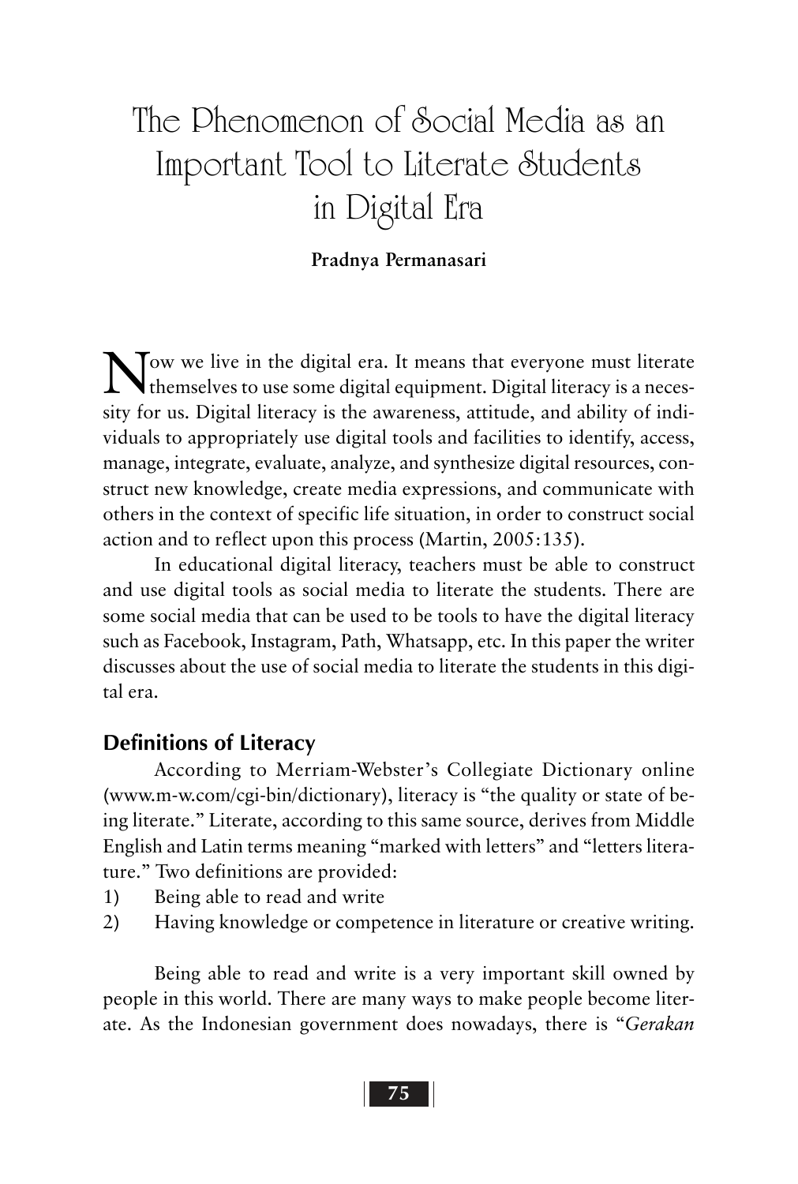# The Phenomenon of Social Media as an Important Tool to Literate Students in Digital Era

**Pradnya Permanasari**

Now we live in the digital era. It means that everyone must literate themselves to use some digital equipment. Digital literacy is a necessity for us. Digital literacy is the awareness, attitude, and ability of individuals to appropriately use digital tools and facilities to identify, access, manage, integrate, evaluate, analyze, and synthesize digital resources, construct new knowledge, create media expressions, and communicate with others in the context of specific life situation, in order to construct social action and to reflect upon this process (Martin, 2005:135).

In educational digital literacy, teachers must be able to construct and use digital tools as social media to literate the students. There are some social media that can be used to be tools to have the digital literacy such as Facebook, Instagram, Path, Whatsapp, etc. In this paper the writer discusses about the use of social media to literate the students in this digital era.

## Definitions of Literacy

According to Merriam-Webster's Collegiate Dictionary online (www.m-w.com/cgi-bin/dictionary), literacy is "the quality or state of being literate." Literate, according to this same source, derives from Middle English and Latin terms meaning "marked with letters" and "letters literature." Two definitions are provided:

1) Being able to read and write
2) Having knowledge or competence in literature or creative writing.

Being able to read and write is a very important skill owned by people in this world. There are many ways to make people become literate. As the Indonesian government does nowadays, there is "*Gerakan*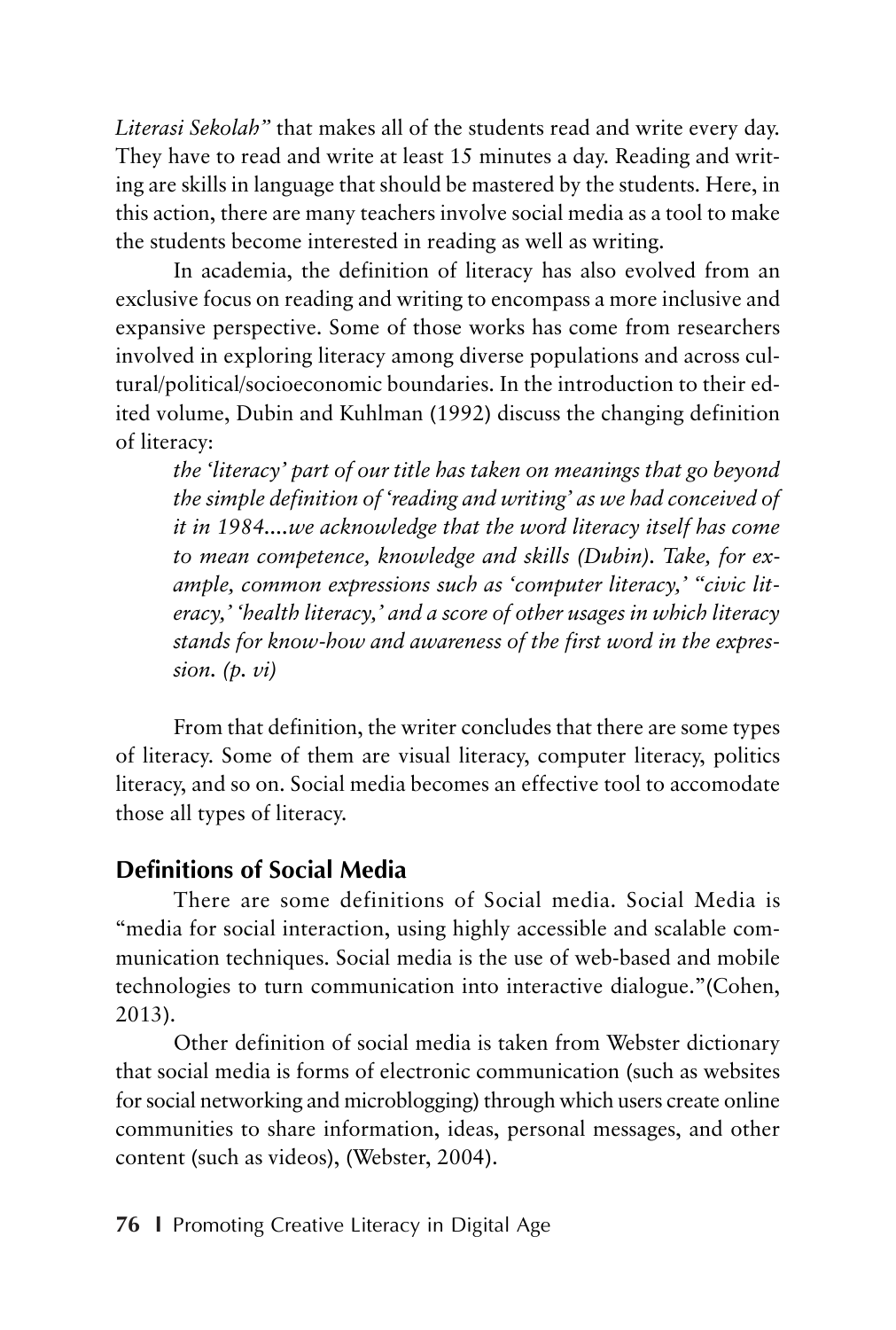*Literasi Sekolah"* that makes all of the students read and write every day. They have to read and write at least 15 minutes a day. Reading and writing are skills in language that should be mastered by the students. Here, in this action, there are many teachers involve social media as a tool to make the students become interested in reading as well as writing.

In academia, the definition of literacy has also evolved from an exclusive focus on reading and writing to encompass a more inclusive and expansive perspective. Some of those works has come from researchers involved in exploring literacy among diverse populations and across cultural/political/socioeconomic boundaries. In the introduction to their edited volume, Dubin and Kuhlman (1992) discuss the changing definition of literacy:

> *the 'literacy' part of our title has taken on meanings that go beyond the simple definition of 'reading and writing' as we had conceived of it in 1984....we acknowledge that the word literacy itself has come to mean competence, knowledge and skills (Dubin). Take, for example, common expressions such as 'computer literacy,' "civic literacy,' 'health literacy,' and a score of other usages in which literacy stands for know-how and awareness of the first word in the expression. (p. vi)*

From that definition, the writer concludes that there are some types of literacy. Some of them are visual literacy, computer literacy, politics literacy, and so on. Social media becomes an effective tool to accomodate those all types of literacy.

## Definitions of Social Media

There are some definitions of Social media. Social Media is "media for social interaction, using highly accessible and scalable communication techniques. Social media is the use of web-based and mobile technologies to turn communication into interactive dialogue."(Cohen, 2013).

Other definition of social media is taken from Webster dictionary that social media is forms of electronic communication (such as websites for social networking and microblogging) through which users create online communities to share information, ideas, personal messages, and other content (such as videos), (Webster, 2004).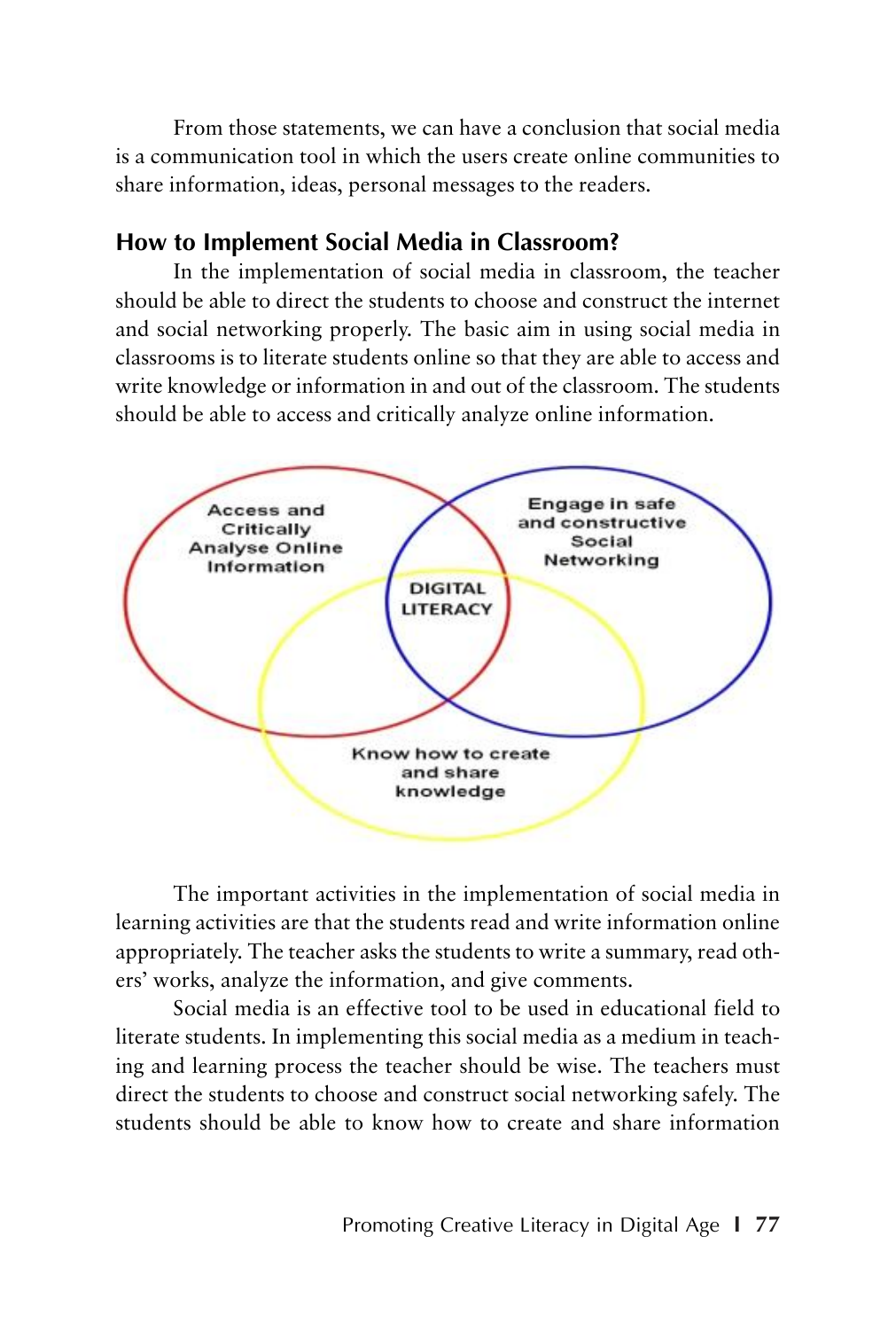From those statements, we can have a conclusion that social media is a communication tool in which the users create online communities to share information, ideas, personal messages to the readers.

## How to Implement Social Media in Classroom?

In the implementation of social media in classroom, the teacher should be able to direct the students to choose and construct the internet and social networking properly. The basic aim in using social media in classrooms is to literate students online so that they are able to access and write knowledge or information in and out of the classroom. The students should be able to access and critically analyze online information.

Access and Critically Analyse Online Information

Engage in safe and constructive Social Networking

DIGITAL LITERACY

Know how to create and share knowledge

The important activities in the implementation of social media in learning activities are that the students read and write information online appropriately. The teacher asks the students to write a summary, read others' works, analyze the information, and give comments.

Social media is an effective tool to be used in educational field to literate students. In implementing this social media as a medium in teaching and learning process the teacher should be wise. The teachers must direct the students to choose and construct social networking safely. The students should be able to know how to create and share information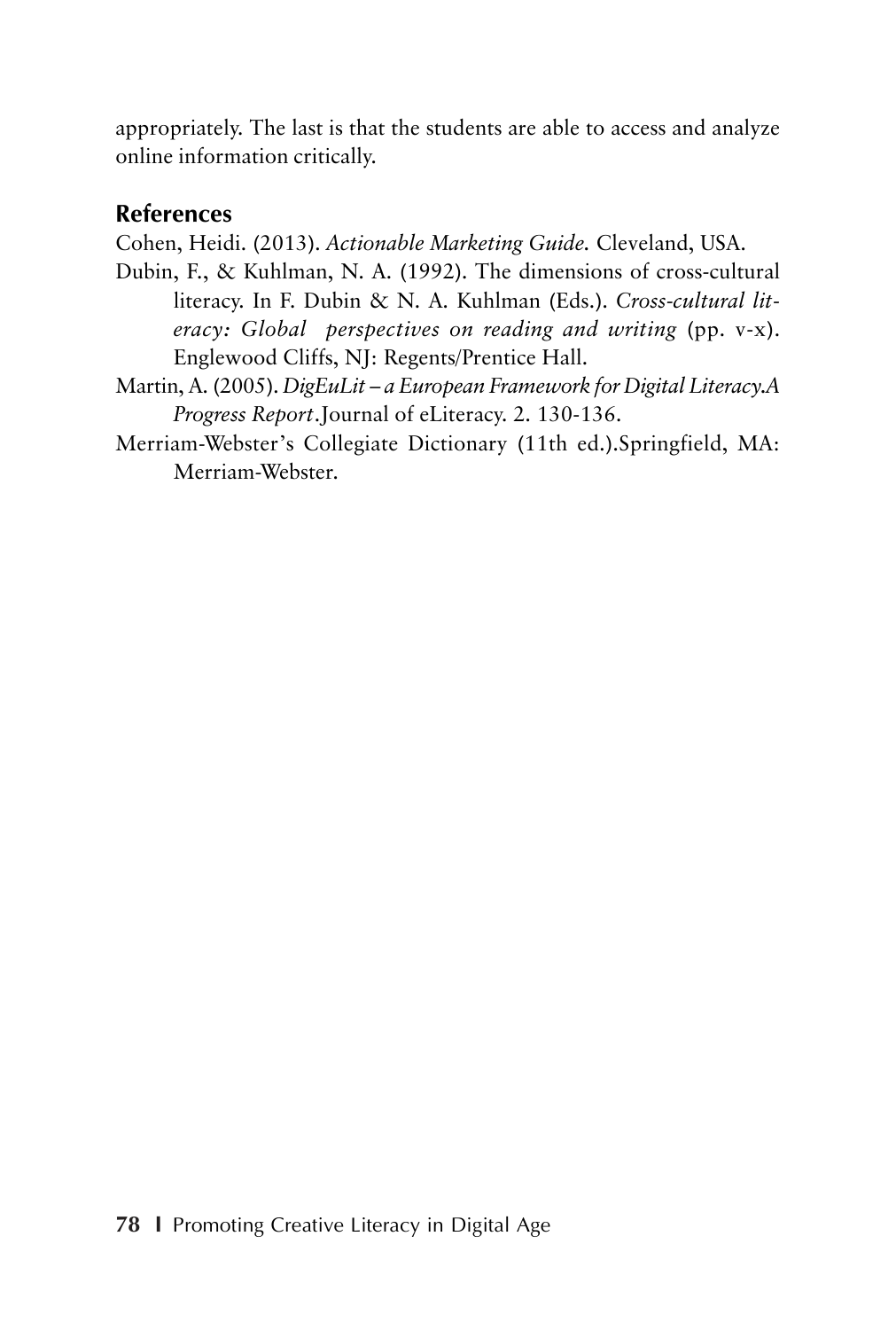appropriately. The last is that the students are able to access and analyze online information critically.

## References

Cohen, Heidi. (2013). *Actionable Marketing Guide.* Cleveland, USA.

Dubin, F., & Kuhlman, N. A. (1992). The dimensions of cross-cultural literacy. In F. Dubin & N. A. Kuhlman (Eds.). *Cross-cultural literacy: Global perspectives on reading and writing* (pp. v-x). Englewood Cliffs, NJ: Regents/Prentice Hall.

Martin, A. (2005). *DigEuLit – a European Framework for Digital Literacy.A Progress Report*.Journal of eLiteracy. 2. 130-136.

Merriam-Webster's Collegiate Dictionary (11th ed.).Springfield, MA: Merriam-Webster.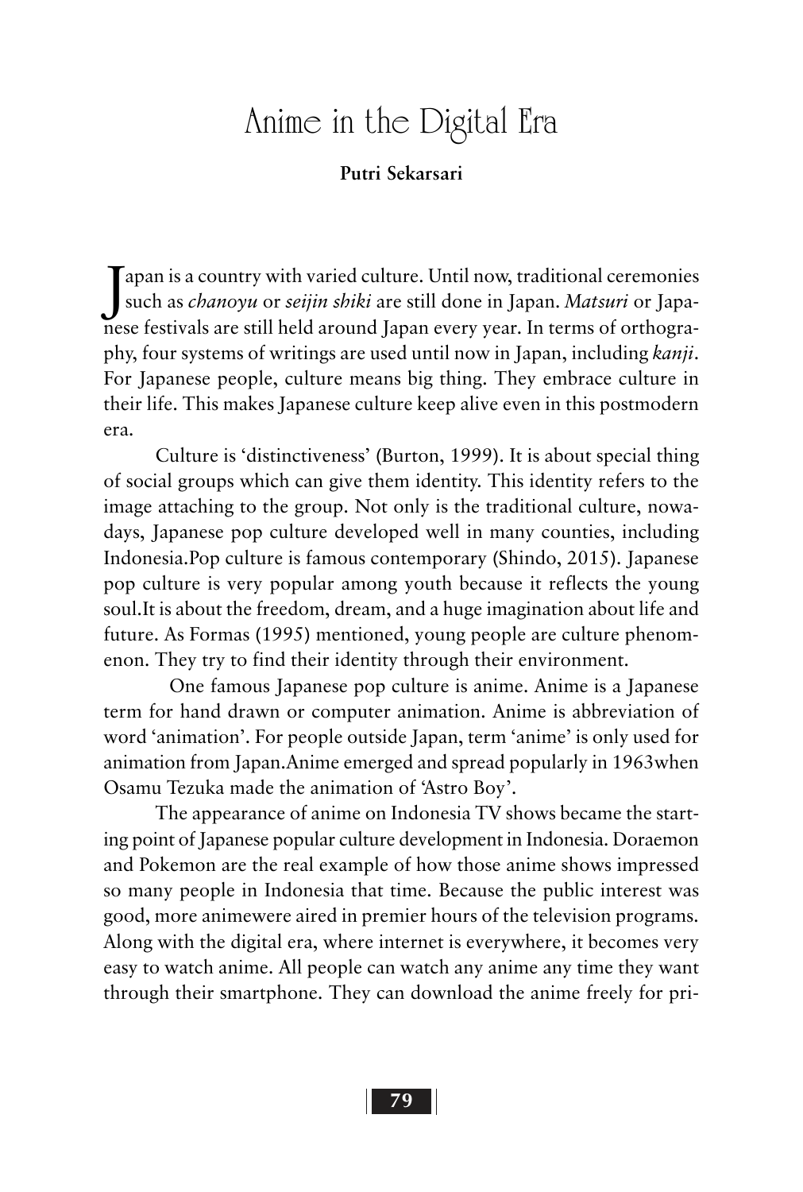# Anime in the Digital Era

**Putri Sekarsari**

Japan is a country with varied culture. Until now, traditional ceremonies such as *chanoyu* or *seijin shiki* are still done in Japan. *Matsuri* or Japanese festivals are still held around Japan every year. In terms of orthography, four systems of writings are used until now in Japan, including *kanji*. For Japanese people, culture means big thing. They embrace culture in their life. This makes Japanese culture keep alive even in this postmodern era.

Culture is 'distinctiveness' (Burton, 1999). It is about special thing of social groups which can give them identity. This identity refers to the image attaching to the group. Not only is the traditional culture, nowadays, Japanese pop culture developed well in many counties, including Indonesia.Pop culture is famous contemporary (Shindo, 2015). Japanese pop culture is very popular among youth because it reflects the young soul.It is about the freedom, dream, and a huge imagination about life and future. As Formas (1995) mentioned, young people are culture phenomenon. They try to find their identity through their environment.

One famous Japanese pop culture is anime. Anime is a Japanese term for hand drawn or computer animation. Anime is abbreviation of word 'animation'. For people outside Japan, term 'anime' is only used for animation from Japan.Anime emerged and spread popularly in 1963when Osamu Tezuka made the animation of 'Astro Boy'.

The appearance of anime on Indonesia TV shows became the starting point of Japanese popular culture development in Indonesia. Doraemon and Pokemon are the real example of how those anime shows impressed so many people in Indonesia that time. Because the public interest was good, more animewere aired in premier hours of the television programs. Along with the digital era, where internet is everywhere, it becomes very easy to watch anime. All people can watch any anime any time they want through their smartphone. They can download the anime freely for pri-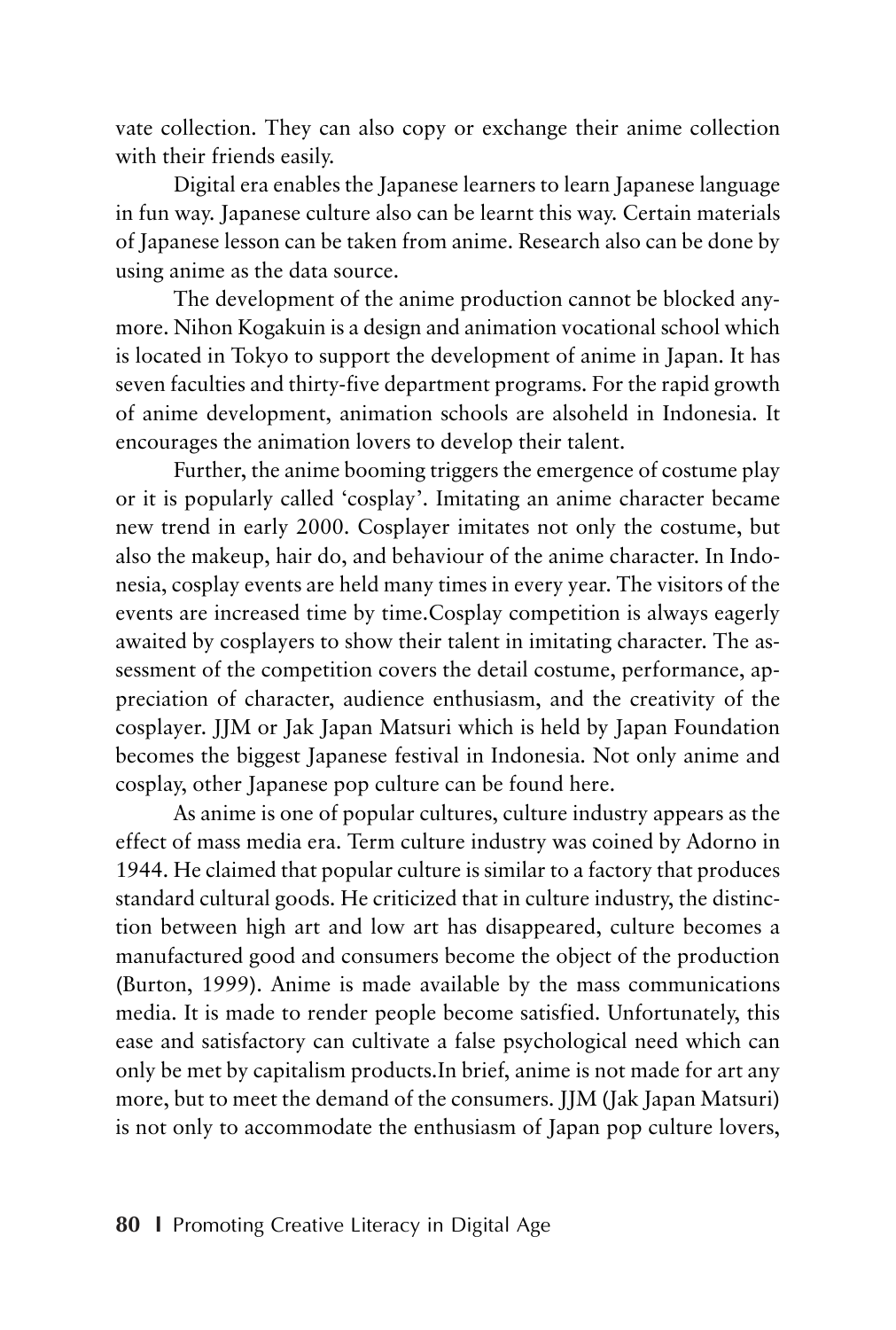vate collection. They can also copy or exchange their anime collection with their friends easily.

Digital era enables the Japanese learners to learn Japanese language in fun way. Japanese culture also can be learnt this way. Certain materials of Japanese lesson can be taken from anime. Research also can be done by using anime as the data source.

The development of the anime production cannot be blocked anymore. Nihon Kogakuin is a design and animation vocational school which is located in Tokyo to support the development of anime in Japan. It has seven faculties and thirty-five department programs. For the rapid growth of anime development, animation schools are alsoheld in Indonesia. It encourages the animation lovers to develop their talent.

Further, the anime booming triggers the emergence of costume play or it is popularly called 'cosplay'. Imitating an anime character became new trend in early 2000. Cosplayer imitates not only the costume, but also the makeup, hair do, and behaviour of the anime character. In Indonesia, cosplay events are held many times in every year. The visitors of the events are increased time by time.Cosplay competition is always eagerly awaited by cosplayers to show their talent in imitating character. The assessment of the competition covers the detail costume, performance, appreciation of character, audience enthusiasm, and the creativity of the cosplayer. JJM or Jak Japan Matsuri which is held by Japan Foundation becomes the biggest Japanese festival in Indonesia. Not only anime and cosplay, other Japanese pop culture can be found here.

As anime is one of popular cultures, culture industry appears as the effect of mass media era. Term culture industry was coined by Adorno in 1944. He claimed that popular culture is similar to a factory that produces standard cultural goods. He criticized that in culture industry, the distinction between high art and low art has disappeared, culture becomes a manufactured good and consumers become the object of the production (Burton, 1999). Anime is made available by the mass communications media. It is made to render people become satisfied. Unfortunately, this ease and satisfactory can cultivate a false psychological need which can only be met by capitalism products.In brief, anime is not made for art any more, but to meet the demand of the consumers. JJM (Jak Japan Matsuri) is not only to accommodate the enthusiasm of Japan pop culture lovers,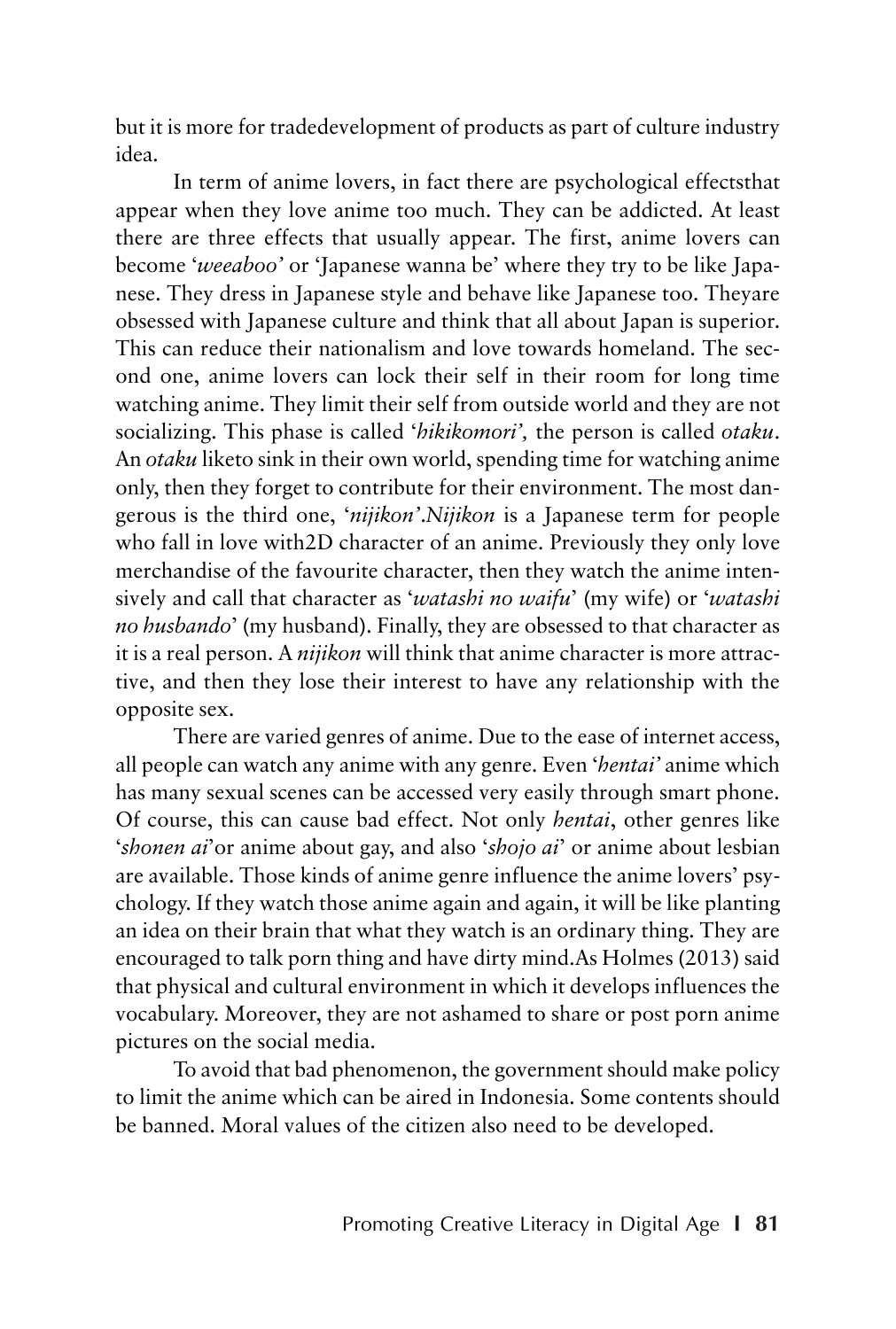but it is more for tradedevelopment of products as part of culture industry idea.

In term of anime lovers, in fact there are psychological effectsthat appear when they love anime too much. They can be addicted. At least there are three effects that usually appear. The first, anime lovers can become '*weeaboo*' or 'Japanese wanna be' where they try to be like Japanese. They dress in Japanese style and behave like Japanese too. Theyare obsessed with Japanese culture and think that all about Japan is superior. This can reduce their nationalism and love towards homeland. The second one, anime lovers can lock their self in their room for long time watching anime. They limit their self from outside world and they are not socializing. This phase is called '*hikikomori*', the person is called *otaku*. An *otaku* liketo sink in their own world, spending time for watching anime only, then they forget to contribute for their environment. The most dangerous is the third one, '*nijikon*'.*Nijikon* is a Japanese term for people who fall in love with2D character of an anime. Previously they only love merchandise of the favourite character, then they watch the anime intensively and call that character as '*watashi no waifu*' (my wife) or '*watashi no husbando*' (my husband). Finally, they are obsessed to that character as it is a real person. A *nijikon* will think that anime character is more attractive, and then they lose their interest to have any relationship with the opposite sex.

There are varied genres of anime. Due to the ease of internet access, all people can watch any anime with any genre. Even '*hentai*' anime which has many sexual scenes can be accessed very easily through smart phone. Of course, this can cause bad effect. Not only *hentai*, other genres like '*shonen ai*'or anime about gay, and also '*shojo ai*' or anime about lesbian are available. Those kinds of anime genre influence the anime lovers' psychology. If they watch those anime again and again, it will be like planting an idea on their brain that what they watch is an ordinary thing. They are encouraged to talk porn thing and have dirty mind.As Holmes (2013) said that physical and cultural environment in which it develops influences the vocabulary. Moreover, they are not ashamed to share or post porn anime pictures on the social media.

To avoid that bad phenomenon, the government should make policy to limit the anime which can be aired in Indonesia. Some contents should be banned. Moral values of the citizen also need to be developed.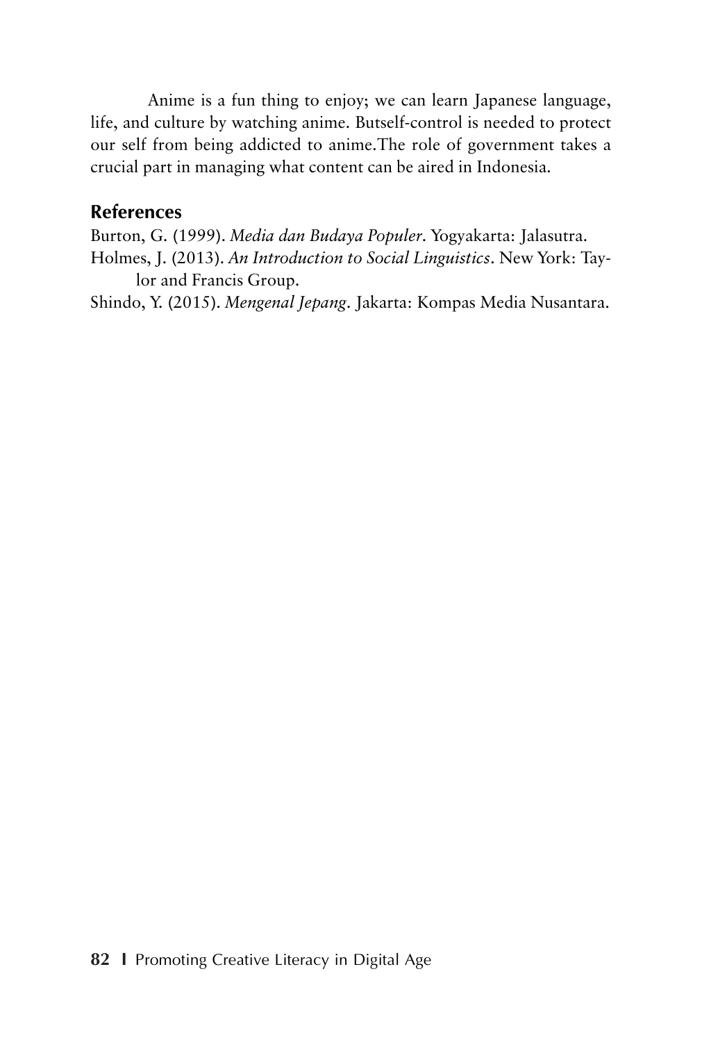Anime is a fun thing to enjoy; we can learn Japanese language, life, and culture by watching anime. Butself-control is needed to protect our self from being addicted to anime.The role of government takes a crucial part in managing what content can be aired in Indonesia.

## References

Burton, G. (1999). *Media dan Budaya Populer*. Yogyakarta: Jalasutra.

Holmes, J. (2013). *An Introduction to Social Linguistics*. New York: Taylor and Francis Group.

Shindo, Y. (2015). *Mengenal Jepang*. Jakarta: Kompas Media Nusantara.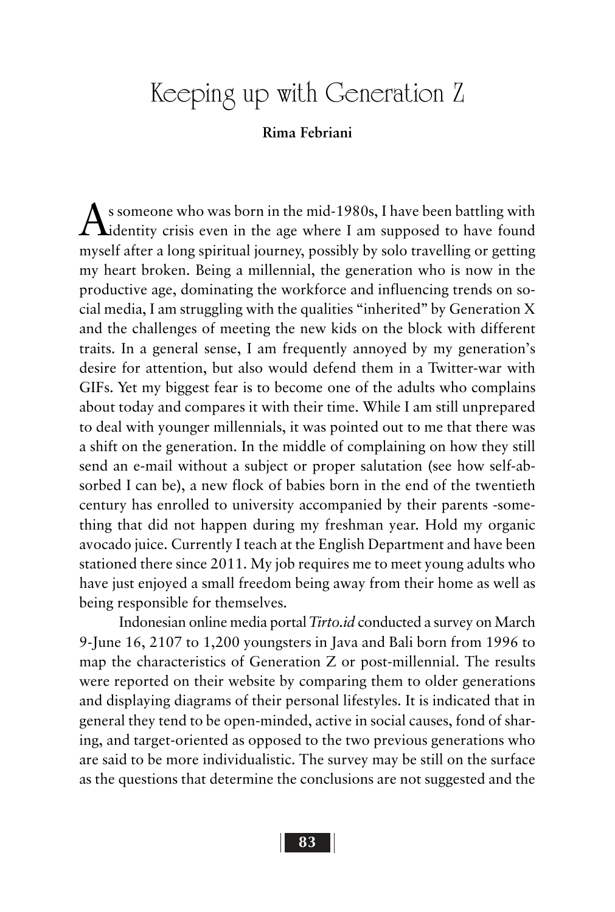# Keeping up with Generation Z

**Rima Febriani**

As someone who was born in the mid-1980s, I have been battling with identity crisis even in the age where I am supposed to have found myself after a long spiritual journey, possibly by solo travelling or getting my heart broken. Being a millennial, the generation who is now in the productive age, dominating the workforce and influencing trends on social media, I am struggling with the qualities "inherited" by Generation X and the challenges of meeting the new kids on the block with different traits. In a general sense, I am frequently annoyed by my generation's desire for attention, but also would defend them in a Twitter-war with GIFs. Yet my biggest fear is to become one of the adults who complains about today and compares it with their time. While I am still unprepared to deal with younger millennials, it was pointed out to me that there was a shift on the generation. In the middle of complaining on how they still send an e-mail without a subject or proper salutation (see how self-absorbed I can be), a new flock of babies born in the end of the twentieth century has enrolled to university accompanied by their parents -something that did not happen during my freshman year. Hold my organic avocado juice. Currently I teach at the English Department and have been stationed there since 2011. My job requires me to meet young adults who have just enjoyed a small freedom being away from their home as well as being responsible for themselves.

Indonesian online media portal *Tirto.id* conducted a survey on March 9-June 16, 2107 to 1,200 youngsters in Java and Bali born from 1996 to map the characteristics of Generation Z or post-millennial. The results were reported on their website by comparing them to older generations and displaying diagrams of their personal lifestyles. It is indicated that in general they tend to be open-minded, active in social causes, fond of sharing, and target-oriented as opposed to the two previous generations who are said to be more individualistic. The survey may be still on the surface as the questions that determine the conclusions are not suggested and the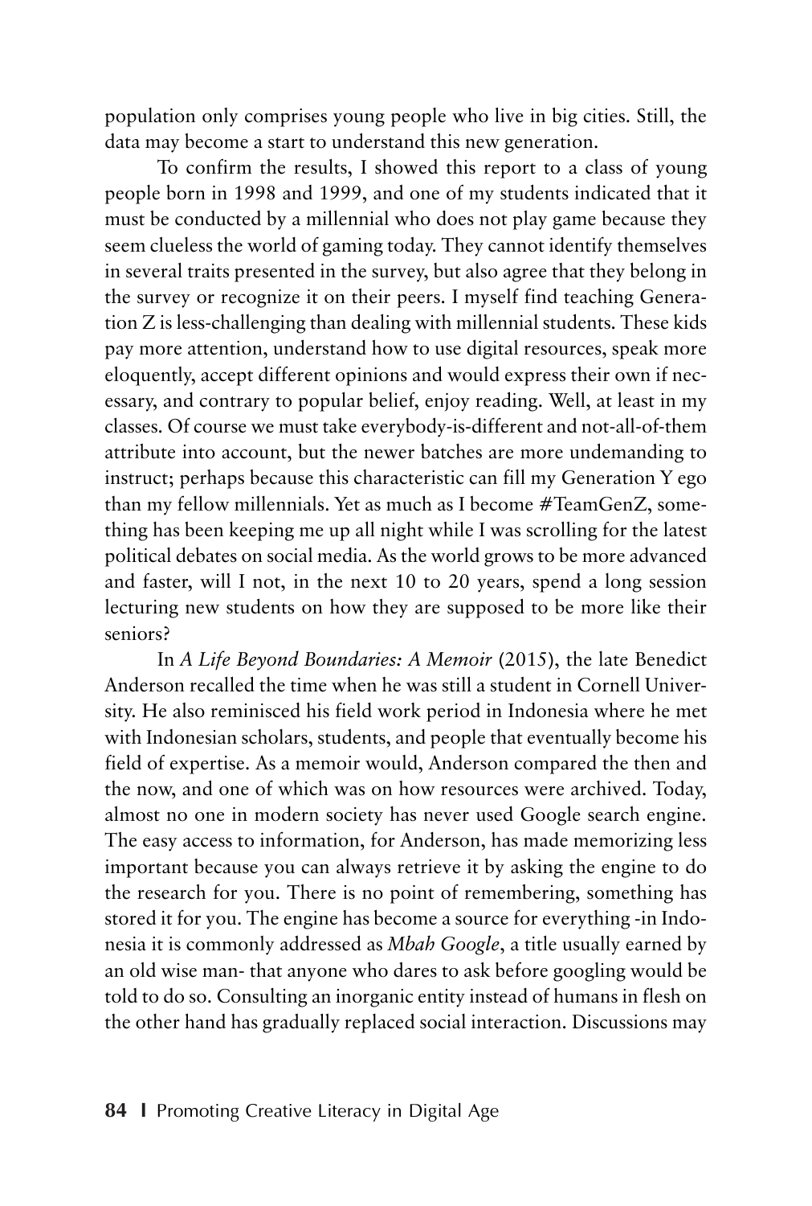population only comprises young people who live in big cities. Still, the data may become a start to understand this new generation.

To confirm the results, I showed this report to a class of young people born in 1998 and 1999, and one of my students indicated that it must be conducted by a millennial who does not play game because they seem clueless the world of gaming today. They cannot identify themselves in several traits presented in the survey, but also agree that they belong in the survey or recognize it on their peers. I myself find teaching Generation Z is less-challenging than dealing with millennial students. These kids pay more attention, understand how to use digital resources, speak more eloquently, accept different opinions and would express their own if necessary, and contrary to popular belief, enjoy reading. Well, at least in my classes. Of course we must take everybody-is-different and not-all-of-them attribute into account, but the newer batches are more undemanding to instruct; perhaps because this characteristic can fill my Generation Y ego than my fellow millennials. Yet as much as I become #TeamGenZ, something has been keeping me up all night while I was scrolling for the latest political debates on social media. As the world grows to be more advanced and faster, will I not, in the next 10 to 20 years, spend a long session lecturing new students on how they are supposed to be more like their seniors?

In *A Life Beyond Boundaries: A Memoir* (2015), the late Benedict Anderson recalled the time when he was still a student in Cornell University. He also reminisced his field work period in Indonesia where he met with Indonesian scholars, students, and people that eventually become his field of expertise. As a memoir would, Anderson compared the then and the now, and one of which was on how resources were archived. Today, almost no one in modern society has never used Google search engine. The easy access to information, for Anderson, has made memorizing less important because you can always retrieve it by asking the engine to do the research for you. There is no point of remembering, something has stored it for you. The engine has become a source for everything -in Indonesia it is commonly addressed as *Mbah Google*, a title usually earned by an old wise man- that anyone who dares to ask before googling would be told to do so. Consulting an inorganic entity instead of humans in flesh on the other hand has gradually replaced social interaction. Discussions may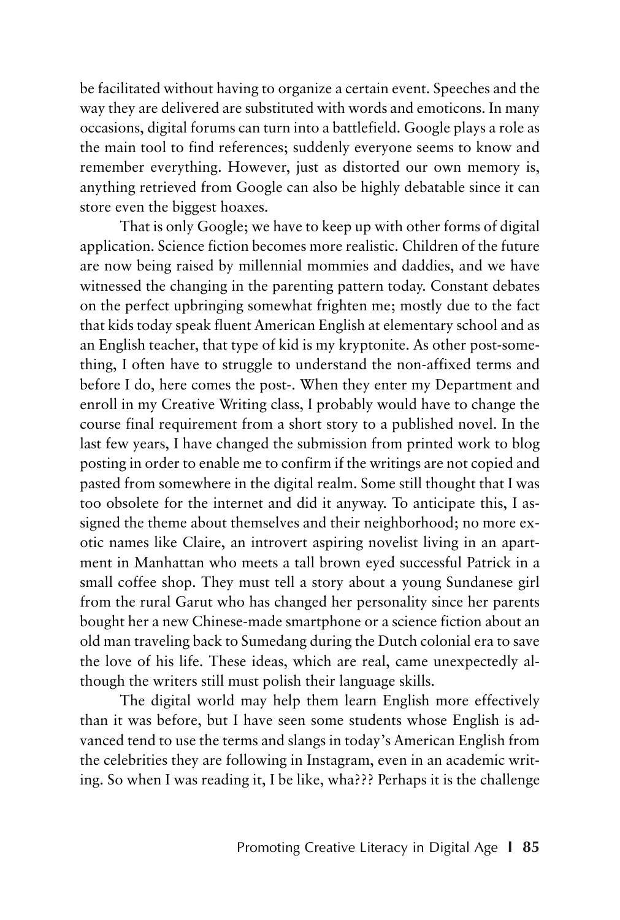be facilitated without having to organize a certain event. Speeches and the way they are delivered are substituted with words and emoticons. In many occasions, digital forums can turn into a battlefield. Google plays a role as the main tool to find references; suddenly everyone seems to know and remember everything. However, just as distorted our own memory is, anything retrieved from Google can also be highly debatable since it can store even the biggest hoaxes.

That is only Google; we have to keep up with other forms of digital application. Science fiction becomes more realistic. Children of the future are now being raised by millennial mommies and daddies, and we have witnessed the changing in the parenting pattern today. Constant debates on the perfect upbringing somewhat frighten me; mostly due to the fact that kids today speak fluent American English at elementary school and as an English teacher, that type of kid is my kryptonite. As other post-something, I often have to struggle to understand the non-affixed terms and before I do, here comes the post-. When they enter my Department and enroll in my Creative Writing class, I probably would have to change the course final requirement from a short story to a published novel. In the last few years, I have changed the submission from printed work to blog posting in order to enable me to confirm if the writings are not copied and pasted from somewhere in the digital realm. Some still thought that I was too obsolete for the internet and did it anyway. To anticipate this, I assigned the theme about themselves and their neighborhood; no more exotic names like Claire, an introvert aspiring novelist living in an apartment in Manhattan who meets a tall brown eyed successful Patrick in a small coffee shop. They must tell a story about a young Sundanese girl from the rural Garut who has changed her personality since her parents bought her a new Chinese-made smartphone or a science fiction about an old man traveling back to Sumedang during the Dutch colonial era to save the love of his life. These ideas, which are real, came unexpectedly although the writers still must polish their language skills.

The digital world may help them learn English more effectively than it was before, but I have seen some students whose English is advanced tend to use the terms and slangs in today's American English from the celebrities they are following in Instagram, even in an academic writing. So when I was reading it, I be like, wha??? Perhaps it is the challenge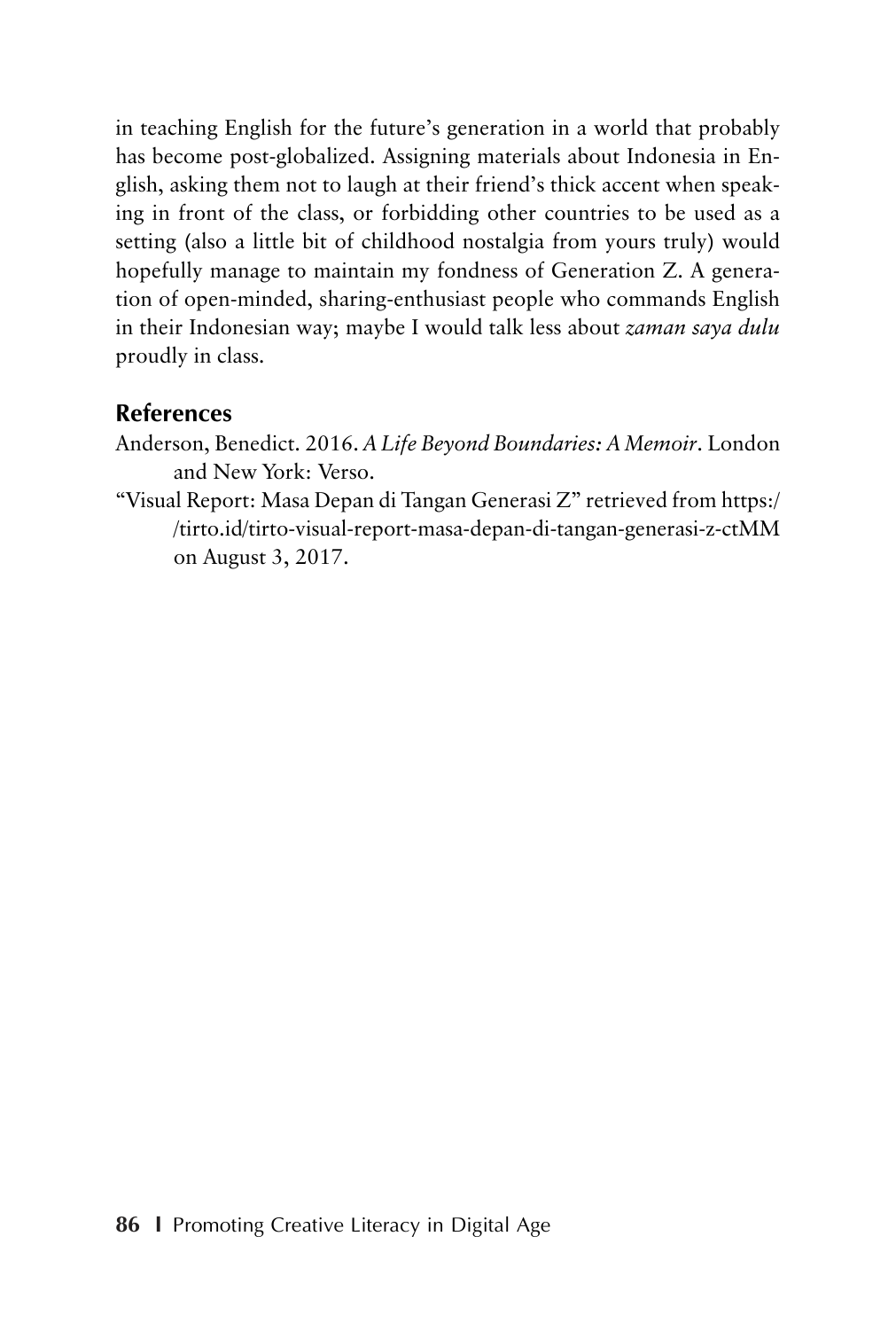in teaching English for the future's generation in a world that probably has become post-globalized. Assigning materials about Indonesia in English, asking them not to laugh at their friend's thick accent when speaking in front of the class, or forbidding other countries to be used as a setting (also a little bit of childhood nostalgia from yours truly) would hopefully manage to maintain my fondness of Generation Z. A generation of open-minded, sharing-enthusiast people who commands English in their Indonesian way; maybe I would talk less about *zaman saya dulu* proudly in class.

## References

Anderson, Benedict. 2016. *A Life Beyond Boundaries: A Memoir*. London and New York: Verso.

"Visual Report: Masa Depan di Tangan Generasi Z" retrieved from https://tirto.id/tirto-visual-report-masa-depan-di-tangan-generasi-z-ctMM on August 3, 2017.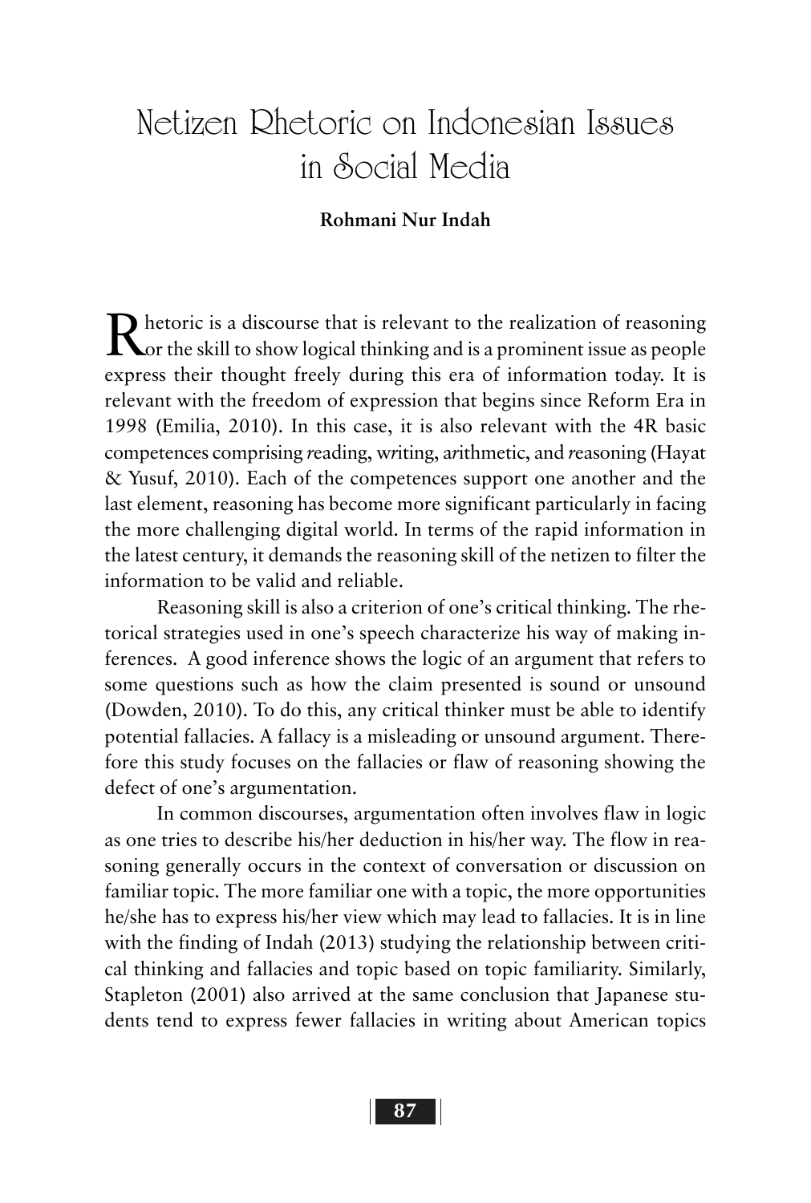# Netizen Rhetoric on Indonesian Issues in Social Media

**Rohmani Nur Indah**

Rhetoric is a discourse that is relevant to the realization of reasoning or the skill to show logical thinking and is a prominent issue as people express their thought freely during this era of information today. It is relevant with the freedom of expression that begins since Reform Era in 1998 (Emilia, 2010). In this case, it is also relevant with the 4R basic competences comprising *r*eading, w*r*iting, a*r*ithmetic, and *r*easoning (Hayat & Yusuf, 2010). Each of the competences support one another and the last element, reasoning has become more significant particularly in facing the more challenging digital world. In terms of the rapid information in the latest century, it demands the reasoning skill of the netizen to filter the information to be valid and reliable.

Reasoning skill is also a criterion of one's critical thinking. The rhetorical strategies used in one's speech characterize his way of making inferences. A good inference shows the logic of an argument that refers to some questions such as how the claim presented is sound or unsound (Dowden, 2010). To do this, any critical thinker must be able to identify potential fallacies. A fallacy is a misleading or unsound argument. Therefore this study focuses on the fallacies or flaw of reasoning showing the defect of one's argumentation.

In common discourses, argumentation often involves flaw in logic as one tries to describe his/her deduction in his/her way. The flow in reasoning generally occurs in the context of conversation or discussion on familiar topic. The more familiar one with a topic, the more opportunities he/she has to express his/her view which may lead to fallacies. It is in line with the finding of Indah (2013) studying the relationship between critical thinking and fallacies and topic based on topic familiarity. Similarly, Stapleton (2001) also arrived at the same conclusion that Japanese students tend to express fewer fallacies in writing about American topics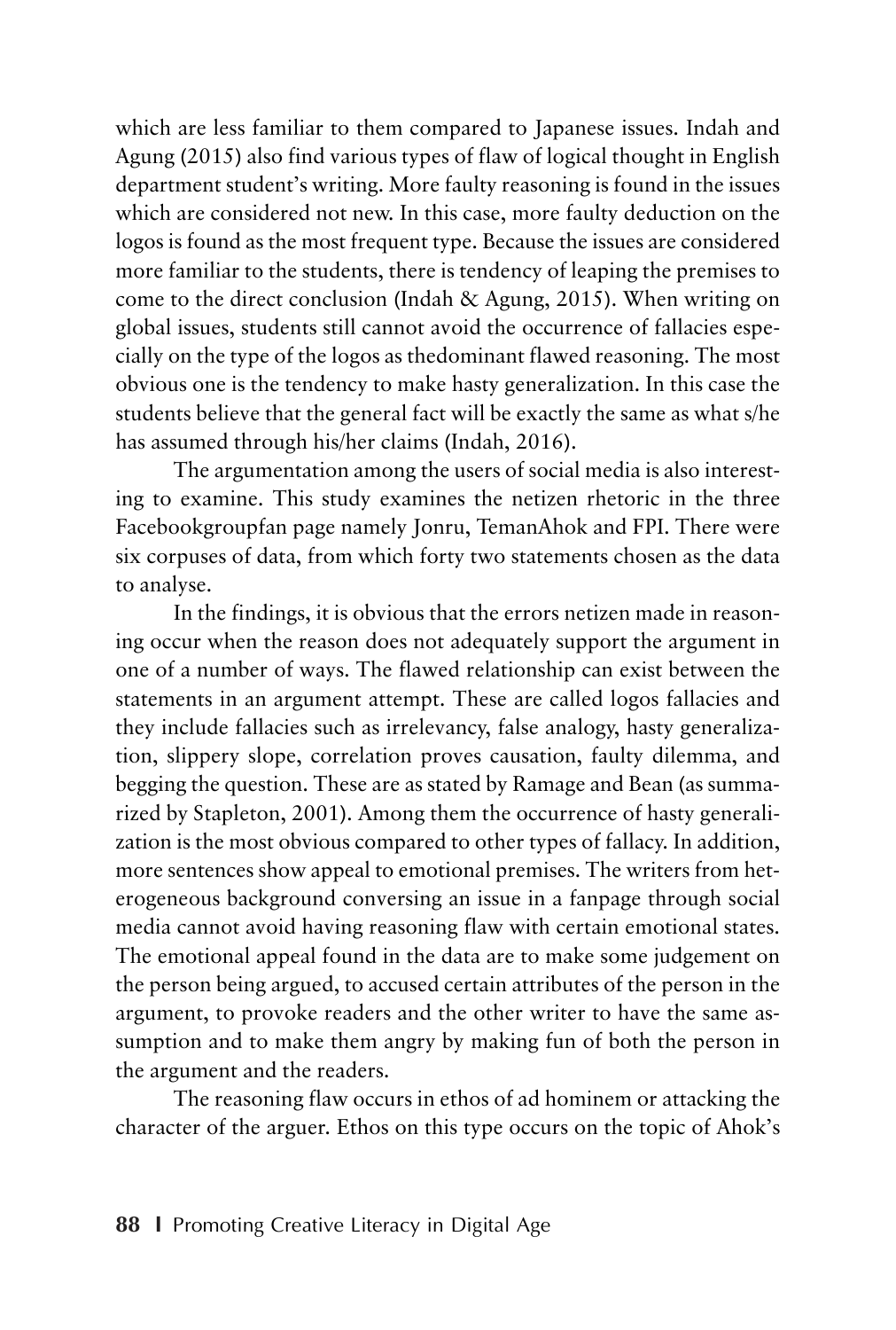which are less familiar to them compared to Japanese issues. Indah and Agung (2015) also find various types of flaw of logical thought in English department student's writing. More faulty reasoning is found in the issues which are considered not new. In this case, more faulty deduction on the logos is found as the most frequent type. Because the issues are considered more familiar to the students, there is tendency of leaping the premises to come to the direct conclusion (Indah & Agung, 2015). When writing on global issues, students still cannot avoid the occurrence of fallacies especially on the type of the logos as thedominant flawed reasoning. The most obvious one is the tendency to make hasty generalization. In this case the students believe that the general fact will be exactly the same as what s/he has assumed through his/her claims (Indah, 2016).

The argumentation among the users of social media is also interesting to examine. This study examines the netizen rhetoric in the three Facebookgroupfan page namely Jonru, TemanAhok and FPI. There were six corpuses of data, from which forty two statements chosen as the data to analyse.

In the findings, it is obvious that the errors netizen made in reasoning occur when the reason does not adequately support the argument in one of a number of ways. The flawed relationship can exist between the statements in an argument attempt. These are called logos fallacies and they include fallacies such as irrelevancy, false analogy, hasty generalization, slippery slope, correlation proves causation, faulty dilemma, and begging the question. These are as stated by Ramage and Bean (as summarized by Stapleton, 2001). Among them the occurrence of hasty generalization is the most obvious compared to other types of fallacy. In addition, more sentences show appeal to emotional premises. The writers from heterogeneous background conversing an issue in a fanpage through social media cannot avoid having reasoning flaw with certain emotional states. The emotional appeal found in the data are to make some judgement on the person being argued, to accused certain attributes of the person in the argument, to provoke readers and the other writer to have the same assumption and to make them angry by making fun of both the person in the argument and the readers.

The reasoning flaw occurs in ethos of ad hominem or attacking the character of the arguer. Ethos on this type occurs on the topic of Ahok's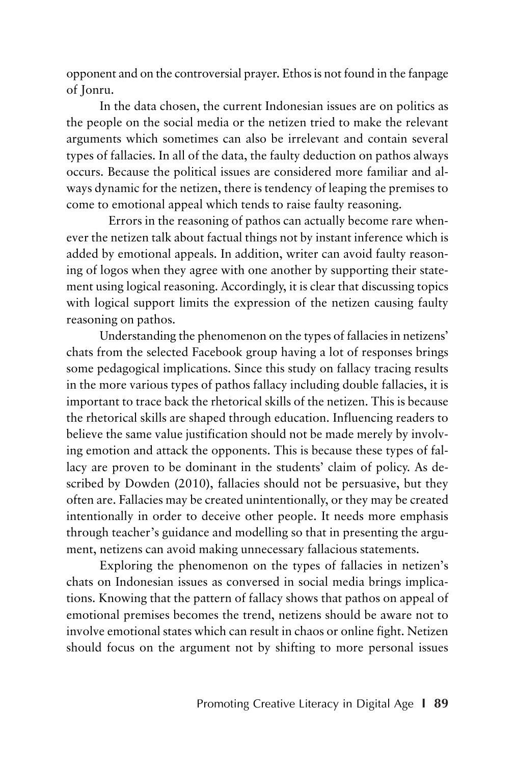opponent and on the controversial prayer. Ethos is not found in the fanpage of Jonru.

In the data chosen, the current Indonesian issues are on politics as the people on the social media or the netizen tried to make the relevant arguments which sometimes can also be irrelevant and contain several types of fallacies. In all of the data, the faulty deduction on pathos always occurs. Because the political issues are considered more familiar and always dynamic for the netizen, there is tendency of leaping the premises to come to emotional appeal which tends to raise faulty reasoning.

Errors in the reasoning of pathos can actually become rare whenever the netizen talk about factual things not by instant inference which is added by emotional appeals. In addition, writer can avoid faulty reasoning of logos when they agree with one another by supporting their statement using logical reasoning. Accordingly, it is clear that discussing topics with logical support limits the expression of the netizen causing faulty reasoning on pathos.

Understanding the phenomenon on the types of fallacies in netizens' chats from the selected Facebook group having a lot of responses brings some pedagogical implications. Since this study on fallacy tracing results in the more various types of pathos fallacy including double fallacies, it is important to trace back the rhetorical skills of the netizen. This is because the rhetorical skills are shaped through education. Influencing readers to believe the same value justification should not be made merely by involving emotion and attack the opponents. This is because these types of fallacy are proven to be dominant in the students' claim of policy. As described by Dowden (2010), fallacies should not be persuasive, but they often are. Fallacies may be created unintentionally, or they may be created intentionally in order to deceive other people. It needs more emphasis through teacher's guidance and modelling so that in presenting the argument, netizens can avoid making unnecessary fallacious statements.

Exploring the phenomenon on the types of fallacies in netizen's chats on Indonesian issues as conversed in social media brings implications. Knowing that the pattern of fallacy shows that pathos on appeal of emotional premises becomes the trend, netizens should be aware not to involve emotional states which can result in chaos or online fight. Netizen should focus on the argument not by shifting to more personal issues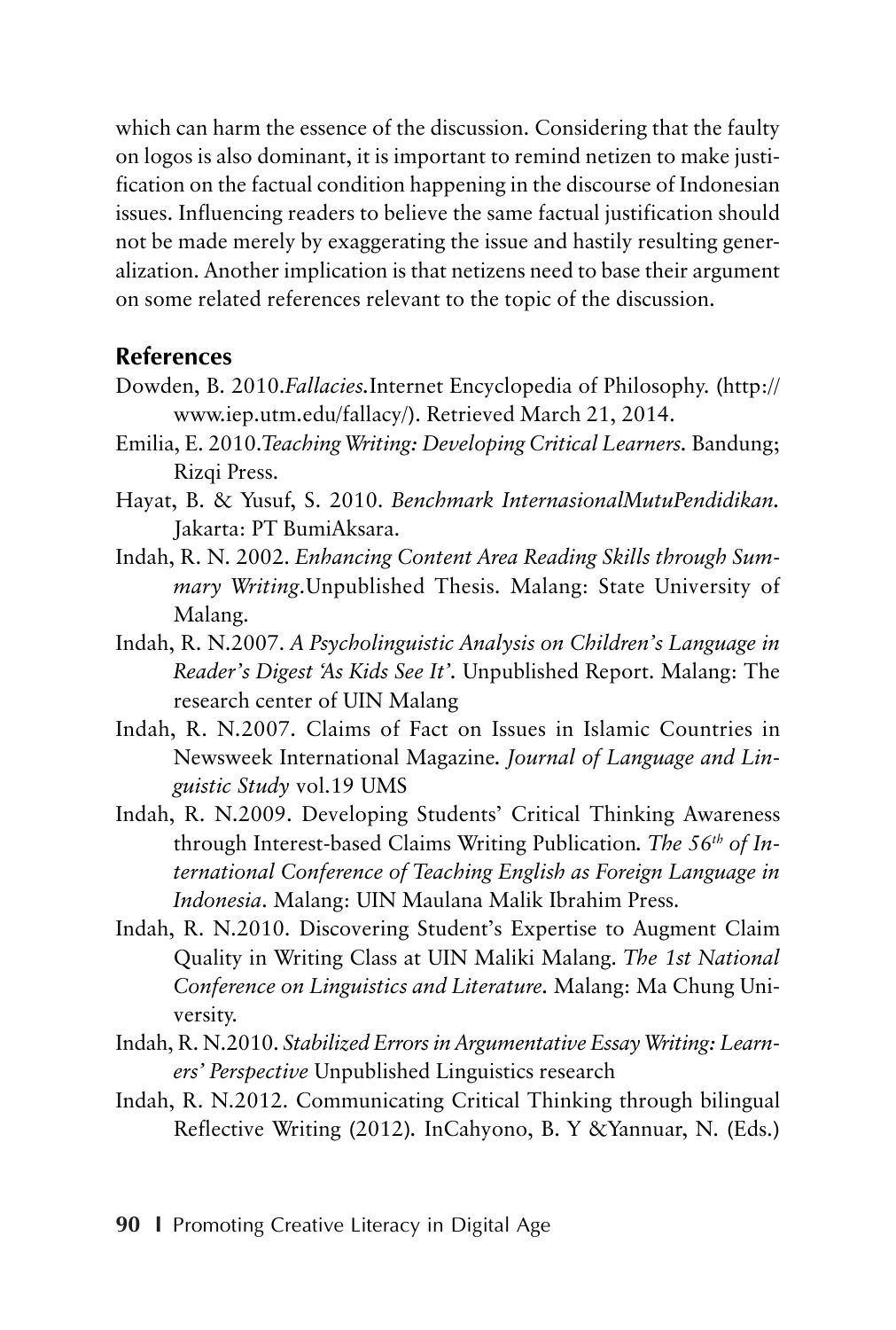which can harm the essence of the discussion. Considering that the faulty on logos is also dominant, it is important to remind netizen to make justification on the factual condition happening in the discourse of Indonesian issues. Influencing readers to believe the same factual justification should not be made merely by exaggerating the issue and hastily resulting generalization. Another implication is that netizens need to base their argument on some related references relevant to the topic of the discussion.

## References

Dowden, B. 2010.*Fallacies.*Internet Encyclopedia of Philosophy. (http://www.iep.utm.edu/fallacy/). Retrieved March 21, 2014.

Emilia, E. 2010.*Teaching Writing: Developing Critical Learners.* Bandung; Rizqi Press.

Hayat, B. & Yusuf, S. 2010. *Benchmark InternasionalMutuPendidikan.* Jakarta: PT BumiAksara.

Indah, R. N. 2002. *Enhancing Content Area Reading Skills through Summary Writing*.Unpublished Thesis. Malang: State University of Malang.

Indah, R. N.2007. *A Psycholinguistic Analysis on Children's Language in Reader's Digest 'As Kids See It'.* Unpublished Report. Malang: The research center of UIN Malang

Indah, R. N.2007. Claims of Fact on Issues in Islamic Countries in Newsweek International Magazine. *Journal of Language and Linguistic Study* vol.19 UMS

Indah, R. N.2009. Developing Students' Critical Thinking Awareness through Interest-based Claims Writing Publication. *The 56th of International Conference of Teaching English as Foreign Language in Indonesia*. Malang: UIN Maulana Malik Ibrahim Press.

Indah, R. N.2010. Discovering Student's Expertise to Augment Claim Quality in Writing Class at UIN Maliki Malang. *The 1st National Conference on Linguistics and Literature.* Malang: Ma Chung University.

Indah, R. N.2010. *Stabilized Errors in Argumentative Essay Writing: Learners' Perspective* Unpublished Linguistics research

Indah, R. N.2012. Communicating Critical Thinking through bilingual Reflective Writing (2012). InCahyono, B. Y &Yannuar, N. (Eds.)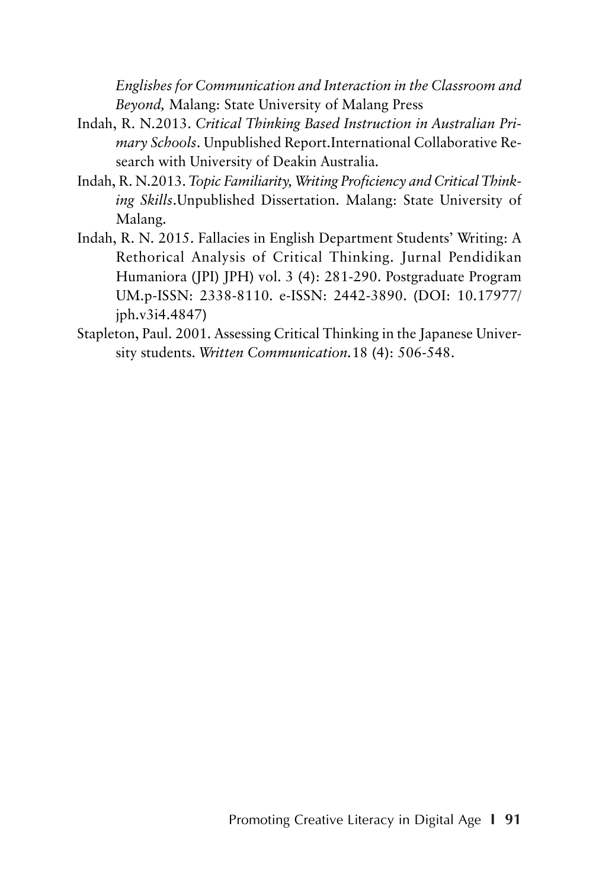*Englishes for Communication and Interaction in the Classroom and Beyond,* Malang: State University of Malang Press

Indah, R. N.2013. *Critical Thinking Based Instruction in Australian Primary Schools*. Unpublished Report.International Collaborative Research with University of Deakin Australia.

Indah, R. N.2013. *Topic Familiarity, Writing Proficiency and Critical Thinking Skills*.Unpublished Dissertation. Malang: State University of Malang.

Indah, R. N. 2015. Fallacies in English Department Students' Writing: A Rethorical Analysis of Critical Thinking. Jurnal Pendidikan Humaniora (JPI) JPH) vol. 3 (4): 281-290. Postgraduate Program UM.p-ISSN: 2338-8110. e-ISSN: 2442-3890. (DOI: 10.17977/jph.v3i4.4847)

Stapleton, Paul. 2001. Assessing Critical Thinking in the Japanese University students. *Written Communication.*18 (4): 506-548.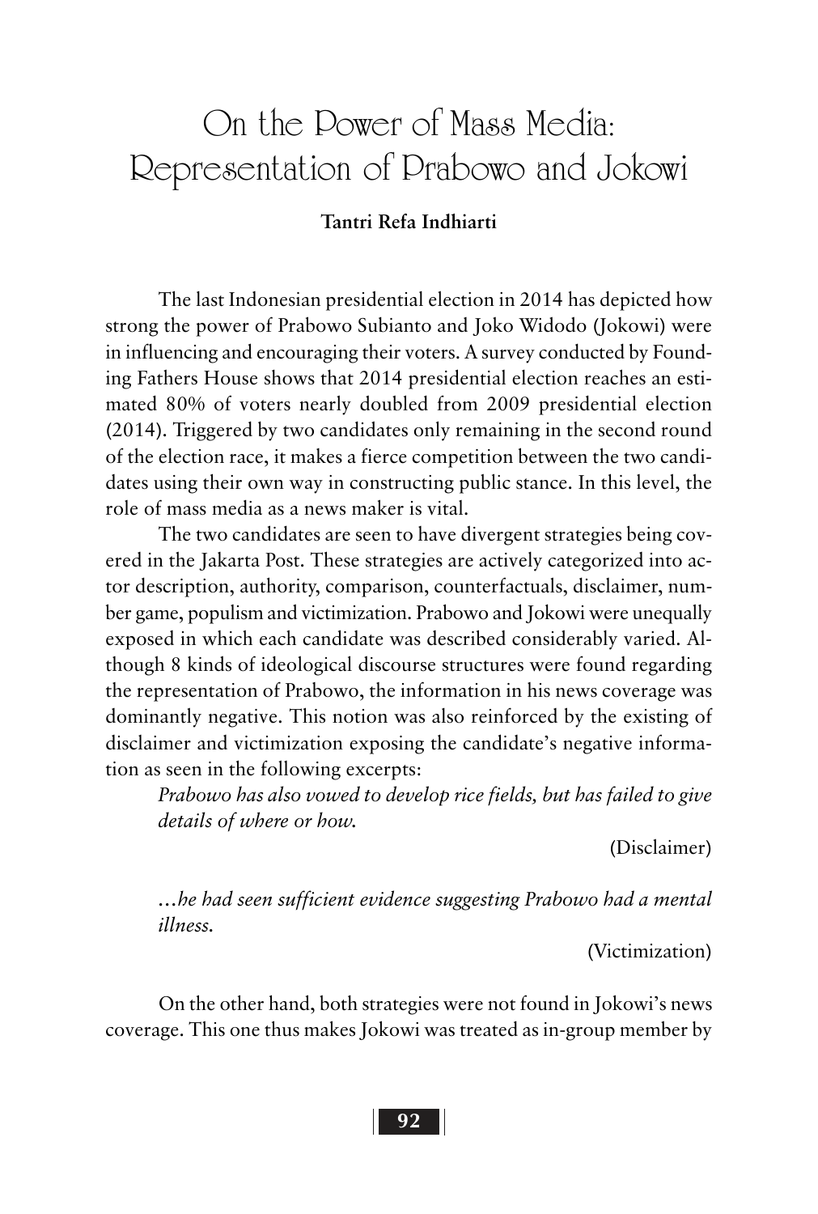# On the Power of Mass Media: Representation of Prabowo and Jokowi

**Tantri Refa Indhiarti**

The last Indonesian presidential election in 2014 has depicted how strong the power of Prabowo Subianto and Joko Widodo (Jokowi) were in influencing and encouraging their voters. A survey conducted by Founding Fathers House shows that 2014 presidential election reaches an estimated 80% of voters nearly doubled from 2009 presidential election (2014). Triggered by two candidates only remaining in the second round of the election race, it makes a fierce competition between the two candidates using their own way in constructing public stance. In this level, the role of mass media as a news maker is vital.

The two candidates are seen to have divergent strategies being covered in the Jakarta Post. These strategies are actively categorized into actor description, authority, comparison, counterfactuals, disclaimer, number game, populism and victimization. Prabowo and Jokowi were unequally exposed in which each candidate was described considerably varied. Although 8 kinds of ideological discourse structures were found regarding the representation of Prabowo, the information in his news coverage was dominantly negative. This notion was also reinforced by the existing of disclaimer and victimization exposing the candidate's negative information as seen in the following excerpts:

> *Prabowo has also vowed to develop rice fields, but has failed to give details of where or how.*
>
> (Disclaimer)

> *…he had seen sufficient evidence suggesting Prabowo had a mental illness.*
>
> (Victimization)

On the other hand, both strategies were not found in Jokowi's news coverage. This one thus makes Jokowi was treated as in-group member by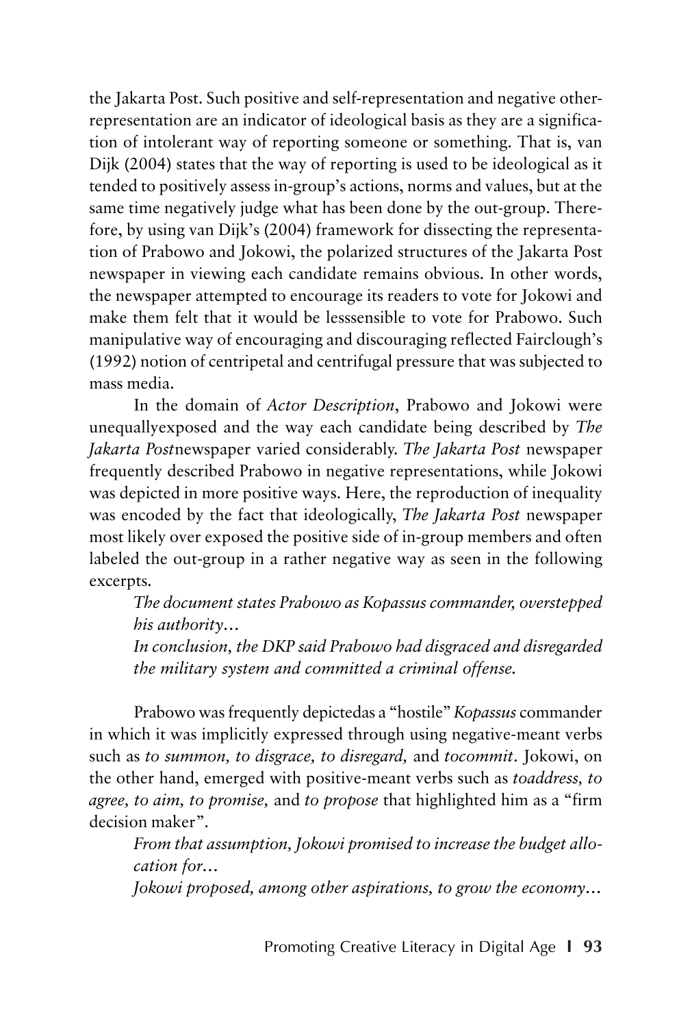the Jakarta Post. Such positive and self-representation and negative other-representation are an indicator of ideological basis as they are a signification of intolerant way of reporting someone or something. That is, van Dijk (2004) states that the way of reporting is used to be ideological as it tended to positively assess in-group's actions, norms and values, but at the same time negatively judge what has been done by the out-group. Therefore, by using van Dijk's (2004) framework for dissecting the representation of Prabowo and Jokowi, the polarized structures of the Jakarta Post newspaper in viewing each candidate remains obvious. In other words, the newspaper attempted to encourage its readers to vote for Jokowi and make them felt that it would be lesssensible to vote for Prabowo. Such manipulative way of encouraging and discouraging reflected Fairclough's (1992) notion of centripetal and centrifugal pressure that was subjected to mass media.

In the domain of *Actor Description*, Prabowo and Jokowi were unequallyexposed and the way each candidate being described by *The Jakarta Post*newspaper varied considerably. *The Jakarta Post* newspaper frequently described Prabowo in negative representations, while Jokowi was depicted in more positive ways. Here, the reproduction of inequality was encoded by the fact that ideologically, *The Jakarta Post* newspaper most likely over exposed the positive side of in-group members and often labeled the out-group in a rather negative way as seen in the following excerpts.

> *The document states Prabowo as Kopassus commander, overstepped his authority…*
>
> *In conclusion, the DKP said Prabowo had disgraced and disregarded the military system and committed a criminal offense.*

Prabowo was frequently depictedas a "hostile" *Kopassus* commander in which it was implicitly expressed through using negative-meant verbs such as *to summon, to disgrace, to disregard,* and *tocommit*. Jokowi, on the other hand, emerged with positive-meant verbs such as *toaddress, to agree, to aim, to promise,* and *to propose* that highlighted him as a "firm decision maker".

> *From that assumption, Jokowi promised to increase the budget allocation for…*
>
> *Jokowi proposed, among other aspirations, to grow the economy…*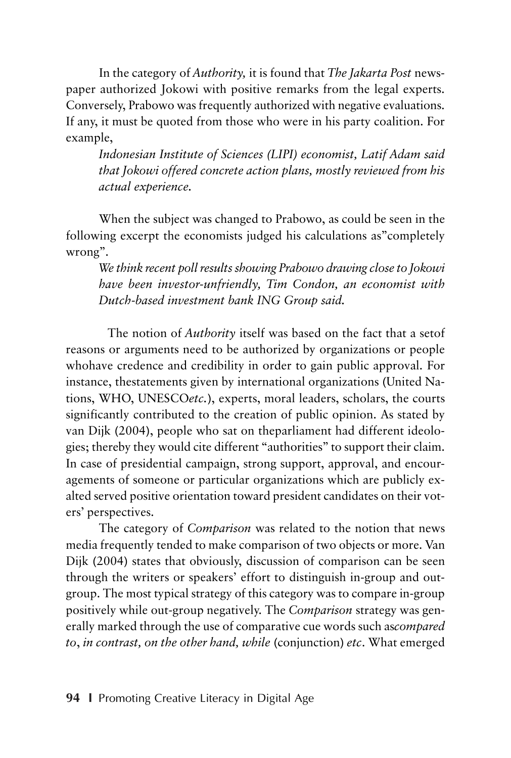In the category of *Authority,* it is found that *The Jakarta Post* newspaper authorized Jokowi with positive remarks from the legal experts. Conversely, Prabowo was frequently authorized with negative evaluations. If any, it must be quoted from those who were in his party coalition. For example,

> *Indonesian Institute of Sciences (LIPI) economist, Latif Adam said that Jokowi offered concrete action plans, mostly reviewed from his actual experience.*

When the subject was changed to Prabowo, as could be seen in the following excerpt the economists judged his calculations as"completely wrong".

> *We think recent poll results showing Prabowo drawing close to Jokowi have been investor-unfriendly, Tim Condon, an economist with Dutch-based investment bank ING Group said.*

The notion of *Authority* itself was based on the fact that a setof reasons or arguments need to be authorized by organizations or people whohave credence and credibility in order to gain public approval. For instance, thestatements given by international organizations (United Nations, WHO, UNESCO*etc.*), experts, moral leaders, scholars, the courts significantly contributed to the creation of public opinion. As stated by van Dijk (2004), people who sat on theparliament had different ideologies; thereby they would cite different "authorities" to support their claim. In case of presidential campaign, strong support, approval, and encouragements of someone or particular organizations which are publicly exalted served positive orientation toward president candidates on their voters' perspectives.

The category of *Comparison* was related to the notion that news media frequently tended to make comparison of two objects or more. Van Dijk (2004) states that obviously, discussion of comparison can be seen through the writers or speakers' effort to distinguish in-group and out-group. The most typical strategy of this category was to compare in-group positively while out-group negatively. The *Comparison* strategy was generally marked through the use of comparative cue words such as*compared to*, *in contrast, on the other hand, while* (conjunction) *etc*. What emerged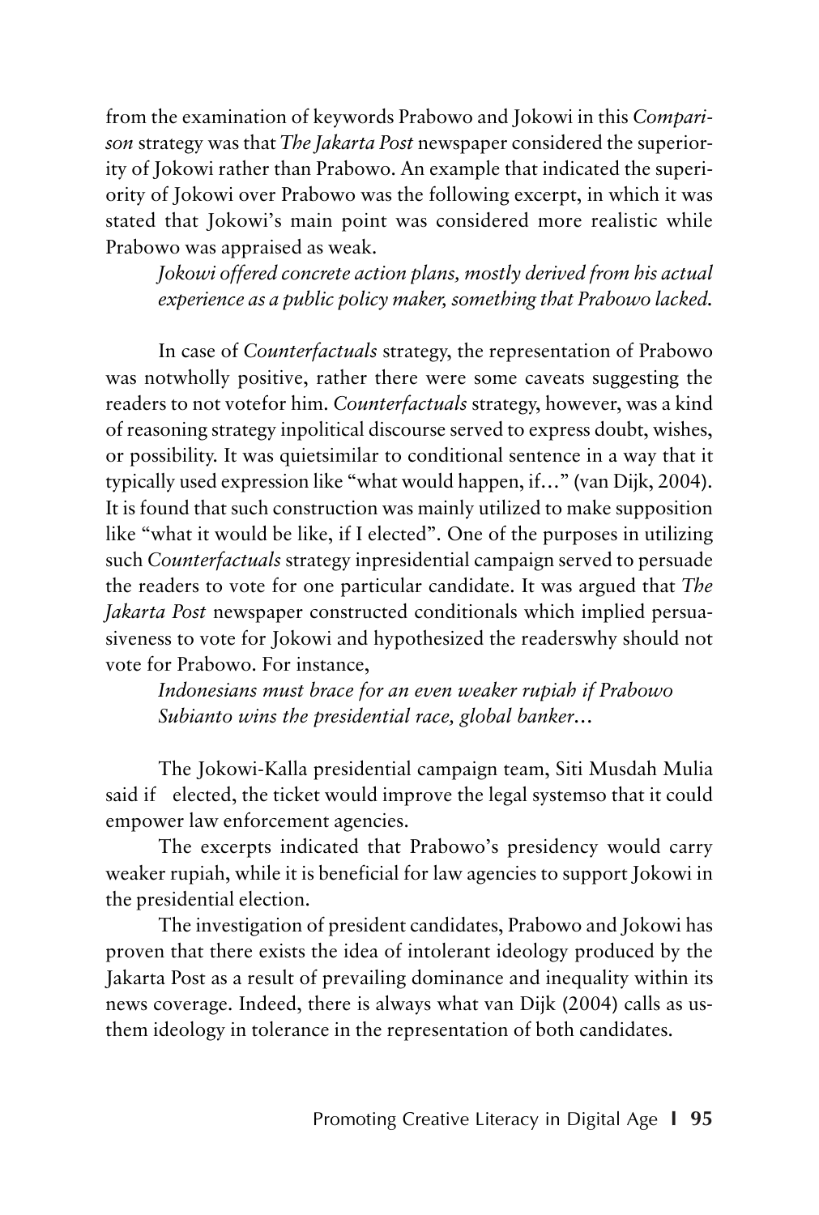from the examination of keywords Prabowo and Jokowi in this *Comparison* strategy was that *The Jakarta Post* newspaper considered the superiority of Jokowi rather than Prabowo. An example that indicated the superiority of Jokowi over Prabowo was the following excerpt, in which it was stated that Jokowi's main point was considered more realistic while Prabowo was appraised as weak.

> *Jokowi offered concrete action plans, mostly derived from his actual experience as a public policy maker, something that Prabowo lacked.*

In case of *Counterfactuals* strategy, the representation of Prabowo was notwholly positive, rather there were some caveats suggesting the readers to not votefor him. *Counterfactuals* strategy, however, was a kind of reasoning strategy inpolitical discourse served to express doubt, wishes, or possibility. It was quietsimilar to conditional sentence in a way that it typically used expression like "what would happen, if…" (van Dijk, 2004). It is found that such construction was mainly utilized to make supposition like "what it would be like, if I elected". One of the purposes in utilizing such *Counterfactuals* strategy inpresidential campaign served to persuade the readers to vote for one particular candidate. It was argued that *The Jakarta Post* newspaper constructed conditionals which implied persuasiveness to vote for Jokowi and hypothesized the readerswhy should not vote for Prabowo. For instance,

> *Indonesians must brace for an even weaker rupiah if Prabowo Subianto wins the presidential race, global banker…*

The Jokowi-Kalla presidential campaign team, Siti Musdah Mulia said if elected, the ticket would improve the legal systemso that it could empower law enforcement agencies.

The excerpts indicated that Prabowo's presidency would carry weaker rupiah, while it is beneficial for law agencies to support Jokowi in the presidential election.

The investigation of president candidates, Prabowo and Jokowi has proven that there exists the idea of intolerant ideology produced by the Jakarta Post as a result of prevailing dominance and inequality within its news coverage. Indeed, there is always what van Dijk (2004) calls as us-them ideology in tolerance in the representation of both candidates.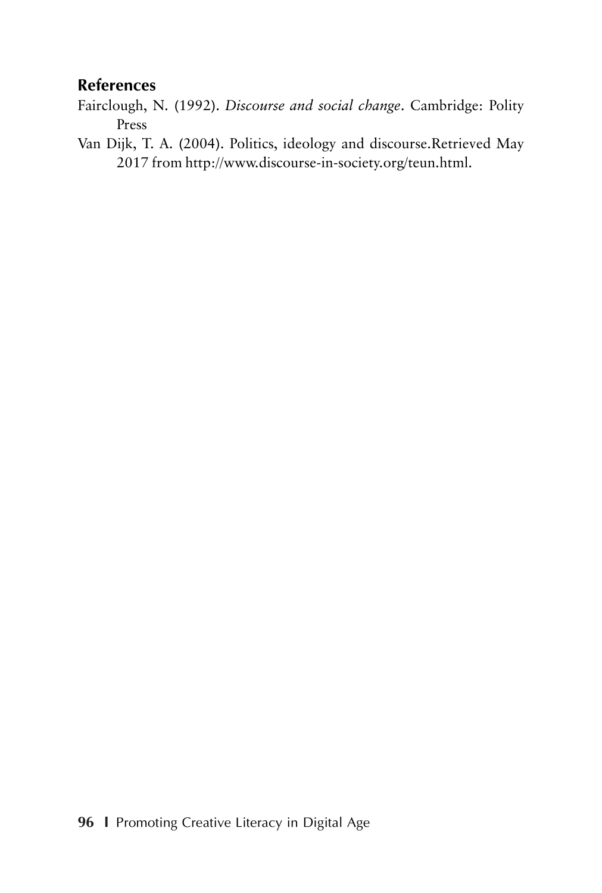### References

Fairclough, N. (1992). *Discourse and social change*. Cambridge: Polity Press

Van Dijk, T. A. (2004). Politics, ideology and discourse.Retrieved May 2017 from http://www.discourse-in-society.org/teun.html.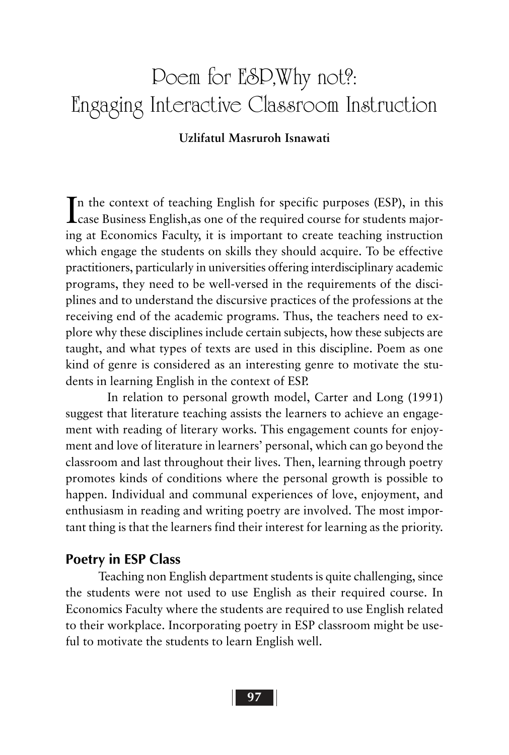# Poem for ESP,Why not?: Engaging Interactive Classroom Instruction

**Uzlifatul Masruroh Isnawati**

In the context of teaching English for specific purposes (ESP), in this case Business English,as one of the required course for students majoring at Economics Faculty, it is important to create teaching instruction which engage the students on skills they should acquire. To be effective practitioners, particularly in universities offering interdisciplinary academic programs, they need to be well-versed in the requirements of the disciplines and to understand the discursive practices of the professions at the receiving end of the academic programs. Thus, the teachers need to explore why these disciplines include certain subjects, how these subjects are taught, and what types of texts are used in this discipline. Poem as one kind of genre is considered as an interesting genre to motivate the students in learning English in the context of ESP.

In relation to personal growth model, Carter and Long (1991) suggest that literature teaching assists the learners to achieve an engagement with reading of literary works. This engagement counts for enjoyment and love of literature in learners' personal, which can go beyond the classroom and last throughout their lives. Then, learning through poetry promotes kinds of conditions where the personal growth is possible to happen. Individual and communal experiences of love, enjoyment, and enthusiasm in reading and writing poetry are involved. The most important thing is that the learners find their interest for learning as the priority.

## Poetry in ESP Class

Teaching non English department students is quite challenging, since the students were not used to use English as their required course. In Economics Faculty where the students are required to use English related to their workplace. Incorporating poetry in ESP classroom might be useful to motivate the students to learn English well.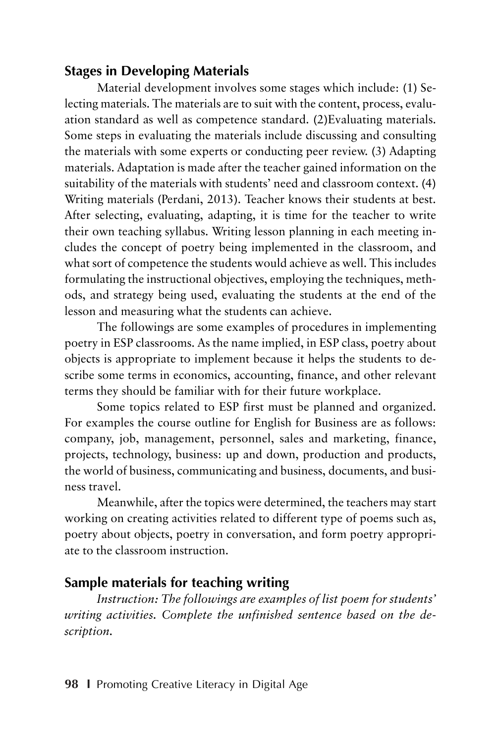## Stages in Developing Materials

Material development involves some stages which include: (1) Selecting materials. The materials are to suit with the content, process, evaluation standard as well as competence standard. (2)Evaluating materials. Some steps in evaluating the materials include discussing and consulting the materials with some experts or conducting peer review. (3) Adapting materials. Adaptation is made after the teacher gained information on the suitability of the materials with students' need and classroom context. (4) Writing materials (Perdani, 2013). Teacher knows their students at best. After selecting, evaluating, adapting, it is time for the teacher to write their own teaching syllabus. Writing lesson planning in each meeting includes the concept of poetry being implemented in the classroom, and what sort of competence the students would achieve as well. This includes formulating the instructional objectives, employing the techniques, methods, and strategy being used, evaluating the students at the end of the lesson and measuring what the students can achieve.

The followings are some examples of procedures in implementing poetry in ESP classrooms. As the name implied, in ESP class, poetry about objects is appropriate to implement because it helps the students to describe some terms in economics, accounting, finance, and other relevant terms they should be familiar with for their future workplace.

Some topics related to ESP first must be planned and organized. For examples the course outline for English for Business are as follows: company, job, management, personnel, sales and marketing, finance, projects, technology, business: up and down, production and products, the world of business, communicating and business, documents, and business travel.

Meanwhile, after the topics were determined, the teachers may start working on creating activities related to different type of poems such as, poetry about objects, poetry in conversation, and form poetry appropriate to the classroom instruction.

## Sample materials for teaching writing

*Instruction: The followings are examples of list poem for students' writing activities. Complete the unfinished sentence based on the description.*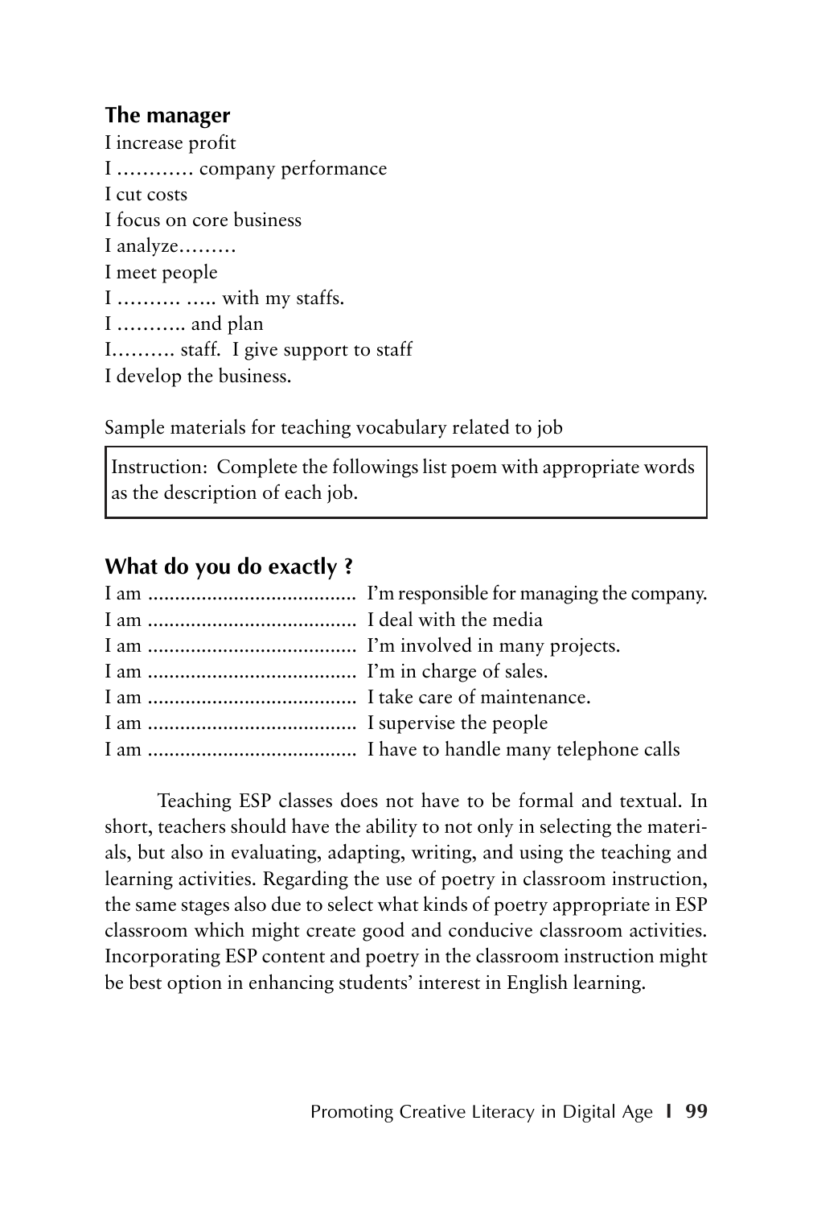### The manager

I increase profit
I ………… company performance
I cut costs
I focus on core business
I analyze………
I meet people
I ………. ….. with my staffs.
I ……….. and plan
I……… staff. I give support to staff
I develop the business.

Sample materials for teaching vocabulary related to job

> Instruction: Complete the followings list poem with appropriate words as the description of each job.

### What do you do exactly ?

I am ....................................... I'm responsible for managing the company.
I am ....................................... I deal with the media
I am ....................................... I'm involved in many projects.
I am ....................................... I'm in charge of sales.
I am ....................................... I take care of maintenance.
I am ....................................... I supervise the people
I am ....................................... I have to handle many telephone calls

Teaching ESP classes does not have to be formal and textual. In short, teachers should have the ability to not only in selecting the materials, but also in evaluating, adapting, writing, and using the teaching and learning activities. Regarding the use of poetry in classroom instruction, the same stages also due to select what kinds of poetry appropriate in ESP classroom which might create good and conducive classroom activities. Incorporating ESP content and poetry in the classroom instruction might be best option in enhancing students' interest in English learning.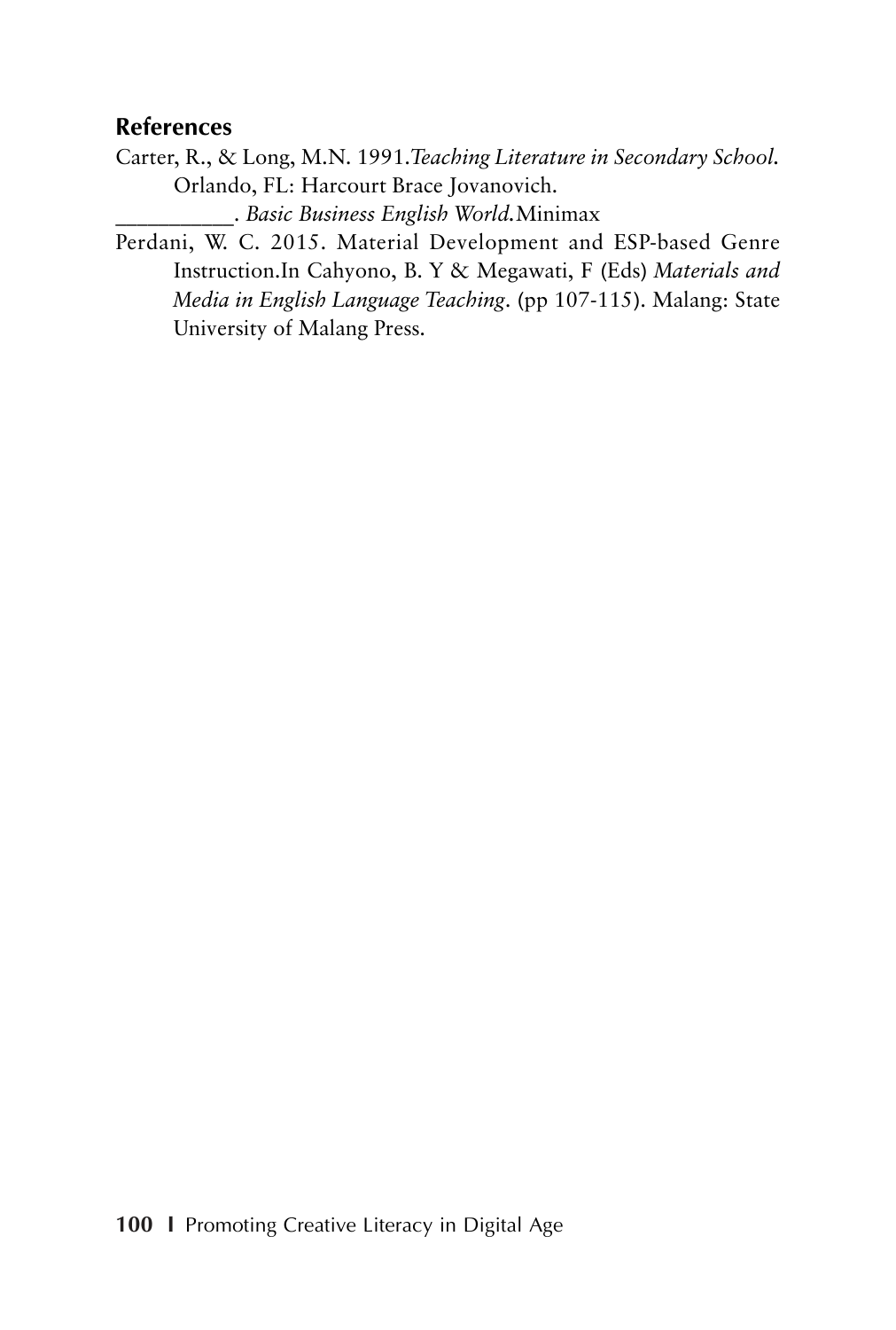## References

Carter, R., & Long, M.N. 1991.*Teaching Literature in Secondary School.* Orlando, FL: Harcourt Brace Jovanovich.

__________. *Basic Business English World.*Minimax

Perdani, W. C. 2015. Material Development and ESP-based Genre Instruction.In Cahyono, B. Y & Megawati, F (Eds) *Materials and Media in English Language Teaching*. (pp 107-115). Malang: State University of Malang Press.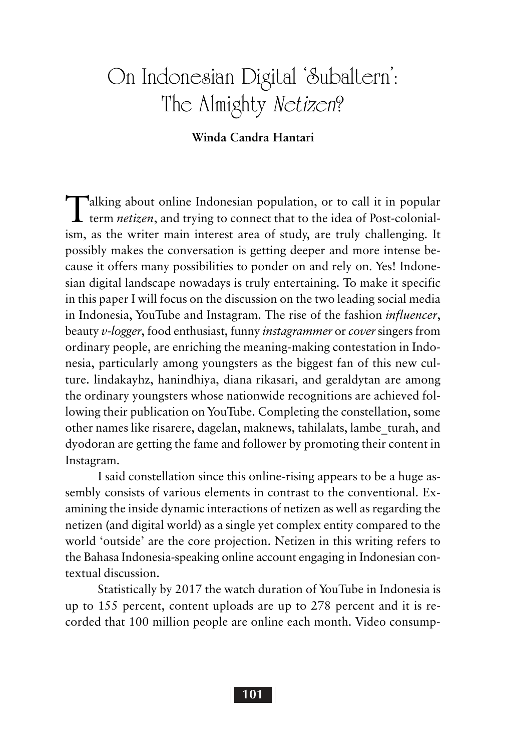# On Indonesian Digital 'Subaltern': The Almighty *Netizen*?

**Winda Candra Hantari**

Talking about online Indonesian population, or to call it in popular term *netizen*, and trying to connect that to the idea of Post-colonialism, as the writer main interest area of study, are truly challenging. It possibly makes the conversation is getting deeper and more intense because it offers many possibilities to ponder on and rely on. Yes! Indonesian digital landscape nowadays is truly entertaining. To make it specific in this paper I will focus on the discussion on the two leading social media in Indonesia, YouTube and Instagram. The rise of the fashion *influencer*, beauty *v-logger*, food enthusiast, funny *instagrammer* or *cover* singers from ordinary people, are enriching the meaning-making contestation in Indonesia, particularly among youngsters as the biggest fan of this new culture. lindakayhz, hanindhiya, diana rikasari, and geraldytan are among the ordinary youngsters whose nationwide recognitions are achieved following their publication on YouTube. Completing the constellation, some other names like risarere, dagelan, maknews, tahilalats, lambe_turah, and dyodoran are getting the fame and follower by promoting their content in Instagram.

I said constellation since this online-rising appears to be a huge assembly consists of various elements in contrast to the conventional. Examining the inside dynamic interactions of netizen as well as regarding the netizen (and digital world) as a single yet complex entity compared to the world 'outside' are the core projection. Netizen in this writing refers to the Bahasa Indonesia-speaking online account engaging in Indonesian contextual discussion.

Statistically by 2017 the watch duration of YouTube in Indonesia is up to 155 percent, content uploads are up to 278 percent and it is recorded that 100 million people are online each month. Video consump-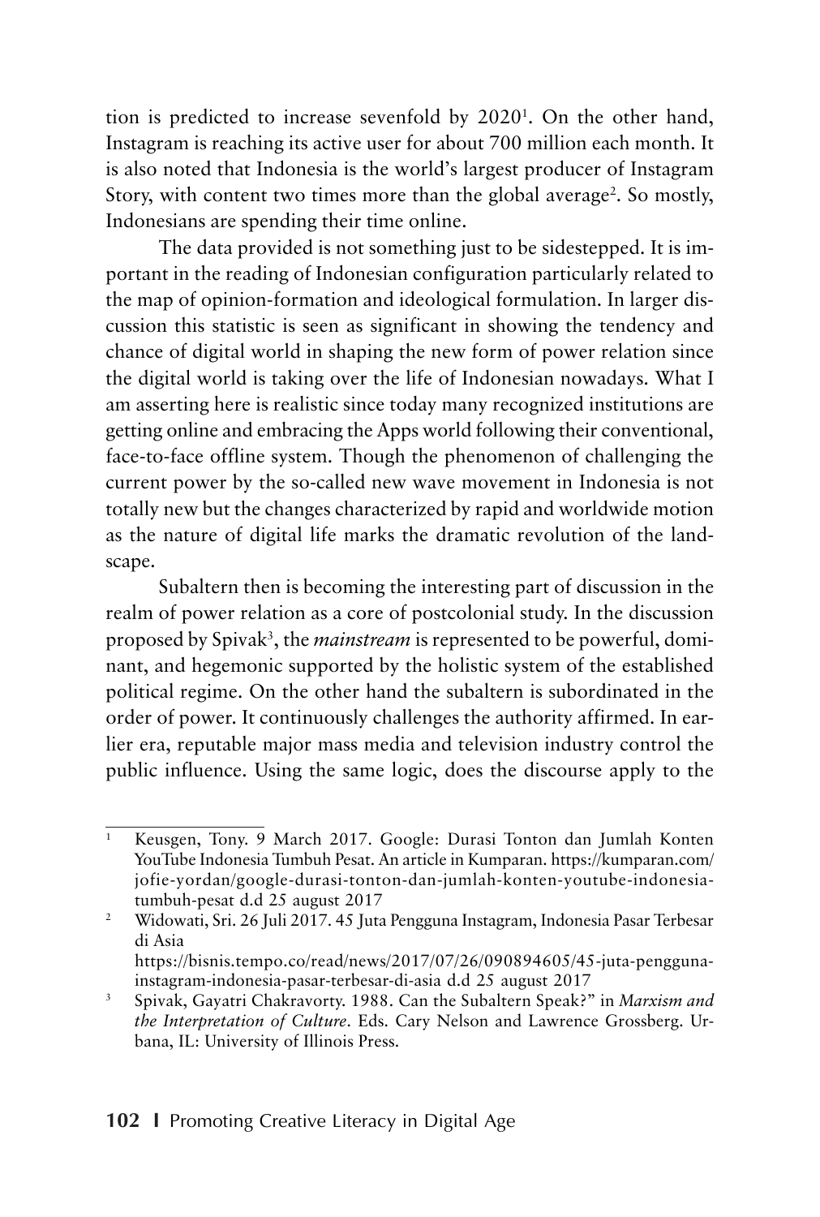tion is predicted to increase sevenfold by 2020[1]. On the other hand, Instagram is reaching its active user for about 700 million each month. It is also noted that Indonesia is the world's largest producer of Instagram Story, with content two times more than the global average[2]. So mostly, Indonesians are spending their time online.

The data provided is not something just to be sidestepped. It is important in the reading of Indonesian configuration particularly related to the map of opinion-formation and ideological formulation. In larger discussion this statistic is seen as significant in showing the tendency and chance of digital world in shaping the new form of power relation since the digital world is taking over the life of Indonesian nowadays. What I am asserting here is realistic since today many recognized institutions are getting online and embracing the Apps world following their conventional, face-to-face offline system. Though the phenomenon of challenging the current power by the so-called new wave movement in Indonesia is not totally new but the changes characterized by rapid and worldwide motion as the nature of digital life marks the dramatic revolution of the landscape.

Subaltern then is becoming the interesting part of discussion in the realm of power relation as a core of postcolonial study. In the discussion proposed by Spivak[3], the *mainstream* is represented to be powerful, dominant, and hegemonic supported by the holistic system of the established political regime. On the other hand the subaltern is subordinated in the order of power. It continuously challenges the authority affirmed. In earlier era, reputable major mass media and television industry control the public influence. Using the same logic, does the discourse apply to the

---

[1] Keusgen, Tony. 9 March 2017. Google: Durasi Tonton dan Jumlah Konten YouTube Indonesia Tumbuh Pesat. An article in Kumparan. https://kumparan.com/jofie-yordan/google-durasi-tonton-dan-jumlah-konten-youtube-indonesia-tumbuh-pesat d.d 25 august 2017

[2] Widowati, Sri. 26 Juli 2017. 45 Juta Pengguna Instagram, Indonesia Pasar Terbesar di Asia https://bisnis.tempo.co/read/news/2017/07/26/090894605/45-juta-pengguna-instagram-indonesia-pasar-terbesar-di-asia d.d 25 august 2017

[3] Spivak, Gayatri Chakravorty. 1988. Can the Subaltern Speak?" in *Marxism and the Interpretation of Culture*. Eds. Cary Nelson and Lawrence Grossberg. Urbana, IL: University of Illinois Press.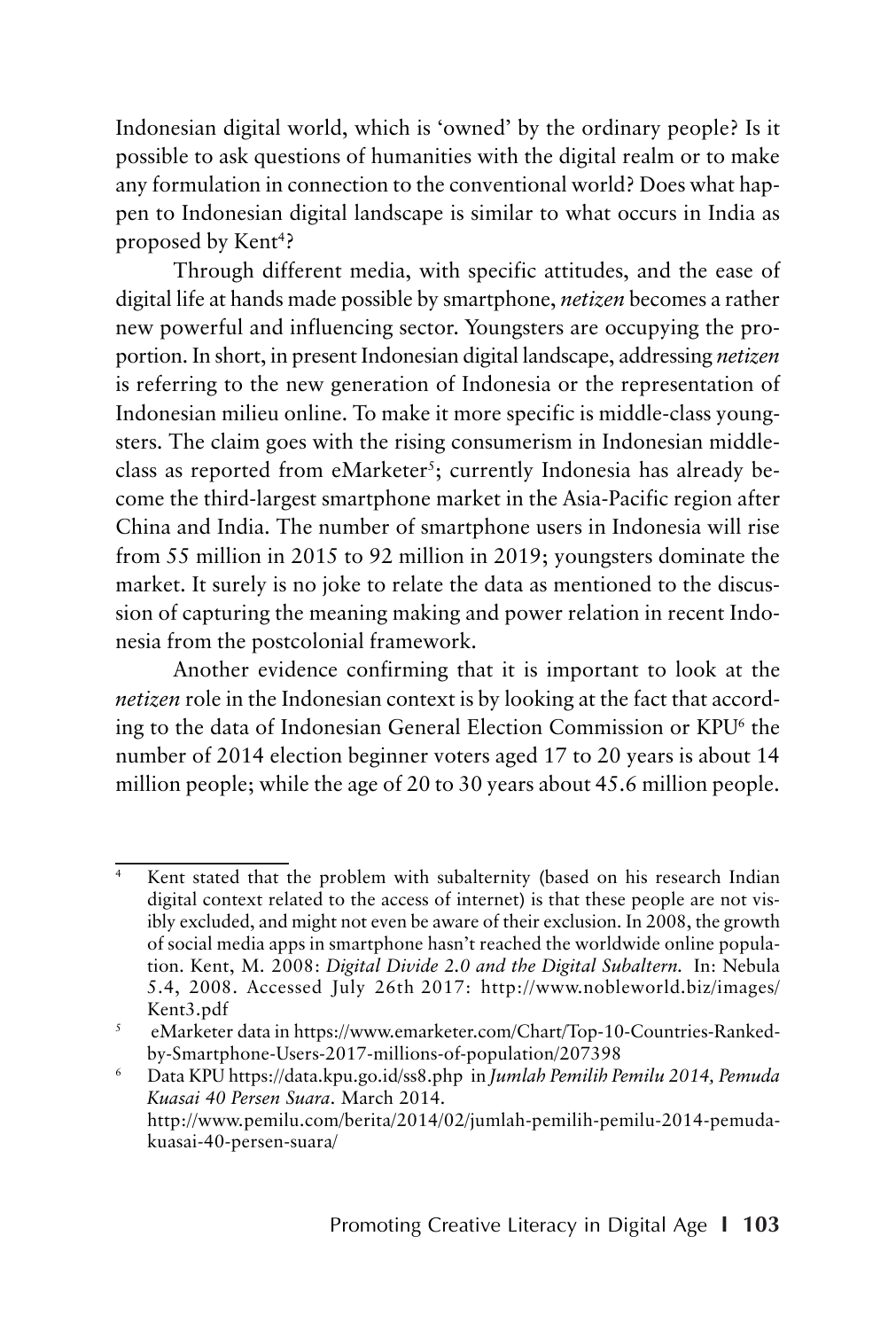Indonesian digital world, which is 'owned' by the ordinary people? Is it possible to ask questions of humanities with the digital realm or to make any formulation in connection to the conventional world? Does what happen to Indonesian digital landscape is similar to what occurs in India as proposed by Kent[4]?

Through different media, with specific attitudes, and the ease of digital life at hands made possible by smartphone, *netizen* becomes a rather new powerful and influencing sector. Youngsters are occupying the proportion. In short, in present Indonesian digital landscape, addressing *netizen* is referring to the new generation of Indonesia or the representation of Indonesian milieu online. To make it more specific is middle-class youngsters. The claim goes with the rising consumerism in Indonesian middle-class as reported from eMarketer[5]; currently Indonesia has already become the third-largest smartphone market in the Asia-Pacific region after China and India. The number of smartphone users in Indonesia will rise from 55 million in 2015 to 92 million in 2019; youngsters dominate the market. It surely is no joke to relate the data as mentioned to the discussion of capturing the meaning making and power relation in recent Indonesia from the postcolonial framework.

Another evidence confirming that it is important to look at the *netizen* role in the Indonesian context is by looking at the fact that according to the data of Indonesian General Election Commission or KPU[6] the number of 2014 election beginner voters aged 17 to 20 years is about 14 million people; while the age of 20 to 30 years about 45.6 million people.

---

[4] Kent stated that the problem with subalternity (based on his research Indian digital context related to the access of internet) is that these people are not visibly excluded, and might not even be aware of their exclusion. In 2008, the growth of social media apps in smartphone hasn't reached the worldwide online population. Kent, M. 2008: *Digital Divide 2.0 and the Digital Subaltern.* In: Nebula 5.4, 2008. Accessed July 26th 2017: http://www.nobleworld.biz/images/Kent3.pdf

[5] eMarketer data in https://www.emarketer.com/Chart/Top-10-Countries-Ranked-by-Smartphone-Users-2017-millions-of-population/207398

[6] Data KPU https://data.kpu.go.id/ss8.php in *Jumlah Pemilih Pemilu 2014, Pemuda Kuasai 40 Persen Suara*. March 2014. http://www.pemilu.com/berita/2014/02/jumlah-pemilih-pemilu-2014-pemuda-kuasai-40-persen-suara/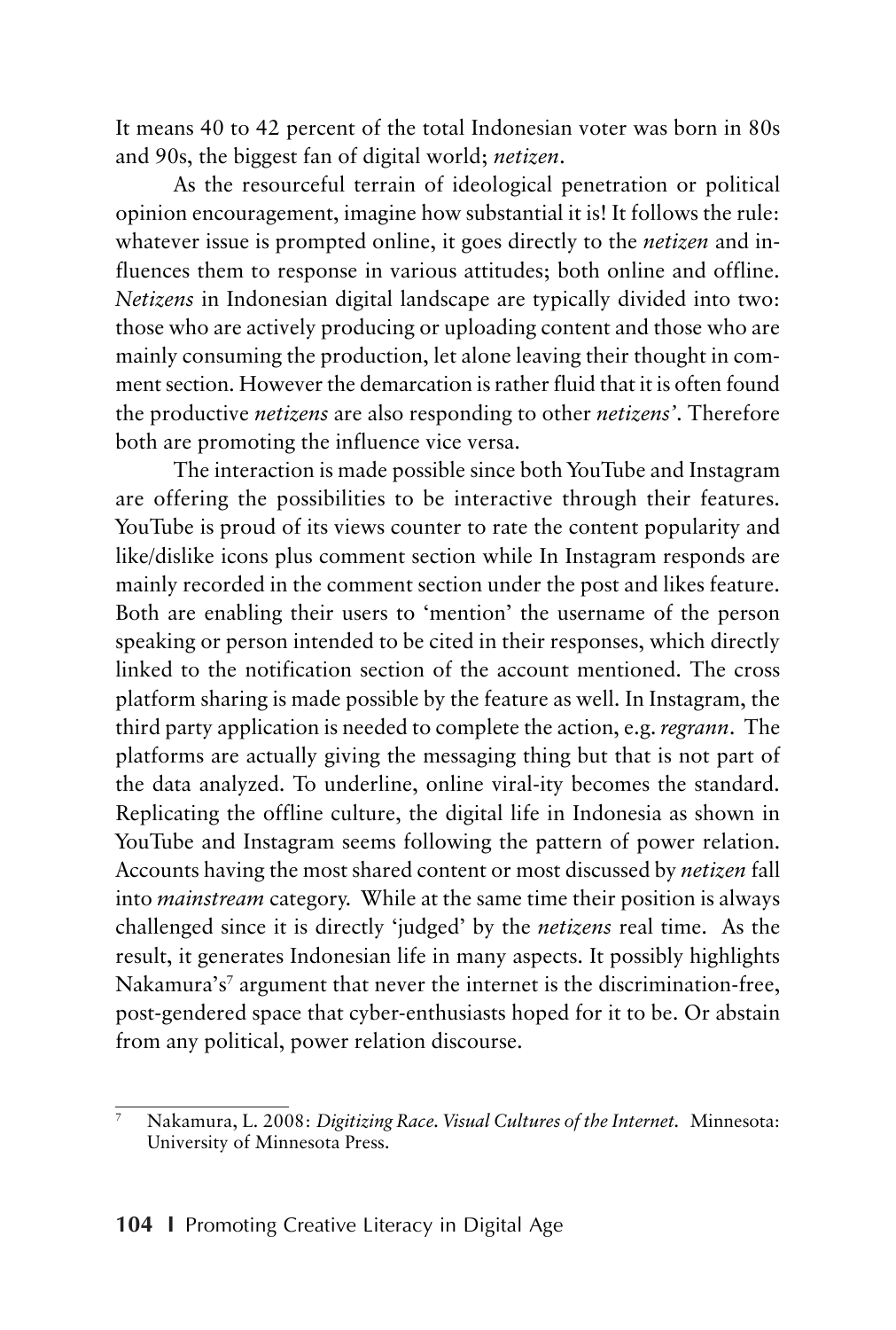It means 40 to 42 percent of the total Indonesian voter was born in 80s and 90s, the biggest fan of digital world; *netizen*.

As the resourceful terrain of ideological penetration or political opinion encouragement, imagine how substantial it is! It follows the rule: whatever issue is prompted online, it goes directly to the *netizen* and influences them to response in various attitudes; both online and offline. *Netizens* in Indonesian digital landscape are typically divided into two: those who are actively producing or uploading content and those who are mainly consuming the production, let alone leaving their thought in comment section. However the demarcation is rather fluid that it is often found the productive *netizens* are also responding to other *netizens'*. Therefore both are promoting the influence vice versa.

The interaction is made possible since both YouTube and Instagram are offering the possibilities to be interactive through their features. YouTube is proud of its views counter to rate the content popularity and like/dislike icons plus comment section while In Instagram responds are mainly recorded in the comment section under the post and likes feature. Both are enabling their users to 'mention' the username of the person speaking or person intended to be cited in their responses, which directly linked to the notification section of the account mentioned. The cross platform sharing is made possible by the feature as well. In Instagram, the third party application is needed to complete the action, e.g. *regrann*. The platforms are actually giving the messaging thing but that is not part of the data analyzed. To underline, online viral-ity becomes the standard. Replicating the offline culture, the digital life in Indonesia as shown in YouTube and Instagram seems following the pattern of power relation. Accounts having the most shared content or most discussed by *netizen* fall into *mainstream* category. While at the same time their position is always challenged since it is directly 'judged' by the *netizens* real time. As the result, it generates Indonesian life in many aspects. It possibly highlights Nakamura's[7] argument that never the internet is the discrimination-free, post-gendered space that cyber-enthusiasts hoped for it to be. Or abstain from any political, power relation discourse.

---

[7] Nakamura, L. 2008: *Digitizing Race. Visual Cultures of the Internet.* Minnesota: University of Minnesota Press.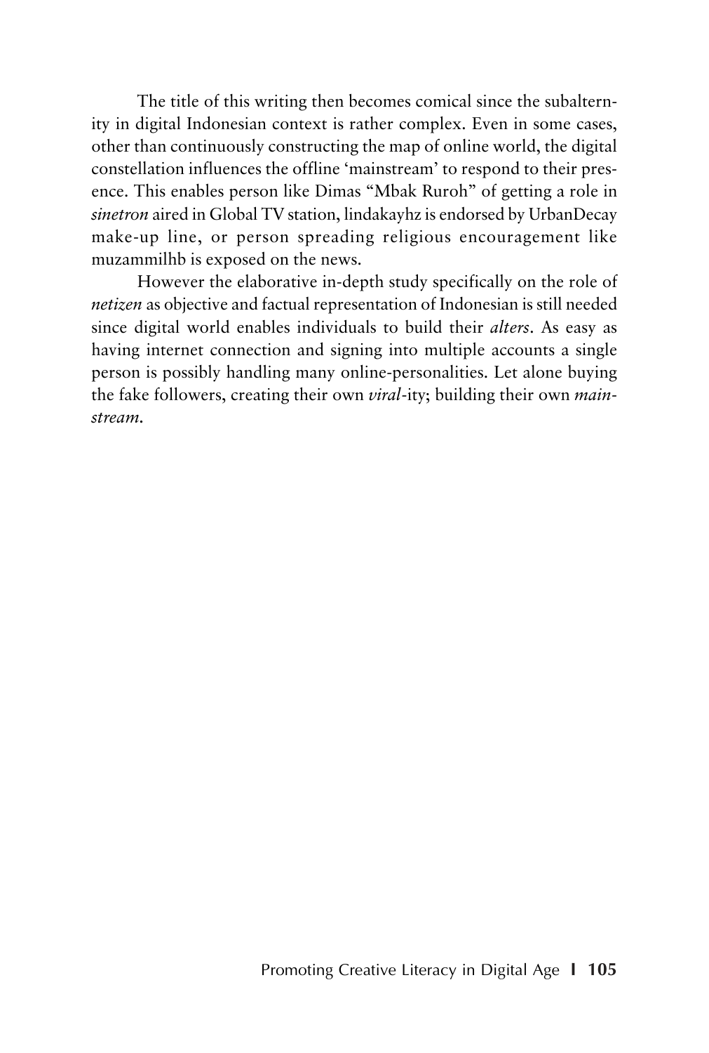The title of this writing then becomes comical since the subalternity in digital Indonesian context is rather complex. Even in some cases, other than continuously constructing the map of online world, the digital constellation influences the offline 'mainstream' to respond to their presence. This enables person like Dimas "Mbak Ruroh" of getting a role in *sinetron* aired in Global TV station, lindakayhz is endorsed by UrbanDecay make-up line, or person spreading religious encouragement like muzammilhb is exposed on the news.

However the elaborative in-depth study specifically on the role of *netizen* as objective and factual representation of Indonesian is still needed since digital world enables individuals to build their *alters*. As easy as having internet connection and signing into multiple accounts a single person is possibly handling many online-personalities. Let alone buying the fake followers, creating their own *viral*-ity; building their own *mainstream*.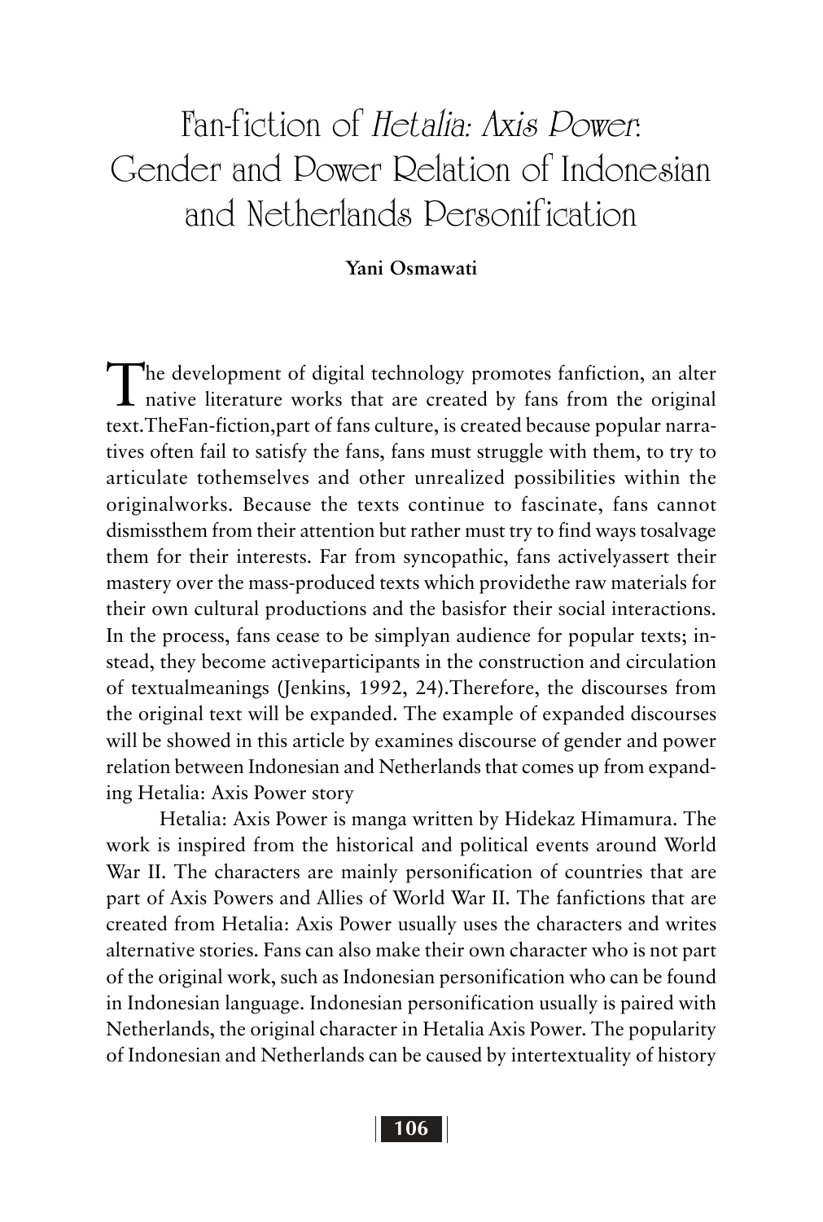# Fan-fiction of *Hetalia: Axis Power*: Gender and Power Relation of Indonesian and Netherlands Personification

**Yani Osmawati**

The development of digital technology promotes fanfiction, an alter native literature works that are created by fans from the original text.TheFan-fiction,part of fans culture, is created because popular narratives often fail to satisfy the fans, fans must struggle with them, to try to articulate tothemselves and other unrealized possibilities within the originalworks. Because the texts continue to fascinate, fans cannot dismissthem from their attention but rather must try to find ways tosalvage them for their interests. Far from syncopathic, fans activelyassert their mastery over the mass-produced texts which providethe raw materials for their own cultural productions and the basisfor their social interactions. In the process, fans cease to be simplyan audience for popular texts; instead, they become activeparticipants in the construction and circulation of textualmeanings (Jenkins, 1992, 24).Therefore, the discourses from the original text will be expanded. The example of expanded discourses will be showed in this article by examines discourse of gender and power relation between Indonesian and Netherlands that comes up from expanding Hetalia: Axis Power story

Hetalia: Axis Power is manga written by Hidekaz Himamura. The work is inspired from the historical and political events around World War II. The characters are mainly personification of countries that are part of Axis Powers and Allies of World War II. The fanfictions that are created from Hetalia: Axis Power usually uses the characters and writes alternative stories. Fans can also make their own character who is not part of the original work, such as Indonesian personification who can be found in Indonesian language. Indonesian personification usually is paired with Netherlands, the original character in Hetalia Axis Power. The popularity of Indonesian and Netherlands can be caused by intertextuality of history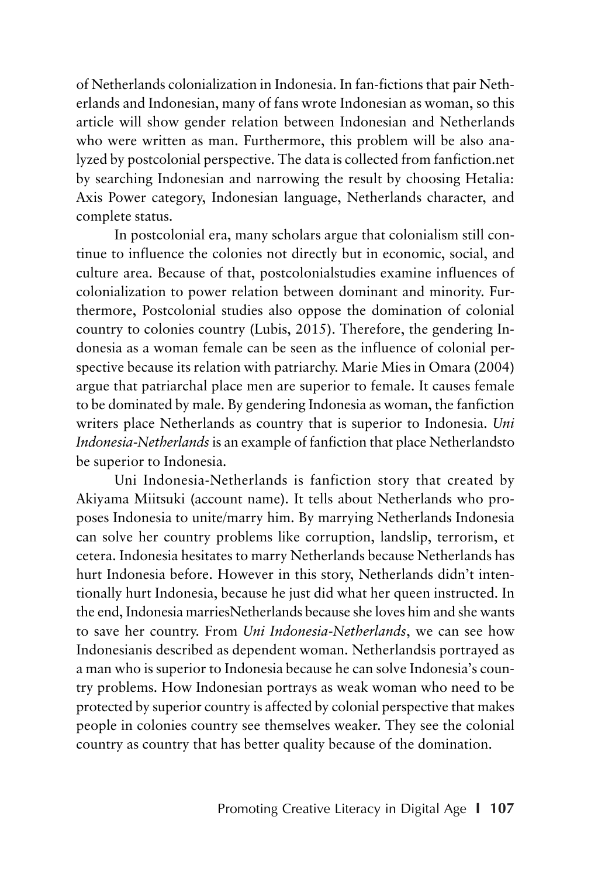of Netherlands colonialization in Indonesia. In fan-fictions that pair Netherlands and Indonesian, many of fans wrote Indonesian as woman, so this article will show gender relation between Indonesian and Netherlands who were written as man. Furthermore, this problem will be also analyzed by postcolonial perspective. The data is collected from fanfiction.net by searching Indonesian and narrowing the result by choosing Hetalia: Axis Power category, Indonesian language, Netherlands character, and complete status.

In postcolonial era, many scholars argue that colonialism still continue to influence the colonies not directly but in economic, social, and culture area. Because of that, postcolonialstudies examine influences of colonialization to power relation between dominant and minority. Furthermore, Postcolonial studies also oppose the domination of colonial country to colonies country (Lubis, 2015). Therefore, the gendering Indonesia as a woman female can be seen as the influence of colonial perspective because its relation with patriarchy. Marie Mies in Omara (2004) argue that patriarchal place men are superior to female. It causes female to be dominated by male. By gendering Indonesia as woman, the fanfiction writers place Netherlands as country that is superior to Indonesia. *Uni Indonesia-Netherlands* is an example of fanfiction that place Netherlandsto be superior to Indonesia.

Uni Indonesia-Netherlands is fanfiction story that created by Akiyama Miitsuki (account name). It tells about Netherlands who proposes Indonesia to unite/marry him. By marrying Netherlands Indonesia can solve her country problems like corruption, landslip, terrorism, et cetera. Indonesia hesitates to marry Netherlands because Netherlands has hurt Indonesia before. However in this story, Netherlands didn't intentionally hurt Indonesia, because he just did what her queen instructed. In the end, Indonesia marriesNetherlands because she loves him and she wants to save her country. From *Uni Indonesia-Netherlands*, we can see how Indonesianis described as dependent woman. Netherlandsis portrayed as a man who is superior to Indonesia because he can solve Indonesia's country problems. How Indonesian portrays as weak woman who need to be protected by superior country is affected by colonial perspective that makes people in colonies country see themselves weaker. They see the colonial country as country that has better quality because of the domination.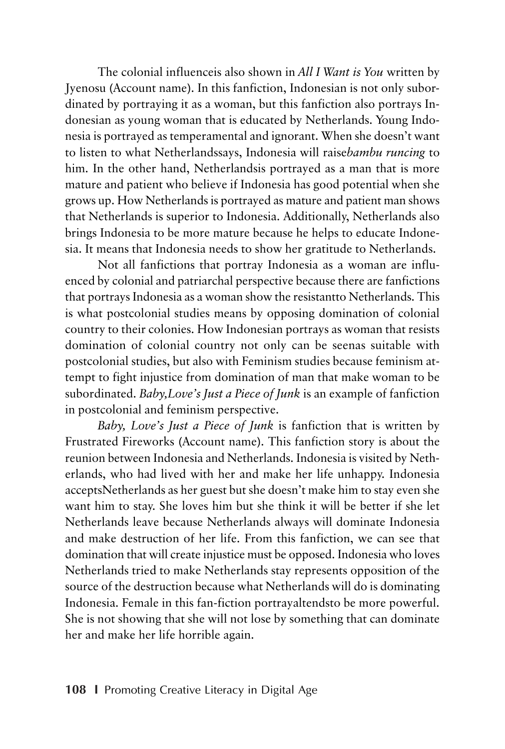The colonial influenceis also shown in *All I Want is You* written by Jyenosu (Account name). In this fanfiction, Indonesian is not only subordinated by portraying it as a woman, but this fanfiction also portrays Indonesian as young woman that is educated by Netherlands. Young Indonesia is portrayed as temperamental and ignorant. When she doesn't want to listen to what Netherlandssays, Indonesia will raise*bambu runcing* to him. In the other hand, Netherlandsis portrayed as a man that is more mature and patient who believe if Indonesia has good potential when she grows up. How Netherlands is portrayed as mature and patient man shows that Netherlands is superior to Indonesia. Additionally, Netherlands also brings Indonesia to be more mature because he helps to educate Indonesia. It means that Indonesia needs to show her gratitude to Netherlands.

Not all fanfictions that portray Indonesia as a woman are influenced by colonial and patriarchal perspective because there are fanfictions that portrays Indonesia as a woman show the resistantto Netherlands. This is what postcolonial studies means by opposing domination of colonial country to their colonies. How Indonesian portrays as woman that resists domination of colonial country not only can be seenas suitable with postcolonial studies, but also with Feminism studies because feminism attempt to fight injustice from domination of man that make woman to be subordinated. *Baby,Love's Just a Piece of Junk* is an example of fanfiction in postcolonial and feminism perspective.

*Baby, Love's Just a Piece of Junk* is fanfiction that is written by Frustrated Fireworks (Account name). This fanfiction story is about the reunion between Indonesia and Netherlands. Indonesia is visited by Netherlands, who had lived with her and make her life unhappy. Indonesia acceptsNetherlands as her guest but she doesn't make him to stay even she want him to stay. She loves him but she think it will be better if she let Netherlands leave because Netherlands always will dominate Indonesia and make destruction of her life. From this fanfiction, we can see that domination that will create injustice must be opposed. Indonesia who loves Netherlands tried to make Netherlands stay represents opposition of the source of the destruction because what Netherlands will do is dominating Indonesia. Female in this fan-fiction portrayaltendsto be more powerful. She is not showing that she will not lose by something that can dominate her and make her life horrible again.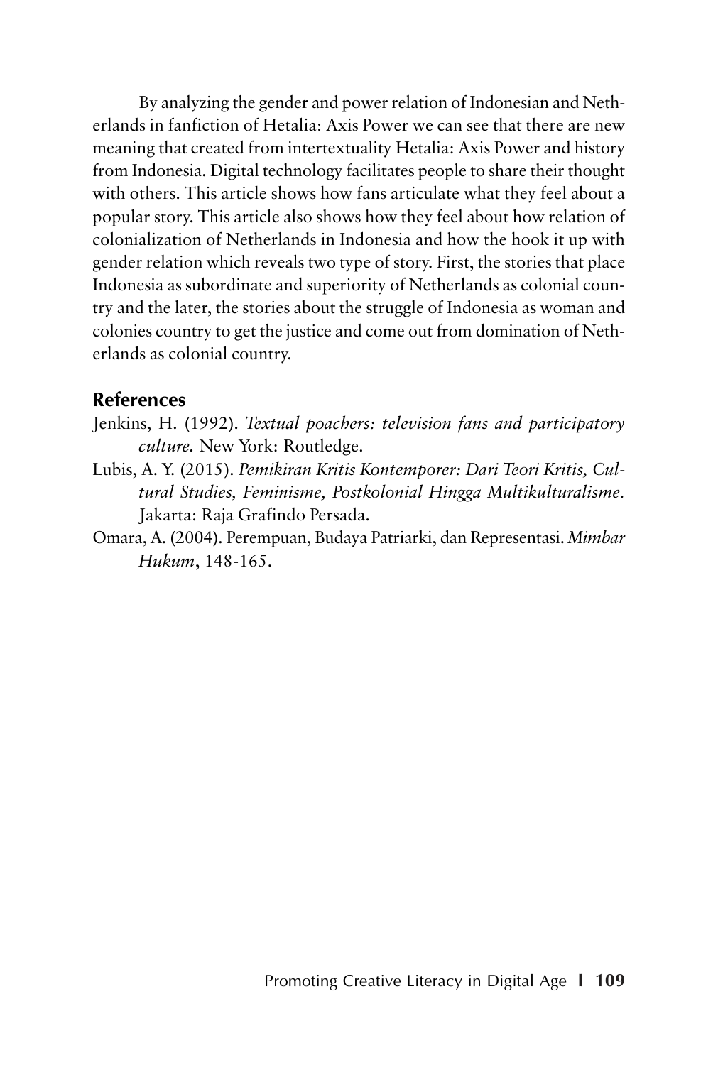By analyzing the gender and power relation of Indonesian and Netherlands in fanfiction of Hetalia: Axis Power we can see that there are new meaning that created from intertextuality Hetalia: Axis Power and history from Indonesia. Digital technology facilitates people to share their thought with others. This article shows how fans articulate what they feel about a popular story. This article also shows how they feel about how relation of colonialization of Netherlands in Indonesia and how the hook it up with gender relation which reveals two type of story. First, the stories that place Indonesia as subordinate and superiority of Netherlands as colonial country and the later, the stories about the struggle of Indonesia as woman and colonies country to get the justice and come out from domination of Netherlands as colonial country.

## References

Jenkins, H. (1992). *Textual poachers: television fans and participatory culture.* New York: Routledge.

Lubis, A. Y. (2015). *Pemikiran Kritis Kontemporer: Dari Teori Kritis, Cultural Studies, Feminisme, Postkolonial Hingga Multikulturalisme.* Jakarta: Raja Grafindo Persada.

Omara, A. (2004). Perempuan, Budaya Patriarki, dan Representasi. *Mimbar Hukum*, 148-165.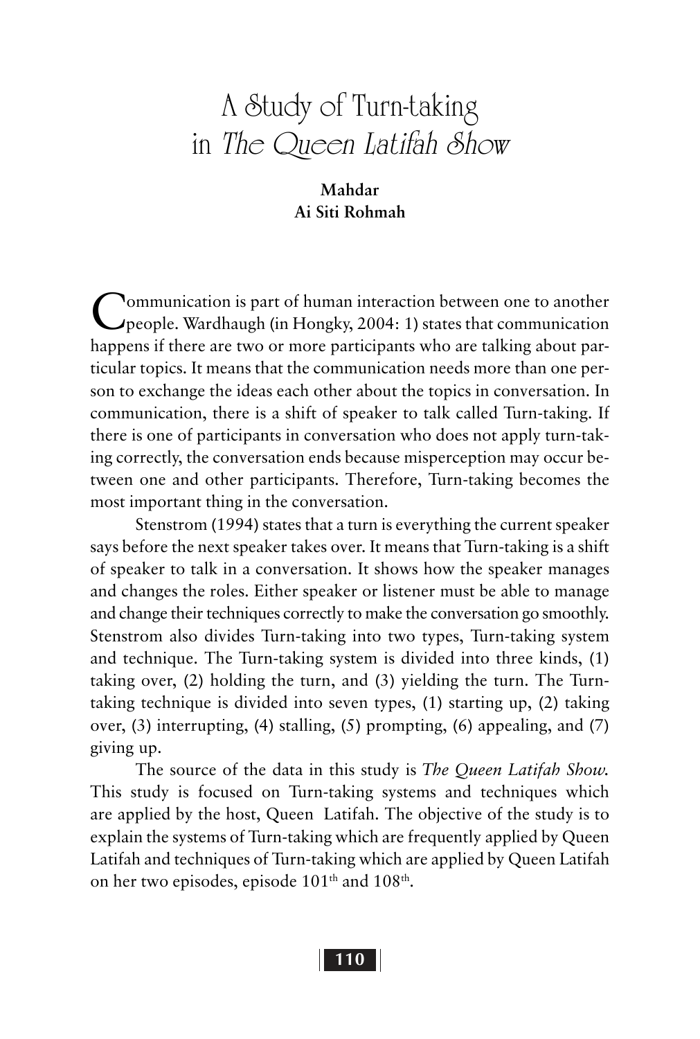# A Study of Turn-taking in *The Queen Latifah Show*

**Mahdar**
**Ai Siti Rohmah**

Communication is part of human interaction between one to another people. Wardhaugh (in Hongky, 2004: 1) states that communication happens if there are two or more participants who are talking about particular topics. It means that the communication needs more than one person to exchange the ideas each other about the topics in conversation. In communication, there is a shift of speaker to talk called Turn-taking. If there is one of participants in conversation who does not apply turn-taking correctly, the conversation ends because misperception may occur between one and other participants. Therefore, Turn-taking becomes the most important thing in the conversation.

Stenstrom (1994) states that a turn is everything the current speaker says before the next speaker takes over. It means that Turn-taking is a shift of speaker to talk in a conversation. It shows how the speaker manages and changes the roles. Either speaker or listener must be able to manage and change their techniques correctly to make the conversation go smoothly. Stenstrom also divides Turn-taking into two types, Turn-taking system and technique. The Turn-taking system is divided into three kinds, (1) taking over, (2) holding the turn, and (3) yielding the turn. The Turn-taking technique is divided into seven types, (1) starting up, (2) taking over, (3) interrupting, (4) stalling, (5) prompting, (6) appealing, and (7) giving up.

The source of the data in this study is *The Queen Latifah Show*. This study is focused on Turn-taking systems and techniques which are applied by the host, Queen Latifah. The objective of the study is to explain the systems of Turn-taking which are frequently applied by Queen Latifah and techniques of Turn-taking which are applied by Queen Latifah on her two episodes, episode 101[th] and 108[th].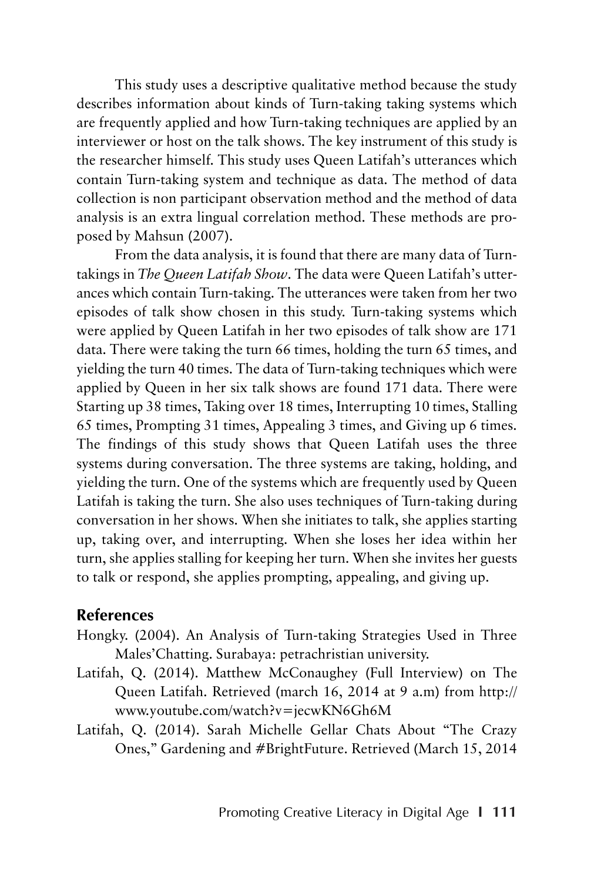This study uses a descriptive qualitative method because the study describes information about kinds of Turn-taking taking systems which are frequently applied and how Turn-taking techniques are applied by an interviewer or host on the talk shows. The key instrument of this study is the researcher himself. This study uses Queen Latifah's utterances which contain Turn-taking system and technique as data. The method of data collection is non participant observation method and the method of data analysis is an extra lingual correlation method. These methods are proposed by Mahsun (2007).

From the data analysis, it is found that there are many data of Turn-takings in *The Queen Latifah Show*. The data were Queen Latifah's utterances which contain Turn-taking. The utterances were taken from her two episodes of talk show chosen in this study. Turn-taking systems which were applied by Queen Latifah in her two episodes of talk show are 171 data. There were taking the turn 66 times, holding the turn 65 times, and yielding the turn 40 times. The data of Turn-taking techniques which were applied by Queen in her six talk shows are found 171 data. There were Starting up 38 times, Taking over 18 times, Interrupting 10 times, Stalling 65 times, Prompting 31 times, Appealing 3 times, and Giving up 6 times. The findings of this study shows that Queen Latifah uses the three systems during conversation. The three systems are taking, holding, and yielding the turn. One of the systems which are frequently used by Queen Latifah is taking the turn. She also uses techniques of Turn-taking during conversation in her shows. When she initiates to talk, she applies starting up, taking over, and interrupting. When she loses her idea within her turn, she applies stalling for keeping her turn. When she invites her guests to talk or respond, she applies prompting, appealing, and giving up.

## References

Hongky. (2004). An Analysis of Turn-taking Strategies Used in Three Males'Chatting. Surabaya: petrachristian university.

Latifah, Q. (2014). Matthew McConaughey (Full Interview) on The Queen Latifah. Retrieved (march 16, 2014 at 9 a.m) from http://www.youtube.com/watch?v=jecwKN6Gh6M

Latifah, Q. (2014). Sarah Michelle Gellar Chats About "The Crazy Ones," Gardening and #BrightFuture. Retrieved (March 15, 2014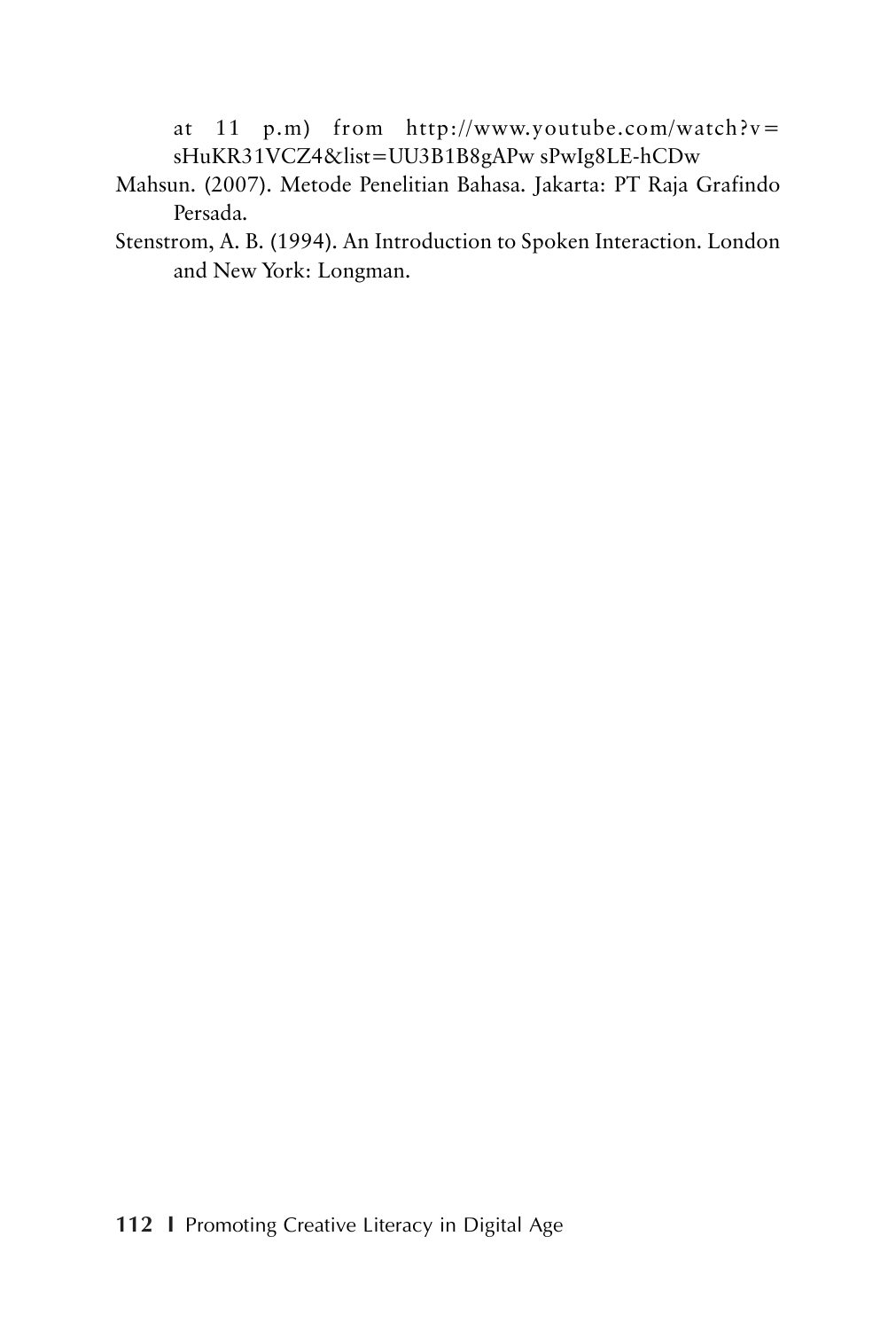at 11 p.m) from http://www.youtube.com/watch?v=sHuKR31VCZ4&list=UU3B1B8gAPw sPwIg8LE-hCDw

Mahsun. (2007). Metode Penelitian Bahasa. Jakarta: PT Raja Grafindo Persada.

Stenstrom, A. B. (1994). An Introduction to Spoken Interaction. London and New York: Longman.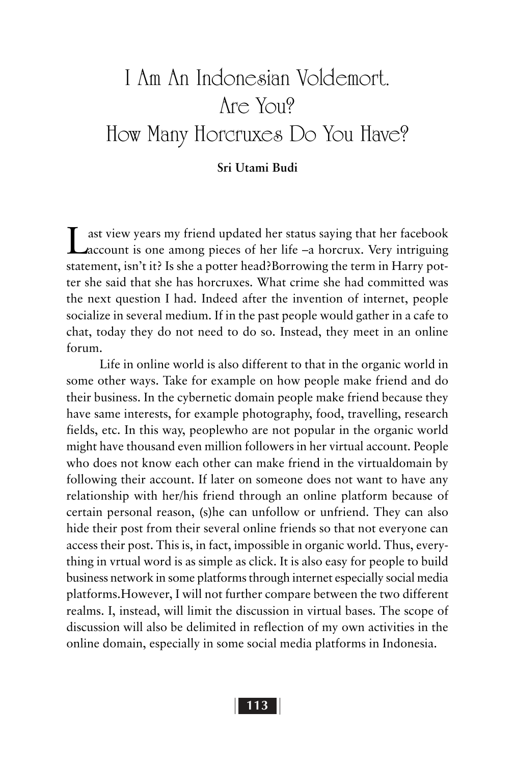# I Am An Indonesian Voldemort. Are You? How Many Horcruxes Do You Have?

**Sri Utami Budi**

Last view years my friend updated her status saying that her facebook account is one among pieces of her life –a horcrux. Very intriguing statement, isn't it? Is she a potter head?Borrowing the term in Harry potter she said that she has horcruxes. What crime she had committed was the next question I had. Indeed after the invention of internet, people socialize in several medium. If in the past people would gather in a cafe to chat, today they do not need to do so. Instead, they meet in an online forum.

Life in online world is also different to that in the organic world in some other ways. Take for example on how people make friend and do their business. In the cybernetic domain people make friend because they have same interests, for example photography, food, travelling, research fields, etc. In this way, peoplewho are not popular in the organic world might have thousand even million followers in her virtual account. People who does not know each other can make friend in the virtualdomain by following their account. If later on someone does not want to have any relationship with her/his friend through an online platform because of certain personal reason, (s)he can unfollow or unfriend. They can also hide their post from their several online friends so that not everyone can access their post. This is, in fact, impossible in organic world. Thus, everything in vrtual word is as simple as click. It is also easy for people to build business network in some platforms through internet especially social media platforms.However, I will not further compare between the two different realms. I, instead, will limit the discussion in virtual bases. The scope of discussion will also be delimited in reflection of my own activities in the online domain, especially in some social media platforms in Indonesia.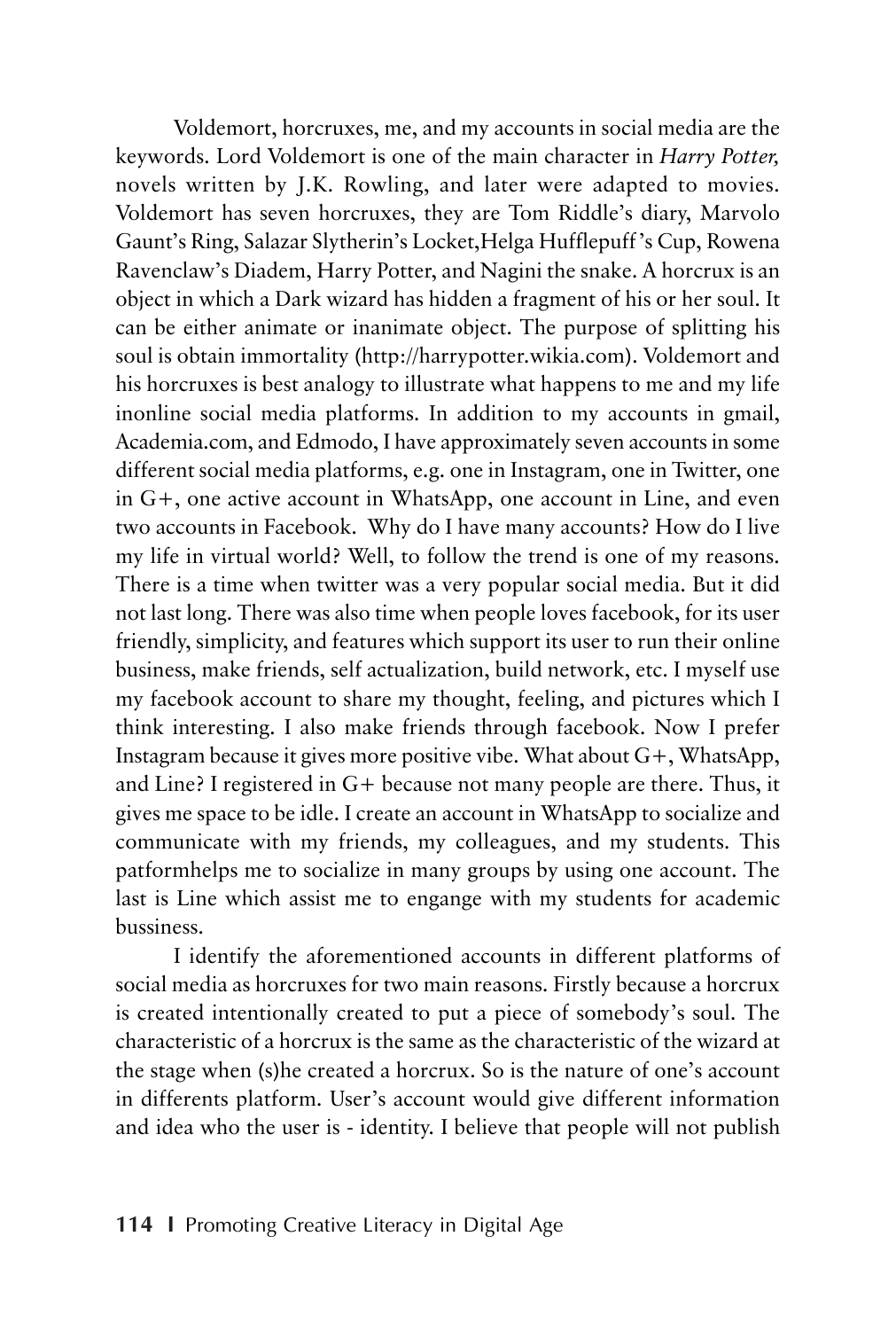Voldemort, horcruxes, me, and my accounts in social media are the keywords. Lord Voldemort is one of the main character in *Harry Potter,* novels written by J.K. Rowling, and later were adapted to movies. Voldemort has seven horcruxes, they are Tom Riddle's diary, Marvolo Gaunt's Ring, Salazar Slytherin's Locket,Helga Hufflepuff 's Cup, Rowena Ravenclaw's Diadem, Harry Potter, and Nagini the snake. A horcrux is an object in which a Dark wizard has hidden a fragment of his or her soul. It can be either animate or inanimate object. The purpose of splitting his soul is obtain immortality (http://harrypotter.wikia.com). Voldemort and his horcruxes is best analogy to illustrate what happens to me and my life inonline social media platforms. In addition to my accounts in gmail, Academia.com, and Edmodo, I have approximately seven accounts in some different social media platforms, e.g. one in Instagram, one in Twitter, one in G+, one active account in WhatsApp, one account in Line, and even two accounts in Facebook. Why do I have many accounts? How do I live my life in virtual world? Well, to follow the trend is one of my reasons. There is a time when twitter was a very popular social media. But it did not last long. There was also time when people loves facebook, for its user friendly, simplicity, and features which support its user to run their online business, make friends, self actualization, build network, etc. I myself use my facebook account to share my thought, feeling, and pictures which I think interesting. I also make friends through facebook. Now I prefer Instagram because it gives more positive vibe. What about G+, WhatsApp, and Line? I registered in G+ because not many people are there. Thus, it gives me space to be idle. I create an account in WhatsApp to socialize and communicate with my friends, my colleagues, and my students. This patformhelps me to socialize in many groups by using one account. The last is Line which assist me to engange with my students for academic bussiness.

I identify the aforementioned accounts in different platforms of social media as horcruxes for two main reasons. Firstly because a horcrux is created intentionally created to put a piece of somebody's soul. The characteristic of a horcrux is the same as the characteristic of the wizard at the stage when (s)he created a horcrux. So is the nature of one's account in differents platform. User's account would give different information and idea who the user is - identity. I believe that people will not publish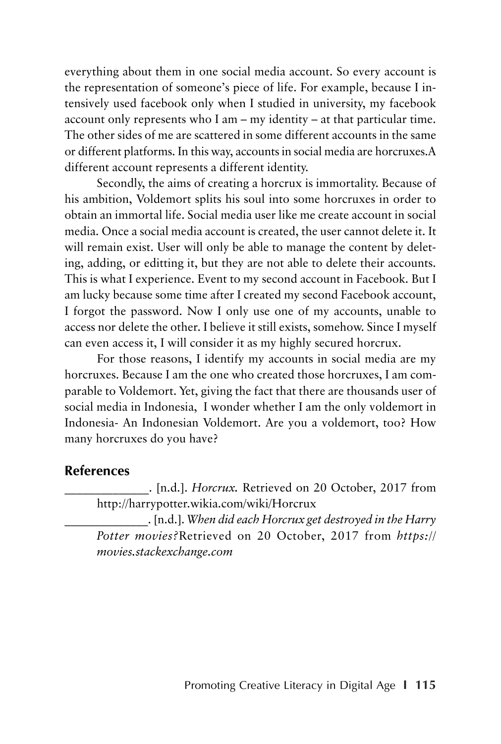everything about them in one social media account. So every account is the representation of someone's piece of life. For example, because I intensively used facebook only when I studied in university, my facebook account only represents who I am – my identity – at that particular time. The other sides of me are scattered in some different accounts in the same or different platforms. In this way, accounts in social media are horcruxes.A different account represents a different identity.

Secondly, the aims of creating a horcrux is immortality. Because of his ambition, Voldemort splits his soul into some horcruxes in order to obtain an immortal life. Social media user like me create account in social media. Once a social media account is created, the user cannot delete it. It will remain exist. User will only be able to manage the content by deleting, adding, or editting it, but they are not able to delete their accounts. This is what I experience. Event to my second account in Facebook. But I am lucky because some time after I created my second Facebook account, I forgot the password. Now I only use one of my accounts, unable to access nor delete the other. I believe it still exists, somehow. Since I myself can even access it, I will consider it as my highly secured horcrux.

For those reasons, I identify my accounts in social media are my horcruxes. Because I am the one who created those horcruxes, I am comparable to Voldemort. Yet, giving the fact that there are thousands user of social media in Indonesia, I wonder whether I am the only voldemort in Indonesia- An Indonesian Voldemort. Are you a voldemort, too? How many horcruxes do you have?

## References

_____________. [n.d.]. *Horcrux.* Retrieved on 20 October, 2017 from http://harrypotter.wikia.com/wiki/Horcrux

_____________. [n.d.]. *When did each Horcrux get destroyed in the Harry Potter movies?*Retrieved on 20 October, 2017 from *https://movies.stackexchange.com*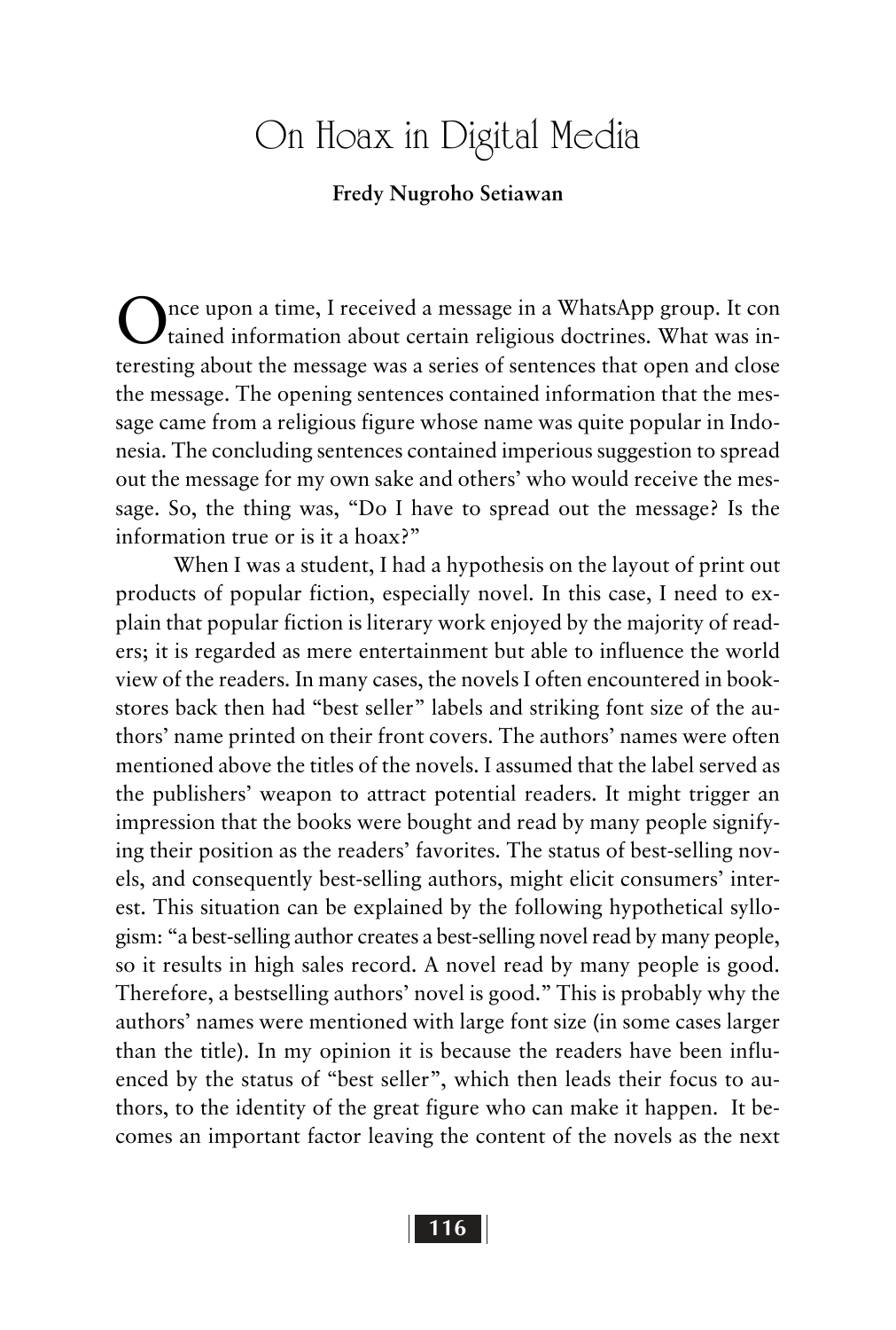# On Hoax in Digital Media

**Fredy Nugroho Setiawan**

Once upon a time, I received a message in a WhatsApp group. It contained information about certain religious doctrines. What was interesting about the message was a series of sentences that open and close the message. The opening sentences contained information that the message came from a religious figure whose name was quite popular in Indonesia. The concluding sentences contained imperious suggestion to spread out the message for my own sake and others' who would receive the message. So, the thing was, "Do I have to spread out the message? Is the information true or is it a hoax?"

When I was a student, I had a hypothesis on the layout of print out products of popular fiction, especially novel. In this case, I need to explain that popular fiction is literary work enjoyed by the majority of readers; it is regarded as mere entertainment but able to influence the world view of the readers. In many cases, the novels I often encountered in bookstores back then had "best seller" labels and striking font size of the authors' name printed on their front covers. The authors' names were often mentioned above the titles of the novels. I assumed that the label served as the publishers' weapon to attract potential readers. It might trigger an impression that the books were bought and read by many people signifying their position as the readers' favorites. The status of best-selling novels, and consequently best-selling authors, might elicit consumers' interest. This situation can be explained by the following hypothetical syllogism: "a best-selling author creates a best-selling novel read by many people, so it results in high sales record. A novel read by many people is good. Therefore, a bestselling authors' novel is good." This is probably why the authors' names were mentioned with large font size (in some cases larger than the title). In my opinion it is because the readers have been influenced by the status of "best seller", which then leads their focus to authors, to the identity of the great figure who can make it happen. It becomes an important factor leaving the content of the novels as the next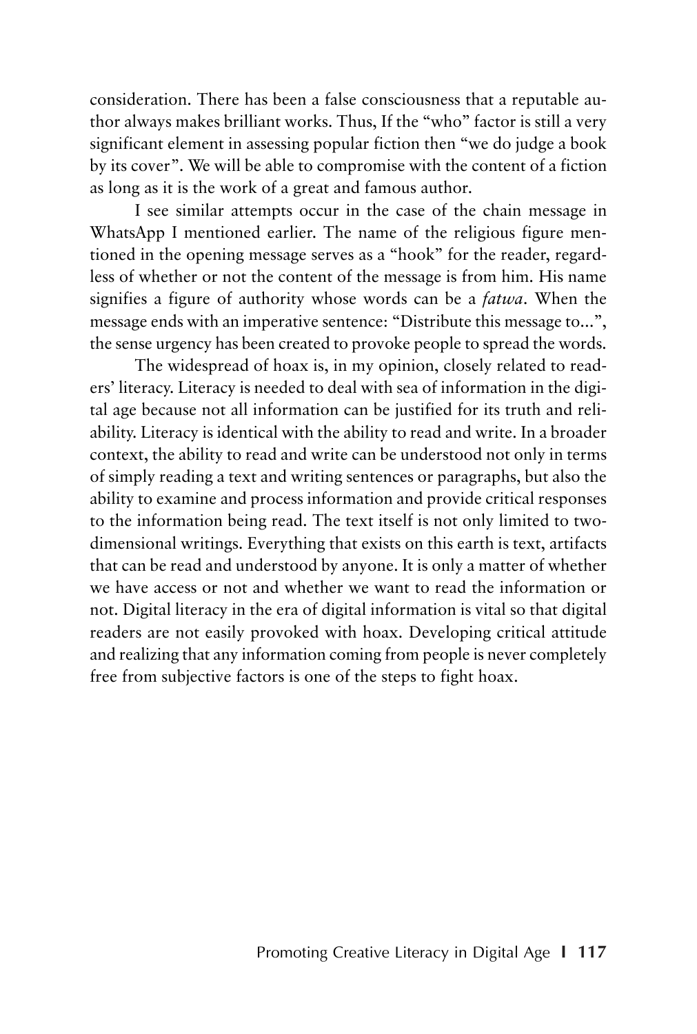consideration. There has been a false consciousness that a reputable author always makes brilliant works. Thus, If the "who" factor is still a very significant element in assessing popular fiction then "we do judge a book by its cover". We will be able to compromise with the content of a fiction as long as it is the work of a great and famous author.

I see similar attempts occur in the case of the chain message in WhatsApp I mentioned earlier. The name of the religious figure mentioned in the opening message serves as a "hook" for the reader, regardless of whether or not the content of the message is from him. His name signifies a figure of authority whose words can be a *fatwa*. When the message ends with an imperative sentence: "Distribute this message to...", the sense urgency has been created to provoke people to spread the words.

The widespread of hoax is, in my opinion, closely related to readers' literacy. Literacy is needed to deal with sea of information in the digital age because not all information can be justified for its truth and reliability. Literacy is identical with the ability to read and write. In a broader context, the ability to read and write can be understood not only in terms of simply reading a text and writing sentences or paragraphs, but also the ability to examine and process information and provide critical responses to the information being read. The text itself is not only limited to two-dimensional writings. Everything that exists on this earth is text, artifacts that can be read and understood by anyone. It is only a matter of whether we have access or not and whether we want to read the information or not. Digital literacy in the era of digital information is vital so that digital readers are not easily provoked with hoax. Developing critical attitude and realizing that any information coming from people is never completely free from subjective factors is one of the steps to fight hoax.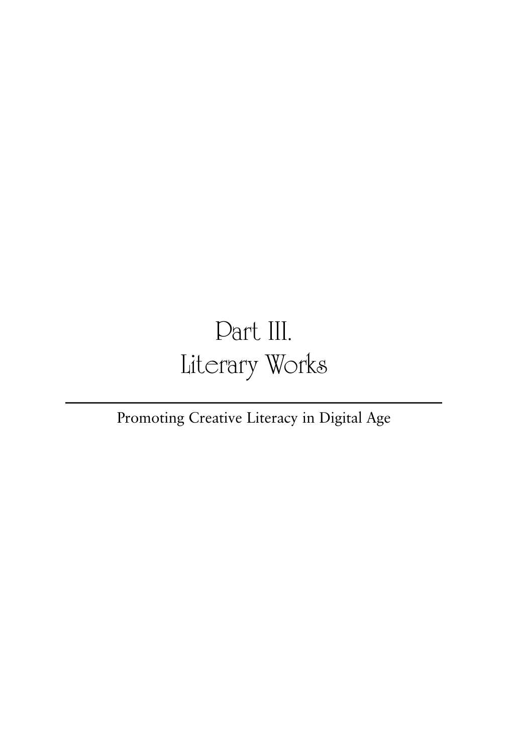# Part III. Literary Works

Promoting Creative Literacy in Digital Age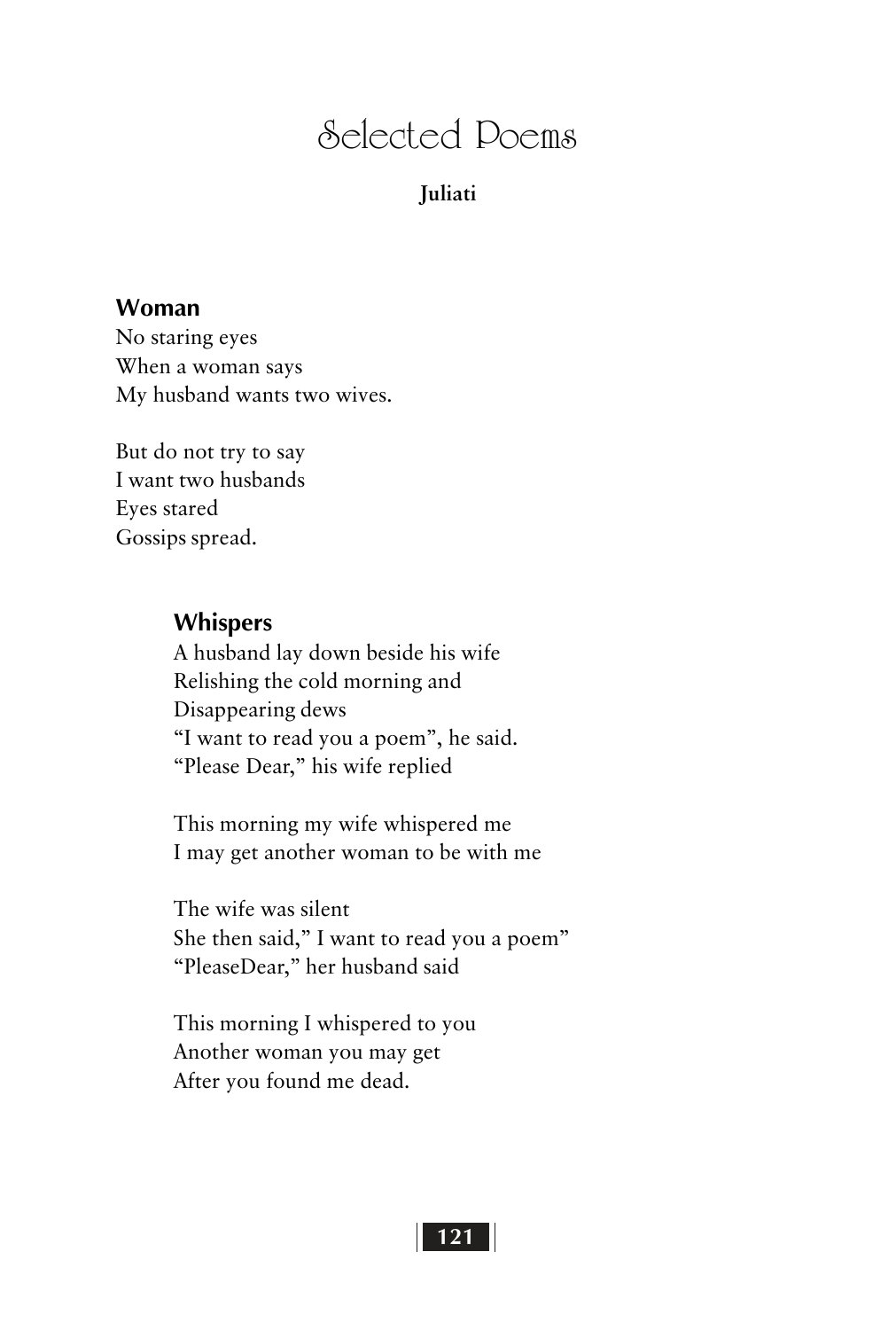# Selected Poems

**Juliati**

### Woman

No staring eyes  
When a woman says  
My husband wants two wives.

But do not try to say  
I want two husbands  
Eyes stared  
Gossips spread.

### Whispers

A husband lay down beside his wife  
Relishing the cold morning and  
Disappearing dews  
"I want to read you a poem", he said.  
"Please Dear," his wife replied

This morning my wife whispered me  
I may get another woman to be with me

The wife was silent  
She then said," I want to read you a poem"  
"PleaseDear," her husband said

This morning I whispered to you  
Another woman you may get  
After you found me dead.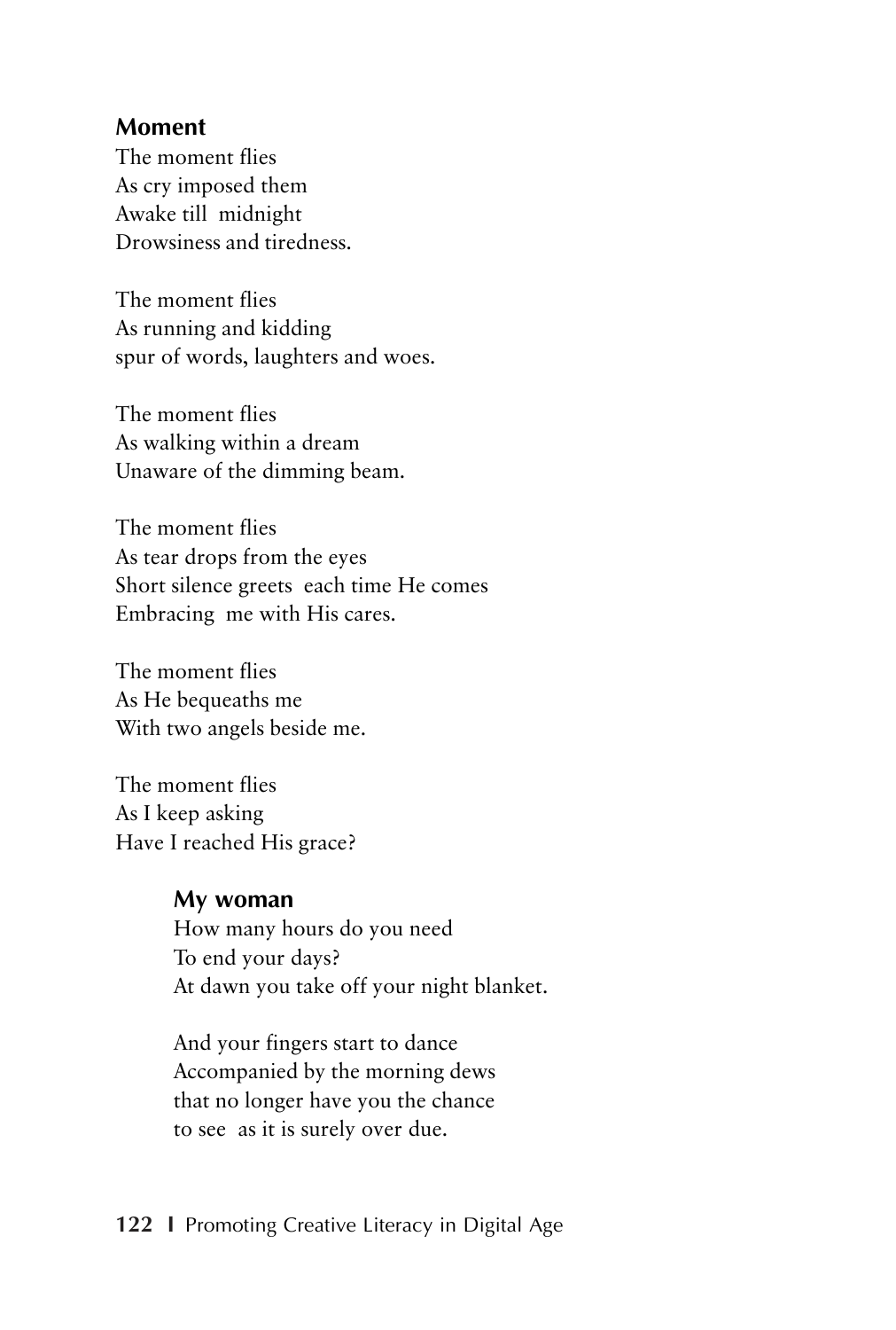### Moment

The moment flies
As cry imposed them
Awake till midnight
Drowsiness and tiredness.

The moment flies
As running and kidding
spur of words, laughters and woes.

The moment flies
As walking within a dream
Unaware of the dimming beam.

The moment flies
As tear drops from the eyes
Short silence greets each time He comes
Embracing me with His cares.

The moment flies
As He bequeaths me
With two angels beside me.

The moment flies
As I keep asking
Have I reached His grace?

### My woman

How many hours do you need
To end your days?
At dawn you take off your night blanket.

And your fingers start to dance
Accompanied by the morning dews
that no longer have you the chance
to see as it is surely over due.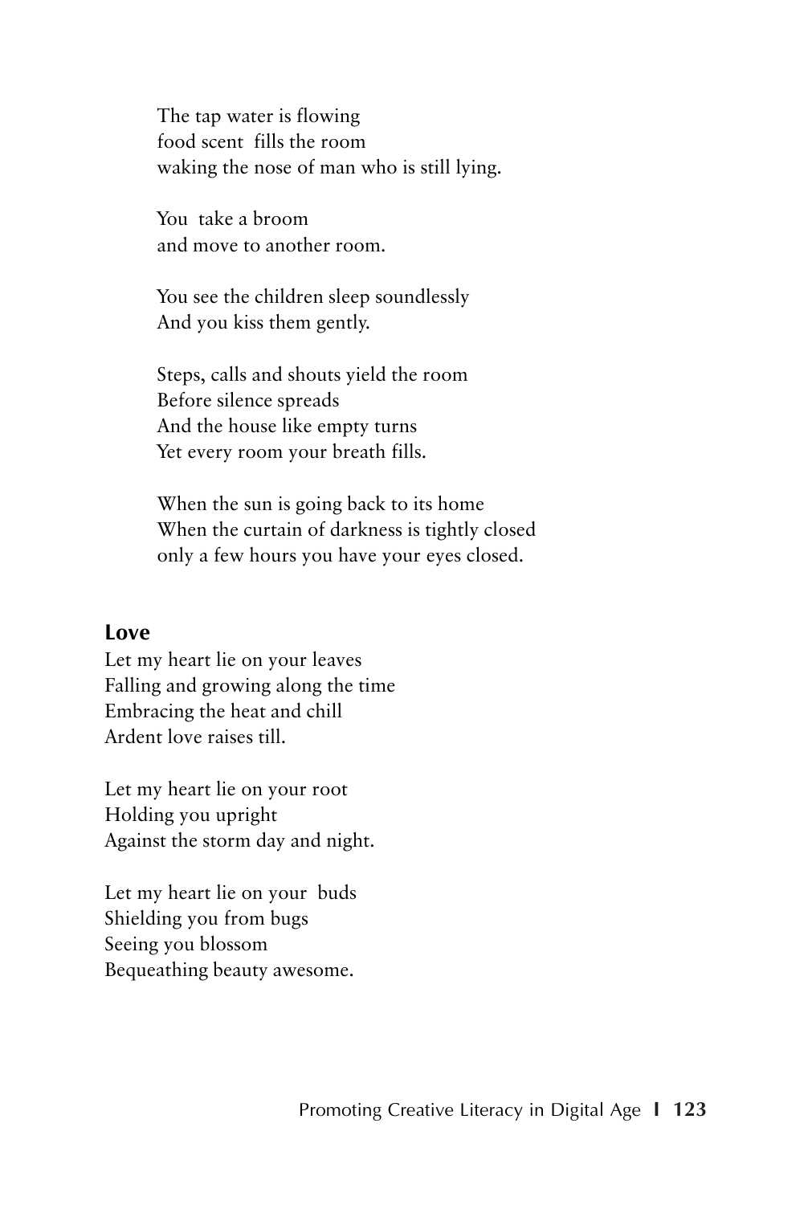The tap water is flowing
food scent fills the room
waking the nose of man who is still lying.

You take a broom
and move to another room.

You see the children sleep soundlessly
And you kiss them gently.

Steps, calls and shouts yield the room
Before silence spreads
And the house like empty turns
Yet every room your breath fills.

When the sun is going back to its home
When the curtain of darkness is tightly closed
only a few hours you have your eyes closed.

### Love

Let my heart lie on your leaves
Falling and growing along the time
Embracing the heat and chill
Ardent love raises till.

Let my heart lie on your root
Holding you upright
Against the storm day and night.

Let my heart lie on your buds
Shielding you from bugs
Seeing you blossom
Bequeathing beauty awesome.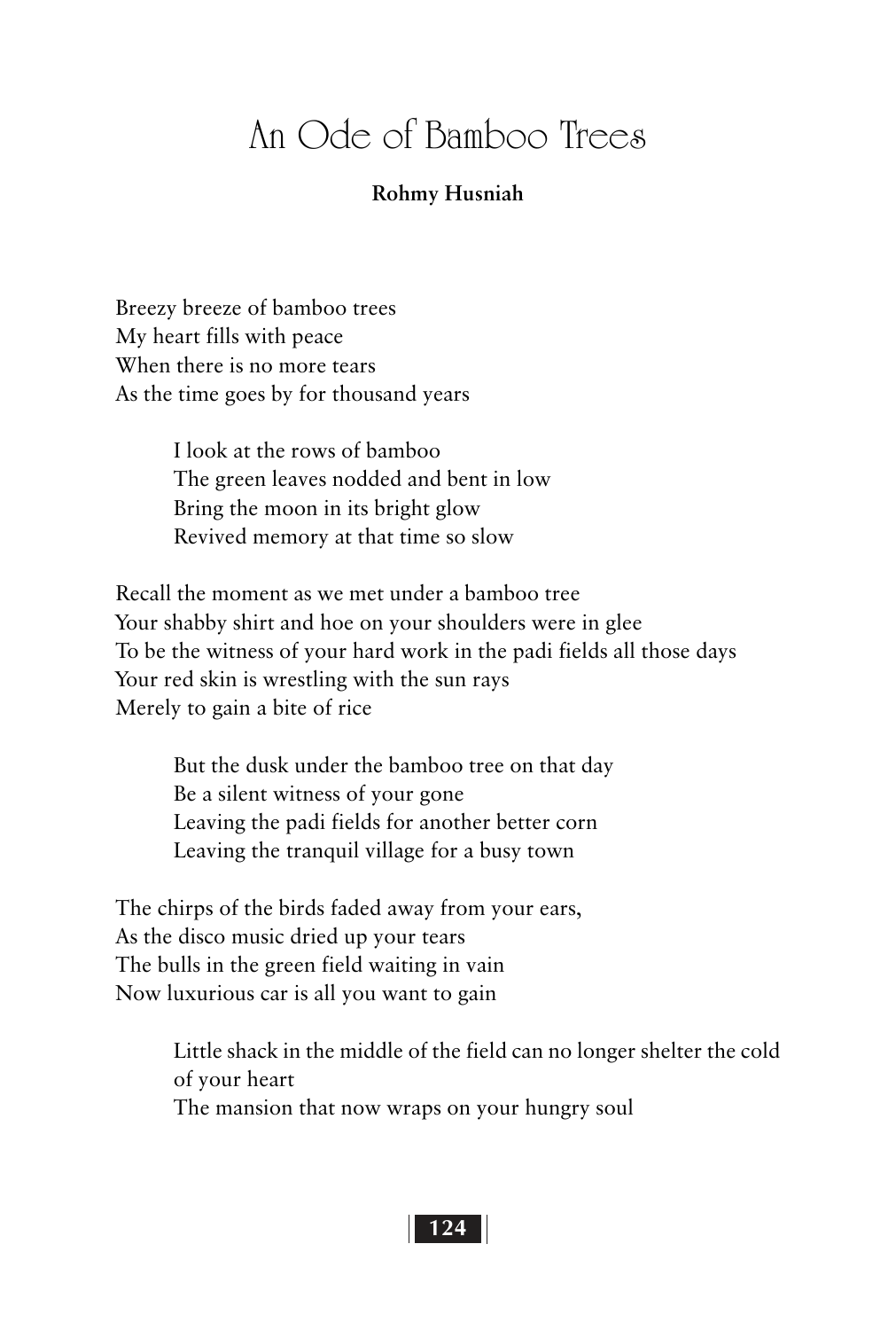# An Ode of Bamboo Trees

**Rohmy Husniah**

Breezy breeze of bamboo trees
My heart fills with peace
When there is no more tears
As the time goes by for thousand years

> I look at the rows of bamboo
> The green leaves nodded and bent in low
> Bring the moon in its bright glow
> Revived memory at that time so slow

Recall the moment as we met under a bamboo tree
Your shabby shirt and hoe on your shoulders were in glee
To be the witness of your hard work in the padi fields all those days
Your red skin is wrestling with the sun rays
Merely to gain a bite of rice

> But the dusk under the bamboo tree on that day
> Be a silent witness of your gone
> Leaving the padi fields for another better corn
> Leaving the tranquil village for a busy town

The chirps of the birds faded away from your ears,
As the disco music dried up your tears
The bulls in the green field waiting in vain
Now luxurious car is all you want to gain

> Little shack in the middle of the field can no longer shelter the cold of your heart
> The mansion that now wraps on your hungry soul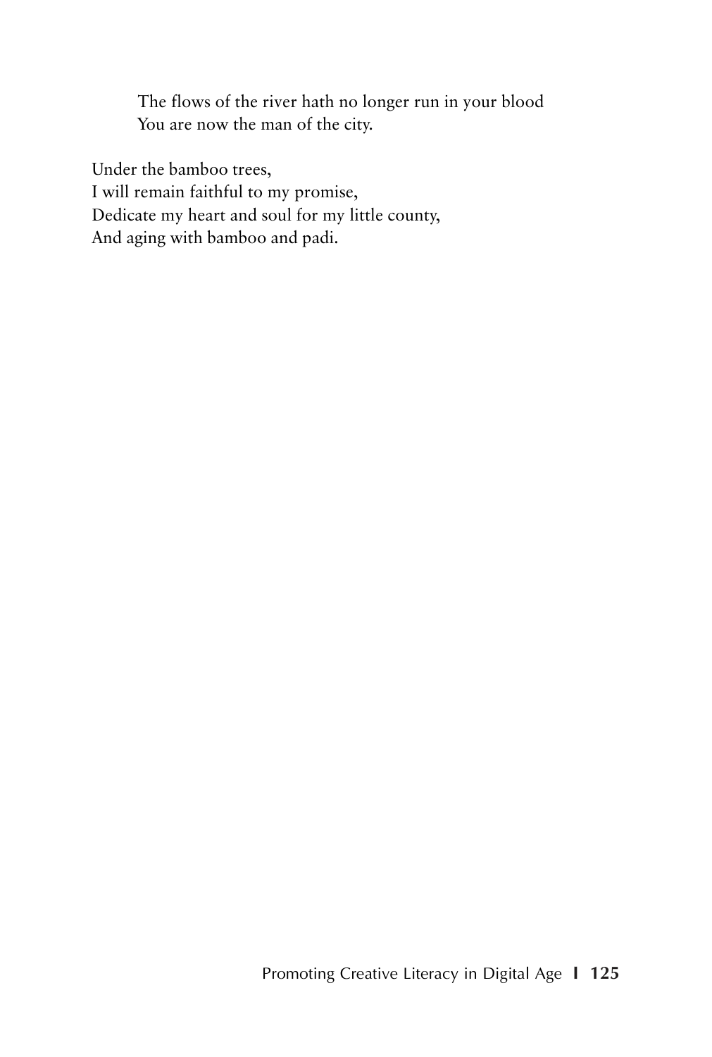The flows of the river hath no longer run in your blood  
You are now the man of the city.

Under the bamboo trees,  
I will remain faithful to my promise,  
Dedicate my heart and soul for my little county,  
And aging with bamboo and padi.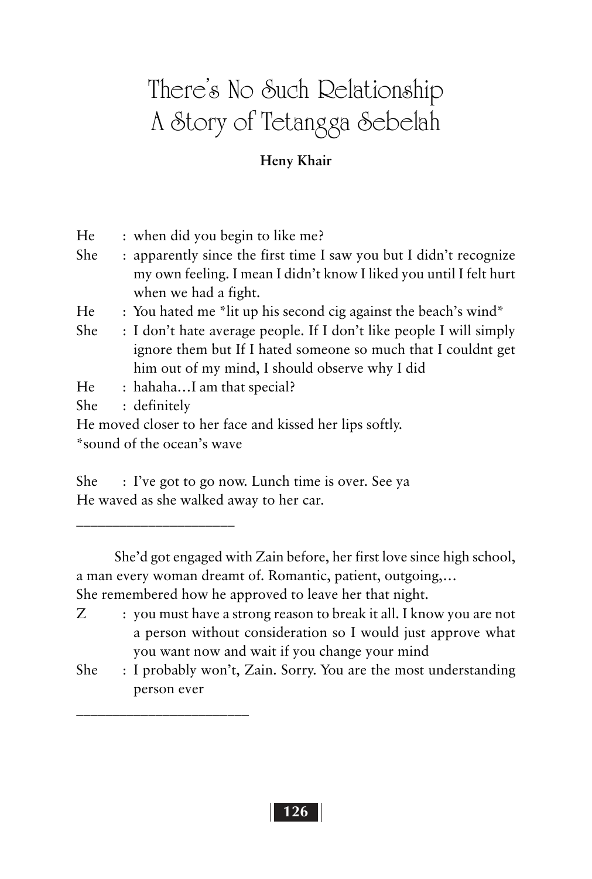# There's No Such Relationship
# A Story of Tetangga Sebelah

**Heny Khair**

He : when did you begin to like me?

She : apparently since the first time I saw you but I didn't recognize my own feeling. I mean I didn't know I liked you until I felt hurt when we had a fight.

He : You hated me *lit up his second cig against the beach's wind*

She : I don't hate average people. If I don't like people I will simply ignore them but If I hated someone so much that I couldnt get him out of my mind, I should observe why I did

He : hahaha…I am that special?

She : definitely

He moved closer to her face and kissed her lips softly.

*sound of the ocean's wave

She : I've got to go now. Lunch time is over. See ya

He waved as she walked away to her car.

---

She'd got engaged with Zain before, her first love since high school, a man every woman dreamt of. Romantic, patient, outgoing,…

She remembered how he approved to leave her that night.

Z : you must have a strong reason to break it all. I know you are not a person without consideration so I would just approve what you want now and wait if you change your mind

She : I probably won't, Zain. Sorry. You are the most understanding person ever

---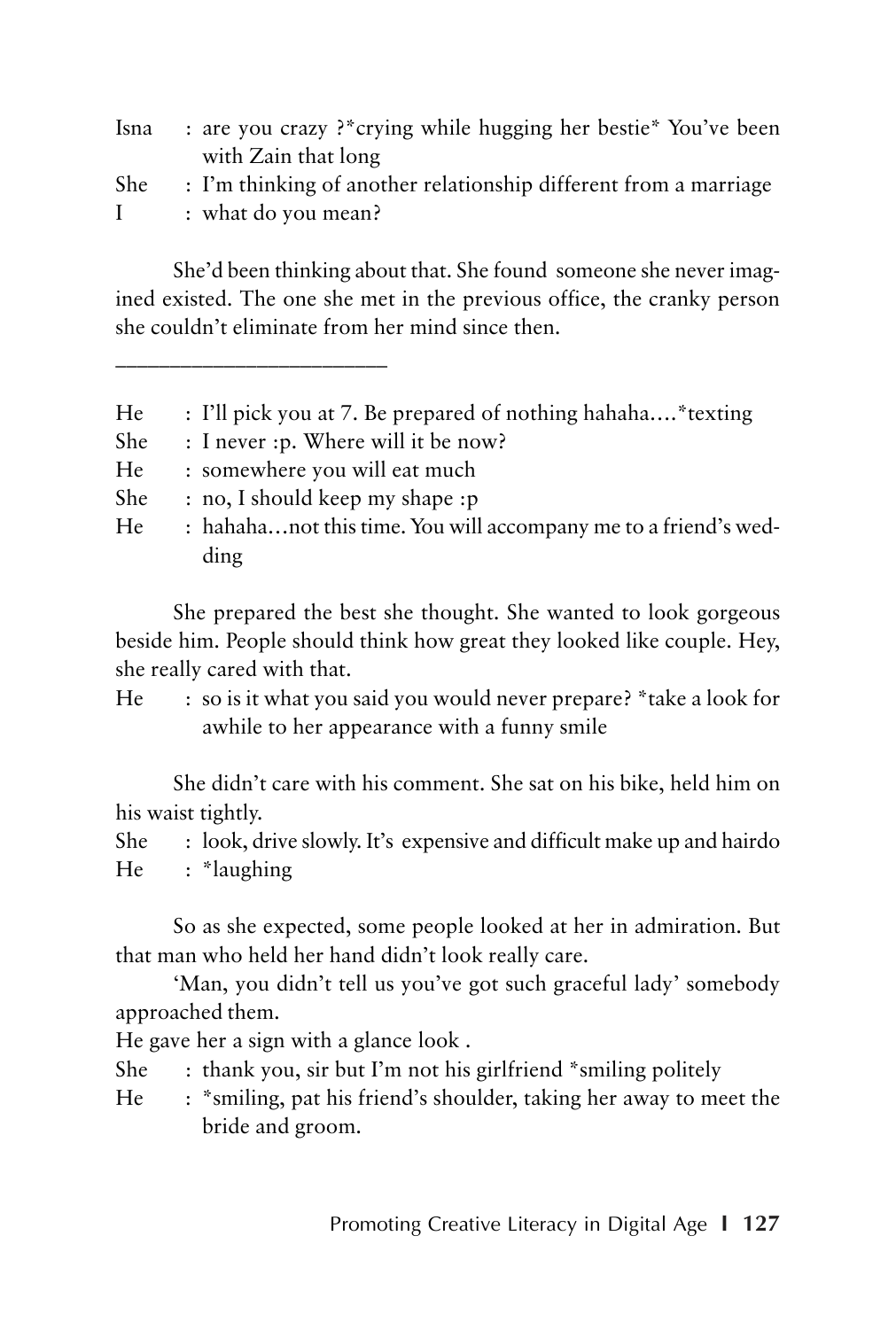Isna : are you crazy ?*crying while hugging her bestie* You've been with Zain that long

She : I'm thinking of another relationship different from a marriage

I : what do you mean?

She'd been thinking about that. She found someone she never imagined existed. The one she met in the previous office, the cranky person she couldn't eliminate from her mind since then.

---

He : I'll pick you at 7. Be prepared of nothing hahaha….*texting

She : I never :p. Where will it be now?

He : somewhere you will eat much

She : no, I should keep my shape :p

He : hahaha…not this time. You will accompany me to a friend's wedding

She prepared the best she thought. She wanted to look gorgeous beside him. People should think how great they looked like couple. Hey, she really cared with that.

He : so is it what you said you would never prepare? *take a look for awhile to her appearance with a funny smile

She didn't care with his comment. She sat on his bike, held him on his waist tightly.

She : look, drive slowly. It's expensive and difficult make up and hairdo

He : *laughing

So as she expected, some people looked at her in admiration. But that man who held her hand didn't look really care.

'Man, you didn't tell us you've got such graceful lady' somebody approached them.

He gave her a sign with a glance look .

She : thank you, sir but I'm not his girlfriend *smiling politely

He : *smiling, pat his friend's shoulder, taking her away to meet the bride and groom.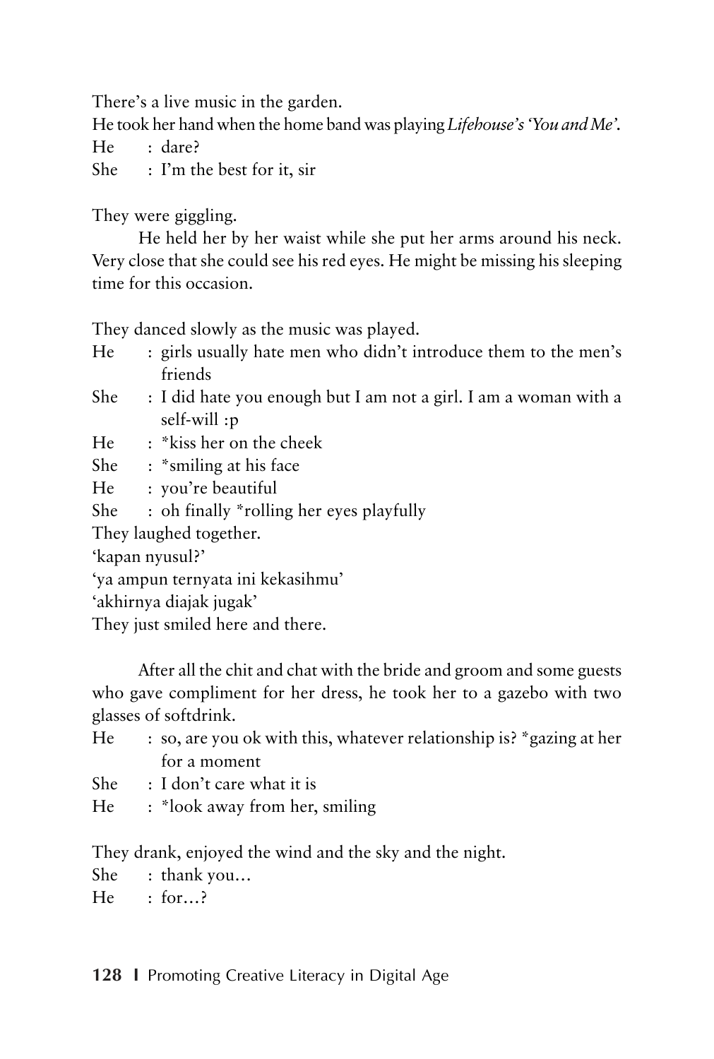There's a live music in the garden.

He took her hand when the home band was playing *Lifehouse's 'You and Me'*.

He : dare?

She : I'm the best for it, sir

They were giggling.

He held her by her waist while she put her arms around his neck. Very close that she could see his red eyes. He might be missing his sleeping time for this occasion.

They danced slowly as the music was played.

He : girls usually hate men who didn't introduce them to the men's friends

She : I did hate you enough but I am not a girl. I am a woman with a self-will :p

He : *kiss her on the cheek

She : *smiling at his face

He : you're beautiful

She : oh finally *rolling her eyes playfully

They laughed together.

'kapan nyusul?'

'ya ampun ternyata ini kekasihmu'

'akhirnya diajak jugak'

They just smiled here and there.

After all the chit and chat with the bride and groom and some guests who gave compliment for her dress, he took her to a gazebo with two glasses of softdrink.

He : so, are you ok with this, whatever relationship is? *gazing at her for a moment

She : I don't care what it is

He : *look away from her, smiling

They drank, enjoyed the wind and the sky and the night.

She : thank you…

He : for…?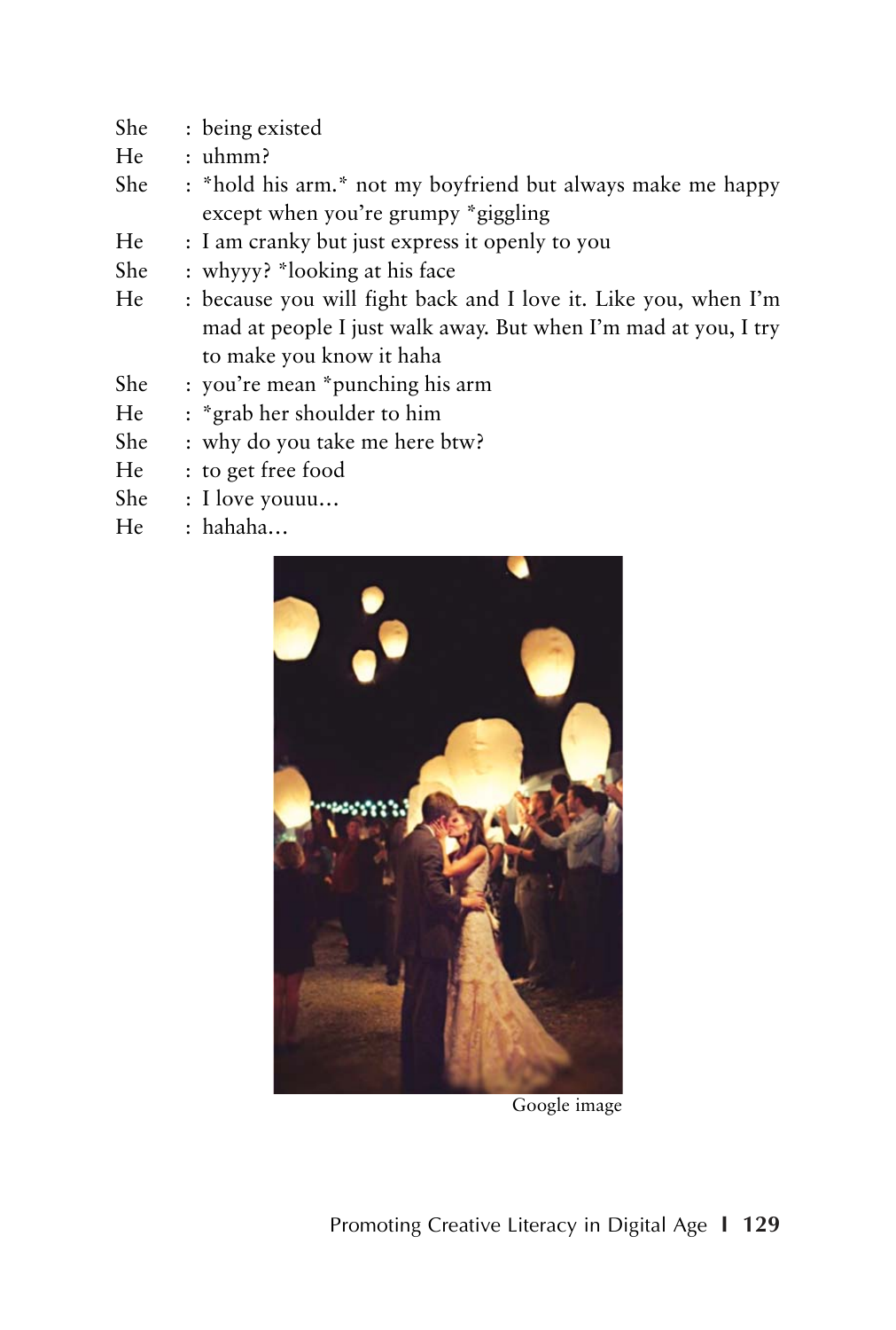She : being existed

He : uhmm?

She : *hold his arm.* not my boyfriend but always make me happy except when you're grumpy *giggling

He : I am cranky but just express it openly to you

She : whyyy? *looking at his face

He : because you will fight back and I love it. Like you, when I'm mad at people I just walk away. But when I'm mad at you, I try to make you know it haha

She : you're mean *punching his arm

He : *grab her shoulder to him

She : why do you take me here btw?

He : to get free food

She : I love youuu...

He : hahaha...

Google image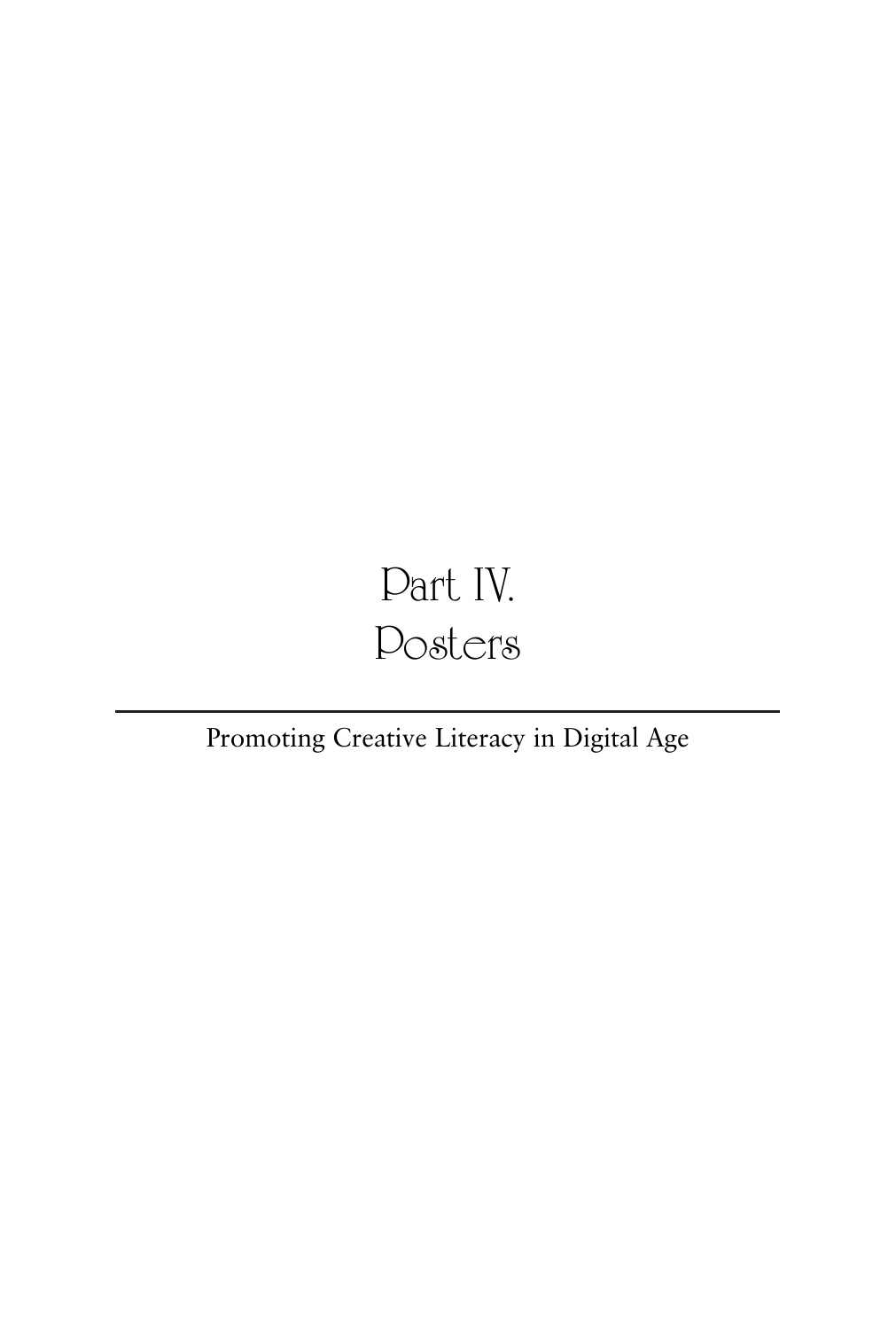# Part IV. Posters

Promoting Creative Literacy in Digital Age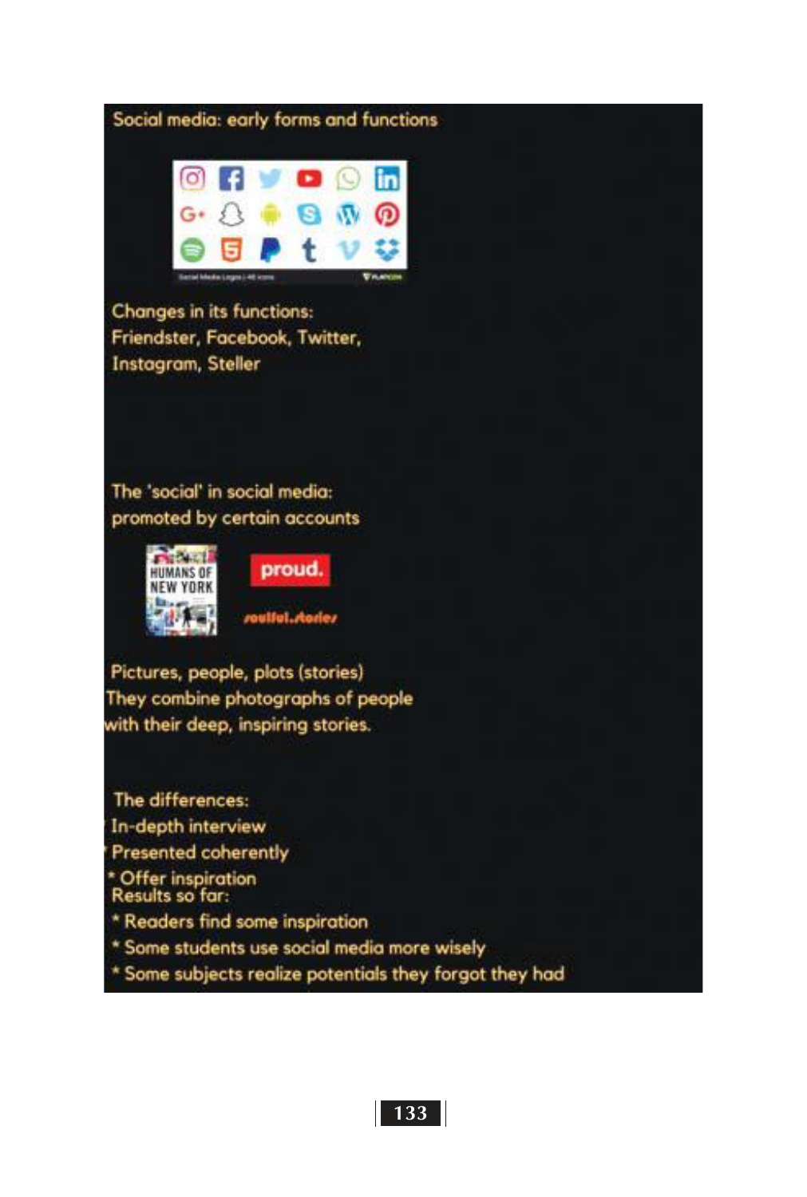Social media: early forms and functions

Changes in its functions:
Friendster, Facebook, Twitter,
Instagram, Steller

The 'social' in social media:
promoted by certain accounts

HUMANS OF NEW YORK

proud.

soulful.stories

Pictures, people, plots (stories)
They combine photographs of people
with their deep, inspiring stories.

The differences:

* In-depth interview
* Presented coherently
* Offer inspiration

Results so far:

* Readers find some inspiration
* Some students use social media more wisely
* Some subjects realize potentials they forgot they had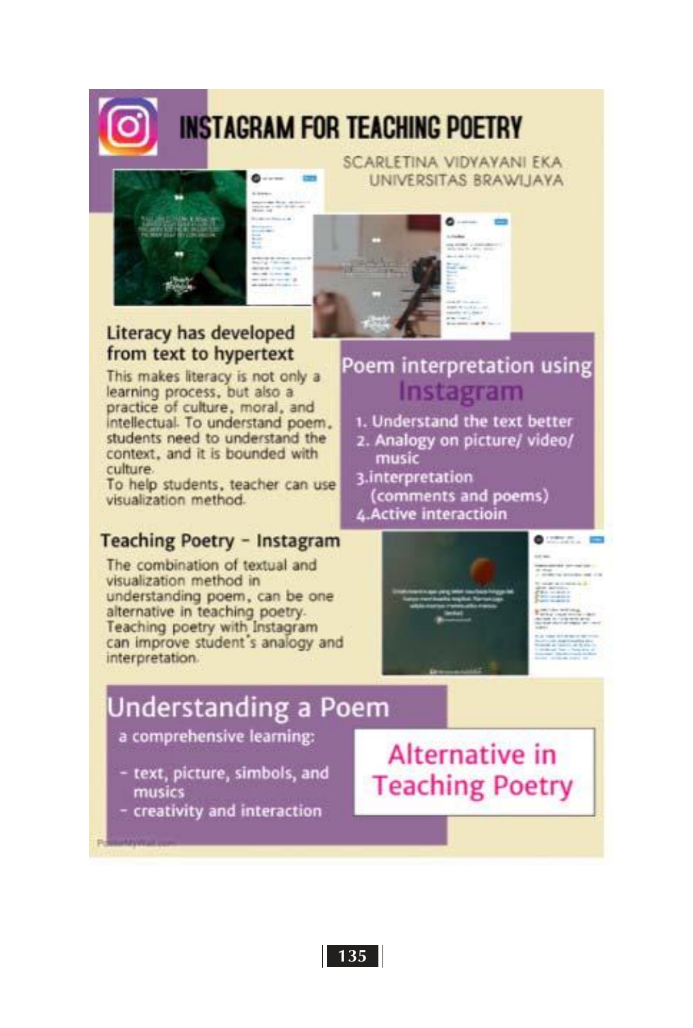# INSTAGRAM FOR TEACHING POETRY

SCARLETINA VIDYAYANI EKA
UNIVERSITAS BRAWIJAYA

## Literacy has developed from text to hypertext

This makes literacy is not only a learning process, but also a practice of culture, moral, and intellectual. To understand poem, students need to understand the context, and it is bounded with culture.
To help students, teacher can use visualization method.

## Poem interpretation using Instagram

1. Understand the text better
2. Analogy on picture/ video/ music
3. interpretation (comments and poems)
4. Active interactioin

## Teaching Poetry - Instagram

The combination of textual and visualization method in understanding poem, can be one alternative in teaching poetry. Teaching poetry with Instagram can improve student's analogy and interpretation.

## Understanding a Poem

a comprehensive learning:

- text, picture, simbols, and musics
- creativity and interaction

## Alternative in Teaching Poetry